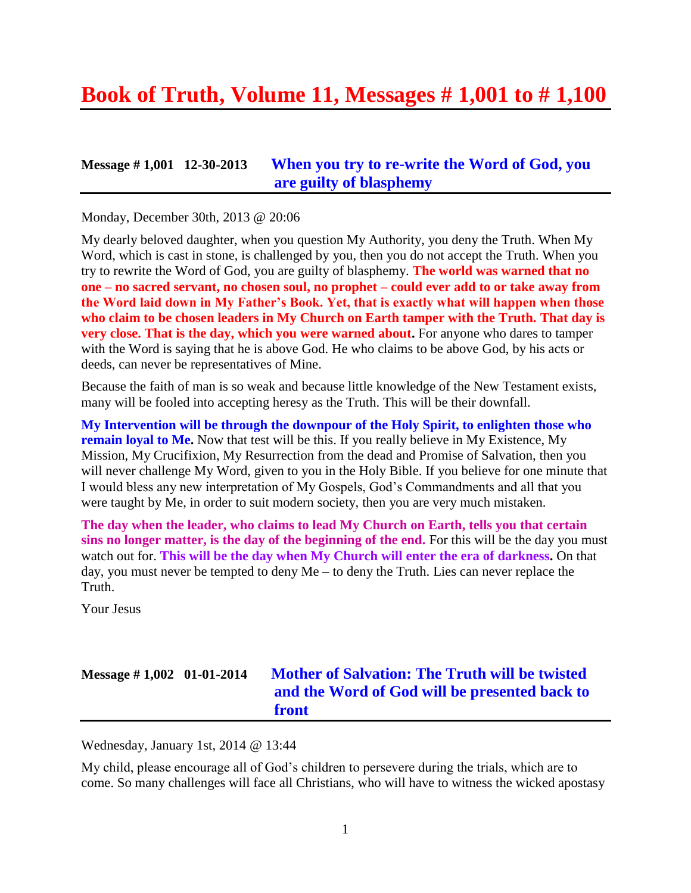# Book of Truth, Volume 11, Messages # 1,001 to # 1,100

## Message # 1,001 12-30-2013 When you try to re-write the Word of God, you are guilty of blasphemy

Monday, December 30th, 2013 @ 20:06

My dearly beloved daughter, when you question My Authority, you deny the Truth. When My Word, which is cast in stone, is challenged by you, then you do not accept the Truth. When you try to rewrite the Word of God, you are guilty of blasphemy. **The world was warned that no one – no sacred servant, no chosen soul, no prophet – could ever add to or take away from the Word laid down in My Father's Book. Yet, that is exactly what will happen when those who claim to be chosen leaders in My Church on Earth tamper with the Truth. That day is very close. That is the day, which you were warned about.** For anyone who dares to tamper with the Word is saying that he is above God. He who claims to be above God, by his acts or deeds, can never be representatives of Mine.

Because the faith of man is so weak and because little knowledge of the New Testament exists, many will be fooled into accepting heresy as the Truth. This will be their downfall.

**My Intervention will be through the downpour of the Holy Spirit, to enlighten those who remain loyal to Me.** Now that test will be this. If you really believe in My Existence, My Mission, My Crucifixion, My Resurrection from the dead and Promise of Salvation, then you will never challenge My Word, given to you in the Holy Bible. If you believe for one minute that I would bless any new interpretation of My Gospels, God's Commandments and all that you were taught by Me, in order to suit modern society, then you are very much mistaken.

**The day when the leader, who claims to lead My Church on Earth, tells you that certain sins no longer matter, is the day of the beginning of the end.** For this will be the day you must watch out for. **This will be the day when My Church will enter the era of darkness.** On that day, you must never be tempted to deny Me – to deny the Truth. Lies can never replace the Truth.

Your Jesus

## Message # 1,002 01-01-2014 Mother of Salvation: The Truth will be twisted and the Word of God will be presented back to front

Wednesday, January 1st, 2014 @ 13:44

My child, please encourage all of God's children to persevere during the trials, which are to come. So many challenges will face all Christians, who will have to witness the wicked apostasy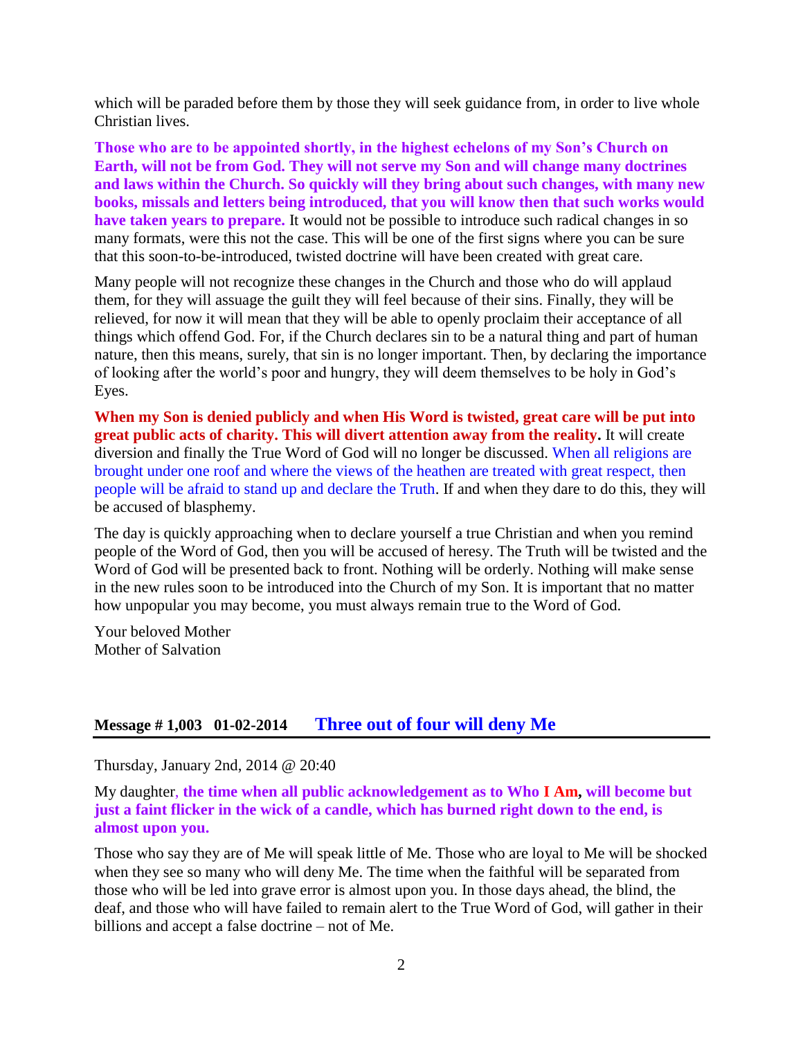which will be paraded before them by those they will seek guidance from, in order to live whole Christian lives.

**Those who are to be appointed shortly, in the highest echelons of my Son's Church on Earth, will not be from God. They will not serve my Son and will change many doctrines and laws within the Church. So quickly will they bring about such changes, with many new books, missals and letters being introduced, that you will know then that such works would have taken years to prepare.** It would not be possible to introduce such radical changes in so many formats, were this not the case. This will be one of the first signs where you can be sure that this soon-to-be-introduced, twisted doctrine will have been created with great care.

Many people will not recognize these changes in the Church and those who do will applaud them, for they will assuage the guilt they will feel because of their sins. Finally, they will be relieved, for now it will mean that they will be able to openly proclaim their acceptance of all things which offend God. For, if the Church declares sin to be a natural thing and part of human nature, then this means, surely, that sin is no longer important. Then, by declaring the importance of looking after the world's poor and hungry, they will deem themselves to be holy in God's Eyes.

**When my Son is denied publicly and when His Word is twisted, great care will be put into great public acts of charity. This will divert attention away from the reality.** It will create diversion and finally the True Word of God will no longer be discussed. When all religions are brought under one roof and where the views of the heathen are treated with great respect, then people will be afraid to stand up and declare the Truth. If and when they dare to do this, they will be accused of blasphemy.

The day is quickly approaching when to declare yourself a true Christian and when you remind people of the Word of God, then you will be accused of heresy. The Truth will be twisted and the Word of God will be presented back to front. Nothing will be orderly. Nothing will make sense in the new rules soon to be introduced into the Church of my Son. It is important that no matter how unpopular you may become, you must always remain true to the Word of God.

Your beloved Mother
Mother of Salvation

## Message # 1,003   01-02-2014   Three out of four will deny Me

Thursday, January 2nd, 2014 @ 20:40

My daughter, **the time when all public acknowledgement as to Who I Am, will become but just a faint flicker in the wick of a candle, which has burned right down to the end, is almost upon you.**

Those who say they are of Me will speak little of Me. Those who are loyal to Me will be shocked when they see so many who will deny Me. The time when the faithful will be separated from those who will be led into grave error is almost upon you. In those days ahead, the blind, the deaf, and those who will have failed to remain alert to the True Word of God, will gather in their billions and accept a false doctrine – not of Me.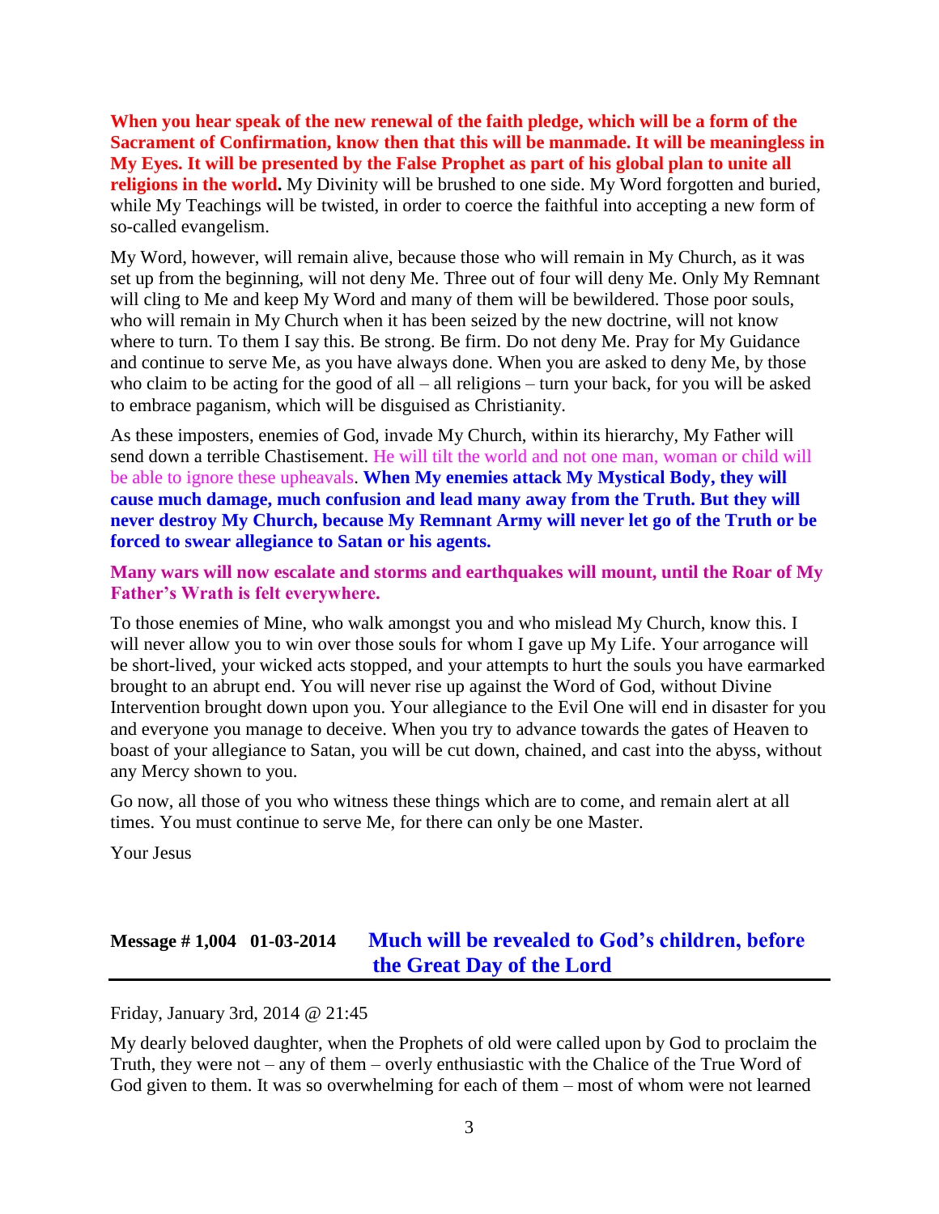**When you hear speak of the new renewal of the faith pledge, which will be a form of the Sacrament of Confirmation, know then that this will be manmade. It will be meaningless in My Eyes. It will be presented by the False Prophet as part of his global plan to unite all religions in the world.** My Divinity will be brushed to one side. My Word forgotten and buried, while My Teachings will be twisted, in order to coerce the faithful into accepting a new form of so-called evangelism.

My Word, however, will remain alive, because those who will remain in My Church, as it was set up from the beginning, will not deny Me. Three out of four will deny Me. Only My Remnant will cling to Me and keep My Word and many of them will be bewildered. Those poor souls, who will remain in My Church when it has been seized by the new doctrine, will not know where to turn. To them I say this. Be strong. Be firm. Do not deny Me. Pray for My Guidance and continue to serve Me, as you have always done. When you are asked to deny Me, by those who claim to be acting for the good of all – all religions – turn your back, for you will be asked to embrace paganism, which will be disguised as Christianity.

As these imposters, enemies of God, invade My Church, within its hierarchy, My Father will send down a terrible Chastisement. He will tilt the world and not one man, woman or child will be able to ignore these upheavals. **When My enemies attack My Mystical Body, they will cause much damage, much confusion and lead many away from the Truth. But they will never destroy My Church, because My Remnant Army will never let go of the Truth or be forced to swear allegiance to Satan or his agents.**

**Many wars will now escalate and storms and earthquakes will mount, until the Roar of My Father's Wrath is felt everywhere.**

To those enemies of Mine, who walk amongst you and who mislead My Church, know this. I will never allow you to win over those souls for whom I gave up My Life. Your arrogance will be short-lived, your wicked acts stopped, and your attempts to hurt the souls you have earmarked brought to an abrupt end. You will never rise up against the Word of God, without Divine Intervention brought down upon you. Your allegiance to the Evil One will end in disaster for you and everyone you manage to deceive. When you try to advance towards the gates of Heaven to boast of your allegiance to Satan, you will be cut down, chained, and cast into the abyss, without any Mercy shown to you.

Go now, all those of you who witness these things which are to come, and remain alert at all times. You must continue to serve Me, for there can only be one Master.

Your Jesus

## Message # 1,004 01-03-2014 Much will be revealed to God's children, before the Great Day of the Lord

Friday, January 3rd, 2014 @ 21:45

My dearly beloved daughter, when the Prophets of old were called upon by God to proclaim the Truth, they were not – any of them – overly enthusiastic with the Chalice of the True Word of God given to them. It was so overwhelming for each of them – most of whom were not learned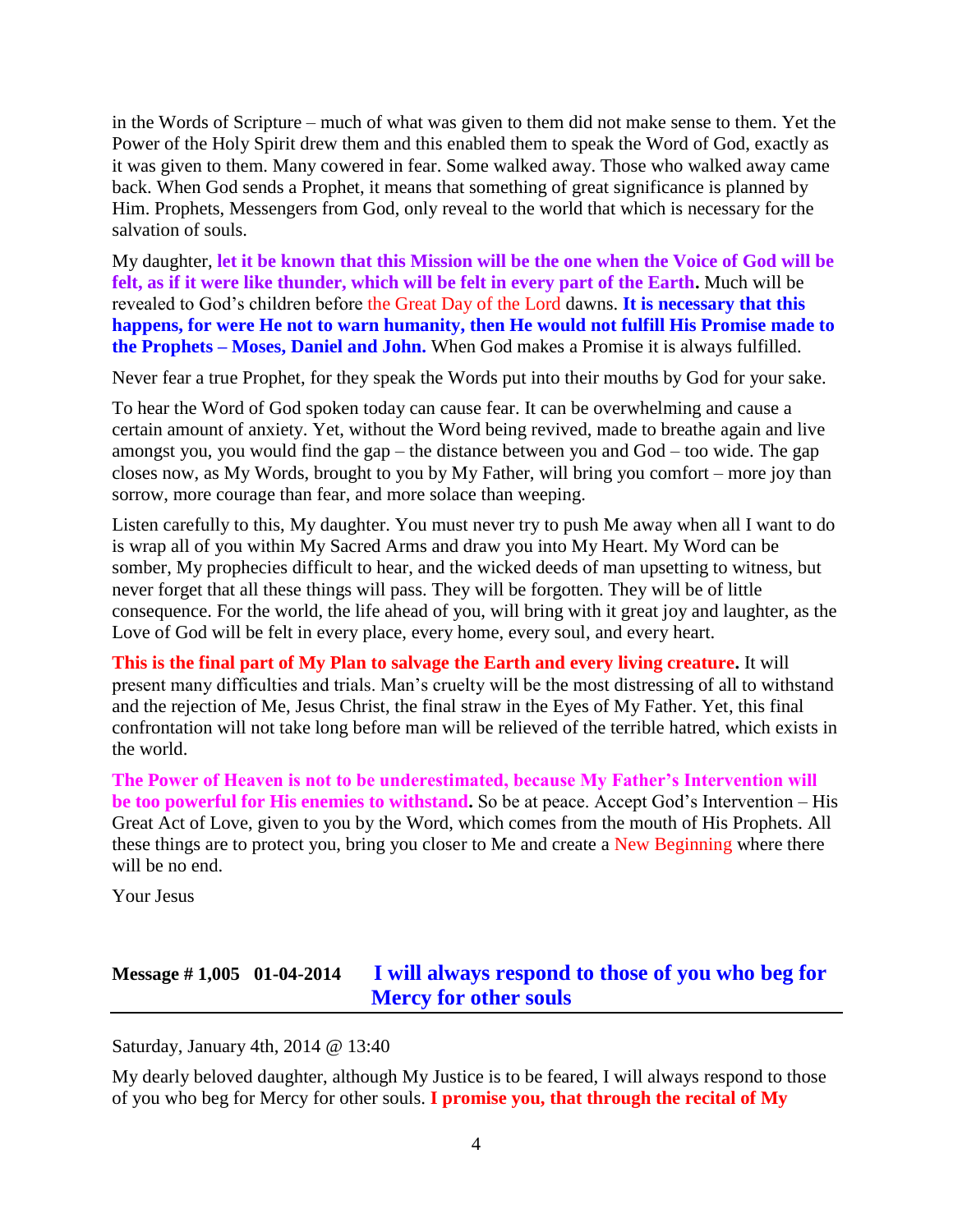in the Words of Scripture – much of what was given to them did not make sense to them. Yet the Power of the Holy Spirit drew them and this enabled them to speak the Word of God, exactly as it was given to them. Many cowered in fear. Some walked away. Those who walked away came back. When God sends a Prophet, it means that something of great significance is planned by Him. Prophets, Messengers from God, only reveal to the world that which is necessary for the salvation of souls.

My daughter, **let it be known that this Mission will be the one when the Voice of God will be felt, as if it were like thunder, which will be felt in every part of the Earth.** Much will be revealed to God's children before the Great Day of the Lord dawns. **It is necessary that this happens, for were He not to warn humanity, then He would not fulfill His Promise made to the Prophets – Moses, Daniel and John.** When God makes a Promise it is always fulfilled.

Never fear a true Prophet, for they speak the Words put into their mouths by God for your sake.

To hear the Word of God spoken today can cause fear. It can be overwhelming and cause a certain amount of anxiety. Yet, without the Word being revived, made to breathe again and live amongst you, you would find the gap – the distance between you and God – too wide. The gap closes now, as My Words, brought to you by My Father, will bring you comfort – more joy than sorrow, more courage than fear, and more solace than weeping.

Listen carefully to this, My daughter. You must never try to push Me away when all I want to do is wrap all of you within My Sacred Arms and draw you into My Heart. My Word can be somber, My prophecies difficult to hear, and the wicked deeds of man upsetting to witness, but never forget that all these things will pass. They will be forgotten. They will be of little consequence. For the world, the life ahead of you, will bring with it great joy and laughter, as the Love of God will be felt in every place, every home, every soul, and every heart.

**This is the final part of My Plan to salvage the Earth and every living creature.** It will present many difficulties and trials. Man's cruelty will be the most distressing of all to withstand and the rejection of Me, Jesus Christ, the final straw in the Eyes of My Father. Yet, this final confrontation will not take long before man will be relieved of the terrible hatred, which exists in the world.

**The Power of Heaven is not to be underestimated, because My Father's Intervention will be too powerful for His enemies to withstand.** So be at peace. Accept God's Intervention – His Great Act of Love, given to you by the Word, which comes from the mouth of His Prophets. All these things are to protect you, bring you closer to Me and create a New Beginning where there will be no end.

Your Jesus

## Message # 1,005 01-04-2014 I will always respond to those of you who beg for Mercy for other souls

Saturday, January 4th, 2014 @ 13:40

My dearly beloved daughter, although My Justice is to be feared, I will always respond to those of you who beg for Mercy for other souls. **I promise you, that through the recital of My**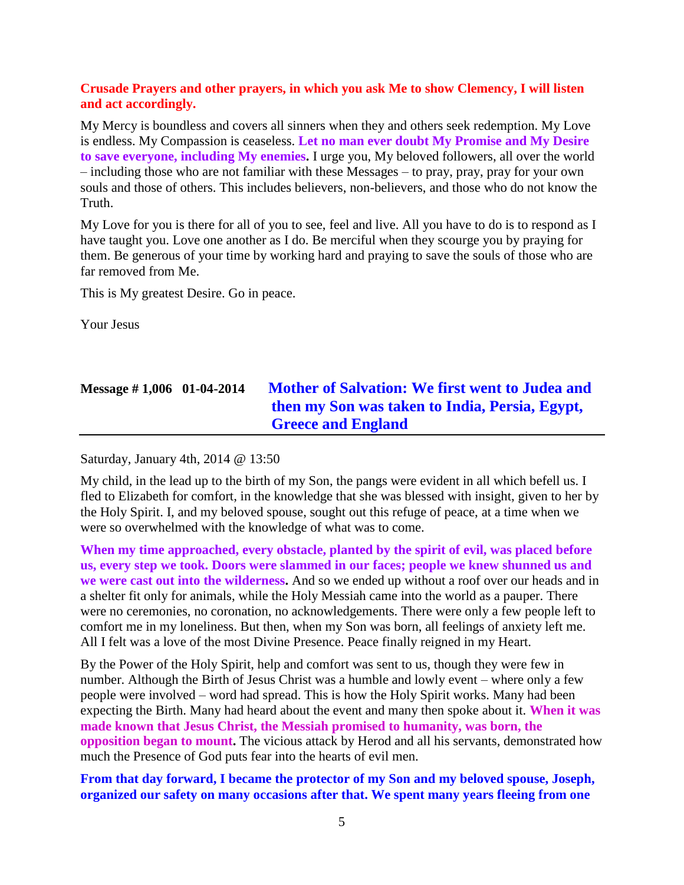**Crusade Prayers and other prayers, in which you ask Me to show Clemency, I will listen and act accordingly.**

My Mercy is boundless and covers all sinners when they and others seek redemption. My Love is endless. My Compassion is ceaseless. **Let no man ever doubt My Promise and My Desire to save everyone, including My enemies.** I urge you, My beloved followers, all over the world – including those who are not familiar with these Messages – to pray, pray, pray for your own souls and those of others. This includes believers, non-believers, and those who do not know the Truth.

My Love for you is there for all of you to see, feel and live. All you have to do is to respond as I have taught you. Love one another as I do. Be merciful when they scourge you by praying for them. Be generous of your time by working hard and praying to save the souls of those who are far removed from Me.

This is My greatest Desire. Go in peace.

Your Jesus

## Message # 1,006   01-04-2014   Mother of Salvation: We first went to Judea and then my Son was taken to India, Persia, Egypt, Greece and England

Saturday, January 4th, 2014 @ 13:50

My child, in the lead up to the birth of my Son, the pangs were evident in all which befell us. I fled to Elizabeth for comfort, in the knowledge that she was blessed with insight, given to her by the Holy Spirit. I, and my beloved spouse, sought out this refuge of peace, at a time when we were so overwhelmed with the knowledge of what was to come.

**When my time approached, every obstacle, planted by the spirit of evil, was placed before us, every step we took. Doors were slammed in our faces; people we knew shunned us and we were cast out into the wilderness.** And so we ended up without a roof over our heads and in a shelter fit only for animals, while the Holy Messiah came into the world as a pauper. There were no ceremonies, no coronation, no acknowledgements. There were only a few people left to comfort me in my loneliness. But then, when my Son was born, all feelings of anxiety left me. All I felt was a love of the most Divine Presence. Peace finally reigned in my Heart.

By the Power of the Holy Spirit, help and comfort was sent to us, though they were few in number. Although the Birth of Jesus Christ was a humble and lowly event – where only a few people were involved – word had spread. This is how the Holy Spirit works. Many had been expecting the Birth. Many had heard about the event and many then spoke about it. **When it was made known that Jesus Christ, the Messiah promised to humanity, was born, the opposition began to mount.** The vicious attack by Herod and all his servants, demonstrated how much the Presence of God puts fear into the hearts of evil men.

**From that day forward, I became the protector of my Son and my beloved spouse, Joseph, organized our safety on many occasions after that. We spent many years fleeing from one**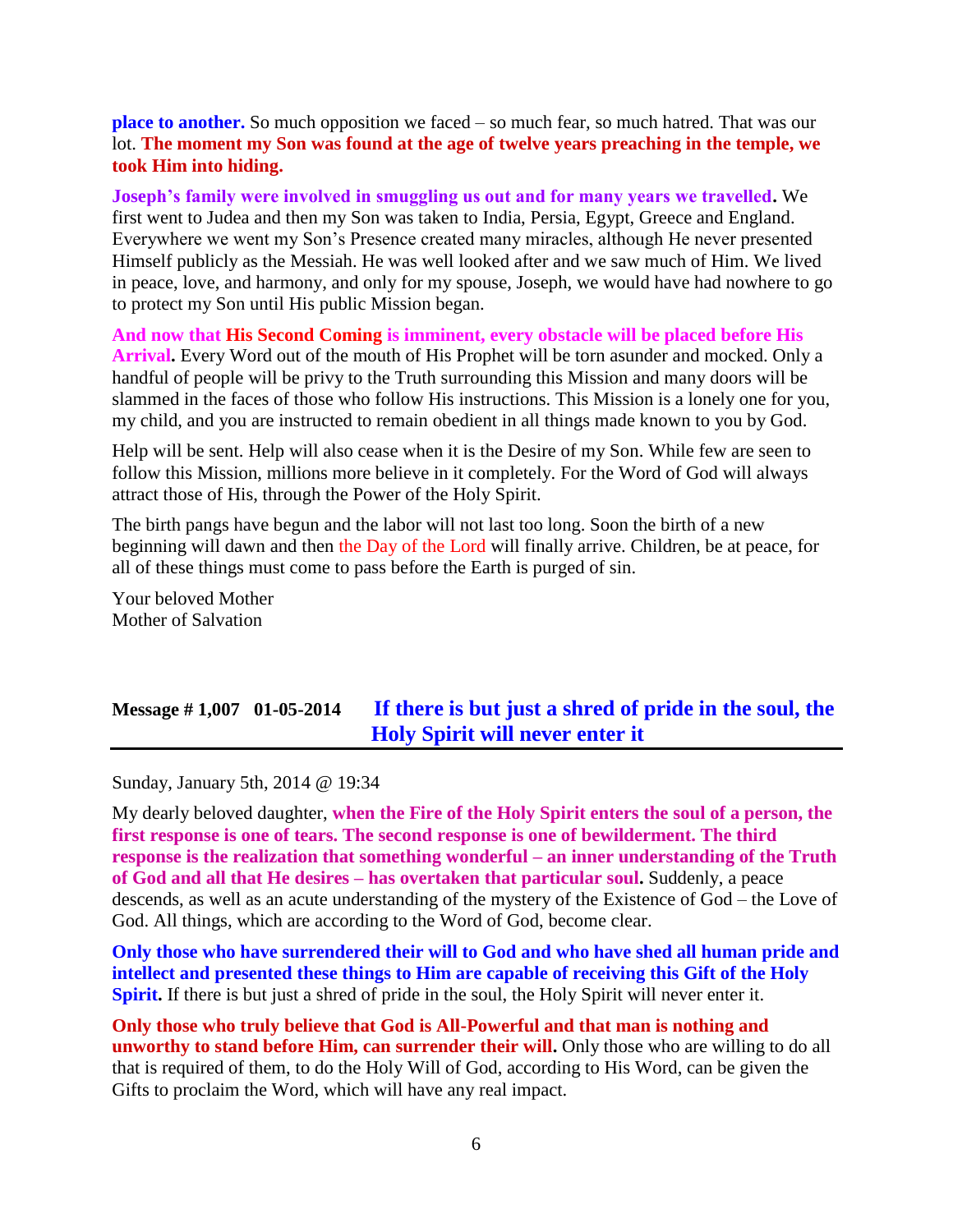**place to another.** So much opposition we faced – so much fear, so much hatred. That was our lot. **The moment my Son was found at the age of twelve years preaching in the temple, we took Him into hiding.**

**Joseph's family were involved in smuggling us out and for many years we travelled.** We first went to Judea and then my Son was taken to India, Persia, Egypt, Greece and England. Everywhere we went my Son's Presence created many miracles, although He never presented Himself publicly as the Messiah. He was well looked after and we saw much of Him. We lived in peace, love, and harmony, and only for my spouse, Joseph, we would have had nowhere to go to protect my Son until His public Mission began.

**And now that His Second Coming is imminent, every obstacle will be placed before His Arrival.** Every Word out of the mouth of His Prophet will be torn asunder and mocked. Only a handful of people will be privy to the Truth surrounding this Mission and many doors will be slammed in the faces of those who follow His instructions. This Mission is a lonely one for you, my child, and you are instructed to remain obedient in all things made known to you by God.

Help will be sent. Help will also cease when it is the Desire of my Son. While few are seen to follow this Mission, millions more believe in it completely. For the Word of God will always attract those of His, through the Power of the Holy Spirit.

The birth pangs have begun and the labor will not last too long. Soon the birth of a new beginning will dawn and then the Day of the Lord will finally arrive. Children, be at peace, for all of these things must come to pass before the Earth is purged of sin.

Your beloved Mother
Mother of Salvation

## Message # 1,007 01-05-2014 If there is but just a shred of pride in the soul, the Holy Spirit will never enter it

Sunday, January 5th, 2014 @ 19:34

My dearly beloved daughter, **when the Fire of the Holy Spirit enters the soul of a person, the first response is one of tears. The second response is one of bewilderment. The third response is the realization that something wonderful – an inner understanding of the Truth of God and all that He desires – has overtaken that particular soul.** Suddenly, a peace descends, as well as an acute understanding of the mystery of the Existence of God – the Love of God. All things, which are according to the Word of God, become clear.

**Only those who have surrendered their will to God and who have shed all human pride and intellect and presented these things to Him are capable of receiving this Gift of the Holy Spirit.** If there is but just a shred of pride in the soul, the Holy Spirit will never enter it.

**Only those who truly believe that God is All-Powerful and that man is nothing and unworthy to stand before Him, can surrender their will.** Only those who are willing to do all that is required of them, to do the Holy Will of God, according to His Word, can be given the Gifts to proclaim the Word, which will have any real impact.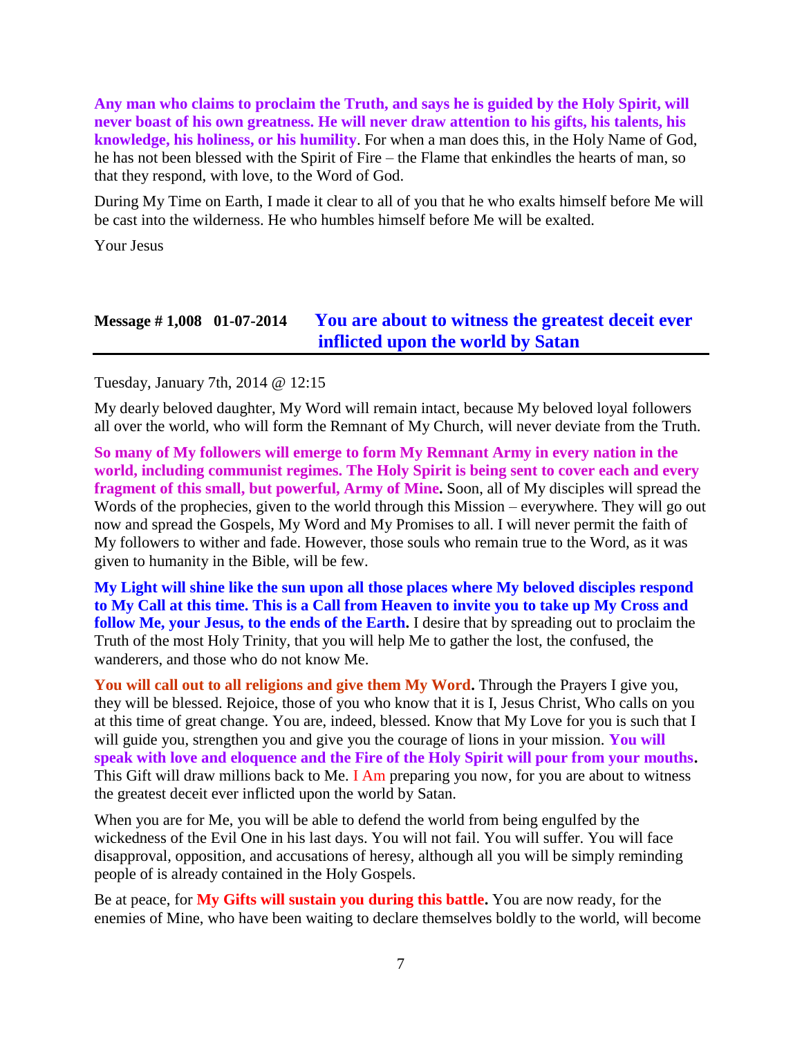**Any man who claims to proclaim the Truth, and says he is guided by the Holy Spirit, will never boast of his own greatness. He will never draw attention to his gifts, his talents, his knowledge, his holiness, or his humility**. For when a man does this, in the Holy Name of God, he has not been blessed with the Spirit of Fire – the Flame that enkindles the hearts of man, so that they respond, with love, to the Word of God.

During My Time on Earth, I made it clear to all of you that he who exalts himself before Me will be cast into the wilderness. He who humbles himself before Me will be exalted.

Your Jesus

## Message # 1,008 01-07-2014 You are about to witness the greatest deceit ever inflicted upon the world by Satan

Tuesday, January 7th, 2014 @ 12:15

My dearly beloved daughter, My Word will remain intact, because My beloved loyal followers all over the world, who will form the Remnant of My Church, will never deviate from the Truth.

**So many of My followers will emerge to form My Remnant Army in every nation in the world, including communist regimes. The Holy Spirit is being sent to cover each and every fragment of this small, but powerful, Army of Mine.** Soon, all of My disciples will spread the Words of the prophecies, given to the world through this Mission – everywhere. They will go out now and spread the Gospels, My Word and My Promises to all. I will never permit the faith of My followers to wither and fade. However, those souls who remain true to the Word, as it was given to humanity in the Bible, will be few.

**My Light will shine like the sun upon all those places where My beloved disciples respond to My Call at this time. This is a Call from Heaven to invite you to take up My Cross and follow Me, your Jesus, to the ends of the Earth.** I desire that by spreading out to proclaim the Truth of the most Holy Trinity, that you will help Me to gather the lost, the confused, the wanderers, and those who do not know Me.

**You will call out to all religions and give them My Word.** Through the Prayers I give you, they will be blessed. Rejoice, those of you who know that it is I, Jesus Christ, Who calls on you at this time of great change. You are, indeed, blessed. Know that My Love for you is such that I will guide you, strengthen you and give you the courage of lions in your mission. **You will speak with love and eloquence and the Fire of the Holy Spirit will pour from your mouths.** This Gift will draw millions back to Me. I Am preparing you now, for you are about to witness the greatest deceit ever inflicted upon the world by Satan.

When you are for Me, you will be able to defend the world from being engulfed by the wickedness of the Evil One in his last days. You will not fail. You will suffer. You will face disapproval, opposition, and accusations of heresy, although all you will be simply reminding people of is already contained in the Holy Gospels.

Be at peace, for **My Gifts will sustain you during this battle.** You are now ready, for the enemies of Mine, who have been waiting to declare themselves boldly to the world, will become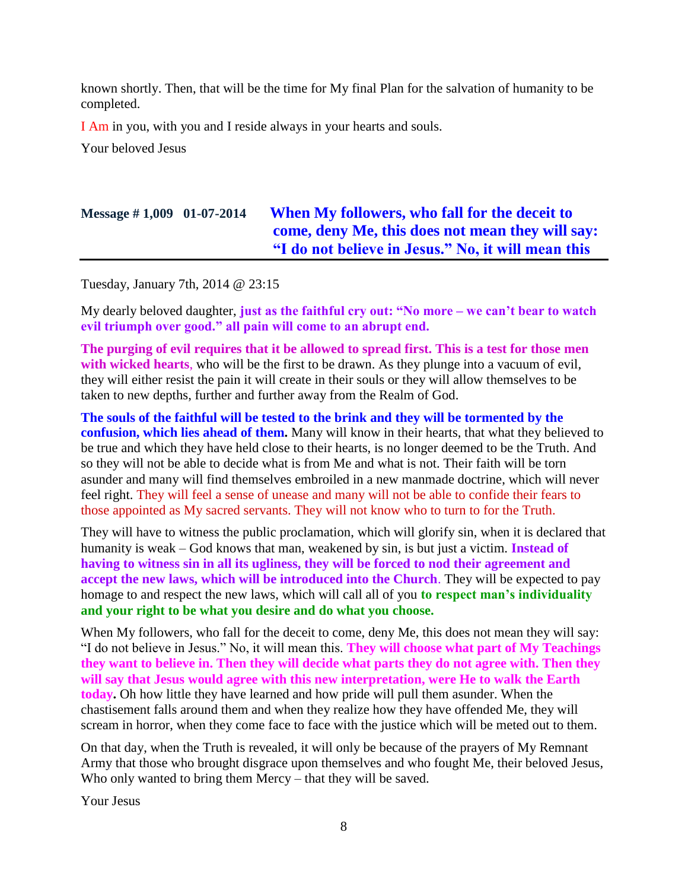known shortly. Then, that will be the time for My final Plan for the salvation of humanity to be completed.

I Am in you, with you and I reside always in your hearts and souls.

Your beloved Jesus

## Message # 1,009 01-07-2014 When My followers, who fall for the deceit to come, deny Me, this does not mean they will say: "I do not believe in Jesus." No, it will mean this

Tuesday, January 7th, 2014 @ 23:15

My dearly beloved daughter, **just as the faithful cry out: "No more – we can't bear to watch evil triumph over good." all pain will come to an abrupt end.**

**The purging of evil requires that it be allowed to spread first. This is a test for those men with wicked hearts**, who will be the first to be drawn. As they plunge into a vacuum of evil, they will either resist the pain it will create in their souls or they will allow themselves to be taken to new depths, further and further away from the Realm of God.

**The souls of the faithful will be tested to the brink and they will be tormented by the confusion, which lies ahead of them.** Many will know in their hearts, that what they believed to be true and which they have held close to their hearts, is no longer deemed to be the Truth. And so they will not be able to decide what is from Me and what is not. Their faith will be torn asunder and many will find themselves embroiled in a new manmade doctrine, which will never feel right. They will feel a sense of unease and many will not be able to confide their fears to those appointed as My sacred servants. They will not know who to turn to for the Truth.

They will have to witness the public proclamation, which will glorify sin, when it is declared that humanity is weak – God knows that man, weakened by sin, is but just a victim. **Instead of having to witness sin in all its ugliness, they will be forced to nod their agreement and accept the new laws, which will be introduced into the Church**. They will be expected to pay homage to and respect the new laws, which will call all of you **to respect man's individuality and your right to be what you desire and do what you choose.**

When My followers, who fall for the deceit to come, deny Me, this does not mean they will say: "I do not believe in Jesus." No, it will mean this. **They will choose what part of My Teachings they want to believe in. Then they will decide what parts they do not agree with. Then they will say that Jesus would agree with this new interpretation, were He to walk the Earth today.** Oh how little they have learned and how pride will pull them asunder. When the chastisement falls around them and when they realize how they have offended Me, they will scream in horror, when they come face to face with the justice which will be meted out to them.

On that day, when the Truth is revealed, it will only be because of the prayers of My Remnant Army that those who brought disgrace upon themselves and who fought Me, their beloved Jesus, Who only wanted to bring them Mercy – that they will be saved.

Your Jesus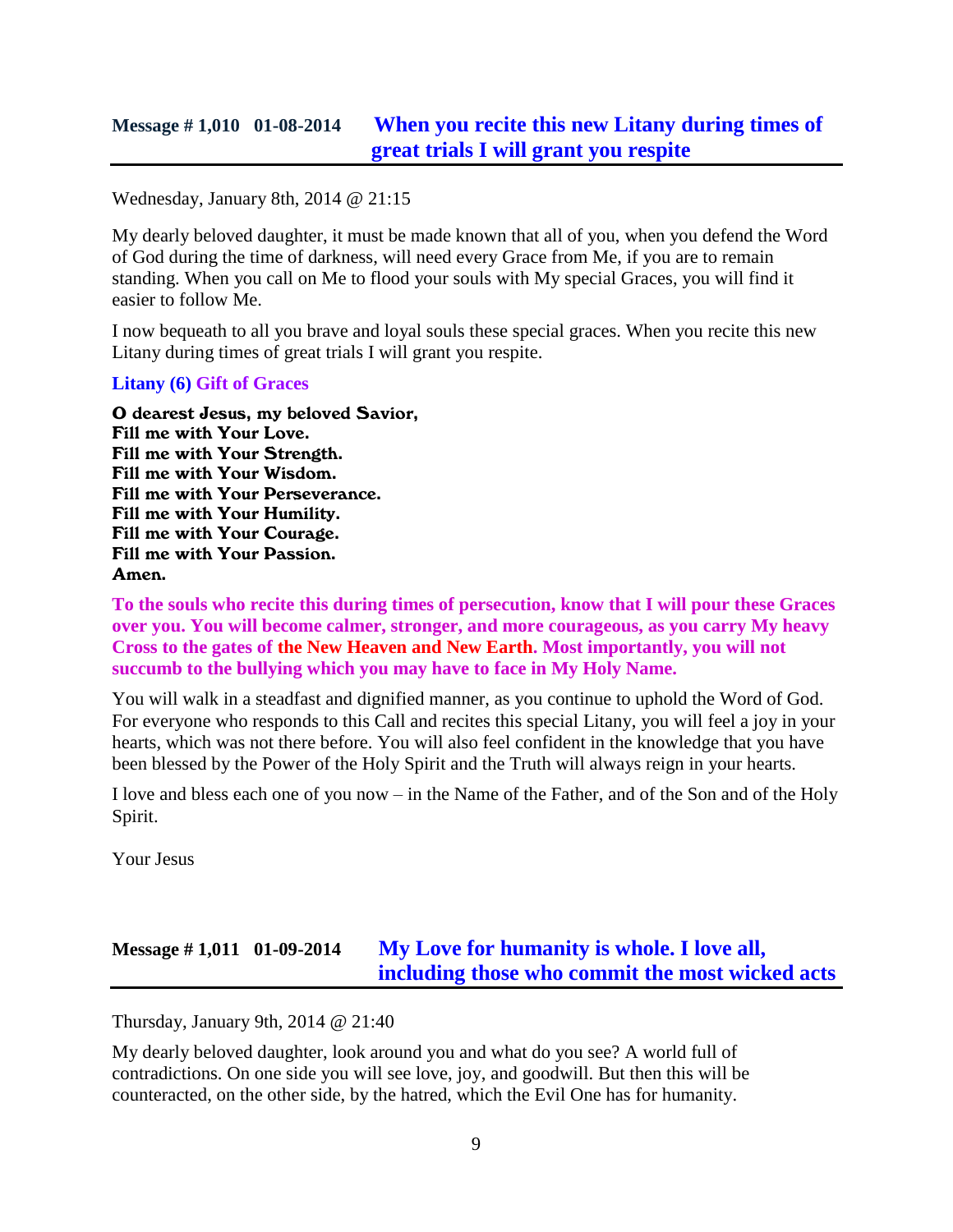## Message # 1,010   01-08-2014   When you recite this new Litany during times of great trials I will grant you respite

Wednesday, January 8th, 2014 @ 21:15

My dearly beloved daughter, it must be made known that all of you, when you defend the Word of God during the time of darkness, will need every Grace from Me, if you are to remain standing. When you call on Me to flood your souls with My special Graces, you will find it easier to follow Me.

I now bequeath to all you brave and loyal souls these special graces. When you recite this new Litany during times of great trials I will grant you respite.

**Litany (6) Gift of Graces**

**O dearest Jesus, my beloved Savior,**
**Fill me with Your Love.**
**Fill me with Your Strength.**
**Fill me with Your Wisdom.**
**Fill me with Your Perseverance.**
**Fill me with Your Humility.**
**Fill me with Your Courage.**
**Fill me with Your Passion.**
**Amen.**

**To the souls who recite this during times of persecution, know that I will pour these Graces over you. You will become calmer, stronger, and more courageous, as you carry My heavy Cross to the gates of the New Heaven and New Earth. Most importantly, you will not succumb to the bullying which you may have to face in My Holy Name.**

You will walk in a steadfast and dignified manner, as you continue to uphold the Word of God. For everyone who responds to this Call and recites this special Litany, you will feel a joy in your hearts, which was not there before. You will also feel confident in the knowledge that you have been blessed by the Power of the Holy Spirit and the Truth will always reign in your hearts.

I love and bless each one of you now – in the Name of the Father, and of the Son and of the Holy Spirit.

Your Jesus

## Message # 1,011   01-09-2014   My Love for humanity is whole. I love all, including those who commit the most wicked acts

Thursday, January 9th, 2014 @ 21:40

My dearly beloved daughter, look around you and what do you see? A world full of contradictions. On one side you will see love, joy, and goodwill. But then this will be counteracted, on the other side, by the hatred, which the Evil One has for humanity.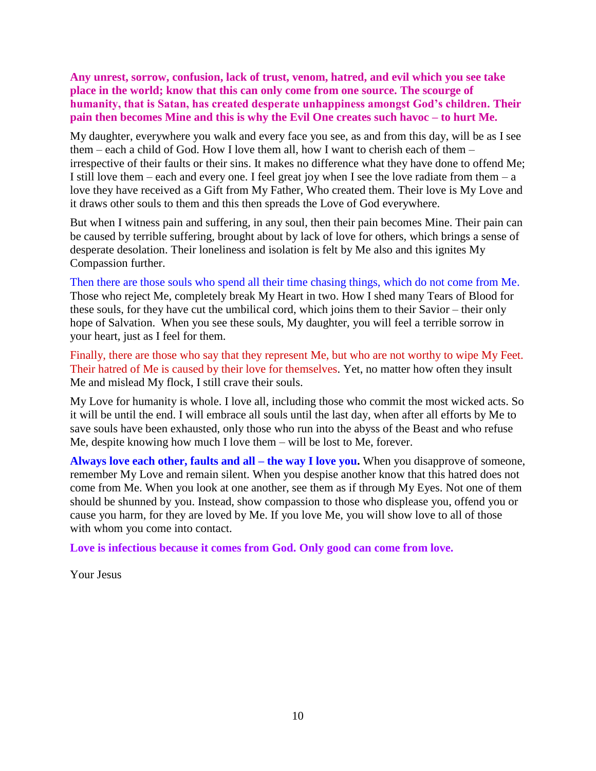**Any unrest, sorrow, confusion, lack of trust, venom, hatred, and evil which you see take place in the world; know that this can only come from one source. The scourge of humanity, that is Satan, has created desperate unhappiness amongst God's children. Their pain then becomes Mine and this is why the Evil One creates such havoc – to hurt Me.**

My daughter, everywhere you walk and every face you see, as and from this day, will be as I see them – each a child of God. How I love them all, how I want to cherish each of them – irrespective of their faults or their sins. It makes no difference what they have done to offend Me; I still love them – each and every one. I feel great joy when I see the love radiate from them – a love they have received as a Gift from My Father, Who created them. Their love is My Love and it draws other souls to them and this then spreads the Love of God everywhere.

But when I witness pain and suffering, in any soul, then their pain becomes Mine. Their pain can be caused by terrible suffering, brought about by lack of love for others, which brings a sense of desperate desolation. Their loneliness and isolation is felt by Me also and this ignites My Compassion further.

Then there are those souls who spend all their time chasing things, which do not come from Me. Those who reject Me, completely break My Heart in two. How I shed many Tears of Blood for these souls, for they have cut the umbilical cord, which joins them to their Savior – their only hope of Salvation. When you see these souls, My daughter, you will feel a terrible sorrow in your heart, just as I feel for them.

Finally, there are those who say that they represent Me, but who are not worthy to wipe My Feet. Their hatred of Me is caused by their love for themselves. Yet, no matter how often they insult Me and mislead My flock, I still crave their souls.

My Love for humanity is whole. I love all, including those who commit the most wicked acts. So it will be until the end. I will embrace all souls until the last day, when after all efforts by Me to save souls have been exhausted, only those who run into the abyss of the Beast and who refuse Me, despite knowing how much I love them – will be lost to Me, forever.

**Always love each other, faults and all – the way I love you.** When you disapprove of someone, remember My Love and remain silent. When you despise another know that this hatred does not come from Me. When you look at one another, see them as if through My Eyes. Not one of them should be shunned by you. Instead, show compassion to those who displease you, offend you or cause you harm, for they are loved by Me. If you love Me, you will show love to all of those with whom you come into contact.

**Love is infectious because it comes from God. Only good can come from love.**

Your Jesus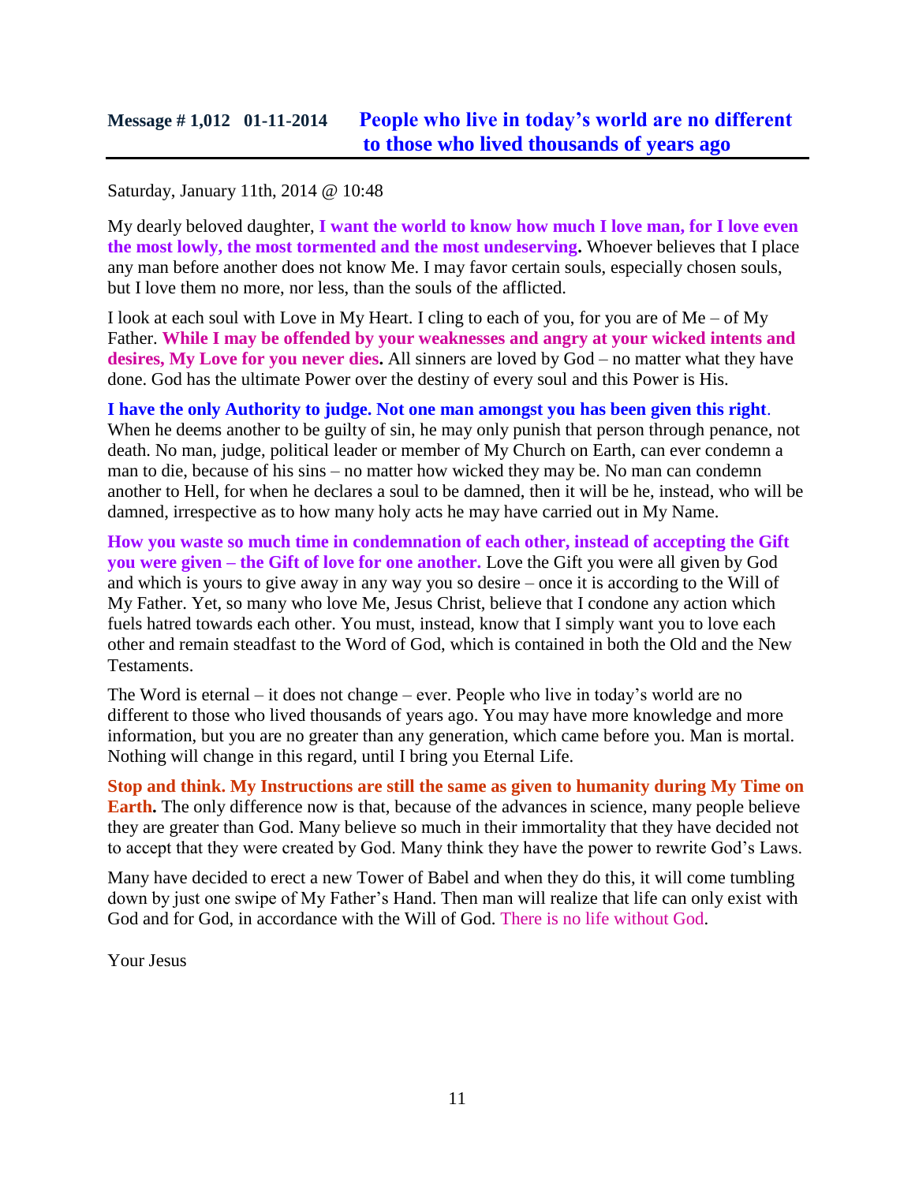## Message # 1,012 01-11-2014 People who live in today's world are no different to those who lived thousands of years ago

Saturday, January 11th, 2014 @ 10:48

My dearly beloved daughter, **I want the world to know how much I love man, for I love even the most lowly, the most tormented and the most undeserving.** Whoever believes that I place any man before another does not know Me. I may favor certain souls, especially chosen souls, but I love them no more, nor less, than the souls of the afflicted.

I look at each soul with Love in My Heart. I cling to each of you, for you are of Me – of My Father. **While I may be offended by your weaknesses and angry at your wicked intents and desires, My Love for you never dies.** All sinners are loved by God – no matter what they have done. God has the ultimate Power over the destiny of every soul and this Power is His.

**I have the only Authority to judge. Not one man amongst you has been given this right**. When he deems another to be guilty of sin, he may only punish that person through penance, not death. No man, judge, political leader or member of My Church on Earth, can ever condemn a man to die, because of his sins – no matter how wicked they may be. No man can condemn another to Hell, for when he declares a soul to be damned, then it will be he, instead, who will be damned, irrespective as to how many holy acts he may have carried out in My Name.

**How you waste so much time in condemnation of each other, instead of accepting the Gift you were given – the Gift of love for one another.** Love the Gift you were all given by God and which is yours to give away in any way you so desire – once it is according to the Will of My Father. Yet, so many who love Me, Jesus Christ, believe that I condone any action which fuels hatred towards each other. You must, instead, know that I simply want you to love each other and remain steadfast to the Word of God, which is contained in both the Old and the New Testaments.

The Word is eternal – it does not change – ever. People who live in today's world are no different to those who lived thousands of years ago. You may have more knowledge and more information, but you are no greater than any generation, which came before you. Man is mortal. Nothing will change in this regard, until I bring you Eternal Life.

**Stop and think. My Instructions are still the same as given to humanity during My Time on Earth.** The only difference now is that, because of the advances in science, many people believe they are greater than God. Many believe so much in their immortality that they have decided not to accept that they were created by God. Many think they have the power to rewrite God's Laws.

Many have decided to erect a new Tower of Babel and when they do this, it will come tumbling down by just one swipe of My Father's Hand. Then man will realize that life can only exist with God and for God, in accordance with the Will of God. There is no life without God.

Your Jesus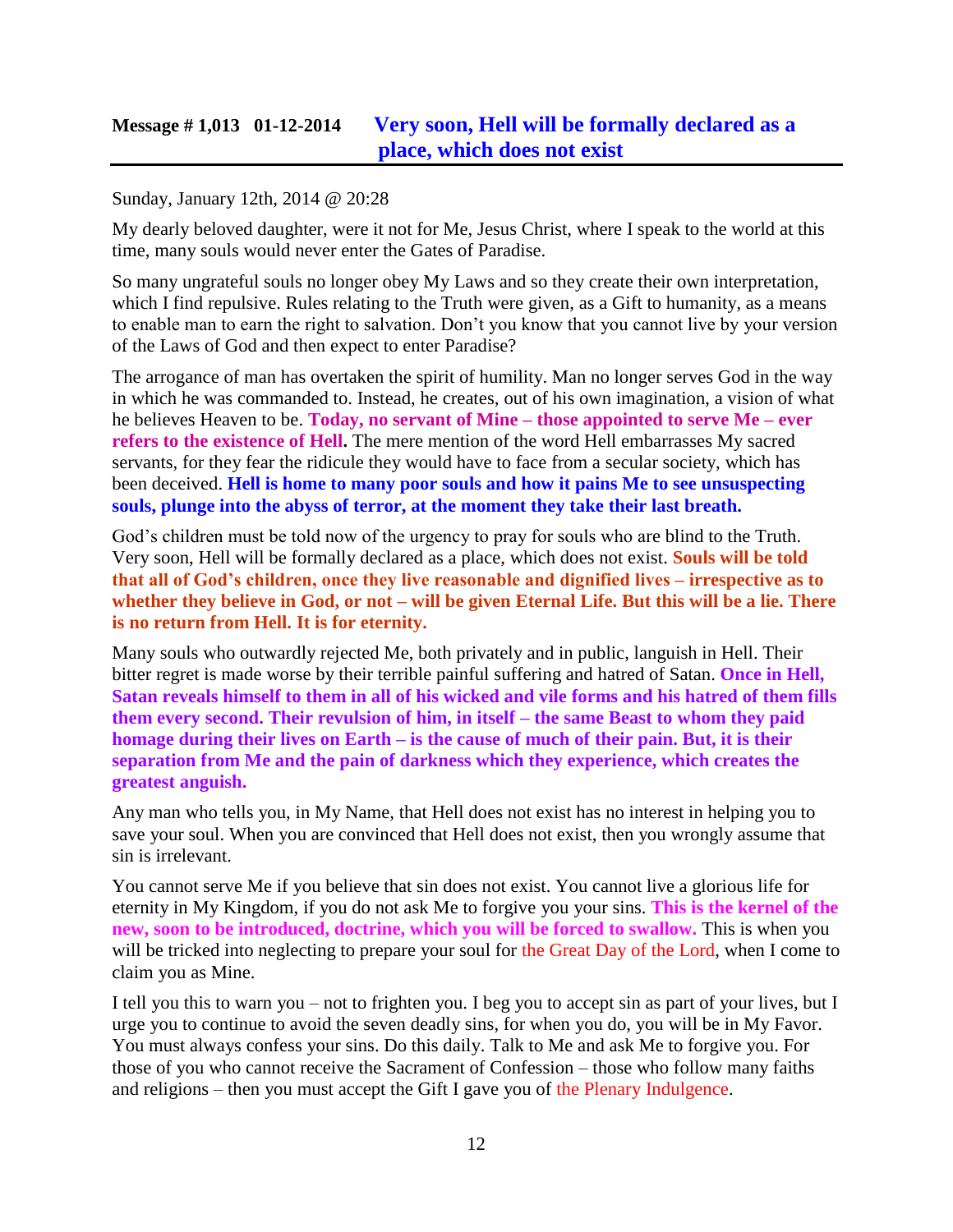## Message # 1,013 01-12-2014 Very soon, Hell will be formally declared as a place, which does not exist

Sunday, January 12th, 2014 @ 20:28

My dearly beloved daughter, were it not for Me, Jesus Christ, where I speak to the world at this time, many souls would never enter the Gates of Paradise.

So many ungrateful souls no longer obey My Laws and so they create their own interpretation, which I find repulsive. Rules relating to the Truth were given, as a Gift to humanity, as a means to enable man to earn the right to salvation. Don't you know that you cannot live by your version of the Laws of God and then expect to enter Paradise?

The arrogance of man has overtaken the spirit of humility. Man no longer serves God in the way in which he was commanded to. Instead, he creates, out of his own imagination, a vision of what he believes Heaven to be. **Today, no servant of Mine – those appointed to serve Me – ever refers to the existence of Hell.** The mere mention of the word Hell embarrasses My sacred servants, for they fear the ridicule they would have to face from a secular society, which has been deceived. **Hell is home to many poor souls and how it pains Me to see unsuspecting souls, plunge into the abyss of terror, at the moment they take their last breath.**

God's children must be told now of the urgency to pray for souls who are blind to the Truth. Very soon, Hell will be formally declared as a place, which does not exist. **Souls will be told that all of God's children, once they live reasonable and dignified lives – irrespective as to whether they believe in God, or not – will be given Eternal Life. But this will be a lie. There is no return from Hell. It is for eternity.**

Many souls who outwardly rejected Me, both privately and in public, languish in Hell. Their bitter regret is made worse by their terrible painful suffering and hatred of Satan. **Once in Hell, Satan reveals himself to them in all of his wicked and vile forms and his hatred of them fills them every second. Their revulsion of him, in itself – the same Beast to whom they paid homage during their lives on Earth – is the cause of much of their pain. But, it is their separation from Me and the pain of darkness which they experience, which creates the greatest anguish.**

Any man who tells you, in My Name, that Hell does not exist has no interest in helping you to save your soul. When you are convinced that Hell does not exist, then you wrongly assume that sin is irrelevant.

You cannot serve Me if you believe that sin does not exist. You cannot live a glorious life for eternity in My Kingdom, if you do not ask Me to forgive you your sins. **This is the kernel of the new, soon to be introduced, doctrine, which you will be forced to swallow.** This is when you will be tricked into neglecting to prepare your soul for the Great Day of the Lord, when I come to claim you as Mine.

I tell you this to warn you – not to frighten you. I beg you to accept sin as part of your lives, but I urge you to continue to avoid the seven deadly sins, for when you do, you will be in My Favor. You must always confess your sins. Do this daily. Talk to Me and ask Me to forgive you. For those of you who cannot receive the Sacrament of Confession – those who follow many faiths and religions – then you must accept the Gift I gave you of the Plenary Indulgence.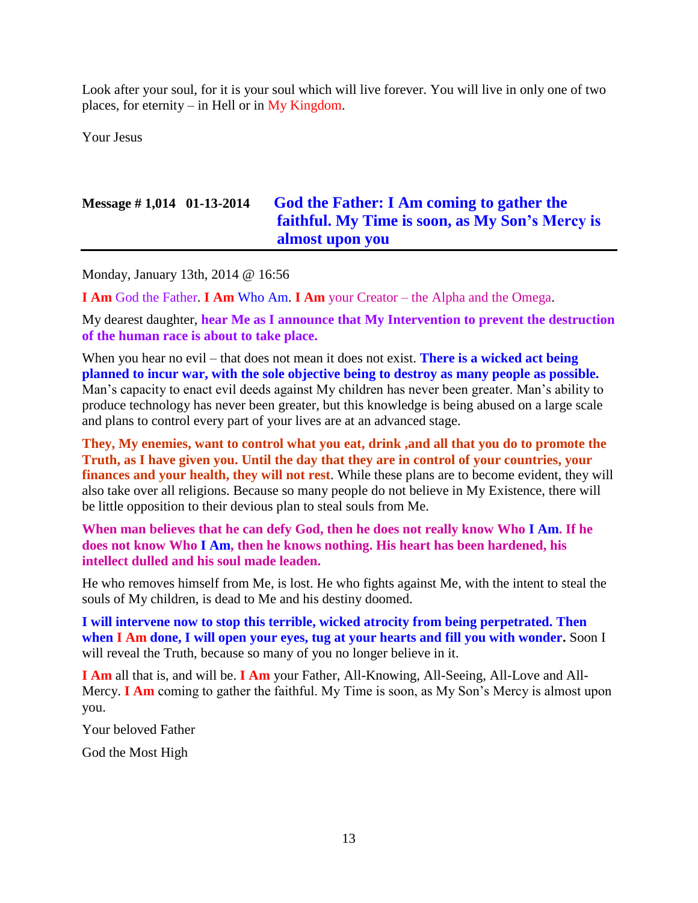Look after your soul, for it is your soul which will live forever. You will live in only one of two places, for eternity – in Hell or in My Kingdom.

Your Jesus

## Message # 1,014 01-13-2014 God the Father: I Am coming to gather the faithful. My Time is soon, as My Son's Mercy is almost upon you

Monday, January 13th, 2014 @ 16:56

**I Am** God the Father. **I Am** Who Am. **I Am** your Creator – the Alpha and the Omega.

My dearest daughter, **hear Me as I announce that My Intervention to prevent the destruction of the human race is about to take place.**

When you hear no evil – that does not mean it does not exist. **There is a wicked act being planned to incur war, with the sole objective being to destroy as many people as possible.** Man's capacity to enact evil deeds against My children has never been greater. Man's ability to produce technology has never been greater, but this knowledge is being abused on a large scale and plans to control every part of your lives are at an advanced stage.

**They, My enemies, want to control what you eat, drink ,and all that you do to promote the Truth, as I have given you. Until the day that they are in control of your countries, your finances and your health, they will not rest**. While these plans are to become evident, they will also take over all religions. Because so many people do not believe in My Existence, there will be little opposition to their devious plan to steal souls from Me.

**When man believes that he can defy God, then he does not really know Who I Am. If he does not know Who I Am, then he knows nothing. His heart has been hardened, his intellect dulled and his soul made leaden.**

He who removes himself from Me, is lost. He who fights against Me, with the intent to steal the souls of My children, is dead to Me and his destiny doomed.

**I will intervene now to stop this terrible, wicked atrocity from being perpetrated. Then when I Am done, I will open your eyes, tug at your hearts and fill you with wonder.** Soon I will reveal the Truth, because so many of you no longer believe in it.

**I Am** all that is, and will be. **I Am** your Father, All-Knowing, All-Seeing, All-Love and All-Mercy. **I Am** coming to gather the faithful. My Time is soon, as My Son's Mercy is almost upon you.

Your beloved Father

God the Most High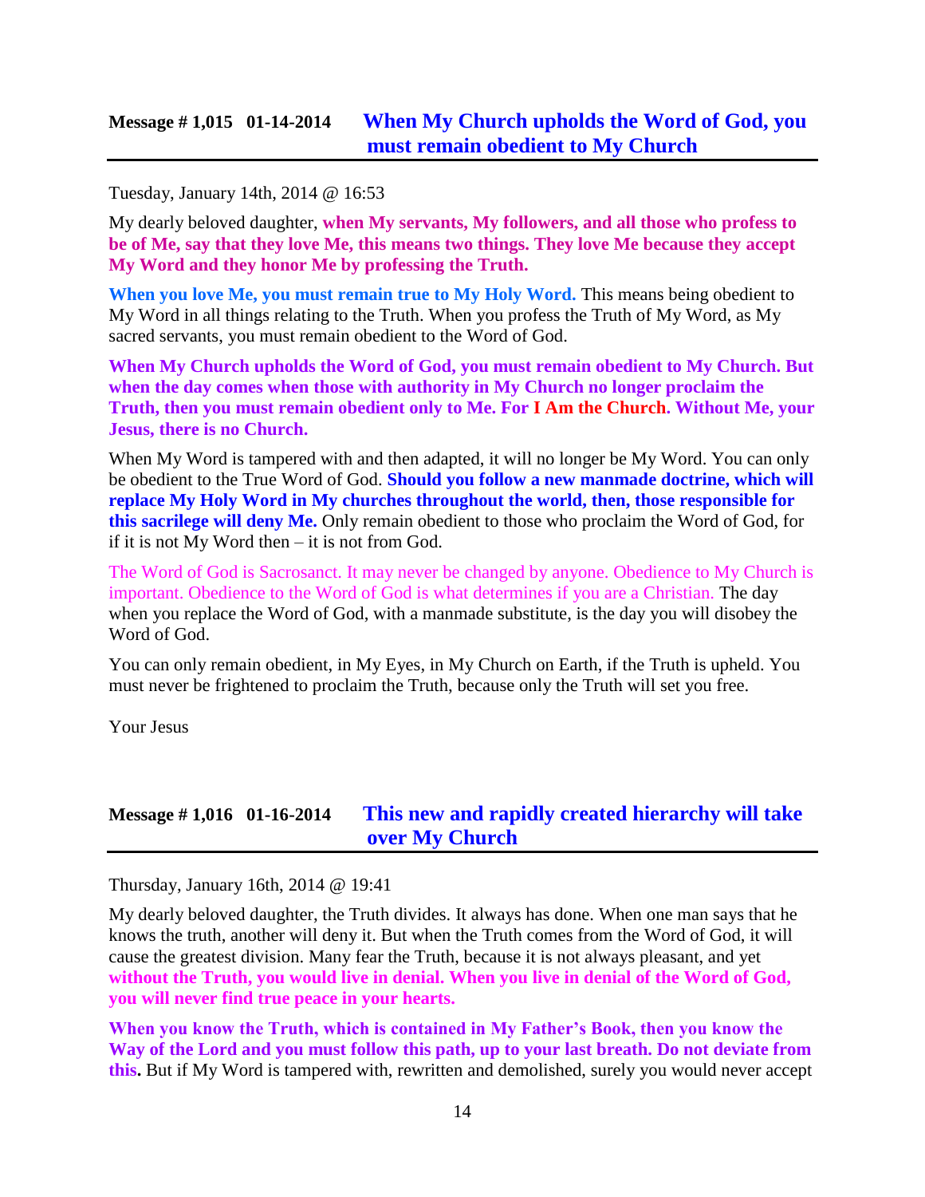## Message # 1,015 01-14-2014 When My Church upholds the Word of God, you must remain obedient to My Church

Tuesday, January 14th, 2014 @ 16:53

My dearly beloved daughter, **when My servants, My followers, and all those who profess to be of Me, say that they love Me, this means two things. They love Me because they accept My Word and they honor Me by professing the Truth.**

**When you love Me, you must remain true to My Holy Word.** This means being obedient to My Word in all things relating to the Truth. When you profess the Truth of My Word, as My sacred servants, you must remain obedient to the Word of God.

**When My Church upholds the Word of God, you must remain obedient to My Church. But when the day comes when those with authority in My Church no longer proclaim the Truth, then you must remain obedient only to Me. For I Am the Church. Without Me, your Jesus, there is no Church.**

When My Word is tampered with and then adapted, it will no longer be My Word. You can only be obedient to the True Word of God. **Should you follow a new manmade doctrine, which will replace My Holy Word in My churches throughout the world, then, those responsible for this sacrilege will deny Me.** Only remain obedient to those who proclaim the Word of God, for if it is not My Word then – it is not from God.

The Word of God is Sacrosanct. It may never be changed by anyone. Obedience to My Church is important. Obedience to the Word of God is what determines if you are a Christian. The day when you replace the Word of God, with a manmade substitute, is the day you will disobey the Word of God.

You can only remain obedient, in My Eyes, in My Church on Earth, if the Truth is upheld. You must never be frightened to proclaim the Truth, because only the Truth will set you free.

Your Jesus

## Message # 1,016 01-16-2014 This new and rapidly created hierarchy will take over My Church

Thursday, January 16th, 2014 @ 19:41

My dearly beloved daughter, the Truth divides. It always has done. When one man says that he knows the truth, another will deny it. But when the Truth comes from the Word of God, it will cause the greatest division. Many fear the Truth, because it is not always pleasant, and yet **without the Truth, you would live in denial. When you live in denial of the Word of God, you will never find true peace in your hearts.**

**When you know the Truth, which is contained in My Father's Book, then you know the Way of the Lord and you must follow this path, up to your last breath. Do not deviate from this.** But if My Word is tampered with, rewritten and demolished, surely you would never accept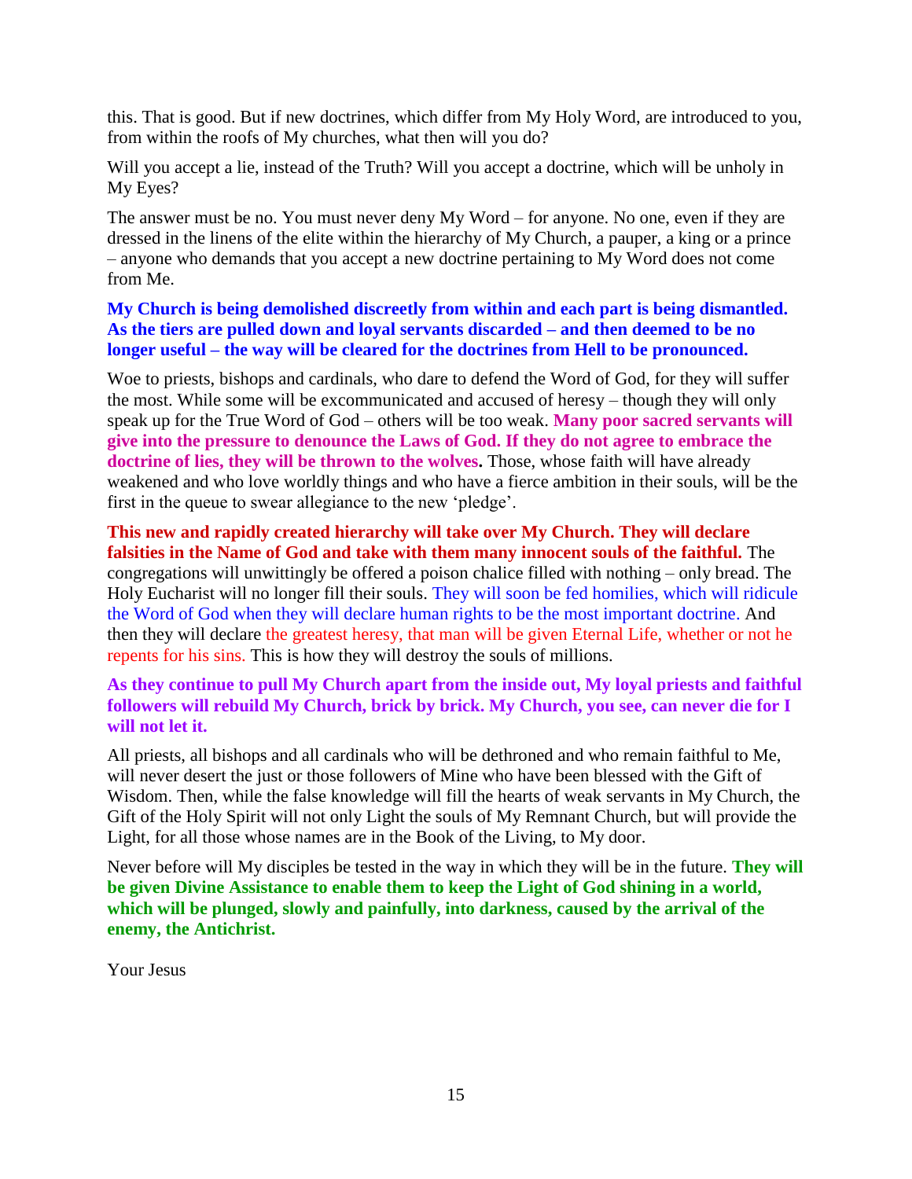this. That is good. But if new doctrines, which differ from My Holy Word, are introduced to you, from within the roofs of My churches, what then will you do?

Will you accept a lie, instead of the Truth? Will you accept a doctrine, which will be unholy in My Eyes?

The answer must be no. You must never deny My Word – for anyone. No one, even if they are dressed in the linens of the elite within the hierarchy of My Church, a pauper, a king or a prince – anyone who demands that you accept a new doctrine pertaining to My Word does not come from Me.

**My Church is being demolished discreetly from within and each part is being dismantled. As the tiers are pulled down and loyal servants discarded – and then deemed to be no longer useful – the way will be cleared for the doctrines from Hell to be pronounced.**

Woe to priests, bishops and cardinals, who dare to defend the Word of God, for they will suffer the most. While some will be excommunicated and accused of heresy – though they will only speak up for the True Word of God – others will be too weak. **Many poor sacred servants will give into the pressure to denounce the Laws of God. If they do not agree to embrace the doctrine of lies, they will be thrown to the wolves.** Those, whose faith will have already weakened and who love worldly things and who have a fierce ambition in their souls, will be the first in the queue to swear allegiance to the new 'pledge'.

**This new and rapidly created hierarchy will take over My Church. They will declare falsities in the Name of God and take with them many innocent souls of the faithful.** The congregations will unwittingly be offered a poison chalice filled with nothing – only bread. The Holy Eucharist will no longer fill their souls. They will soon be fed homilies, which will ridicule the Word of God when they will declare human rights to be the most important doctrine. And then they will declare the greatest heresy, that man will be given Eternal Life, whether or not he repents for his sins. This is how they will destroy the souls of millions.

**As they continue to pull My Church apart from the inside out, My loyal priests and faithful followers will rebuild My Church, brick by brick. My Church, you see, can never die for I will not let it.**

All priests, all bishops and all cardinals who will be dethroned and who remain faithful to Me, will never desert the just or those followers of Mine who have been blessed with the Gift of Wisdom. Then, while the false knowledge will fill the hearts of weak servants in My Church, the Gift of the Holy Spirit will not only Light the souls of My Remnant Church, but will provide the Light, for all those whose names are in the Book of the Living, to My door.

Never before will My disciples be tested in the way in which they will be in the future. **They will be given Divine Assistance to enable them to keep the Light of God shining in a world, which will be plunged, slowly and painfully, into darkness, caused by the arrival of the enemy, the Antichrist.**

Your Jesus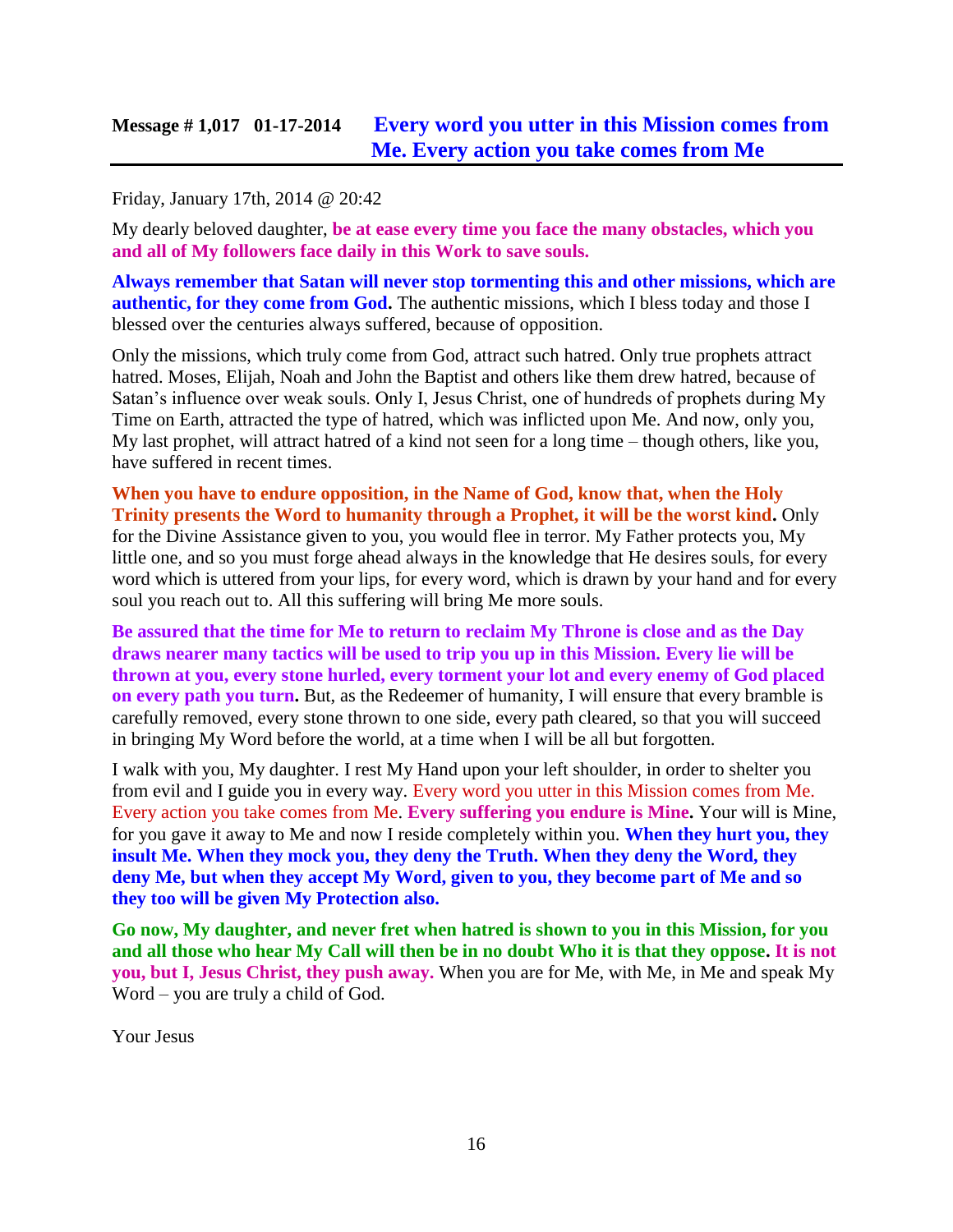## Message # 1,017 01-17-2014 **Every word you utter in this Mission comes from Me. Every action you take comes from Me**

Friday, January 17th, 2014 @ 20:42

My dearly beloved daughter, **be at ease every time you face the many obstacles, which you and all of My followers face daily in this Work to save souls.**

**Always remember that Satan will never stop tormenting this and other missions, which are authentic, for they come from God.** The authentic missions, which I bless today and those I blessed over the centuries always suffered, because of opposition.

Only the missions, which truly come from God, attract such hatred. Only true prophets attract hatred. Moses, Elijah, Noah and John the Baptist and others like them drew hatred, because of Satan's influence over weak souls. Only I, Jesus Christ, one of hundreds of prophets during My Time on Earth, attracted the type of hatred, which was inflicted upon Me. And now, only you, My last prophet, will attract hatred of a kind not seen for a long time – though others, like you, have suffered in recent times.

**When you have to endure opposition, in the Name of God, know that, when the Holy Trinity presents the Word to humanity through a Prophet, it will be the worst kind.** Only for the Divine Assistance given to you, you would flee in terror. My Father protects you, My little one, and so you must forge ahead always in the knowledge that He desires souls, for every word which is uttered from your lips, for every word, which is drawn by your hand and for every soul you reach out to. All this suffering will bring Me more souls.

**Be assured that the time for Me to return to reclaim My Throne is close and as the Day draws nearer many tactics will be used to trip you up in this Mission. Every lie will be thrown at you, every stone hurled, every torment your lot and every enemy of God placed on every path you turn.** But, as the Redeemer of humanity, I will ensure that every bramble is carefully removed, every stone thrown to one side, every path cleared, so that you will succeed in bringing My Word before the world, at a time when I will be all but forgotten.

I walk with you, My daughter. I rest My Hand upon your left shoulder, in order to shelter you from evil and I guide you in every way. Every word you utter in this Mission comes from Me. Every action you take comes from Me. **Every suffering you endure is Mine.** Your will is Mine, for you gave it away to Me and now I reside completely within you. **When they hurt you, they insult Me. When they mock you, they deny the Truth. When they deny the Word, they deny Me, but when they accept My Word, given to you, they become part of Me and so they too will be given My Protection also.**

**Go now, My daughter, and never fret when hatred is shown to you in this Mission, for you and all those who hear My Call will then be in no doubt Who it is that they oppose. It is not you, but I, Jesus Christ, they push away.** When you are for Me, with Me, in Me and speak My Word – you are truly a child of God.

Your Jesus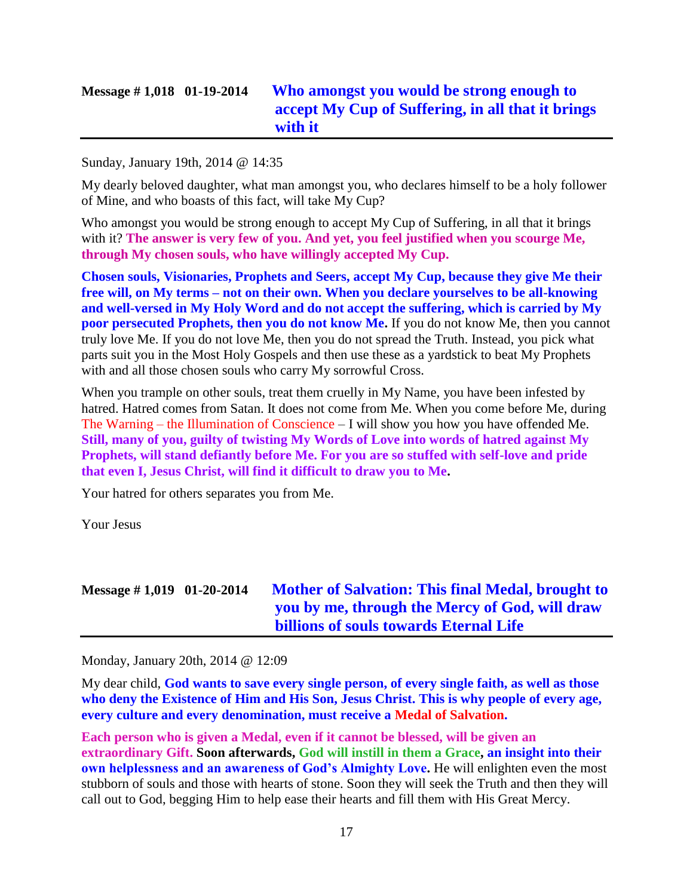## Message # 1,018 01-19-2014 Who amongst you would be strong enough to accept My Cup of Suffering, in all that it brings with it

Sunday, January 19th, 2014 @ 14:35

My dearly beloved daughter, what man amongst you, who declares himself to be a holy follower of Mine, and who boasts of this fact, will take My Cup?

Who amongst you would be strong enough to accept My Cup of Suffering, in all that it brings with it? **The answer is very few of you. And yet, you feel justified when you scourge Me, through My chosen souls, who have willingly accepted My Cup.**

**Chosen souls, Visionaries, Prophets and Seers, accept My Cup, because they give Me their free will, on My terms – not on their own. When you declare yourselves to be all-knowing and well-versed in My Holy Word and do not accept the suffering, which is carried by My poor persecuted Prophets, then you do not know Me.** If you do not know Me, then you cannot truly love Me. If you do not love Me, then you do not spread the Truth. Instead, you pick what parts suit you in the Most Holy Gospels and then use these as a yardstick to beat My Prophets with and all those chosen souls who carry My sorrowful Cross.

When you trample on other souls, treat them cruelly in My Name, you have been infested by hatred. Hatred comes from Satan. It does not come from Me. When you come before Me, during The Warning – the Illumination of Conscience – I will show you how you have offended Me. **Still, many of you, guilty of twisting My Words of Love into words of hatred against My Prophets, will stand defiantly before Me. For you are so stuffed with self-love and pride that even I, Jesus Christ, will find it difficult to draw you to Me.**

Your hatred for others separates you from Me.

Your Jesus

## Message # 1,019 01-20-2014 Mother of Salvation: This final Medal, brought to you by me, through the Mercy of God, will draw billions of souls towards Eternal Life

Monday, January 20th, 2014 @ 12:09

My dear child, **God wants to save every single person, of every single faith, as well as those who deny the Existence of Him and His Son, Jesus Christ. This is why people of every age, every culture and every denomination, must receive a Medal of Salvation.**

**Each person who is given a Medal, even if it cannot be blessed, will be given an extraordinary Gift. Soon afterwards, God will instill in them a Grace, an insight into their own helplessness and an awareness of God's Almighty Love.** He will enlighten even the most stubborn of souls and those with hearts of stone. Soon they will seek the Truth and then they will call out to God, begging Him to help ease their hearts and fill them with His Great Mercy.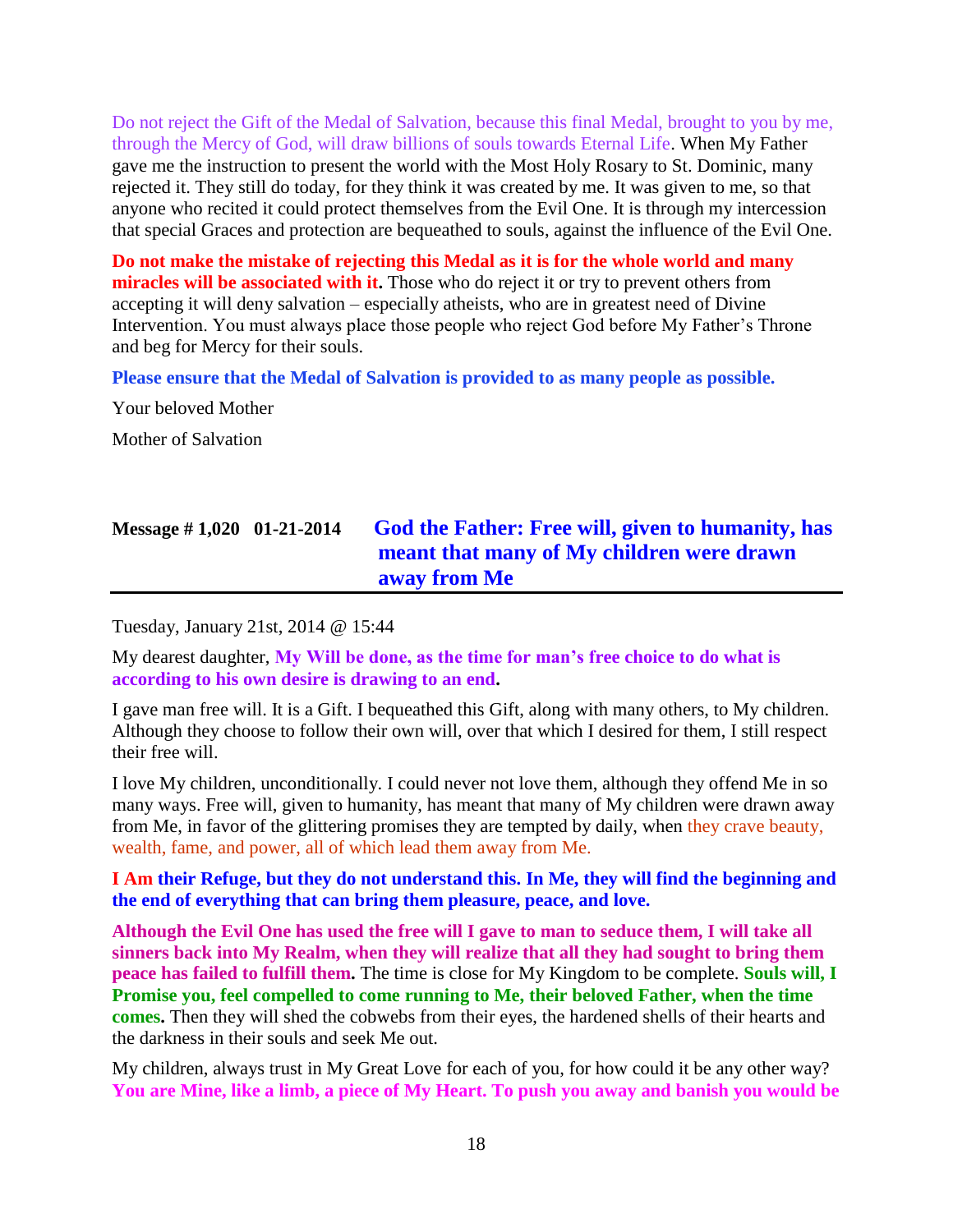Do not reject the Gift of the Medal of Salvation, because this final Medal, brought to you by me, through the Mercy of God, will draw billions of souls towards Eternal Life. When My Father gave me the instruction to present the world with the Most Holy Rosary to St. Dominic, many rejected it. They still do today, for they think it was created by me. It was given to me, so that anyone who recited it could protect themselves from the Evil One. It is through my intercession that special Graces and protection are bequeathed to souls, against the influence of the Evil One.

**Do not make the mistake of rejecting this Medal as it is for the whole world and many miracles will be associated with it.** Those who do reject it or try to prevent others from accepting it will deny salvation – especially atheists, who are in greatest need of Divine Intervention. You must always place those people who reject God before My Father's Throne and beg for Mercy for their souls.

**Please ensure that the Medal of Salvation is provided to as many people as possible.**

Your beloved Mother

Mother of Salvation

## Message # 1,020   01-21-2014   God the Father: Free will, given to humanity, has meant that many of My children were drawn away from Me

Tuesday, January 21st, 2014 @ 15:44

My dearest daughter, **My Will be done, as the time for man's free choice to do what is according to his own desire is drawing to an end.**

I gave man free will. It is a Gift. I bequeathed this Gift, along with many others, to My children. Although they choose to follow their own will, over that which I desired for them, I still respect their free will.

I love My children, unconditionally. I could never not love them, although they offend Me in so many ways. Free will, given to humanity, has meant that many of My children were drawn away from Me, in favor of the glittering promises they are tempted by daily, when they crave beauty, wealth, fame, and power, all of which lead them away from Me.

**I Am their Refuge, but they do not understand this. In Me, they will find the beginning and the end of everything that can bring them pleasure, peace, and love.**

**Although the Evil One has used the free will I gave to man to seduce them, I will take all sinners back into My Realm, when they will realize that all they had sought to bring them peace has failed to fulfill them.** The time is close for My Kingdom to be complete. **Souls will, I Promise you, feel compelled to come running to Me, their beloved Father, when the time comes.** Then they will shed the cobwebs from their eyes, the hardened shells of their hearts and the darkness in their souls and seek Me out.

My children, always trust in My Great Love for each of you, for how could it be any other way? **You are Mine, like a limb, a piece of My Heart. To push you away and banish you would be**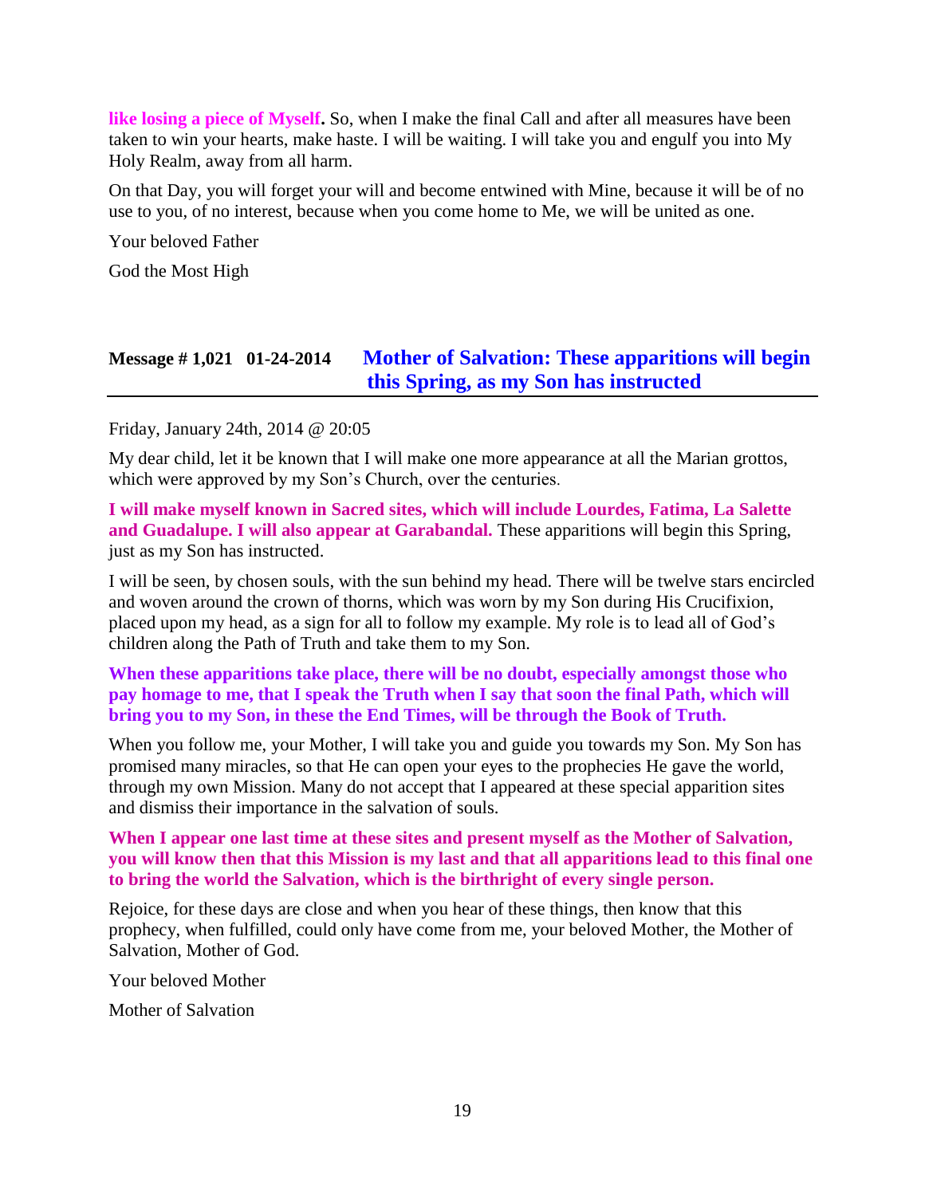**like losing a piece of Myself.** So, when I make the final Call and after all measures have been taken to win your hearts, make haste. I will be waiting. I will take you and engulf you into My Holy Realm, away from all harm.

On that Day, you will forget your will and become entwined with Mine, because it will be of no use to you, of no interest, because when you come home to Me, we will be united as one.

Your beloved Father

God the Most High

## Message # 1,021 01-24-2014 Mother of Salvation: These apparitions will begin this Spring, as my Son has instructed

Friday, January 24th, 2014 @ 20:05

My dear child, let it be known that I will make one more appearance at all the Marian grottos, which were approved by my Son's Church, over the centuries.

**I will make myself known in Sacred sites, which will include Lourdes, Fatima, La Salette and Guadalupe. I will also appear at Garabandal.** These apparitions will begin this Spring, just as my Son has instructed.

I will be seen, by chosen souls, with the sun behind my head. There will be twelve stars encircled and woven around the crown of thorns, which was worn by my Son during His Crucifixion, placed upon my head, as a sign for all to follow my example. My role is to lead all of God's children along the Path of Truth and take them to my Son.

**When these apparitions take place, there will be no doubt, especially amongst those who pay homage to me, that I speak the Truth when I say that soon the final Path, which will bring you to my Son, in these the End Times, will be through the Book of Truth.**

When you follow me, your Mother, I will take you and guide you towards my Son. My Son has promised many miracles, so that He can open your eyes to the prophecies He gave the world, through my own Mission. Many do not accept that I appeared at these special apparition sites and dismiss their importance in the salvation of souls.

**When I appear one last time at these sites and present myself as the Mother of Salvation, you will know then that this Mission is my last and that all apparitions lead to this final one to bring the world the Salvation, which is the birthright of every single person.**

Rejoice, for these days are close and when you hear of these things, then know that this prophecy, when fulfilled, could only have come from me, your beloved Mother, the Mother of Salvation, Mother of God.

Your beloved Mother

Mother of Salvation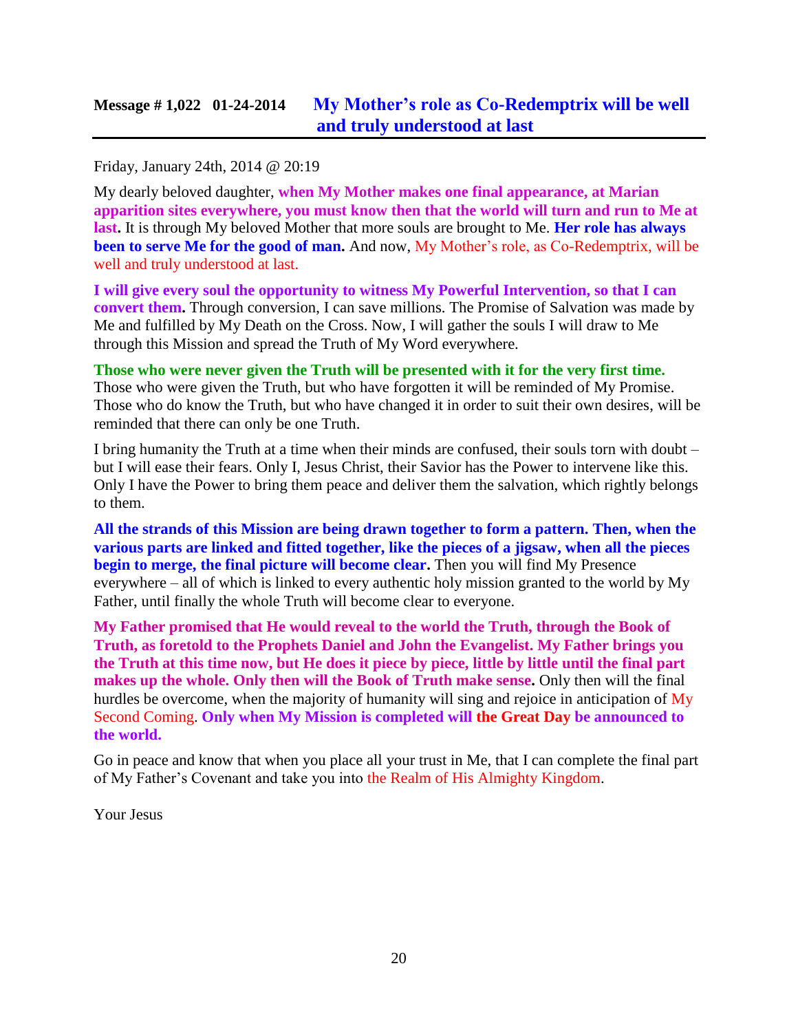## Message # 1,022   01-24-2014   My Mother's role as Co-Redemptrix will be well and truly understood at last

Friday, January 24th, 2014 @ 20:19

My dearly beloved daughter, **when My Mother makes one final appearance, at Marian apparition sites everywhere, you must know then that the world will turn and run to Me at last.** It is through My beloved Mother that more souls are brought to Me. **Her role has always been to serve Me for the good of man.** And now, My Mother's role, as Co-Redemptrix, will be well and truly understood at last.

**I will give every soul the opportunity to witness My Powerful Intervention, so that I can convert them.** Through conversion, I can save millions. The Promise of Salvation was made by Me and fulfilled by My Death on the Cross. Now, I will gather the souls I will draw to Me through this Mission and spread the Truth of My Word everywhere.

**Those who were never given the Truth will be presented with it for the very first time.** Those who were given the Truth, but who have forgotten it will be reminded of My Promise. Those who do know the Truth, but who have changed it in order to suit their own desires, will be reminded that there can only be one Truth.

I bring humanity the Truth at a time when their minds are confused, their souls torn with doubt – but I will ease their fears. Only I, Jesus Christ, their Savior has the Power to intervene like this. Only I have the Power to bring them peace and deliver them the salvation, which rightly belongs to them.

**All the strands of this Mission are being drawn together to form a pattern. Then, when the various parts are linked and fitted together, like the pieces of a jigsaw, when all the pieces begin to merge, the final picture will become clear.** Then you will find My Presence everywhere – all of which is linked to every authentic holy mission granted to the world by My Father, until finally the whole Truth will become clear to everyone.

**My Father promised that He would reveal to the world the Truth, through the Book of Truth, as foretold to the Prophets Daniel and John the Evangelist. My Father brings you the Truth at this time now, but He does it piece by piece, little by little until the final part makes up the whole. Only then will the Book of Truth make sense.** Only then will the final hurdles be overcome, when the majority of humanity will sing and rejoice in anticipation of My Second Coming. **Only when My Mission is completed will the Great Day be announced to the world.**

Go in peace and know that when you place all your trust in Me, that I can complete the final part of My Father's Covenant and take you into the Realm of His Almighty Kingdom.

Your Jesus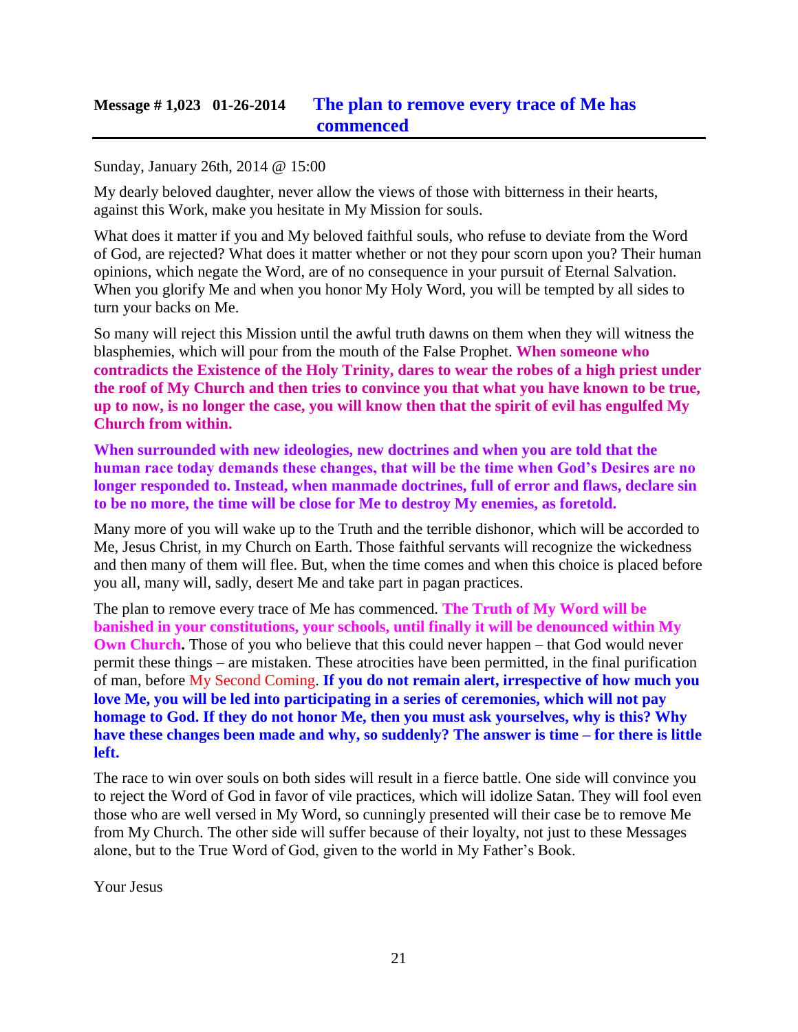## Message # 1,023 01-26-2014 **The plan to remove every trace of Me has commenced**

Sunday, January 26th, 2014 @ 15:00

My dearly beloved daughter, never allow the views of those with bitterness in their hearts, against this Work, make you hesitate in My Mission for souls.

What does it matter if you and My beloved faithful souls, who refuse to deviate from the Word of God, are rejected? What does it matter whether or not they pour scorn upon you? Their human opinions, which negate the Word, are of no consequence in your pursuit of Eternal Salvation. When you glorify Me and when you honor My Holy Word, you will be tempted by all sides to turn your backs on Me.

So many will reject this Mission until the awful truth dawns on them when they will witness the blasphemies, which will pour from the mouth of the False Prophet. **When someone who contradicts the Existence of the Holy Trinity, dares to wear the robes of a high priest under the roof of My Church and then tries to convince you that what you have known to be true, up to now, is no longer the case, you will know then that the spirit of evil has engulfed My Church from within.**

**When surrounded with new ideologies, new doctrines and when you are told that the human race today demands these changes, that will be the time when God's Desires are no longer responded to. Instead, when manmade doctrines, full of error and flaws, declare sin to be no more, the time will be close for Me to destroy My enemies, as foretold.**

Many more of you will wake up to the Truth and the terrible dishonor, which will be accorded to Me, Jesus Christ, in my Church on Earth. Those faithful servants will recognize the wickedness and then many of them will flee. But, when the time comes and when this choice is placed before you all, many will, sadly, desert Me and take part in pagan practices.

The plan to remove every trace of Me has commenced. **The Truth of My Word will be banished in your constitutions, your schools, until finally it will be denounced within My Own Church.** Those of you who believe that this could never happen – that God would never permit these things – are mistaken. These atrocities have been permitted, in the final purification of man, before My Second Coming. **If you do not remain alert, irrespective of how much you love Me, you will be led into participating in a series of ceremonies, which will not pay homage to God. If they do not honor Me, then you must ask yourselves, why is this? Why have these changes been made and why, so suddenly? The answer is time – for there is little left.**

The race to win over souls on both sides will result in a fierce battle. One side will convince you to reject the Word of God in favor of vile practices, which will idolize Satan. They will fool even those who are well versed in My Word, so cunningly presented will their case be to remove Me from My Church. The other side will suffer because of their loyalty, not just to these Messages alone, but to the True Word of God, given to the world in My Father's Book.

Your Jesus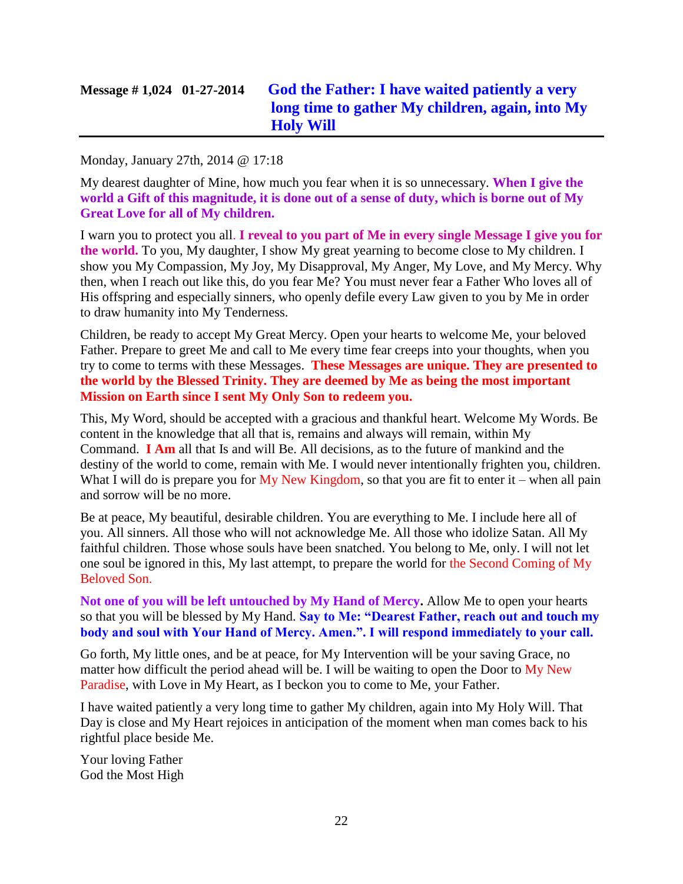## Message # 1,024 01-27-2014 God the Father: I have waited patiently a very long time to gather My children, again, into My Holy Will

Monday, January 27th, 2014 @ 17:18

My dearest daughter of Mine, how much you fear when it is so unnecessary. **When I give the world a Gift of this magnitude, it is done out of a sense of duty, which is borne out of My Great Love for all of My children.**

I warn you to protect you all. **I reveal to you part of Me in every single Message I give you for the world.** To you, My daughter, I show My great yearning to become close to My children. I show you My Compassion, My Joy, My Disapproval, My Anger, My Love, and My Mercy. Why then, when I reach out like this, do you fear Me? You must never fear a Father Who loves all of His offspring and especially sinners, who openly defile every Law given to you by Me in order to draw humanity into My Tenderness.

Children, be ready to accept My Great Mercy. Open your hearts to welcome Me, your beloved Father. Prepare to greet Me and call to Me every time fear creeps into your thoughts, when you try to come to terms with these Messages. **These Messages are unique. They are presented to the world by the Blessed Trinity. They are deemed by Me as being the most important Mission on Earth since I sent My Only Son to redeem you.**

This, My Word, should be accepted with a gracious and thankful heart. Welcome My Words. Be content in the knowledge that all that is, remains and always will remain, within My Command. **I Am** all that Is and will Be. All decisions, as to the future of mankind and the destiny of the world to come, remain with Me. I would never intentionally frighten you, children. What I will do is prepare you for My New Kingdom, so that you are fit to enter it – when all pain and sorrow will be no more.

Be at peace, My beautiful, desirable children. You are everything to Me. I include here all of you. All sinners. All those who will not acknowledge Me. All those who idolize Satan. All My faithful children. Those whose souls have been snatched. You belong to Me, only. I will not let one soul be ignored in this, My last attempt, to prepare the world for the Second Coming of My Beloved Son.

**Not one of you will be left untouched by My Hand of Mercy.** Allow Me to open your hearts so that you will be blessed by My Hand. **Say to Me: "Dearest Father, reach out and touch my body and soul with Your Hand of Mercy. Amen.". I will respond immediately to your call.**

Go forth, My little ones, and be at peace, for My Intervention will be your saving Grace, no matter how difficult the period ahead will be. I will be waiting to open the Door to My New Paradise, with Love in My Heart, as I beckon you to come to Me, your Father.

I have waited patiently a very long time to gather My children, again into My Holy Will. That Day is close and My Heart rejoices in anticipation of the moment when man comes back to his rightful place beside Me.

Your loving Father
God the Most High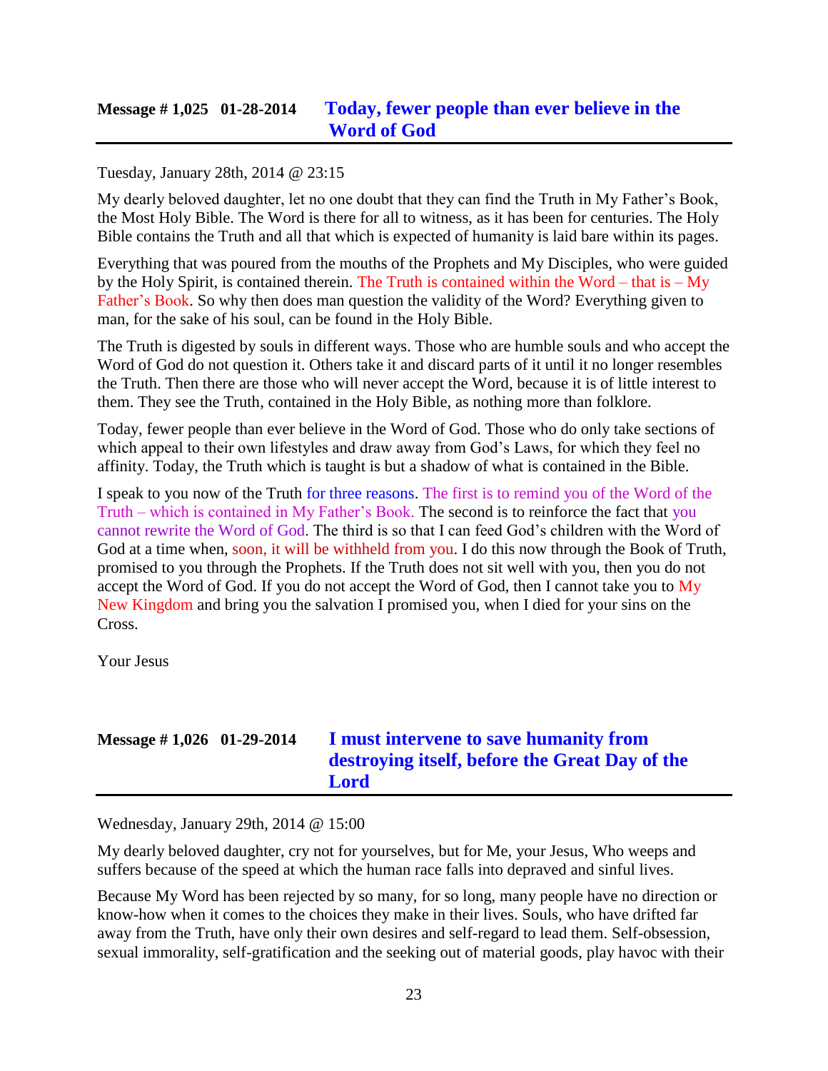## Message # 1,025 01-28-2014 Today, fewer people than ever believe in the Word of God

Tuesday, January 28th, 2014 @ 23:15

My dearly beloved daughter, let no one doubt that they can find the Truth in My Father's Book, the Most Holy Bible. The Word is there for all to witness, as it has been for centuries. The Holy Bible contains the Truth and all that which is expected of humanity is laid bare within its pages.

Everything that was poured from the mouths of the Prophets and My Disciples, who were guided by the Holy Spirit, is contained therein. The Truth is contained within the Word – that is – My Father's Book. So why then does man question the validity of the Word? Everything given to man, for the sake of his soul, can be found in the Holy Bible.

The Truth is digested by souls in different ways. Those who are humble souls and who accept the Word of God do not question it. Others take it and discard parts of it until it no longer resembles the Truth. Then there are those who will never accept the Word, because it is of little interest to them. They see the Truth, contained in the Holy Bible, as nothing more than folklore.

Today, fewer people than ever believe in the Word of God. Those who do only take sections of which appeal to their own lifestyles and draw away from God's Laws, for which they feel no affinity. Today, the Truth which is taught is but a shadow of what is contained in the Bible.

I speak to you now of the Truth for three reasons. The first is to remind you of the Word of the Truth – which is contained in My Father's Book. The second is to reinforce the fact that you cannot rewrite the Word of God. The third is so that I can feed God's children with the Word of God at a time when, soon, it will be withheld from you. I do this now through the Book of Truth, promised to you through the Prophets. If the Truth does not sit well with you, then you do not accept the Word of God. If you do not accept the Word of God, then I cannot take you to My New Kingdom and bring you the salvation I promised you, when I died for your sins on the Cross.

Your Jesus

## Message # 1,026 01-29-2014 I must intervene to save humanity from destroying itself, before the Great Day of the Lord

Wednesday, January 29th, 2014 @ 15:00

My dearly beloved daughter, cry not for yourselves, but for Me, your Jesus, Who weeps and suffers because of the speed at which the human race falls into depraved and sinful lives.

Because My Word has been rejected by so many, for so long, many people have no direction or know-how when it comes to the choices they make in their lives. Souls, who have drifted far away from the Truth, have only their own desires and self-regard to lead them. Self-obsession, sexual immorality, self-gratification and the seeking out of material goods, play havoc with their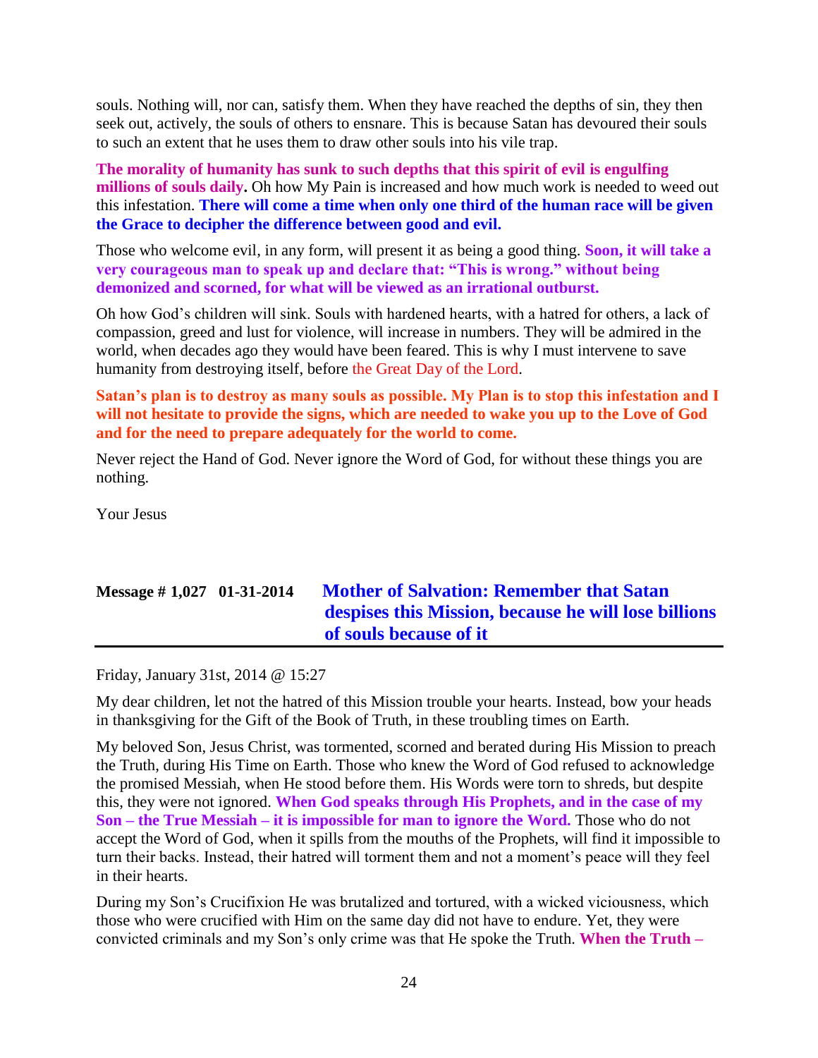souls. Nothing will, nor can, satisfy them. When they have reached the depths of sin, they then seek out, actively, the souls of others to ensnare. This is because Satan has devoured their souls to such an extent that he uses them to draw other souls into his vile trap.

**The morality of humanity has sunk to such depths that this spirit of evil is engulfing millions of souls daily.** Oh how My Pain is increased and how much work is needed to weed out this infestation. **There will come a time when only one third of the human race will be given the Grace to decipher the difference between good and evil.**

Those who welcome evil, in any form, will present it as being a good thing. **Soon, it will take a very courageous man to speak up and declare that: "This is wrong." without being demonized and scorned, for what will be viewed as an irrational outburst.**

Oh how God's children will sink. Souls with hardened hearts, with a hatred for others, a lack of compassion, greed and lust for violence, will increase in numbers. They will be admired in the world, when decades ago they would have been feared. This is why I must intervene to save humanity from destroying itself, before the Great Day of the Lord.

**Satan's plan is to destroy as many souls as possible. My Plan is to stop this infestation and I will not hesitate to provide the signs, which are needed to wake you up to the Love of God and for the need to prepare adequately for the world to come.**

Never reject the Hand of God. Never ignore the Word of God, for without these things you are nothing.

Your Jesus

## Message # 1,027 01-31-2014 Mother of Salvation: Remember that Satan despises this Mission, because he will lose billions of souls because of it

Friday, January 31st, 2014 @ 15:27

My dear children, let not the hatred of this Mission trouble your hearts. Instead, bow your heads in thanksgiving for the Gift of the Book of Truth, in these troubling times on Earth.

My beloved Son, Jesus Christ, was tormented, scorned and berated during His Mission to preach the Truth, during His Time on Earth. Those who knew the Word of God refused to acknowledge the promised Messiah, when He stood before them. His Words were torn to shreds, but despite this, they were not ignored. **When God speaks through His Prophets, and in the case of my Son – the True Messiah – it is impossible for man to ignore the Word.** Those who do not accept the Word of God, when it spills from the mouths of the Prophets, will find it impossible to turn their backs. Instead, their hatred will torment them and not a moment's peace will they feel in their hearts.

During my Son's Crucifixion He was brutalized and tortured, with a wicked viciousness, which those who were crucified with Him on the same day did not have to endure. Yet, they were convicted criminals and my Son's only crime was that He spoke the Truth. **When the Truth –**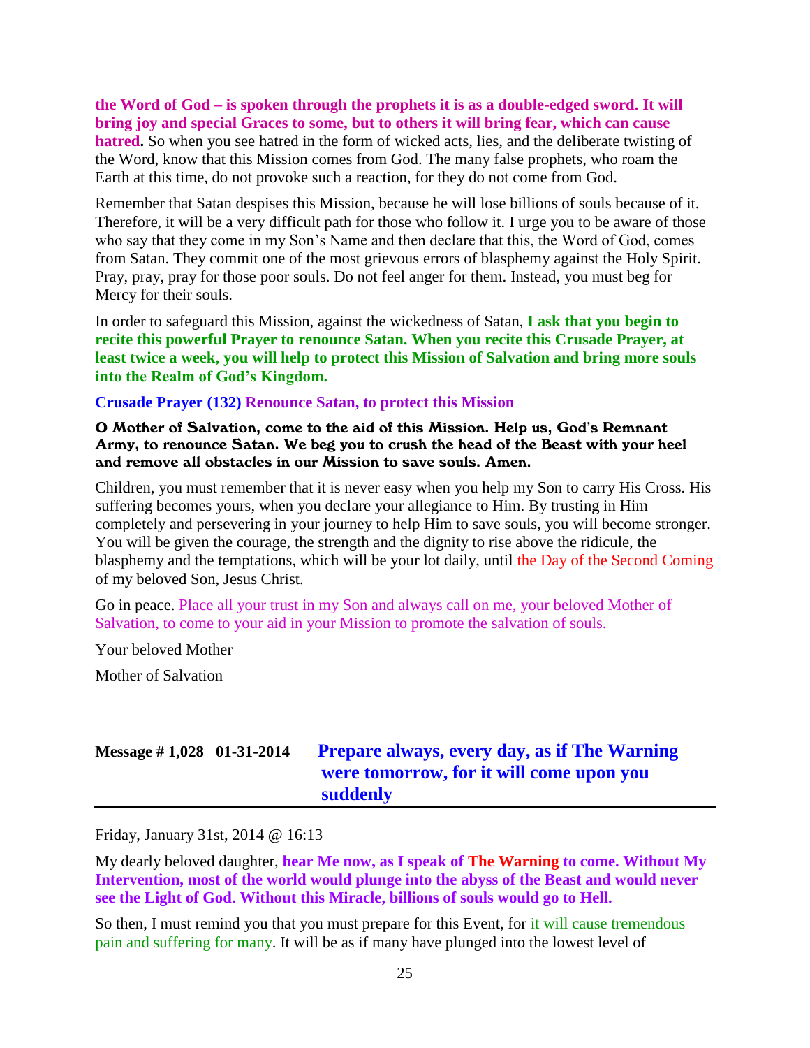**the Word of God – is spoken through the prophets it is as a double-edged sword. It will bring joy and special Graces to some, but to others it will bring fear, which can cause hatred.** So when you see hatred in the form of wicked acts, lies, and the deliberate twisting of the Word, know that this Mission comes from God. The many false prophets, who roam the Earth at this time, do not provoke such a reaction, for they do not come from God.

Remember that Satan despises this Mission, because he will lose billions of souls because of it. Therefore, it will be a very difficult path for those who follow it. I urge you to be aware of those who say that they come in my Son's Name and then declare that this, the Word of God, comes from Satan. They commit one of the most grievous errors of blasphemy against the Holy Spirit. Pray, pray, pray for those poor souls. Do not feel anger for them. Instead, you must beg for Mercy for their souls.

In order to safeguard this Mission, against the wickedness of Satan, **I ask that you begin to recite this powerful Prayer to renounce Satan. When you recite this Crusade Prayer, at least twice a week, you will help to protect this Mission of Salvation and bring more souls into the Realm of God's Kingdom.**

**Crusade Prayer (132) Renounce Satan, to protect this Mission**

**O Mother of Salvation, come to the aid of this Mission. Help us, God's Remnant Army, to renounce Satan. We beg you to crush the head of the Beast with your heel and remove all obstacles in our Mission to save souls. Amen.**

Children, you must remember that it is never easy when you help my Son to carry His Cross. His suffering becomes yours, when you declare your allegiance to Him. By trusting in Him completely and persevering in your journey to help Him to save souls, you will become stronger. You will be given the courage, the strength and the dignity to rise above the ridicule, the blasphemy and the temptations, which will be your lot daily, until the Day of the Second Coming of my beloved Son, Jesus Christ.

Go in peace. Place all your trust in my Son and always call on me, your beloved Mother of Salvation, to come to your aid in your Mission to promote the salvation of souls.

Your beloved Mother

Mother of Salvation

## Message # 1,028 01-31-2014 Prepare always, every day, as if The Warning were tomorrow, for it will come upon you suddenly

Friday, January 31st, 2014 @ 16:13

My dearly beloved daughter, **hear Me now, as I speak of The Warning to come. Without My Intervention, most of the world would plunge into the abyss of the Beast and would never see the Light of God. Without this Miracle, billions of souls would go to Hell.**

So then, I must remind you that you must prepare for this Event, for it will cause tremendous pain and suffering for many. It will be as if many have plunged into the lowest level of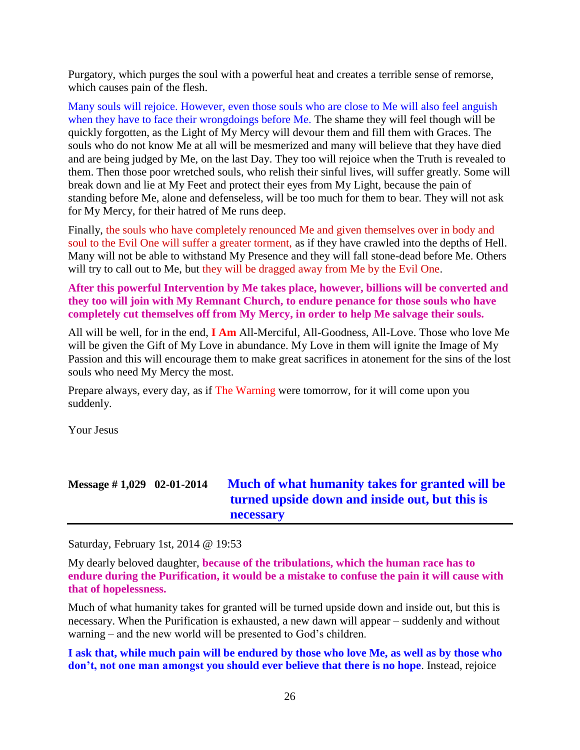Purgatory, which purges the soul with a powerful heat and creates a terrible sense of remorse, which causes pain of the flesh.

Many souls will rejoice. However, even those souls who are close to Me will also feel anguish when they have to face their wrongdoings before Me. The shame they will feel though will be quickly forgotten, as the Light of My Mercy will devour them and fill them with Graces. The souls who do not know Me at all will be mesmerized and many will believe that they have died and are being judged by Me, on the last Day. They too will rejoice when the Truth is revealed to them. Then those poor wretched souls, who relish their sinful lives, will suffer greatly. Some will break down and lie at My Feet and protect their eyes from My Light, because the pain of standing before Me, alone and defenseless, will be too much for them to bear. They will not ask for My Mercy, for their hatred of Me runs deep.

Finally, the souls who have completely renounced Me and given themselves over in body and soul to the Evil One will suffer a greater torment, as if they have crawled into the depths of Hell. Many will not be able to withstand My Presence and they will fall stone-dead before Me. Others will try to call out to Me, but they will be dragged away from Me by the Evil One.

**After this powerful Intervention by Me takes place, however, billions will be converted and they too will join with My Remnant Church, to endure penance for those souls who have completely cut themselves off from My Mercy, in order to help Me salvage their souls.**

All will be well, for in the end, **I Am** All-Merciful, All-Goodness, All-Love. Those who love Me will be given the Gift of My Love in abundance. My Love in them will ignite the Image of My Passion and this will encourage them to make great sacrifices in atonement for the sins of the lost souls who need My Mercy the most.

Prepare always, every day, as if The Warning were tomorrow, for it will come upon you suddenly.

Your Jesus

## Message # 1,029 02-01-2014 Much of what humanity takes for granted will be turned upside down and inside out, but this is necessary

Saturday, February 1st, 2014 @ 19:53

My dearly beloved daughter, **because of the tribulations, which the human race has to endure during the Purification, it would be a mistake to confuse the pain it will cause with that of hopelessness.**

Much of what humanity takes for granted will be turned upside down and inside out, but this is necessary. When the Purification is exhausted, a new dawn will appear – suddenly and without warning – and the new world will be presented to God's children.

**I ask that, while much pain will be endured by those who love Me, as well as by those who don't, not one man amongst you should ever believe that there is no hope**. Instead, rejoice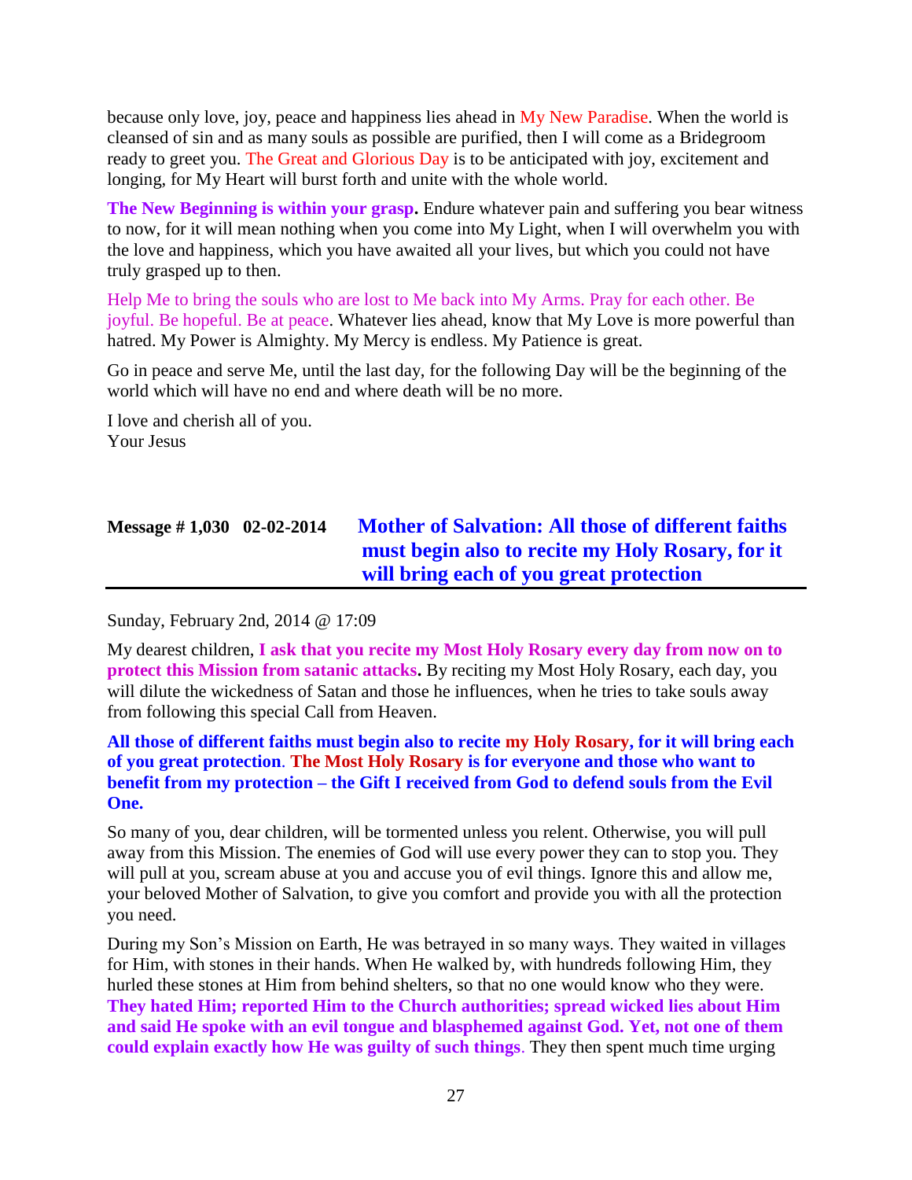because only love, joy, peace and happiness lies ahead in My New Paradise. When the world is cleansed of sin and as many souls as possible are purified, then I will come as a Bridegroom ready to greet you. The Great and Glorious Day is to be anticipated with joy, excitement and longing, for My Heart will burst forth and unite with the whole world.

**The New Beginning is within your grasp.** Endure whatever pain and suffering you bear witness to now, for it will mean nothing when you come into My Light, when I will overwhelm you with the love and happiness, which you have awaited all your lives, but which you could not have truly grasped up to then.

Help Me to bring the souls who are lost to Me back into My Arms. Pray for each other. Be joyful. Be hopeful. Be at peace. Whatever lies ahead, know that My Love is more powerful than hatred. My Power is Almighty. My Mercy is endless. My Patience is great.

Go in peace and serve Me, until the last day, for the following Day will be the beginning of the world which will have no end and where death will be no more.

I love and cherish all of you.
Your Jesus

## Message # 1,030 02-02-2014 Mother of Salvation: All those of different faiths must begin also to recite my Holy Rosary, for it will bring each of you great protection

Sunday, February 2nd, 2014 @ 17:09

My dearest children, **I ask that you recite my Most Holy Rosary every day from now on to protect this Mission from satanic attacks.** By reciting my Most Holy Rosary, each day, you will dilute the wickedness of Satan and those he influences, when he tries to take souls away from following this special Call from Heaven.

**All those of different faiths must begin also to recite my Holy Rosary, for it will bring each of you great protection. The Most Holy Rosary is for everyone and those who want to benefit from my protection – the Gift I received from God to defend souls from the Evil One.**

So many of you, dear children, will be tormented unless you relent. Otherwise, you will pull away from this Mission. The enemies of God will use every power they can to stop you. They will pull at you, scream abuse at you and accuse you of evil things. Ignore this and allow me, your beloved Mother of Salvation, to give you comfort and provide you with all the protection you need.

During my Son's Mission on Earth, He was betrayed in so many ways. They waited in villages for Him, with stones in their hands. When He walked by, with hundreds following Him, they hurled these stones at Him from behind shelters, so that no one would know who they were. **They hated Him; reported Him to the Church authorities; spread wicked lies about Him and said He spoke with an evil tongue and blasphemed against God. Yet, not one of them could explain exactly how He was guilty of such things.** They then spent much time urging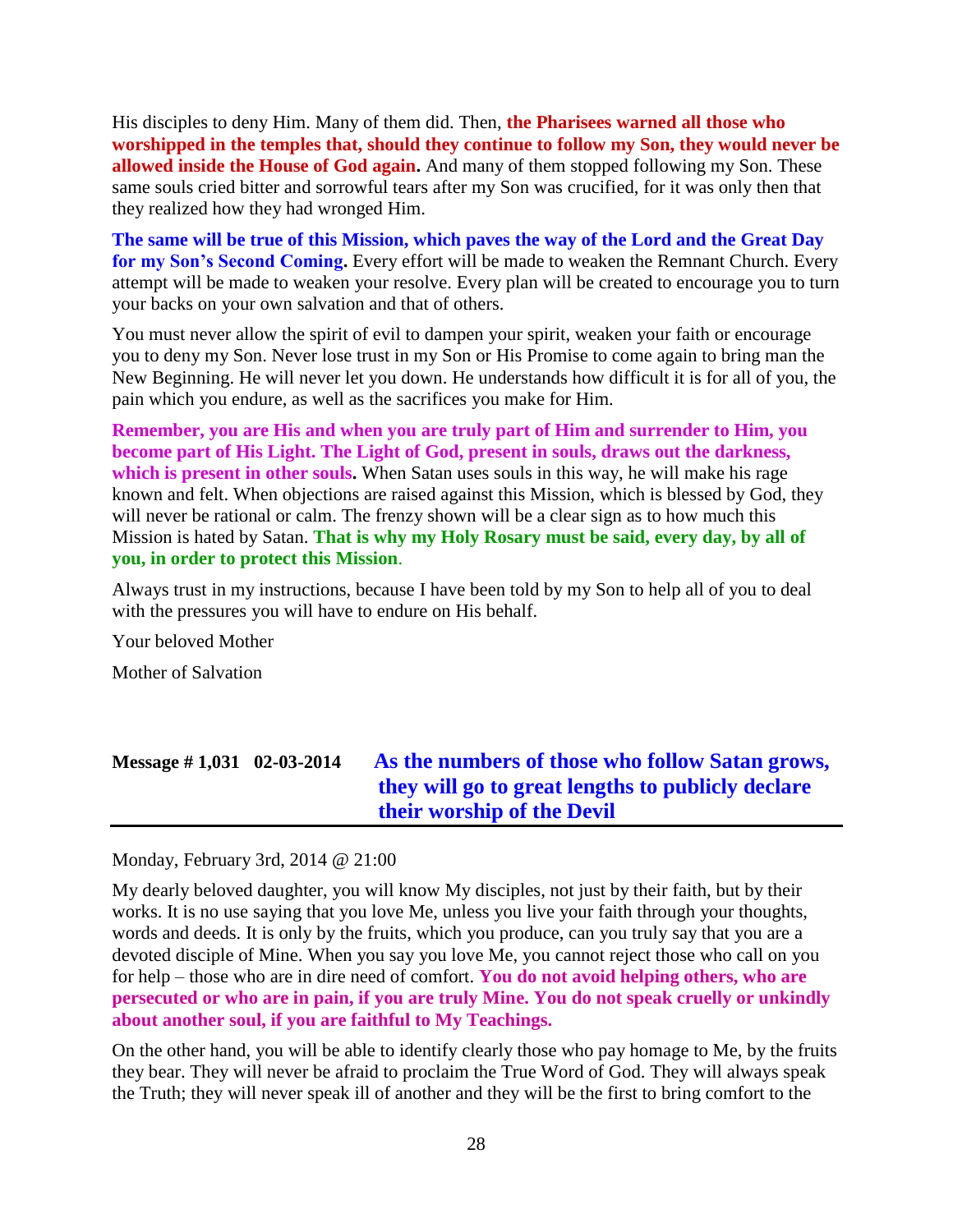His disciples to deny Him. Many of them did. Then, **the Pharisees warned all those who worshipped in the temples that, should they continue to follow my Son, they would never be allowed inside the House of God again.** And many of them stopped following my Son. These same souls cried bitter and sorrowful tears after my Son was crucified, for it was only then that they realized how they had wronged Him.

**The same will be true of this Mission, which paves the way of the Lord and the Great Day for my Son's Second Coming.** Every effort will be made to weaken the Remnant Church. Every attempt will be made to weaken your resolve. Every plan will be created to encourage you to turn your backs on your own salvation and that of others.

You must never allow the spirit of evil to dampen your spirit, weaken your faith or encourage you to deny my Son. Never lose trust in my Son or His Promise to come again to bring man the New Beginning. He will never let you down. He understands how difficult it is for all of you, the pain which you endure, as well as the sacrifices you make for Him.

**Remember, you are His and when you are truly part of Him and surrender to Him, you become part of His Light. The Light of God, present in souls, draws out the darkness, which is present in other souls.** When Satan uses souls in this way, he will make his rage known and felt. When objections are raised against this Mission, which is blessed by God, they will never be rational or calm. The frenzy shown will be a clear sign as to how much this Mission is hated by Satan. **That is why my Holy Rosary must be said, every day, by all of you, in order to protect this Mission**.

Always trust in my instructions, because I have been told by my Son to help all of you to deal with the pressures you will have to endure on His behalf.

Your beloved Mother

Mother of Salvation

## Message # 1,031 02-03-2014 As the numbers of those who follow Satan grows, they will go to great lengths to publicly declare their worship of the Devil

Monday, February 3rd, 2014 @ 21:00

My dearly beloved daughter, you will know My disciples, not just by their faith, but by their works. It is no use saying that you love Me, unless you live your faith through your thoughts, words and deeds. It is only by the fruits, which you produce, can you truly say that you are a devoted disciple of Mine. When you say you love Me, you cannot reject those who call on you for help – those who are in dire need of comfort. **You do not avoid helping others, who are persecuted or who are in pain, if you are truly Mine. You do not speak cruelly or unkindly about another soul, if you are faithful to My Teachings.**

On the other hand, you will be able to identify clearly those who pay homage to Me, by the fruits they bear. They will never be afraid to proclaim the True Word of God. They will always speak the Truth; they will never speak ill of another and they will be the first to bring comfort to the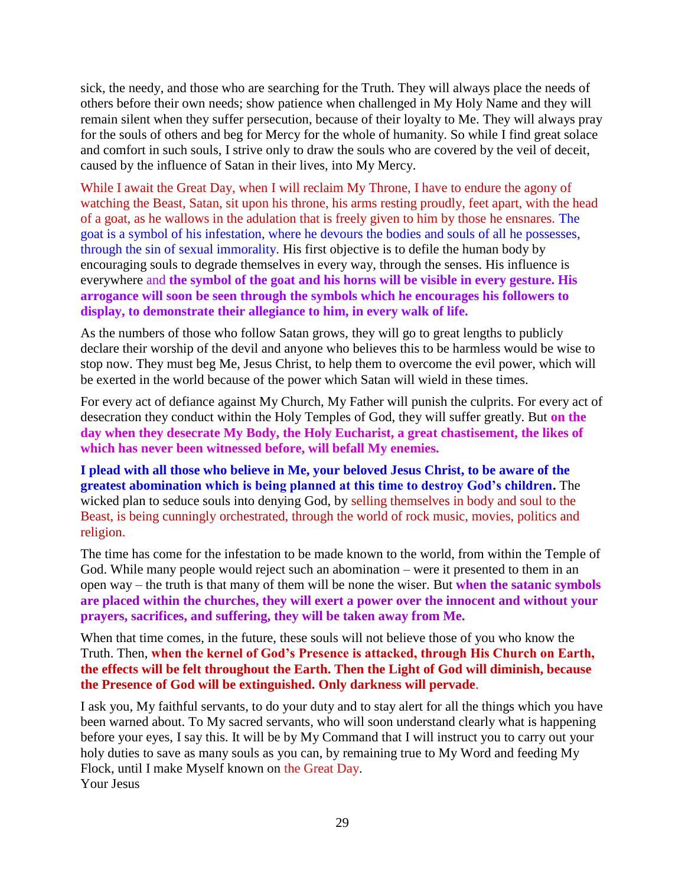sick, the needy, and those who are searching for the Truth. They will always place the needs of others before their own needs; show patience when challenged in My Holy Name and they will remain silent when they suffer persecution, because of their loyalty to Me. They will always pray for the souls of others and beg for Mercy for the whole of humanity. So while I find great solace and comfort in such souls, I strive only to draw the souls who are covered by the veil of deceit, caused by the influence of Satan in their lives, into My Mercy.

While I await the Great Day, when I will reclaim My Throne, I have to endure the agony of watching the Beast, Satan, sit upon his throne, his arms resting proudly, feet apart, with the head of a goat, as he wallows in the adulation that is freely given to him by those he ensnares. The goat is a symbol of his infestation, where he devours the bodies and souls of all he possesses, through the sin of sexual immorality. His first objective is to defile the human body by encouraging souls to degrade themselves in every way, through the senses. His influence is everywhere and **the symbol of the goat and his horns will be visible in every gesture. His arrogance will soon be seen through the symbols which he encourages his followers to display, to demonstrate their allegiance to him, in every walk of life.**

As the numbers of those who follow Satan grows, they will go to great lengths to publicly declare their worship of the devil and anyone who believes this to be harmless would be wise to stop now. They must beg Me, Jesus Christ, to help them to overcome the evil power, which will be exerted in the world because of the power which Satan will wield in these times.

For every act of defiance against My Church, My Father will punish the culprits. For every act of desecration they conduct within the Holy Temples of God, they will suffer greatly. But **on the day when they desecrate My Body, the Holy Eucharist, a great chastisement, the likes of which has never been witnessed before, will befall My enemies.**

**I plead with all those who believe in Me, your beloved Jesus Christ, to be aware of the greatest abomination which is being planned at this time to destroy God's children.** The wicked plan to seduce souls into denying God, by selling themselves in body and soul to the Beast, is being cunningly orchestrated, through the world of rock music, movies, politics and religion.

The time has come for the infestation to be made known to the world, from within the Temple of God. While many people would reject such an abomination – were it presented to them in an open way – the truth is that many of them will be none the wiser. But **when the satanic symbols are placed within the churches, they will exert a power over the innocent and without your prayers, sacrifices, and suffering, they will be taken away from Me.**

When that time comes, in the future, these souls will not believe those of you who know the Truth. Then, **when the kernel of God's Presence is attacked, through His Church on Earth, the effects will be felt throughout the Earth. Then the Light of God will diminish, because the Presence of God will be extinguished. Only darkness will pervade**.

I ask you, My faithful servants, to do your duty and to stay alert for all the things which you have been warned about. To My sacred servants, who will soon understand clearly what is happening before your eyes, I say this. It will be by My Command that I will instruct you to carry out your holy duties to save as many souls as you can, by remaining true to My Word and feeding My Flock, until I make Myself known on the Great Day.
Your Jesus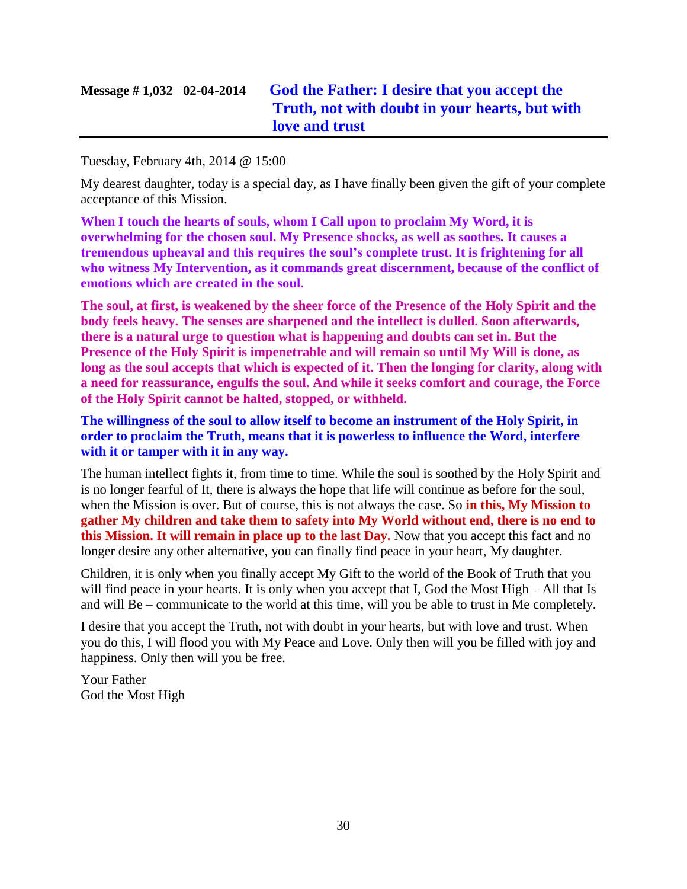## **Message # 1,032 02-04-2014 God the Father: I desire that you accept the Truth, not with doubt in your hearts, but with love and trust**

Tuesday, February 4th, 2014 @ 15:00

My dearest daughter, today is a special day, as I have finally been given the gift of your complete acceptance of this Mission.

**When I touch the hearts of souls, whom I Call upon to proclaim My Word, it is overwhelming for the chosen soul. My Presence shocks, as well as soothes. It causes a tremendous upheaval and this requires the soul's complete trust. It is frightening for all who witness My Intervention, as it commands great discernment, because of the conflict of emotions which are created in the soul.**

**The soul, at first, is weakened by the sheer force of the Presence of the Holy Spirit and the body feels heavy. The senses are sharpened and the intellect is dulled. Soon afterwards, there is a natural urge to question what is happening and doubts can set in. But the Presence of the Holy Spirit is impenetrable and will remain so until My Will is done, as long as the soul accepts that which is expected of it. Then the longing for clarity, along with a need for reassurance, engulfs the soul. And while it seeks comfort and courage, the Force of the Holy Spirit cannot be halted, stopped, or withheld.**

**The willingness of the soul to allow itself to become an instrument of the Holy Spirit, in order to proclaim the Truth, means that it is powerless to influence the Word, interfere with it or tamper with it in any way.**

The human intellect fights it, from time to time. While the soul is soothed by the Holy Spirit and is no longer fearful of It, there is always the hope that life will continue as before for the soul, when the Mission is over. But of course, this is not always the case. So **in this, My Mission to gather My children and take them to safety into My World without end, there is no end to this Mission. It will remain in place up to the last Day.** Now that you accept this fact and no longer desire any other alternative, you can finally find peace in your heart, My daughter.

Children, it is only when you finally accept My Gift to the world of the Book of Truth that you will find peace in your hearts. It is only when you accept that I, God the Most High – All that Is and will Be – communicate to the world at this time, will you be able to trust in Me completely.

I desire that you accept the Truth, not with doubt in your hearts, but with love and trust. When you do this, I will flood you with My Peace and Love. Only then will you be filled with joy and happiness. Only then will you be free.

Your Father
God the Most High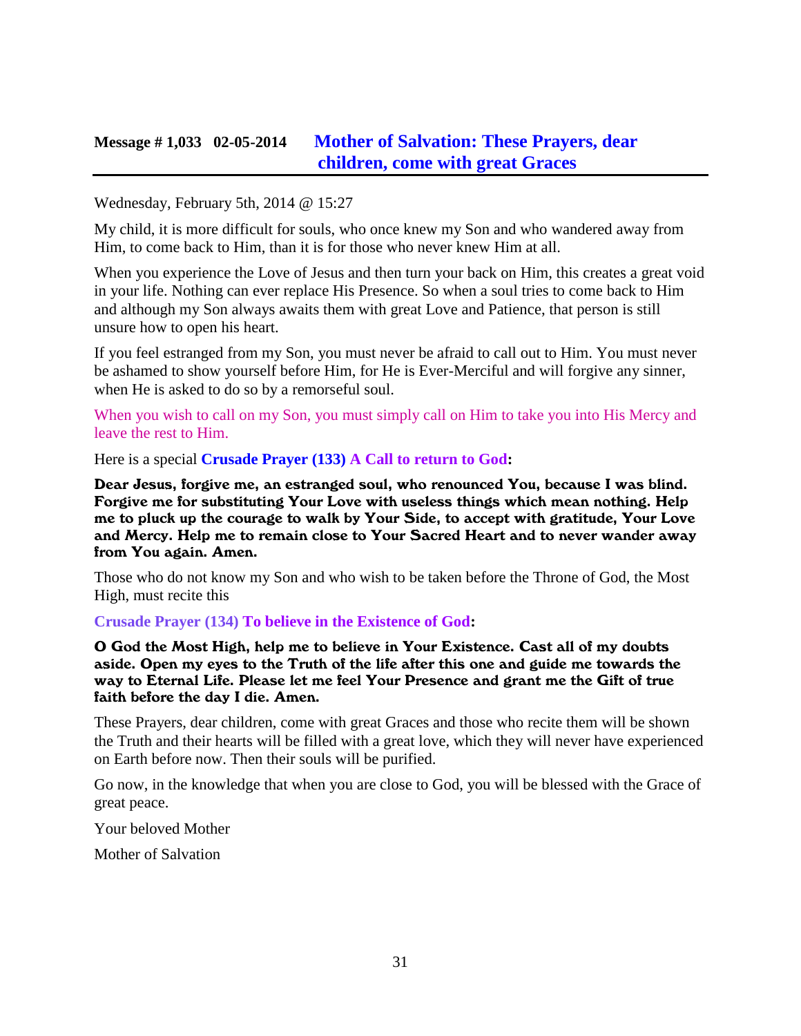## Message # 1,033 02-05-2014 Mother of Salvation: These Prayers, dear children, come with great Graces

Wednesday, February 5th, 2014 @ 15:27

My child, it is more difficult for souls, who once knew my Son and who wandered away from Him, to come back to Him, than it is for those who never knew Him at all.

When you experience the Love of Jesus and then turn your back on Him, this creates a great void in your life. Nothing can ever replace His Presence. So when a soul tries to come back to Him and although my Son always awaits them with great Love and Patience, that person is still unsure how to open his heart.

If you feel estranged from my Son, you must never be afraid to call out to Him. You must never be ashamed to show yourself before Him, for He is Ever-Merciful and will forgive any sinner, when He is asked to do so by a remorseful soul.

When you wish to call on my Son, you must simply call on Him to take you into His Mercy and leave the rest to Him.

Here is a special **Crusade Prayer (133) A Call to return to God:**

**Dear Jesus, forgive me, an estranged soul, who renounced You, because I was blind. Forgive me for substituting Your Love with useless things which mean nothing. Help me to pluck up the courage to walk by Your Side, to accept with gratitude, Your Love and Mercy. Help me to remain close to Your Sacred Heart and to never wander away from You again. Amen.**

Those who do not know my Son and who wish to be taken before the Throne of God, the Most High, must recite this

**Crusade Prayer (134) To believe in the Existence of God:**

**O God the Most High, help me to believe in Your Existence. Cast all of my doubts aside. Open my eyes to the Truth of the life after this one and guide me towards the way to Eternal Life. Please let me feel Your Presence and grant me the Gift of true faith before the day I die. Amen.**

These Prayers, dear children, come with great Graces and those who recite them will be shown the Truth and their hearts will be filled with a great love, which they will never have experienced on Earth before now. Then their souls will be purified.

Go now, in the knowledge that when you are close to God, you will be blessed with the Grace of great peace.

Your beloved Mother

Mother of Salvation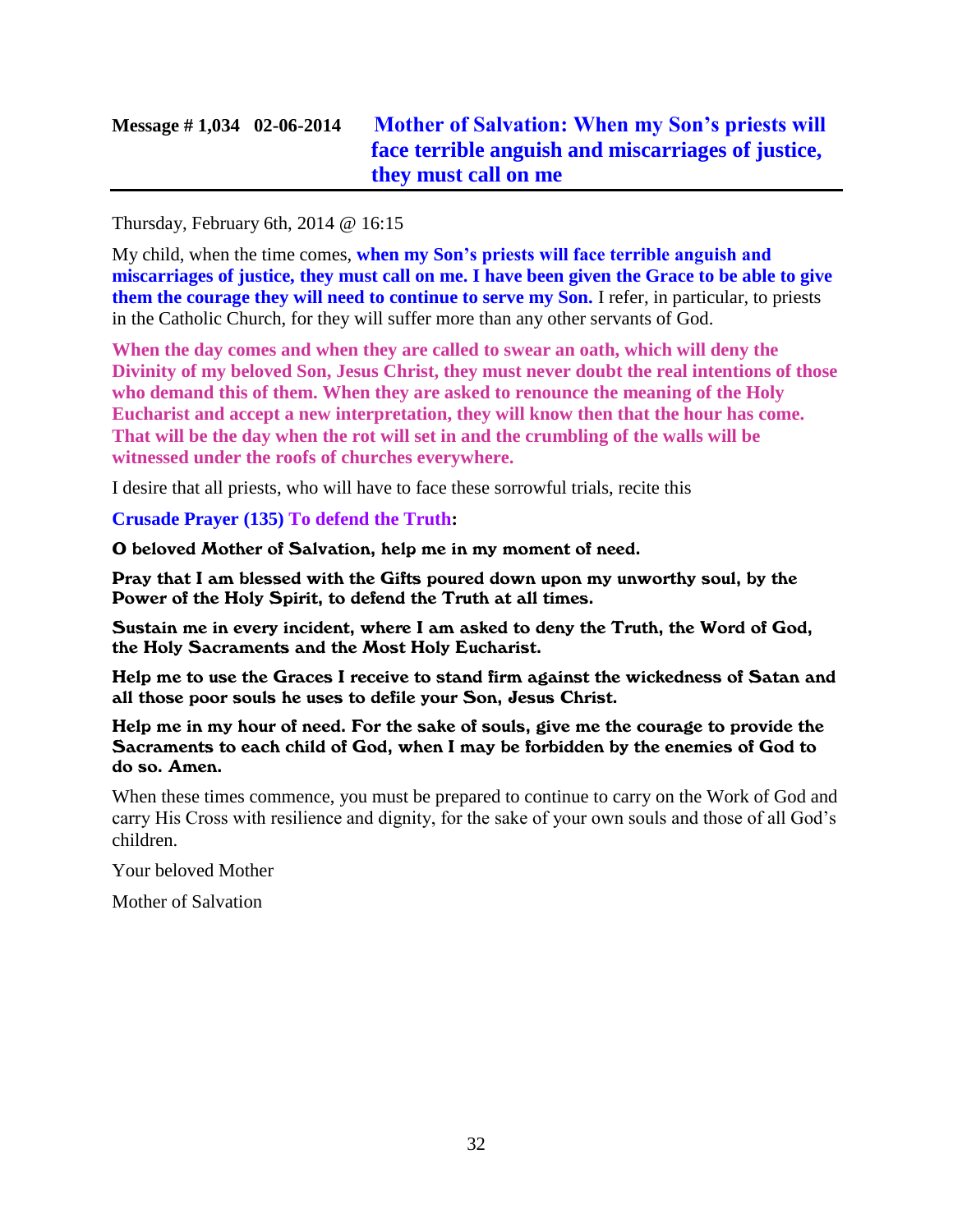## Message # 1,034 02-06-2014 Mother of Salvation: When my Son's priests will face terrible anguish and miscarriages of justice, they must call on me

Thursday, February 6th, 2014 @ 16:15

My child, when the time comes, **when my Son's priests will face terrible anguish and miscarriages of justice, they must call on me. I have been given the Grace to be able to give them the courage they will need to continue to serve my Son.** I refer, in particular, to priests in the Catholic Church, for they will suffer more than any other servants of God.

**When the day comes and when they are called to swear an oath, which will deny the Divinity of my beloved Son, Jesus Christ, they must never doubt the real intentions of those who demand this of them. When they are asked to renounce the meaning of the Holy Eucharist and accept a new interpretation, they will know then that the hour has come. That will be the day when the rot will set in and the crumbling of the walls will be witnessed under the roofs of churches everywhere.**

I desire that all priests, who will have to face these sorrowful trials, recite this

**Crusade Prayer (135) To defend the Truth:**

**O beloved Mother of Salvation, help me in my moment of need.**

**Pray that I am blessed with the Gifts poured down upon my unworthy soul, by the Power of the Holy Spirit, to defend the Truth at all times.**

**Sustain me in every incident, where I am asked to deny the Truth, the Word of God, the Holy Sacraments and the Most Holy Eucharist.**

**Help me to use the Graces I receive to stand firm against the wickedness of Satan and all those poor souls he uses to defile your Son, Jesus Christ.**

**Help me in my hour of need. For the sake of souls, give me the courage to provide the Sacraments to each child of God, when I may be forbidden by the enemies of God to do so. Amen.**

When these times commence, you must be prepared to continue to carry on the Work of God and carry His Cross with resilience and dignity, for the sake of your own souls and those of all God's children.

Your beloved Mother

Mother of Salvation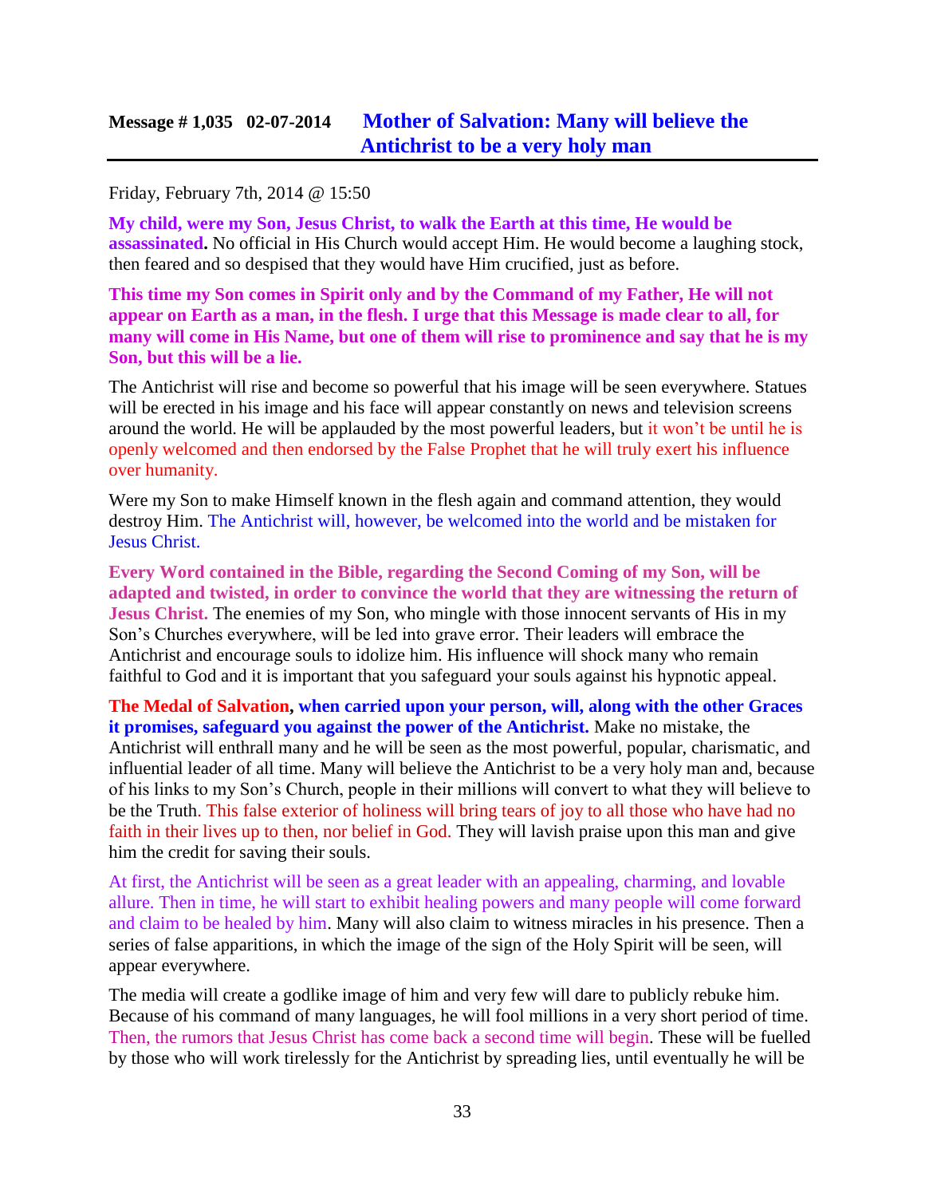**Message # 1,035 02-07-2014 Mother of Salvation: Many will believe the Antichrist to be a very holy man**

Friday, February 7th, 2014 @ 15:50

**My child, were my Son, Jesus Christ, to walk the Earth at this time, He would be assassinated.** No official in His Church would accept Him. He would become a laughing stock, then feared and so despised that they would have Him crucified, just as before.

**This time my Son comes in Spirit only and by the Command of my Father, He will not appear on Earth as a man, in the flesh. I urge that this Message is made clear to all, for many will come in His Name, but one of them will rise to prominence and say that he is my Son, but this will be a lie.**

The Antichrist will rise and become so powerful that his image will be seen everywhere. Statues will be erected in his image and his face will appear constantly on news and television screens around the world. He will be applauded by the most powerful leaders, but it won't be until he is openly welcomed and then endorsed by the False Prophet that he will truly exert his influence over humanity.

Were my Son to make Himself known in the flesh again and command attention, they would destroy Him. The Antichrist will, however, be welcomed into the world and be mistaken for Jesus Christ.

**Every Word contained in the Bible, regarding the Second Coming of my Son, will be adapted and twisted, in order to convince the world that they are witnessing the return of Jesus Christ.** The enemies of my Son, who mingle with those innocent servants of His in my Son's Churches everywhere, will be led into grave error. Their leaders will embrace the Antichrist and encourage souls to idolize him. His influence will shock many who remain faithful to God and it is important that you safeguard your souls against his hypnotic appeal.

**The Medal of Salvation, when carried upon your person, will, along with the other Graces it promises, safeguard you against the power of the Antichrist.** Make no mistake, the Antichrist will enthrall many and he will be seen as the most powerful, popular, charismatic, and influential leader of all time. Many will believe the Antichrist to be a very holy man and, because of his links to my Son's Church, people in their millions will convert to what they will believe to be the Truth. This false exterior of holiness will bring tears of joy to all those who have had no faith in their lives up to then, nor belief in God. They will lavish praise upon this man and give him the credit for saving their souls.

At first, the Antichrist will be seen as a great leader with an appealing, charming, and lovable allure. Then in time, he will start to exhibit healing powers and many people will come forward and claim to be healed by him. Many will also claim to witness miracles in his presence. Then a series of false apparitions, in which the image of the sign of the Holy Spirit will be seen, will appear everywhere.

The media will create a godlike image of him and very few will dare to publicly rebuke him. Because of his command of many languages, he will fool millions in a very short period of time. Then, the rumors that Jesus Christ has come back a second time will begin. These will be fuelled by those who will work tirelessly for the Antichrist by spreading lies, until eventually he will be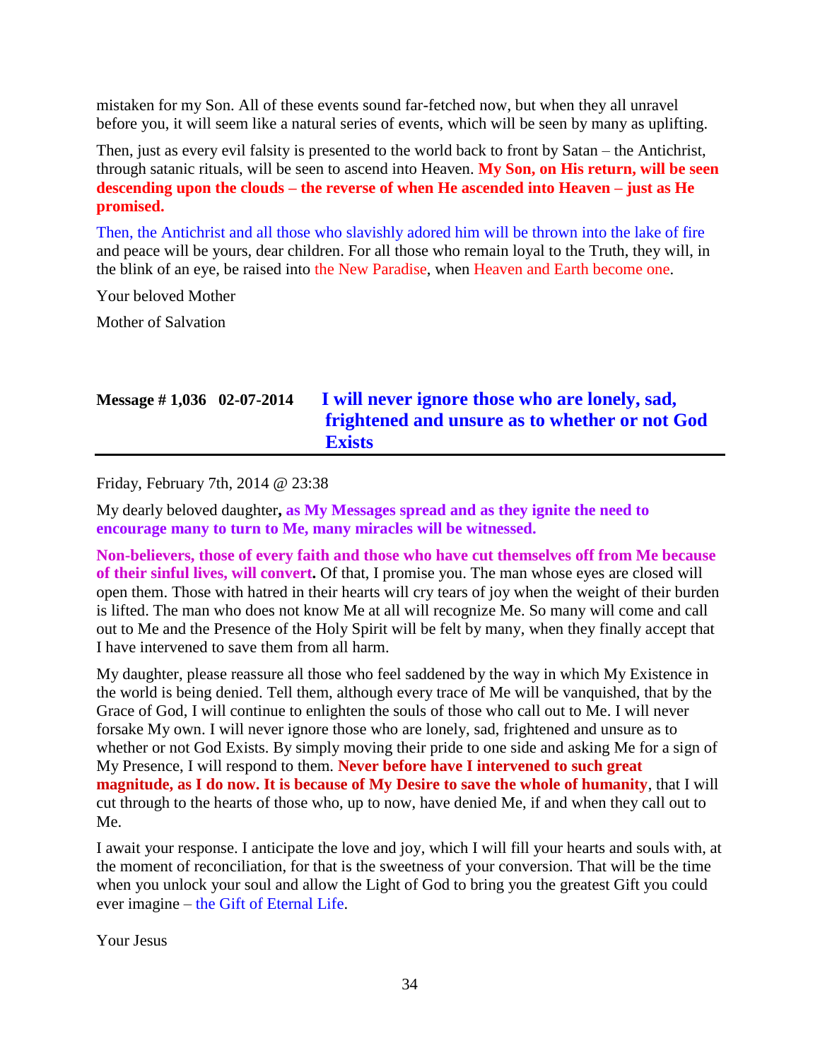mistaken for my Son. All of these events sound far-fetched now, but when they all unravel before you, it will seem like a natural series of events, which will be seen by many as uplifting.

Then, just as every evil falsity is presented to the world back to front by Satan – the Antichrist, through satanic rituals, will be seen to ascend into Heaven. **My Son, on His return, will be seen descending upon the clouds – the reverse of when He ascended into Heaven – just as He promised.**

Then, the Antichrist and all those who slavishly adored him will be thrown into the lake of fire and peace will be yours, dear children. For all those who remain loyal to the Truth, they will, in the blink of an eye, be raised into the New Paradise, when Heaven and Earth become one.

Your beloved Mother

Mother of Salvation

## Message # 1,036 02-07-2014 I will never ignore those who are lonely, sad, frightened and unsure as to whether or not God Exists

Friday, February 7th, 2014 @ 23:38

My dearly beloved daughter**, as My Messages spread and as they ignite the need to encourage many to turn to Me, many miracles will be witnessed.**

**Non-believers, those of every faith and those who have cut themselves off from Me because of their sinful lives, will convert.** Of that, I promise you. The man whose eyes are closed will open them. Those with hatred in their hearts will cry tears of joy when the weight of their burden is lifted. The man who does not know Me at all will recognize Me. So many will come and call out to Me and the Presence of the Holy Spirit will be felt by many, when they finally accept that I have intervened to save them from all harm.

My daughter, please reassure all those who feel saddened by the way in which My Existence in the world is being denied. Tell them, although every trace of Me will be vanquished, that by the Grace of God, I will continue to enlighten the souls of those who call out to Me. I will never forsake My own. I will never ignore those who are lonely, sad, frightened and unsure as to whether or not God Exists. By simply moving their pride to one side and asking Me for a sign of My Presence, I will respond to them. **Never before have I intervened to such great magnitude, as I do now. It is because of My Desire to save the whole of humanity**, that I will cut through to the hearts of those who, up to now, have denied Me, if and when they call out to Me.

I await your response. I anticipate the love and joy, which I will fill your hearts and souls with, at the moment of reconciliation, for that is the sweetness of your conversion. That will be the time when you unlock your soul and allow the Light of God to bring you the greatest Gift you could ever imagine – the Gift of Eternal Life.

Your Jesus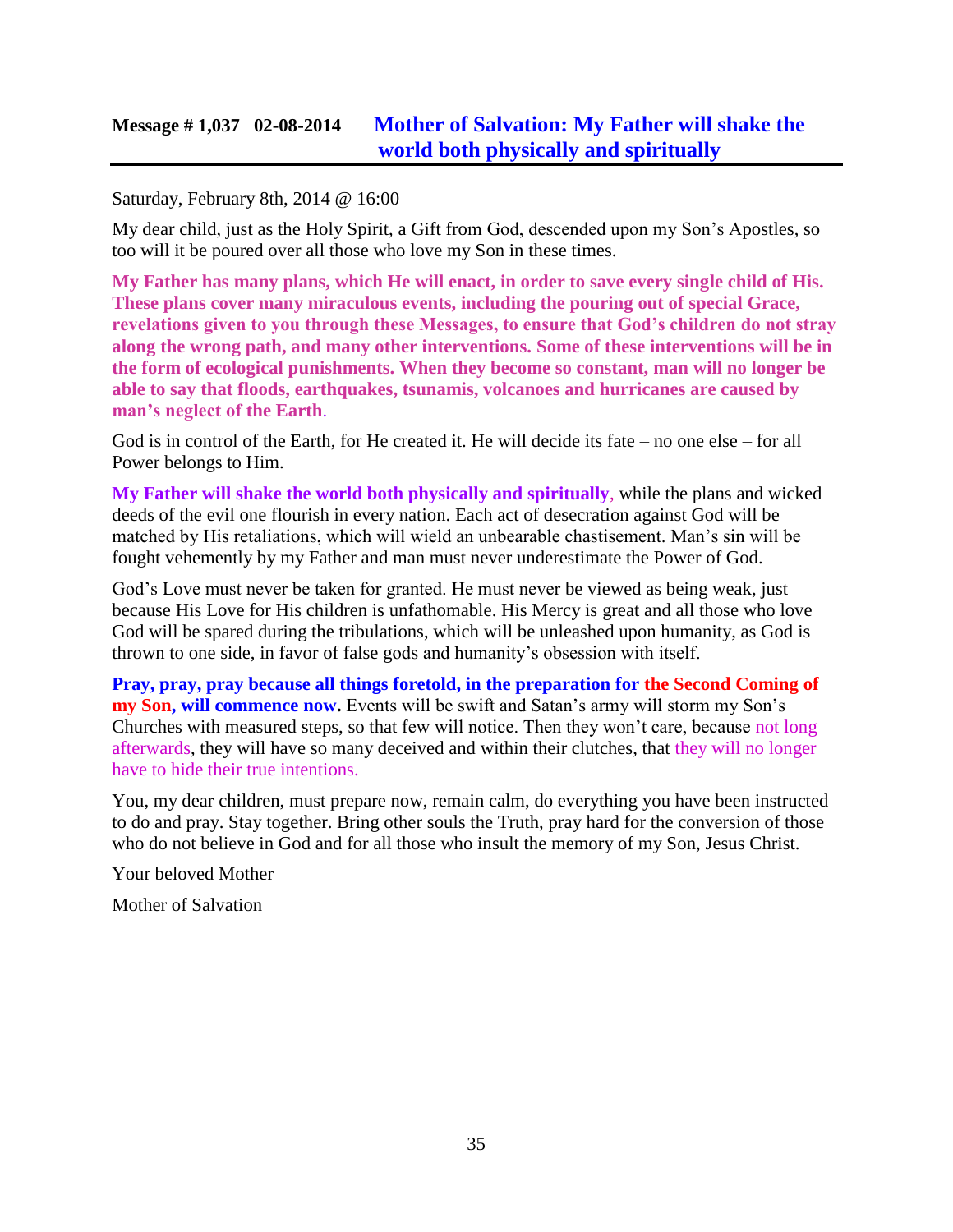## Message # 1,037 02-08-2014 Mother of Salvation: My Father will shake the world both physically and spiritually

Saturday, February 8th, 2014 @ 16:00

My dear child, just as the Holy Spirit, a Gift from God, descended upon my Son's Apostles, so too will it be poured over all those who love my Son in these times.

**My Father has many plans, which He will enact, in order to save every single child of His. These plans cover many miraculous events, including the pouring out of special Grace, revelations given to you through these Messages, to ensure that God's children do not stray along the wrong path, and many other interventions. Some of these interventions will be in the form of ecological punishments. When they become so constant, man will no longer be able to say that floods, earthquakes, tsunamis, volcanoes and hurricanes are caused by man's neglect of the Earth.**

God is in control of the Earth, for He created it. He will decide its fate – no one else – for all Power belongs to Him.

**My Father will shake the world both physically and spiritually**, while the plans and wicked deeds of the evil one flourish in every nation. Each act of desecration against God will be matched by His retaliations, which will wield an unbearable chastisement. Man's sin will be fought vehemently by my Father and man must never underestimate the Power of God.

God's Love must never be taken for granted. He must never be viewed as being weak, just because His Love for His children is unfathomable. His Mercy is great and all those who love God will be spared during the tribulations, which will be unleashed upon humanity, as God is thrown to one side, in favor of false gods and humanity's obsession with itself.

**Pray, pray, pray because all things foretold, in the preparation for the Second Coming of my Son, will commence now.** Events will be swift and Satan's army will storm my Son's Churches with measured steps, so that few will notice. Then they won't care, because not long afterwards, they will have so many deceived and within their clutches, that they will no longer have to hide their true intentions.

You, my dear children, must prepare now, remain calm, do everything you have been instructed to do and pray. Stay together. Bring other souls the Truth, pray hard for the conversion of those who do not believe in God and for all those who insult the memory of my Son, Jesus Christ.

Your beloved Mother

Mother of Salvation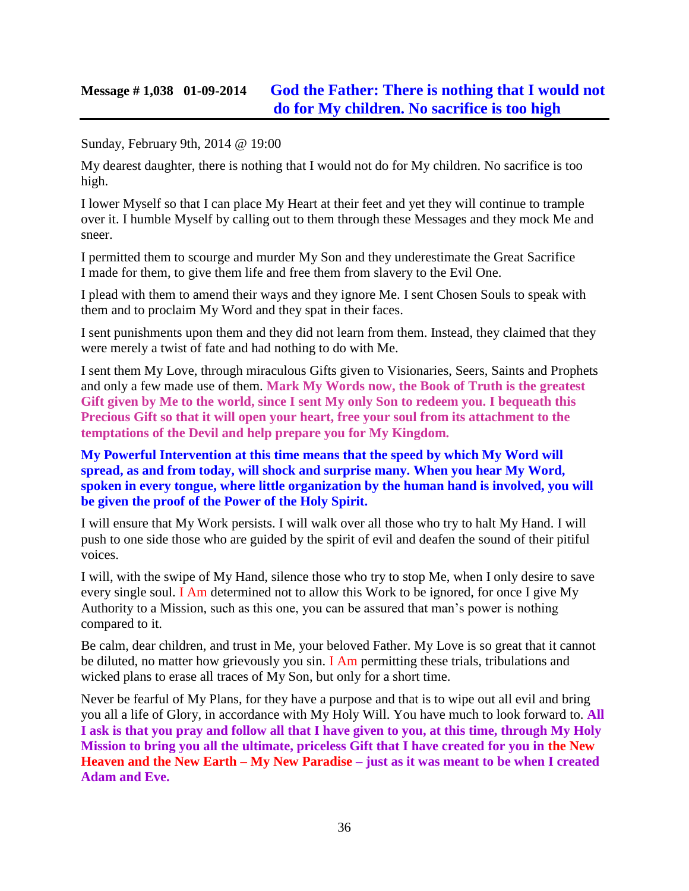## Message # 1,038 01-09-2014 God the Father: There is nothing that I would not do for My children. No sacrifice is too high

Sunday, February 9th, 2014 @ 19:00

My dearest daughter, there is nothing that I would not do for My children. No sacrifice is too high.

I lower Myself so that I can place My Heart at their feet and yet they will continue to trample over it. I humble Myself by calling out to them through these Messages and they mock Me and sneer.

I permitted them to scourge and murder My Son and they underestimate the Great Sacrifice I made for them, to give them life and free them from slavery to the Evil One.

I plead with them to amend their ways and they ignore Me. I sent Chosen Souls to speak with them and to proclaim My Word and they spat in their faces.

I sent punishments upon them and they did not learn from them. Instead, they claimed that they were merely a twist of fate and had nothing to do with Me.

I sent them My Love, through miraculous Gifts given to Visionaries, Seers, Saints and Prophets and only a few made use of them. **Mark My Words now, the Book of Truth is the greatest Gift given by Me to the world, since I sent My only Son to redeem you. I bequeath this Precious Gift so that it will open your heart, free your soul from its attachment to the temptations of the Devil and help prepare you for My Kingdom.**

**My Powerful Intervention at this time means that the speed by which My Word will spread, as and from today, will shock and surprise many. When you hear My Word, spoken in every tongue, where little organization by the human hand is involved, you will be given the proof of the Power of the Holy Spirit.**

I will ensure that My Work persists. I will walk over all those who try to halt My Hand. I will push to one side those who are guided by the spirit of evil and deafen the sound of their pitiful voices.

I will, with the swipe of My Hand, silence those who try to stop Me, when I only desire to save every single soul. I Am determined not to allow this Work to be ignored, for once I give My Authority to a Mission, such as this one, you can be assured that man's power is nothing compared to it.

Be calm, dear children, and trust in Me, your beloved Father. My Love is so great that it cannot be diluted, no matter how grievously you sin. I Am permitting these trials, tribulations and wicked plans to erase all traces of My Son, but only for a short time.

Never be fearful of My Plans, for they have a purpose and that is to wipe out all evil and bring you all a life of Glory, in accordance with My Holy Will. You have much to look forward to. **All I ask is that you pray and follow all that I have given to you, at this time, through My Holy Mission to bring you all the ultimate, priceless Gift that I have created for you in the New Heaven and the New Earth – My New Paradise – just as it was meant to be when I created Adam and Eve.**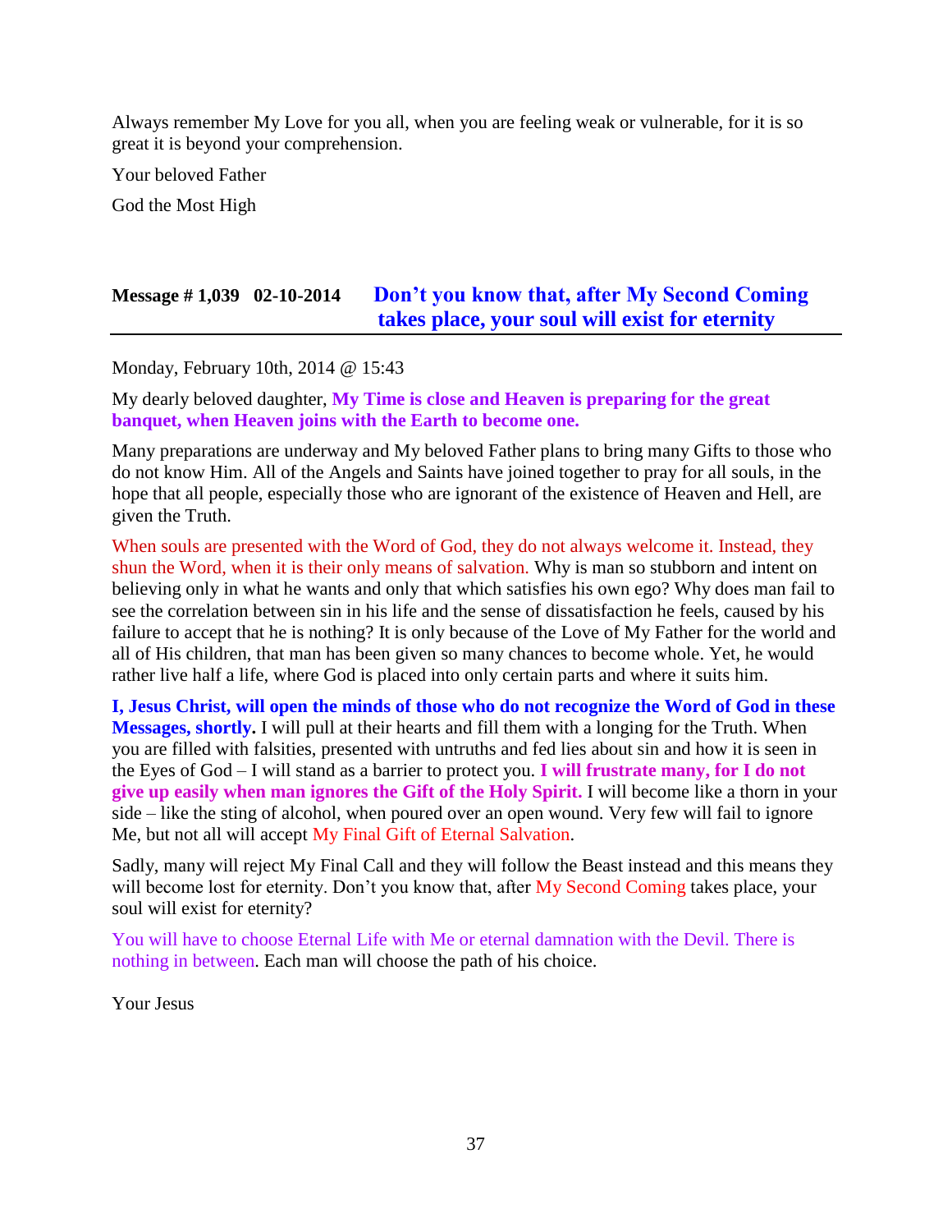Always remember My Love for you all, when you are feeling weak or vulnerable, for it is so great it is beyond your comprehension.

Your beloved Father

God the Most High

## Message # 1,039 02-10-2014 Don't you know that, after My Second Coming takes place, your soul will exist for eternity

Monday, February 10th, 2014 @ 15:43

My dearly beloved daughter, **My Time is close and Heaven is preparing for the great banquet, when Heaven joins with the Earth to become one.**

Many preparations are underway and My beloved Father plans to bring many Gifts to those who do not know Him. All of the Angels and Saints have joined together to pray for all souls, in the hope that all people, especially those who are ignorant of the existence of Heaven and Hell, are given the Truth.

When souls are presented with the Word of God, they do not always welcome it. Instead, they shun the Word, when it is their only means of salvation. Why is man so stubborn and intent on believing only in what he wants and only that which satisfies his own ego? Why does man fail to see the correlation between sin in his life and the sense of dissatisfaction he feels, caused by his failure to accept that he is nothing? It is only because of the Love of My Father for the world and all of His children, that man has been given so many chances to become whole. Yet, he would rather live half a life, where God is placed into only certain parts and where it suits him.

**I, Jesus Christ, will open the minds of those who do not recognize the Word of God in these Messages, shortly.** I will pull at their hearts and fill them with a longing for the Truth. When you are filled with falsities, presented with untruths and fed lies about sin and how it is seen in the Eyes of God – I will stand as a barrier to protect you. **I will frustrate many, for I do not give up easily when man ignores the Gift of the Holy Spirit.** I will become like a thorn in your side – like the sting of alcohol, when poured over an open wound. Very few will fail to ignore Me, but not all will accept My Final Gift of Eternal Salvation.

Sadly, many will reject My Final Call and they will follow the Beast instead and this means they will become lost for eternity. Don't you know that, after My Second Coming takes place, your soul will exist for eternity?

You will have to choose Eternal Life with Me or eternal damnation with the Devil. There is nothing in between. Each man will choose the path of his choice.

Your Jesus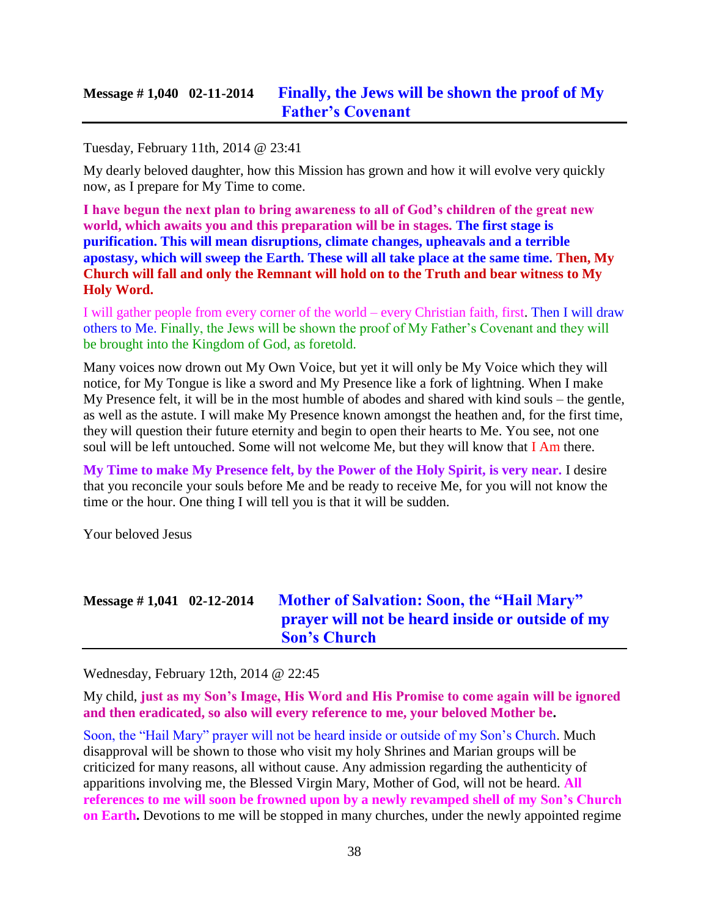## Message # 1,040 02-11-2014 Finally, the Jews will be shown the proof of My Father's Covenant

Tuesday, February 11th, 2014 @ 23:41

My dearly beloved daughter, how this Mission has grown and how it will evolve very quickly now, as I prepare for My Time to come.

**I have begun the next plan to bring awareness to all of God's children of the great new world, which awaits you and this preparation will be in stages. The first stage is purification. This will mean disruptions, climate changes, upheavals and a terrible apostasy, which will sweep the Earth. These will all take place at the same time. Then, My Church will fall and only the Remnant will hold on to the Truth and bear witness to My Holy Word.**

I will gather people from every corner of the world – every Christian faith, first. Then I will draw others to Me. Finally, the Jews will be shown the proof of My Father's Covenant and they will be brought into the Kingdom of God, as foretold.

Many voices now drown out My Own Voice, but yet it will only be My Voice which they will notice, for My Tongue is like a sword and My Presence like a fork of lightning. When I make My Presence felt, it will be in the most humble of abodes and shared with kind souls – the gentle, as well as the astute. I will make My Presence known amongst the heathen and, for the first time, they will question their future eternity and begin to open their hearts to Me. You see, not one soul will be left untouched. Some will not welcome Me, but they will know that I Am there.

**My Time to make My Presence felt, by the Power of the Holy Spirit, is very near.** I desire that you reconcile your souls before Me and be ready to receive Me, for you will not know the time or the hour. One thing I will tell you is that it will be sudden.

Your beloved Jesus

## Message # 1,041 02-12-2014 Mother of Salvation: Soon, the "Hail Mary" prayer will not be heard inside or outside of my Son's Church

Wednesday, February 12th, 2014 @ 22:45

My child, **just as my Son's Image, His Word and His Promise to come again will be ignored and then eradicated, so also will every reference to me, your beloved Mother be.**

Soon, the "Hail Mary" prayer will not be heard inside or outside of my Son's Church. Much disapproval will be shown to those who visit my holy Shrines and Marian groups will be criticized for many reasons, all without cause. Any admission regarding the authenticity of apparitions involving me, the Blessed Virgin Mary, Mother of God, will not be heard. **All references to me will soon be frowned upon by a newly revamped shell of my Son's Church on Earth.** Devotions to me will be stopped in many churches, under the newly appointed regime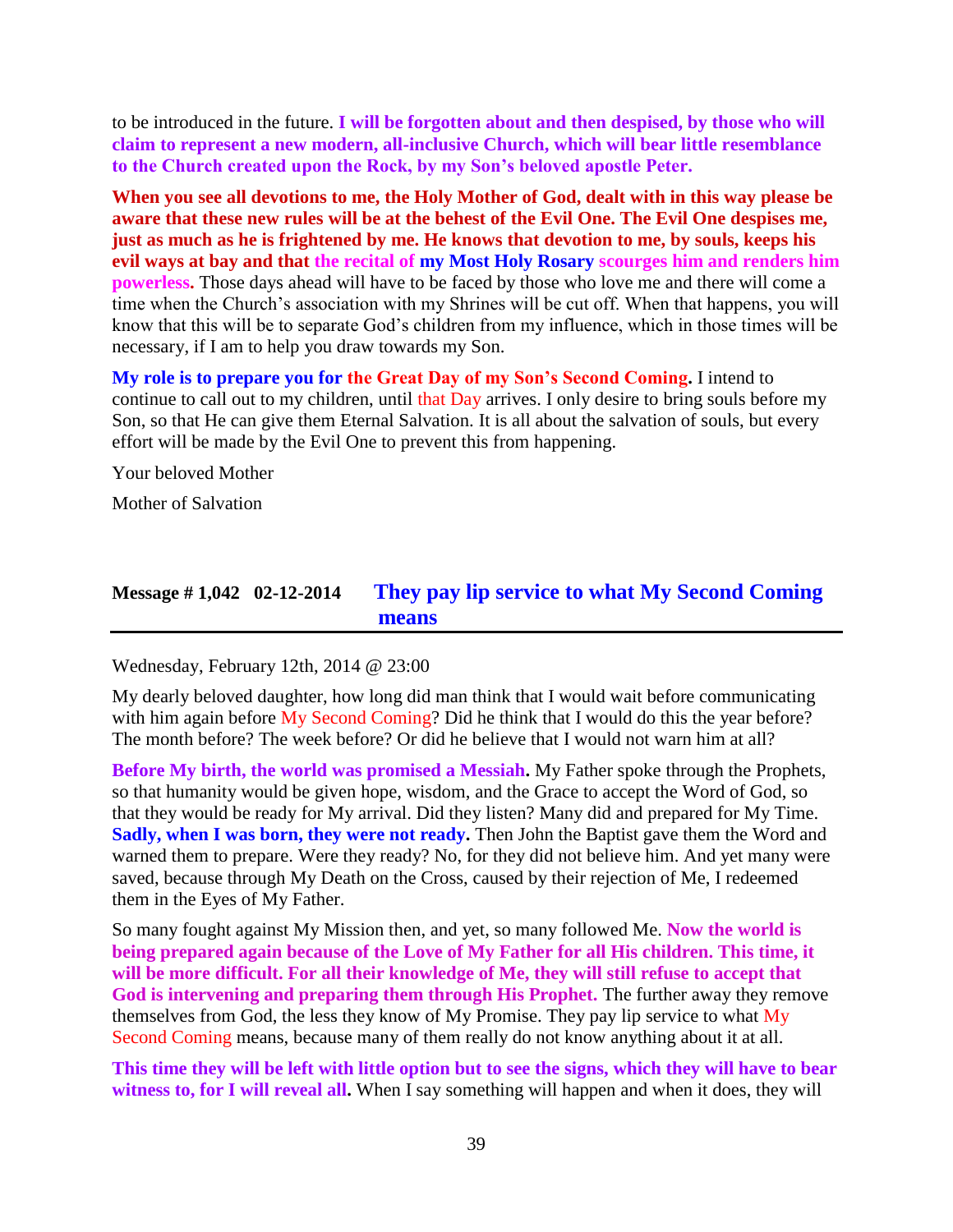to be introduced in the future. **I will be forgotten about and then despised, by those who will claim to represent a new modern, all-inclusive Church, which will bear little resemblance to the Church created upon the Rock, by my Son's beloved apostle Peter.**

**When you see all devotions to me, the Holy Mother of God, dealt with in this way please be aware that these new rules will be at the behest of the Evil One. The Evil One despises me, just as much as he is frightened by me. He knows that devotion to me, by souls, keeps his evil ways at bay and that the recital of my Most Holy Rosary scourges him and renders him powerless.** Those days ahead will have to be faced by those who love me and there will come a time when the Church's association with my Shrines will be cut off. When that happens, you will know that this will be to separate God's children from my influence, which in those times will be necessary, if I am to help you draw towards my Son.

**My role is to prepare you for the Great Day of my Son's Second Coming.** I intend to continue to call out to my children, until that Day arrives. I only desire to bring souls before my Son, so that He can give them Eternal Salvation. It is all about the salvation of souls, but every effort will be made by the Evil One to prevent this from happening.

Your beloved Mother

Mother of Salvation

## Message # 1,042 02-12-2014 They pay lip service to what My Second Coming means

Wednesday, February 12th, 2014 @ 23:00

My dearly beloved daughter, how long did man think that I would wait before communicating with him again before My Second Coming? Did he think that I would do this the year before? The month before? The week before? Or did he believe that I would not warn him at all?

**Before My birth, the world was promised a Messiah.** My Father spoke through the Prophets, so that humanity would be given hope, wisdom, and the Grace to accept the Word of God, so that they would be ready for My arrival. Did they listen? Many did and prepared for My Time. **Sadly, when I was born, they were not ready.** Then John the Baptist gave them the Word and warned them to prepare. Were they ready? No, for they did not believe him. And yet many were saved, because through My Death on the Cross, caused by their rejection of Me, I redeemed them in the Eyes of My Father.

So many fought against My Mission then, and yet, so many followed Me. **Now the world is being prepared again because of the Love of My Father for all His children. This time, it will be more difficult. For all their knowledge of Me, they will still refuse to accept that God is intervening and preparing them through His Prophet.** The further away they remove themselves from God, the less they know of My Promise. They pay lip service to what My Second Coming means, because many of them really do not know anything about it at all.

**This time they will be left with little option but to see the signs, which they will have to bear witness to, for I will reveal all.** When I say something will happen and when it does, they will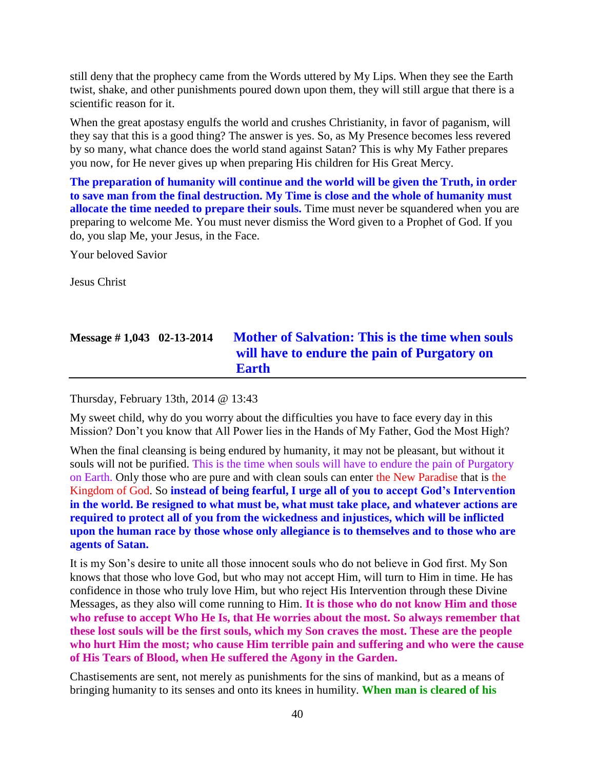still deny that the prophecy came from the Words uttered by My Lips. When they see the Earth twist, shake, and other punishments poured down upon them, they will still argue that there is a scientific reason for it.

When the great apostasy engulfs the world and crushes Christianity, in favor of paganism, will they say that this is a good thing? The answer is yes. So, as My Presence becomes less revered by so many, what chance does the world stand against Satan? This is why My Father prepares you now, for He never gives up when preparing His children for His Great Mercy.

**The preparation of humanity will continue and the world will be given the Truth, in order to save man from the final destruction. My Time is close and the whole of humanity must allocate the time needed to prepare their souls.** Time must never be squandered when you are preparing to welcome Me. You must never dismiss the Word given to a Prophet of God. If you do, you slap Me, your Jesus, in the Face.

Your beloved Savior

Jesus Christ

## Message # 1,043 02-13-2014 Mother of Salvation: This is the time when souls will have to endure the pain of Purgatory on Earth

Thursday, February 13th, 2014 @ 13:43

My sweet child, why do you worry about the difficulties you have to face every day in this Mission? Don't you know that All Power lies in the Hands of My Father, God the Most High?

When the final cleansing is being endured by humanity, it may not be pleasant, but without it souls will not be purified. This is the time when souls will have to endure the pain of Purgatory on Earth. Only those who are pure and with clean souls can enter the New Paradise that is the Kingdom of God. So **instead of being fearful, I urge all of you to accept God's Intervention in the world. Be resigned to what must be, what must take place, and whatever actions are required to protect all of you from the wickedness and injustices, which will be inflicted upon the human race by those whose only allegiance is to themselves and to those who are agents of Satan.**

It is my Son's desire to unite all those innocent souls who do not believe in God first. My Son knows that those who love God, but who may not accept Him, will turn to Him in time. He has confidence in those who truly love Him, but who reject His Intervention through these Divine Messages, as they also will come running to Him. **It is those who do not know Him and those who refuse to accept Who He Is, that He worries about the most. So always remember that these lost souls will be the first souls, which my Son craves the most. These are the people who hurt Him the most; who cause Him terrible pain and suffering and who were the cause of His Tears of Blood, when He suffered the Agony in the Garden.**

Chastisements are sent, not merely as punishments for the sins of mankind, but as a means of bringing humanity to its senses and onto its knees in humility. **When man is cleared of his**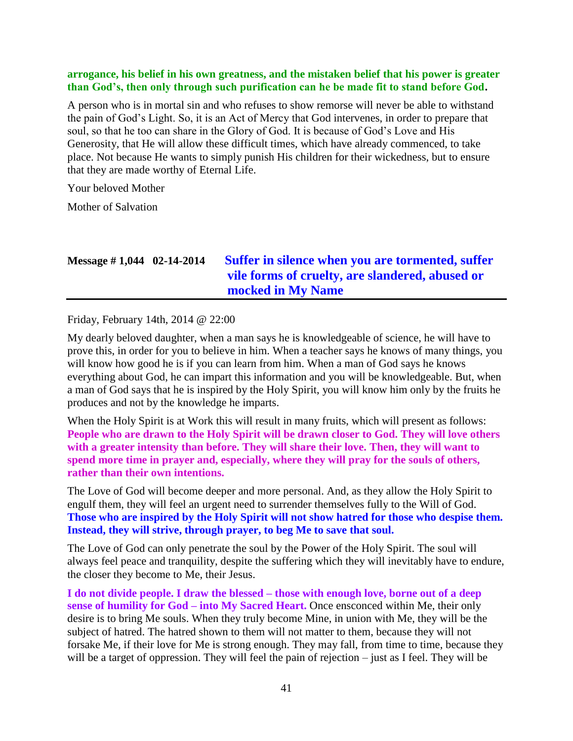**arrogance, his belief in his own greatness, and the mistaken belief that his power is greater than God's, then only through such purification can he be made fit to stand before God.**

A person who is in mortal sin and who refuses to show remorse will never be able to withstand the pain of God's Light. So, it is an Act of Mercy that God intervenes, in order to prepare that soul, so that he too can share in the Glory of God. It is because of God's Love and His Generosity, that He will allow these difficult times, which have already commenced, to take place. Not because He wants to simply punish His children for their wickedness, but to ensure that they are made worthy of Eternal Life.

Your beloved Mother

Mother of Salvation

## Message # 1,044 02-14-2014 Suffer in silence when you are tormented, suffer vile forms of cruelty, are slandered, abused or mocked in My Name

Friday, February 14th, 2014 @ 22:00

My dearly beloved daughter, when a man says he is knowledgeable of science, he will have to prove this, in order for you to believe in him. When a teacher says he knows of many things, you will know how good he is if you can learn from him. When a man of God says he knows everything about God, he can impart this information and you will be knowledgeable. But, when a man of God says that he is inspired by the Holy Spirit, you will know him only by the fruits he produces and not by the knowledge he imparts.

When the Holy Spirit is at Work this will result in many fruits, which will present as follows: **People who are drawn to the Holy Spirit will be drawn closer to God. They will love others with a greater intensity than before. They will share their love. Then, they will want to spend more time in prayer and, especially, where they will pray for the souls of others, rather than their own intentions.**

The Love of God will become deeper and more personal. And, as they allow the Holy Spirit to engulf them, they will feel an urgent need to surrender themselves fully to the Will of God. **Those who are inspired by the Holy Spirit will not show hatred for those who despise them. Instead, they will strive, through prayer, to beg Me to save that soul.**

The Love of God can only penetrate the soul by the Power of the Holy Spirit. The soul will always feel peace and tranquility, despite the suffering which they will inevitably have to endure, the closer they become to Me, their Jesus.

**I do not divide people. I draw the blessed – those with enough love, borne out of a deep sense of humility for God – into My Sacred Heart.** Once ensconced within Me, their only desire is to bring Me souls. When they truly become Mine, in union with Me, they will be the subject of hatred. The hatred shown to them will not matter to them, because they will not forsake Me, if their love for Me is strong enough. They may fall, from time to time, because they will be a target of oppression. They will feel the pain of rejection – just as I feel. They will be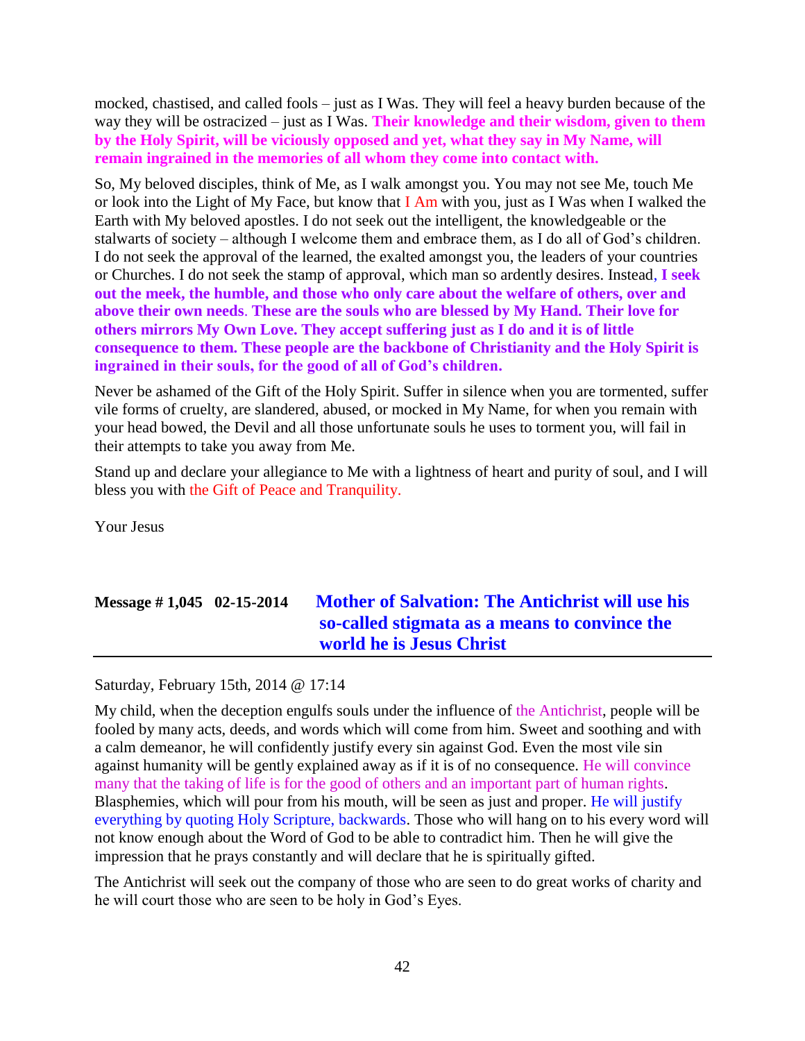mocked, chastised, and called fools – just as I Was. They will feel a heavy burden because of the way they will be ostracized – just as I Was. **Their knowledge and their wisdom, given to them by the Holy Spirit, will be viciously opposed and yet, what they say in My Name, will remain ingrained in the memories of all whom they come into contact with.**

So, My beloved disciples, think of Me, as I walk amongst you. You may not see Me, touch Me or look into the Light of My Face, but know that I Am with you, just as I Was when I walked the Earth with My beloved apostles. I do not seek out the intelligent, the knowledgeable or the stalwarts of society – although I welcome them and embrace them, as I do all of God's children. I do not seek the approval of the learned, the exalted amongst you, the leaders of your countries or Churches. I do not seek the stamp of approval, which man so ardently desires. Instead, **I seek out the meek, the humble, and those who only care about the welfare of others, over and above their own needs**. **These are the souls who are blessed by My Hand. Their love for others mirrors My Own Love. They accept suffering just as I do and it is of little consequence to them. These people are the backbone of Christianity and the Holy Spirit is ingrained in their souls, for the good of all of God's children.**

Never be ashamed of the Gift of the Holy Spirit. Suffer in silence when you are tormented, suffer vile forms of cruelty, are slandered, abused, or mocked in My Name, for when you remain with your head bowed, the Devil and all those unfortunate souls he uses to torment you, will fail in their attempts to take you away from Me.

Stand up and declare your allegiance to Me with a lightness of heart and purity of soul, and I will bless you with the Gift of Peace and Tranquility.

Your Jesus

## Message # 1,045 02-15-2014 Mother of Salvation: The Antichrist will use his so-called stigmata as a means to convince the world he is Jesus Christ

Saturday, February 15th, 2014 @ 17:14

My child, when the deception engulfs souls under the influence of the Antichrist, people will be fooled by many acts, deeds, and words which will come from him. Sweet and soothing and with a calm demeanor, he will confidently justify every sin against God. Even the most vile sin against humanity will be gently explained away as if it is of no consequence. He will convince many that the taking of life is for the good of others and an important part of human rights. Blasphemies, which will pour from his mouth, will be seen as just and proper. He will justify everything by quoting Holy Scripture, backwards. Those who will hang on to his every word will not know enough about the Word of God to be able to contradict him. Then he will give the impression that he prays constantly and will declare that he is spiritually gifted.

The Antichrist will seek out the company of those who are seen to do great works of charity and he will court those who are seen to be holy in God's Eyes.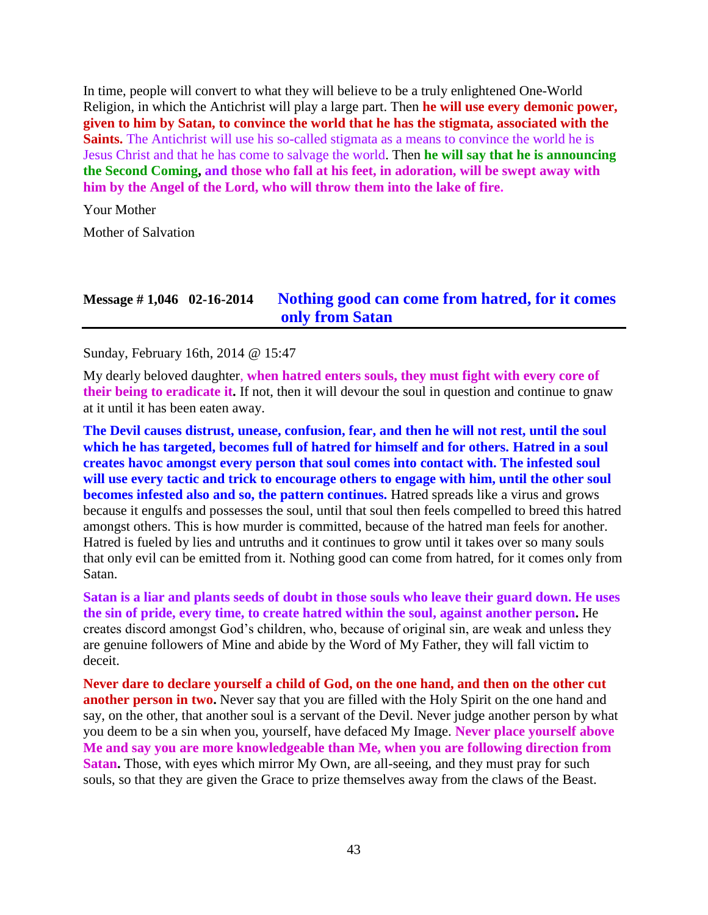In time, people will convert to what they will believe to be a truly enlightened One-World Religion, in which the Antichrist will play a large part. Then **he will use every demonic power, given to him by Satan, to convince the world that he has the stigmata, associated with the Saints.** The Antichrist will use his so-called stigmata as a means to convince the world he is Jesus Christ and that he has come to salvage the world. Then **he will say that he is announcing the Second Coming, and those who fall at his feet, in adoration, will be swept away with him by the Angel of the Lord, who will throw them into the lake of fire.**

Your Mother

Mother of Salvation

## Message # 1,046 02-16-2014 Nothing good can come from hatred, for it comes only from Satan

Sunday, February 16th, 2014 @ 15:47

My dearly beloved daughter, **when hatred enters souls, they must fight with every core of their being to eradicate it.** If not, then it will devour the soul in question and continue to gnaw at it until it has been eaten away.

**The Devil causes distrust, unease, confusion, fear, and then he will not rest, until the soul which he has targeted, becomes full of hatred for himself and for others. Hatred in a soul creates havoc amongst every person that soul comes into contact with. The infested soul will use every tactic and trick to encourage others to engage with him, until the other soul becomes infested also and so, the pattern continues.** Hatred spreads like a virus and grows because it engulfs and possesses the soul, until that soul then feels compelled to breed this hatred amongst others. This is how murder is committed, because of the hatred man feels for another. Hatred is fueled by lies and untruths and it continues to grow until it takes over so many souls that only evil can be emitted from it. Nothing good can come from hatred, for it comes only from Satan.

**Satan is a liar and plants seeds of doubt in those souls who leave their guard down. He uses the sin of pride, every time, to create hatred within the soul, against another person.** He creates discord amongst God's children, who, because of original sin, are weak and unless they are genuine followers of Mine and abide by the Word of My Father, they will fall victim to deceit.

**Never dare to declare yourself a child of God, on the one hand, and then on the other cut another person in two.** Never say that you are filled with the Holy Spirit on the one hand and say, on the other, that another soul is a servant of the Devil. Never judge another person by what you deem to be a sin when you, yourself, have defaced My Image. **Never place yourself above Me and say you are more knowledgeable than Me, when you are following direction from Satan.** Those, with eyes which mirror My Own, are all-seeing, and they must pray for such souls, so that they are given the Grace to prize themselves away from the claws of the Beast.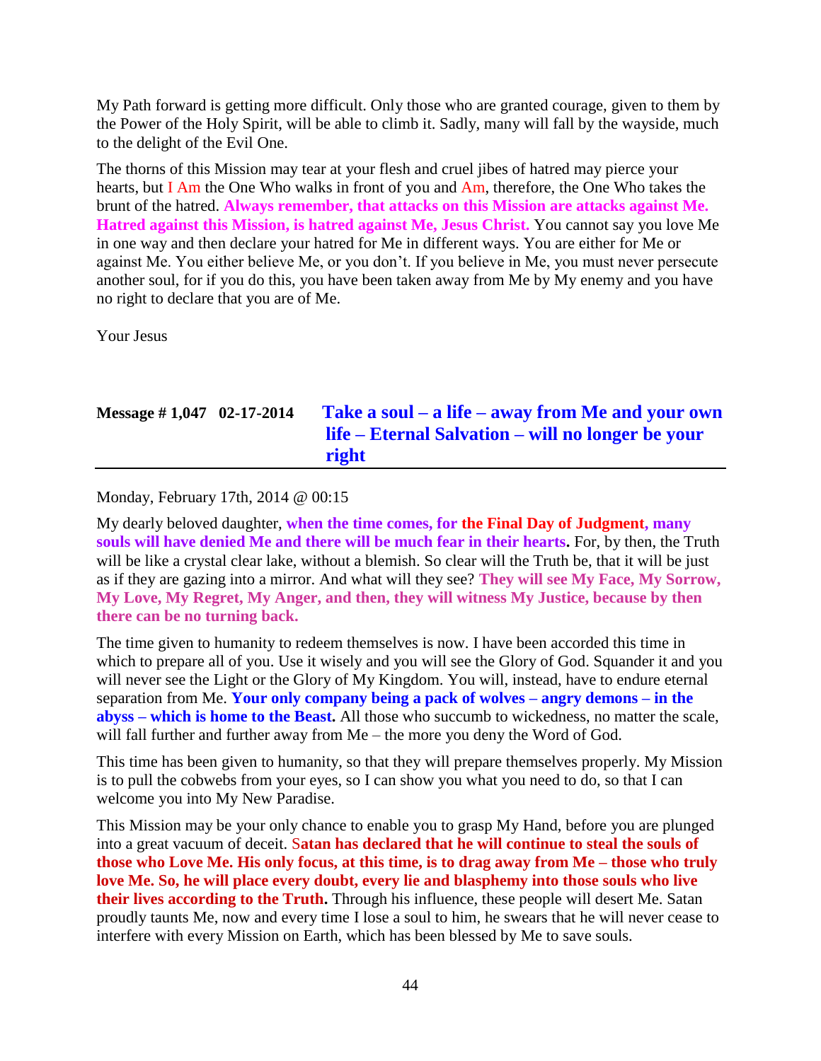My Path forward is getting more difficult. Only those who are granted courage, given to them by the Power of the Holy Spirit, will be able to climb it. Sadly, many will fall by the wayside, much to the delight of the Evil One.

The thorns of this Mission may tear at your flesh and cruel jibes of hatred may pierce your hearts, but I Am the One Who walks in front of you and Am, therefore, the One Who takes the brunt of the hatred. **Always remember, that attacks on this Mission are attacks against Me. Hatred against this Mission, is hatred against Me, Jesus Christ.** You cannot say you love Me in one way and then declare your hatred for Me in different ways. You are either for Me or against Me. You either believe Me, or you don't. If you believe in Me, you must never persecute another soul, for if you do this, you have been taken away from Me by My enemy and you have no right to declare that you are of Me.

Your Jesus

## Message # 1,047 02-17-2014 Take a soul – a life – away from Me and your own life – Eternal Salvation – will no longer be your right

Monday, February 17th, 2014 @ 00:15

My dearly beloved daughter, **when the time comes, for the Final Day of Judgment, many souls will have denied Me and there will be much fear in their hearts.** For, by then, the Truth will be like a crystal clear lake, without a blemish. So clear will the Truth be, that it will be just as if they are gazing into a mirror. And what will they see? **They will see My Face, My Sorrow, My Love, My Regret, My Anger, and then, they will witness My Justice, because by then there can be no turning back.**

The time given to humanity to redeem themselves is now. I have been accorded this time in which to prepare all of you. Use it wisely and you will see the Glory of God. Squander it and you will never see the Light or the Glory of My Kingdom. You will, instead, have to endure eternal separation from Me. **Your only company being a pack of wolves – angry demons – in the abyss – which is home to the Beast.** All those who succumb to wickedness, no matter the scale, will fall further and further away from Me – the more you deny the Word of God.

This time has been given to humanity, so that they will prepare themselves properly. My Mission is to pull the cobwebs from your eyes, so I can show you what you need to do, so that I can welcome you into My New Paradise.

This Mission may be your only chance to enable you to grasp My Hand, before you are plunged into a great vacuum of deceit. **Satan has declared that he will continue to steal the souls of those who Love Me. His only focus, at this time, is to drag away from Me – those who truly love Me. So, he will place every doubt, every lie and blasphemy into those souls who live their lives according to the Truth.** Through his influence, these people will desert Me. Satan proudly taunts Me, now and every time I lose a soul to him, he swears that he will never cease to interfere with every Mission on Earth, which has been blessed by Me to save souls.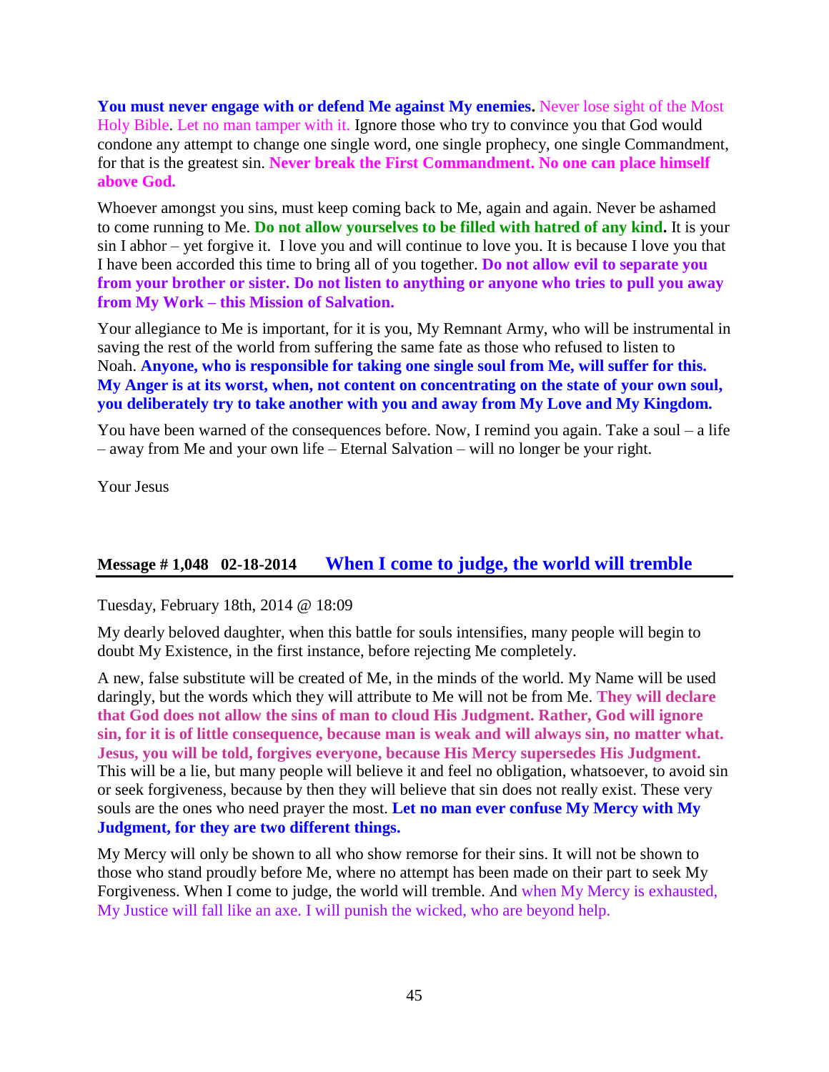**You must never engage with or defend Me against My enemies.** Never lose sight of the Most Holy Bible. Let no man tamper with it. Ignore those who try to convince you that God would condone any attempt to change one single word, one single prophecy, one single Commandment, for that is the greatest sin. **Never break the First Commandment. No one can place himself above God.**

Whoever amongst you sins, must keep coming back to Me, again and again. Never be ashamed to come running to Me. **Do not allow yourselves to be filled with hatred of any kind.** It is your sin I abhor – yet forgive it. I love you and will continue to love you. It is because I love you that I have been accorded this time to bring all of you together. **Do not allow evil to separate you from your brother or sister. Do not listen to anything or anyone who tries to pull you away from My Work – this Mission of Salvation.**

Your allegiance to Me is important, for it is you, My Remnant Army, who will be instrumental in saving the rest of the world from suffering the same fate as those who refused to listen to Noah. **Anyone, who is responsible for taking one single soul from Me, will suffer for this. My Anger is at its worst, when, not content on concentrating on the state of your own soul, you deliberately try to take another with you and away from My Love and My Kingdom.**

You have been warned of the consequences before. Now, I remind you again. Take a soul – a life – away from Me and your own life – Eternal Salvation – will no longer be your right.

Your Jesus

## Message # 1,048 02-18-2014 When I come to judge, the world will tremble

Tuesday, February 18th, 2014 @ 18:09

My dearly beloved daughter, when this battle for souls intensifies, many people will begin to doubt My Existence, in the first instance, before rejecting Me completely.

A new, false substitute will be created of Me, in the minds of the world. My Name will be used daringly, but the words which they will attribute to Me will not be from Me. **They will declare that God does not allow the sins of man to cloud His Judgment. Rather, God will ignore sin, for it is of little consequence, because man is weak and will always sin, no matter what. Jesus, you will be told, forgives everyone, because His Mercy supersedes His Judgment.** This will be a lie, but many people will believe it and feel no obligation, whatsoever, to avoid sin or seek forgiveness, because by then they will believe that sin does not really exist. These very souls are the ones who need prayer the most. **Let no man ever confuse My Mercy with My Judgment, for they are two different things.**

My Mercy will only be shown to all who show remorse for their sins. It will not be shown to those who stand proudly before Me, where no attempt has been made on their part to seek My Forgiveness. When I come to judge, the world will tremble. And when My Mercy is exhausted, My Justice will fall like an axe. I will punish the wicked, who are beyond help.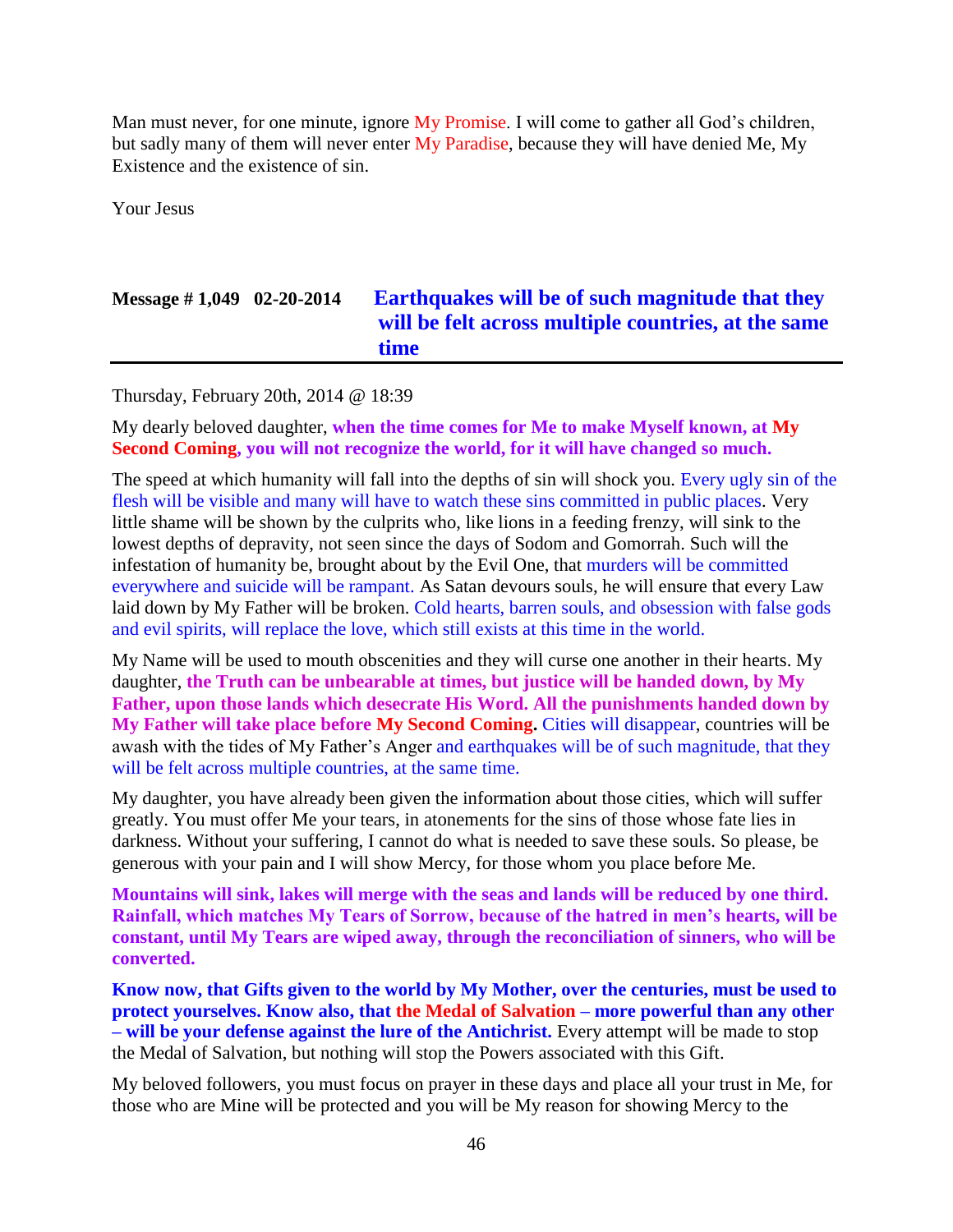Man must never, for one minute, ignore My Promise. I will come to gather all God's children, but sadly many of them will never enter My Paradise, because they will have denied Me, My Existence and the existence of sin.

Your Jesus

## Message # 1,049   02-20-2014   Earthquakes will be of such magnitude that they will be felt across multiple countries, at the same time

Thursday, February 20th, 2014 @ 18:39

My dearly beloved daughter, **when the time comes for Me to make Myself known, at My Second Coming, you will not recognize the world, for it will have changed so much.**

The speed at which humanity will fall into the depths of sin will shock you. Every ugly sin of the flesh will be visible and many will have to watch these sins committed in public places. Very little shame will be shown by the culprits who, like lions in a feeding frenzy, will sink to the lowest depths of depravity, not seen since the days of Sodom and Gomorrah. Such will the infestation of humanity be, brought about by the Evil One, that murders will be committed everywhere and suicide will be rampant. As Satan devours souls, he will ensure that every Law laid down by My Father will be broken. Cold hearts, barren souls, and obsession with false gods and evil spirits, will replace the love, which still exists at this time in the world.

My Name will be used to mouth obscenities and they will curse one another in their hearts. My daughter, **the Truth can be unbearable at times, but justice will be handed down, by My Father, upon those lands which desecrate His Word. All the punishments handed down by My Father will take place before My Second Coming.** Cities will disappear, countries will be awash with the tides of My Father's Anger and earthquakes will be of such magnitude, that they will be felt across multiple countries, at the same time.

My daughter, you have already been given the information about those cities, which will suffer greatly. You must offer Me your tears, in atonements for the sins of those whose fate lies in darkness. Without your suffering, I cannot do what is needed to save these souls. So please, be generous with your pain and I will show Mercy, for those whom you place before Me.

**Mountains will sink, lakes will merge with the seas and lands will be reduced by one third. Rainfall, which matches My Tears of Sorrow, because of the hatred in men's hearts, will be constant, until My Tears are wiped away, through the reconciliation of sinners, who will be converted.**

**Know now, that Gifts given to the world by My Mother, over the centuries, must be used to protect yourselves. Know also, that the Medal of Salvation – more powerful than any other – will be your defense against the lure of the Antichrist.** Every attempt will be made to stop the Medal of Salvation, but nothing will stop the Powers associated with this Gift.

My beloved followers, you must focus on prayer in these days and place all your trust in Me, for those who are Mine will be protected and you will be My reason for showing Mercy to the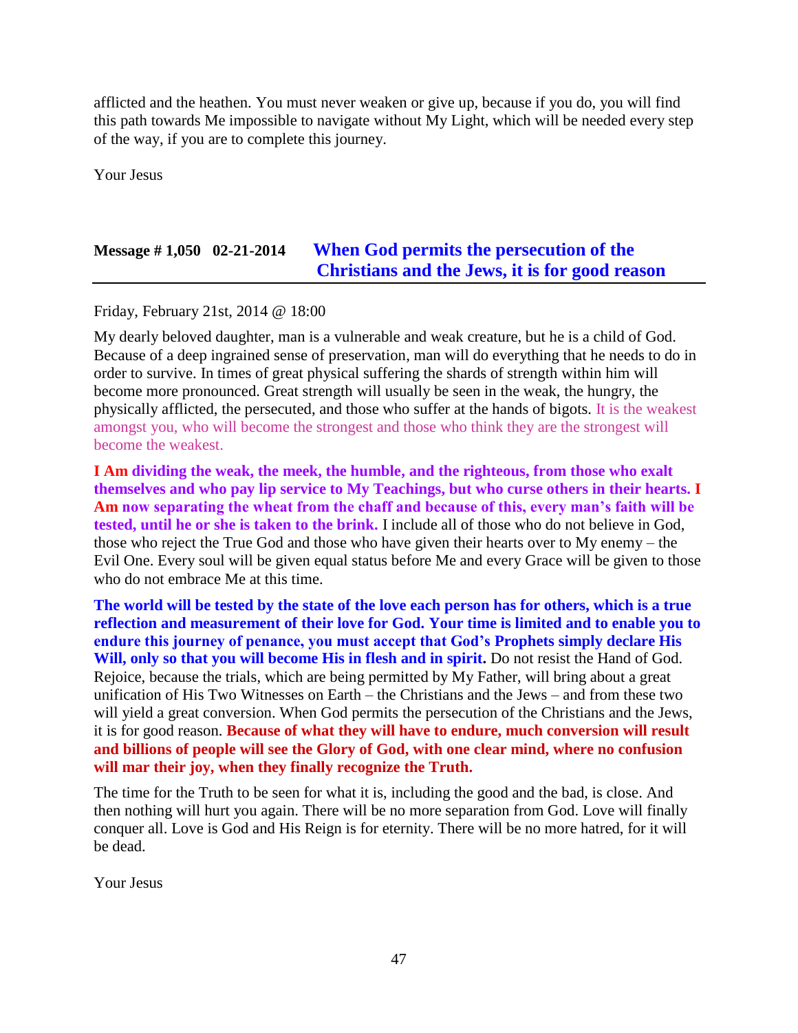afflicted and the heathen. You must never weaken or give up, because if you do, you will find this path towards Me impossible to navigate without My Light, which will be needed every step of the way, if you are to complete this journey.

Your Jesus

## Message # 1,050 02-21-2014 When God permits the persecution of the Christians and the Jews, it is for good reason

Friday, February 21st, 2014 @ 18:00

My dearly beloved daughter, man is a vulnerable and weak creature, but he is a child of God. Because of a deep ingrained sense of preservation, man will do everything that he needs to do in order to survive. In times of great physical suffering the shards of strength within him will become more pronounced. Great strength will usually be seen in the weak, the hungry, the physically afflicted, the persecuted, and those who suffer at the hands of bigots. It is the weakest amongst you, who will become the strongest and those who think they are the strongest will become the weakest.

**I Am dividing the weak, the meek, the humble, and the righteous, from those who exalt themselves and who pay lip service to My Teachings, but who curse others in their hearts. I Am now separating the wheat from the chaff and because of this, every man's faith will be tested, until he or she is taken to the brink.** I include all of those who do not believe in God, those who reject the True God and those who have given their hearts over to My enemy – the Evil One. Every soul will be given equal status before Me and every Grace will be given to those who do not embrace Me at this time.

**The world will be tested by the state of the love each person has for others, which is a true reflection and measurement of their love for God. Your time is limited and to enable you to endure this journey of penance, you must accept that God's Prophets simply declare His Will, only so that you will become His in flesh and in spirit.** Do not resist the Hand of God. Rejoice, because the trials, which are being permitted by My Father, will bring about a great unification of His Two Witnesses on Earth – the Christians and the Jews – and from these two will yield a great conversion. When God permits the persecution of the Christians and the Jews, it is for good reason. **Because of what they will have to endure, much conversion will result and billions of people will see the Glory of God, with one clear mind, where no confusion will mar their joy, when they finally recognize the Truth.**

The time for the Truth to be seen for what it is, including the good and the bad, is close. And then nothing will hurt you again. There will be no more separation from God. Love will finally conquer all. Love is God and His Reign is for eternity. There will be no more hatred, for it will be dead.

Your Jesus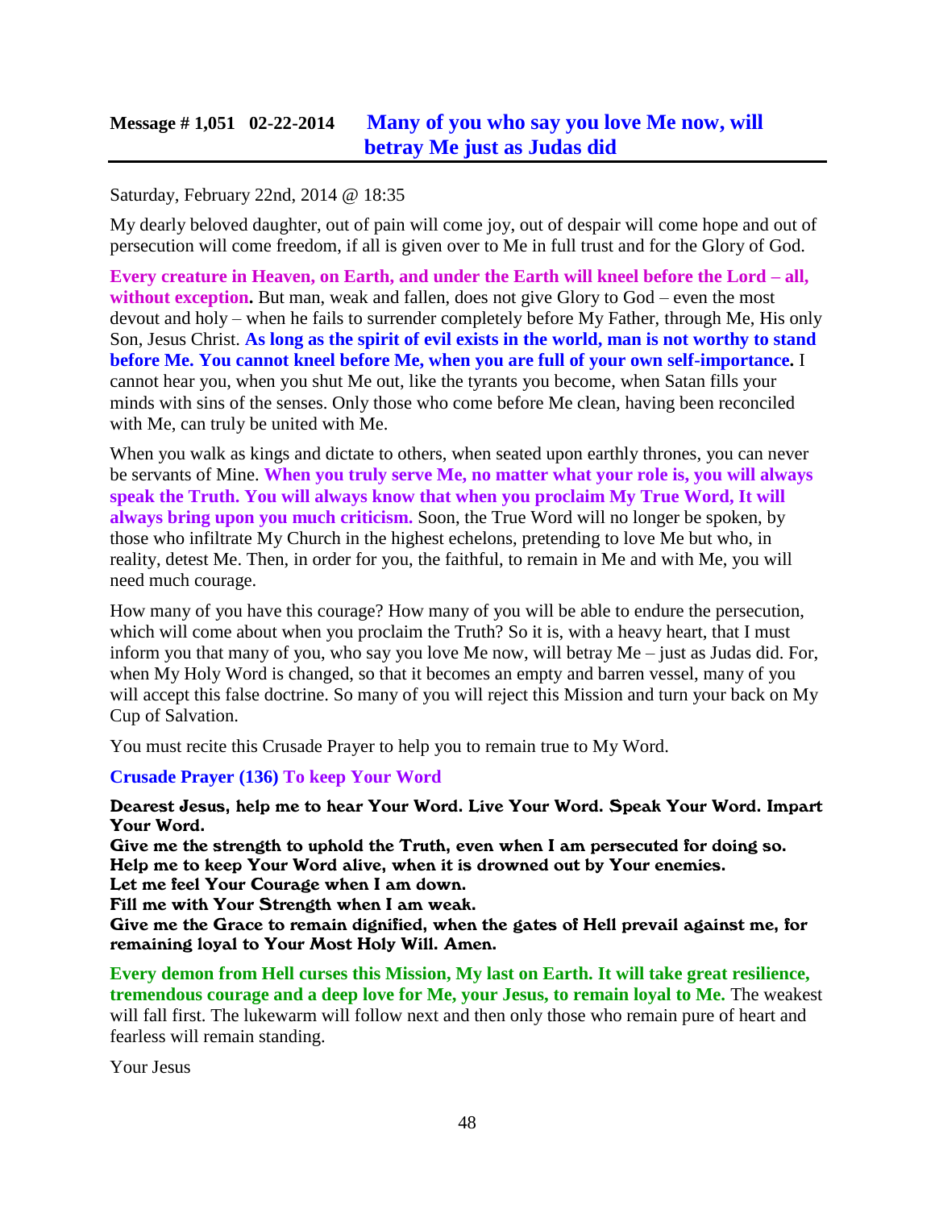## Message # 1,051 02-22-2014 Many of you who say you love Me now, will betray Me just as Judas did

Saturday, February 22nd, 2014 @ 18:35

My dearly beloved daughter, out of pain will come joy, out of despair will come hope and out of persecution will come freedom, if all is given over to Me in full trust and for the Glory of God.

**Every creature in Heaven, on Earth, and under the Earth will kneel before the Lord – all, without exception.** But man, weak and fallen, does not give Glory to God – even the most devout and holy – when he fails to surrender completely before My Father, through Me, His only Son, Jesus Christ. **As long as the spirit of evil exists in the world, man is not worthy to stand before Me. You cannot kneel before Me, when you are full of your own self-importance.** I cannot hear you, when you shut Me out, like the tyrants you become, when Satan fills your minds with sins of the senses. Only those who come before Me clean, having been reconciled with Me, can truly be united with Me.

When you walk as kings and dictate to others, when seated upon earthly thrones, you can never be servants of Mine. **When you truly serve Me, no matter what your role is, you will always speak the Truth. You will always know that when you proclaim My True Word, It will always bring upon you much criticism.** Soon, the True Word will no longer be spoken, by those who infiltrate My Church in the highest echelons, pretending to love Me but who, in reality, detest Me. Then, in order for you, the faithful, to remain in Me and with Me, you will need much courage.

How many of you have this courage? How many of you will be able to endure the persecution, which will come about when you proclaim the Truth? So it is, with a heavy heart, that I must inform you that many of you, who say you love Me now, will betray Me – just as Judas did. For, when My Holy Word is changed, so that it becomes an empty and barren vessel, many of you will accept this false doctrine. So many of you will reject this Mission and turn your back on My Cup of Salvation.

You must recite this Crusade Prayer to help you to remain true to My Word.

**Crusade Prayer (136) To keep Your Word**

**Dearest Jesus, help me to hear Your Word. Live Your Word. Speak Your Word. Impart Your Word.**
**Give me the strength to uphold the Truth, even when I am persecuted for doing so.**
**Help me to keep Your Word alive, when it is drowned out by Your enemies.**
**Let me feel Your Courage when I am down.**
**Fill me with Your Strength when I am weak.**
**Give me the Grace to remain dignified, when the gates of Hell prevail against me, for remaining loyal to Your Most Holy Will. Amen.**

**Every demon from Hell curses this Mission, My last on Earth. It will take great resilience, tremendous courage and a deep love for Me, your Jesus, to remain loyal to Me.** The weakest will fall first. The lukewarm will follow next and then only those who remain pure of heart and fearless will remain standing.

Your Jesus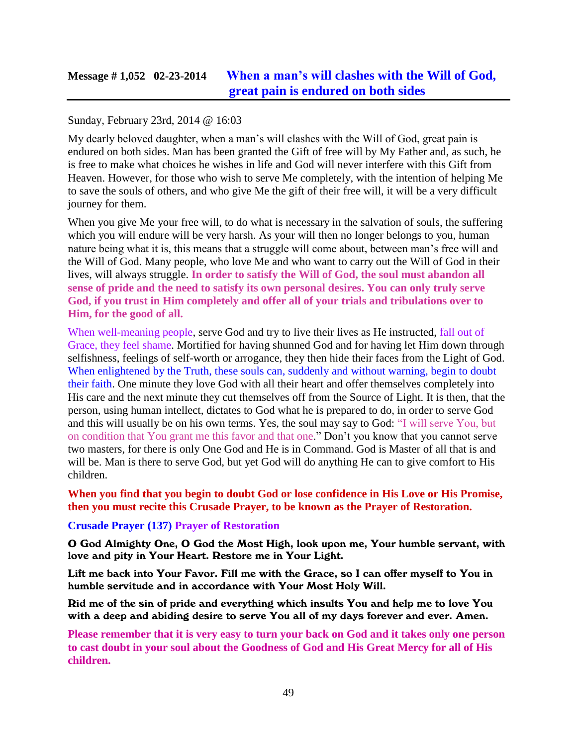## Message # 1,052 02-23-2014 When a man's will clashes with the Will of God, great pain is endured on both sides

Sunday, February 23rd, 2014 @ 16:03

My dearly beloved daughter, when a man's will clashes with the Will of God, great pain is endured on both sides. Man has been granted the Gift of free will by My Father and, as such, he is free to make what choices he wishes in life and God will never interfere with this Gift from Heaven. However, for those who wish to serve Me completely, with the intention of helping Me to save the souls of others, and who give Me the gift of their free will, it will be a very difficult journey for them.

When you give Me your free will, to do what is necessary in the salvation of souls, the suffering which you will endure will be very harsh. As your will then no longer belongs to you, human nature being what it is, this means that a struggle will come about, between man's free will and the Will of God. Many people, who love Me and who want to carry out the Will of God in their lives, will always struggle. **In order to satisfy the Will of God, the soul must abandon all sense of pride and the need to satisfy its own personal desires. You can only truly serve God, if you trust in Him completely and offer all of your trials and tribulations over to Him, for the good of all.**

When well-meaning people, serve God and try to live their lives as He instructed, fall out of Grace, they feel shame. Mortified for having shunned God and for having let Him down through selfishness, feelings of self-worth or arrogance, they then hide their faces from the Light of God. When enlightened by the Truth, these souls can, suddenly and without warning, begin to doubt their faith. One minute they love God with all their heart and offer themselves completely into His care and the next minute they cut themselves off from the Source of Light. It is then, that the person, using human intellect, dictates to God what he is prepared to do, in order to serve God and this will usually be on his own terms. Yes, the soul may say to God: "I will serve You, but on condition that You grant me this favor and that one." Don't you know that you cannot serve two masters, for there is only One God and He is in Command. God is Master of all that is and will be. Man is there to serve God, but yet God will do anything He can to give comfort to His children.

**When you find that you begin to doubt God or lose confidence in His Love or His Promise, then you must recite this Crusade Prayer, to be known as the Prayer of Restoration.**

**Crusade Prayer (137) Prayer of Restoration**

**O God Almighty One, O God the Most High, look upon me, Your humble servant, with love and pity in Your Heart. Restore me in Your Light.**

**Lift me back into Your Favor. Fill me with the Grace, so I can offer myself to You in humble servitude and in accordance with Your Most Holy Will.**

**Rid me of the sin of pride and everything which insults You and help me to love You with a deep and abiding desire to serve You all of my days forever and ever. Amen.**

**Please remember that it is very easy to turn your back on God and it takes only one person to cast doubt in your soul about the Goodness of God and His Great Mercy for all of His children.**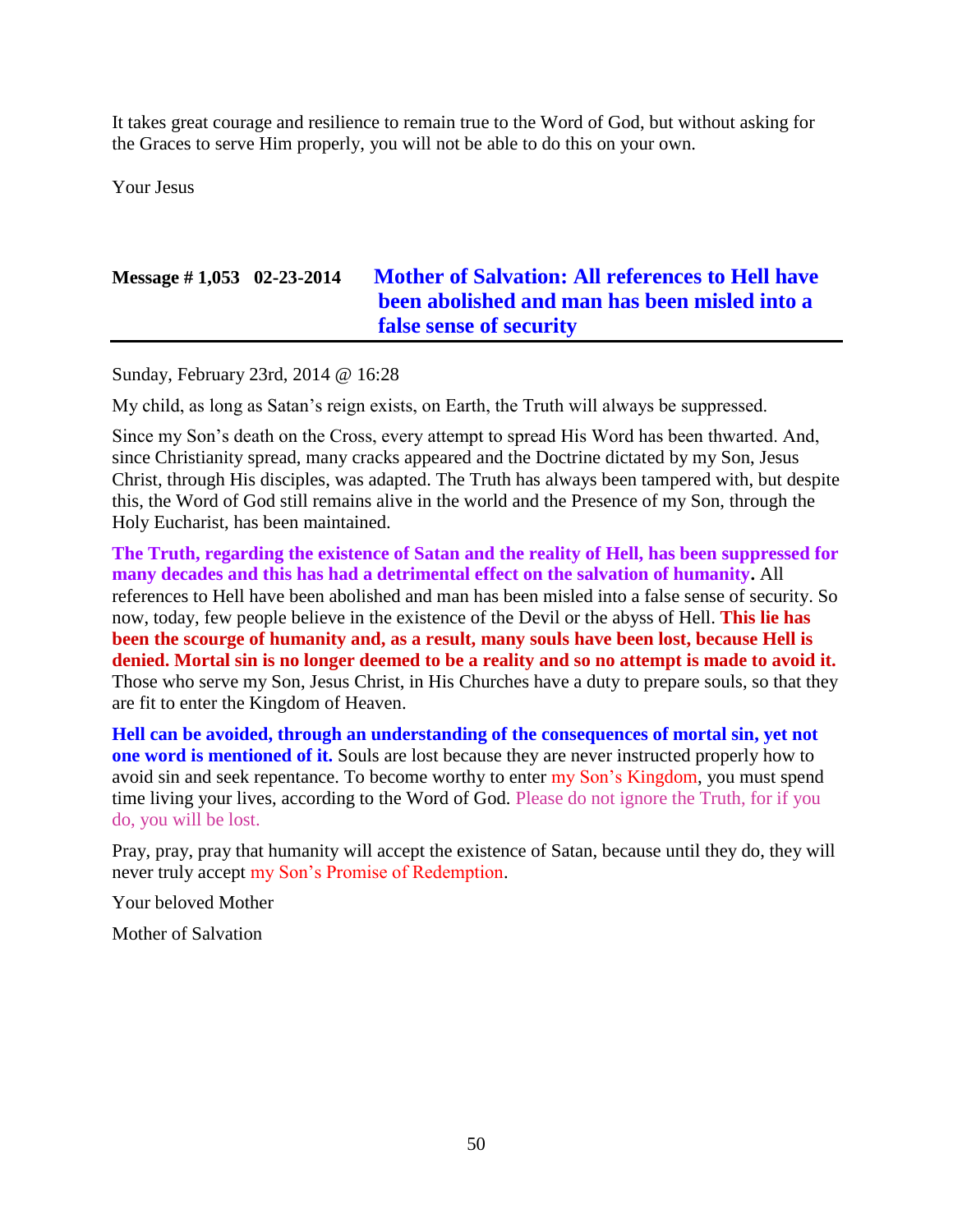It takes great courage and resilience to remain true to the Word of God, but without asking for the Graces to serve Him properly, you will not be able to do this on your own.

Your Jesus

## Message # 1,053 02-23-2014 Mother of Salvation: All references to Hell have been abolished and man has been misled into a false sense of security

Sunday, February 23rd, 2014 @ 16:28

My child, as long as Satan's reign exists, on Earth, the Truth will always be suppressed.

Since my Son's death on the Cross, every attempt to spread His Word has been thwarted. And, since Christianity spread, many cracks appeared and the Doctrine dictated by my Son, Jesus Christ, through His disciples, was adapted. The Truth has always been tampered with, but despite this, the Word of God still remains alive in the world and the Presence of my Son, through the Holy Eucharist, has been maintained.

**The Truth, regarding the existence of Satan and the reality of Hell, has been suppressed for many decades and this has had a detrimental effect on the salvation of humanity.** All references to Hell have been abolished and man has been misled into a false sense of security. So now, today, few people believe in the existence of the Devil or the abyss of Hell. **This lie has been the scourge of humanity and, as a result, many souls have been lost, because Hell is denied. Mortal sin is no longer deemed to be a reality and so no attempt is made to avoid it.** Those who serve my Son, Jesus Christ, in His Churches have a duty to prepare souls, so that they are fit to enter the Kingdom of Heaven.

**Hell can be avoided, through an understanding of the consequences of mortal sin, yet not one word is mentioned of it.** Souls are lost because they are never instructed properly how to avoid sin and seek repentance. To become worthy to enter my Son's Kingdom, you must spend time living your lives, according to the Word of God. Please do not ignore the Truth, for if you do, you will be lost.

Pray, pray, pray that humanity will accept the existence of Satan, because until they do, they will never truly accept my Son's Promise of Redemption.

Your beloved Mother

Mother of Salvation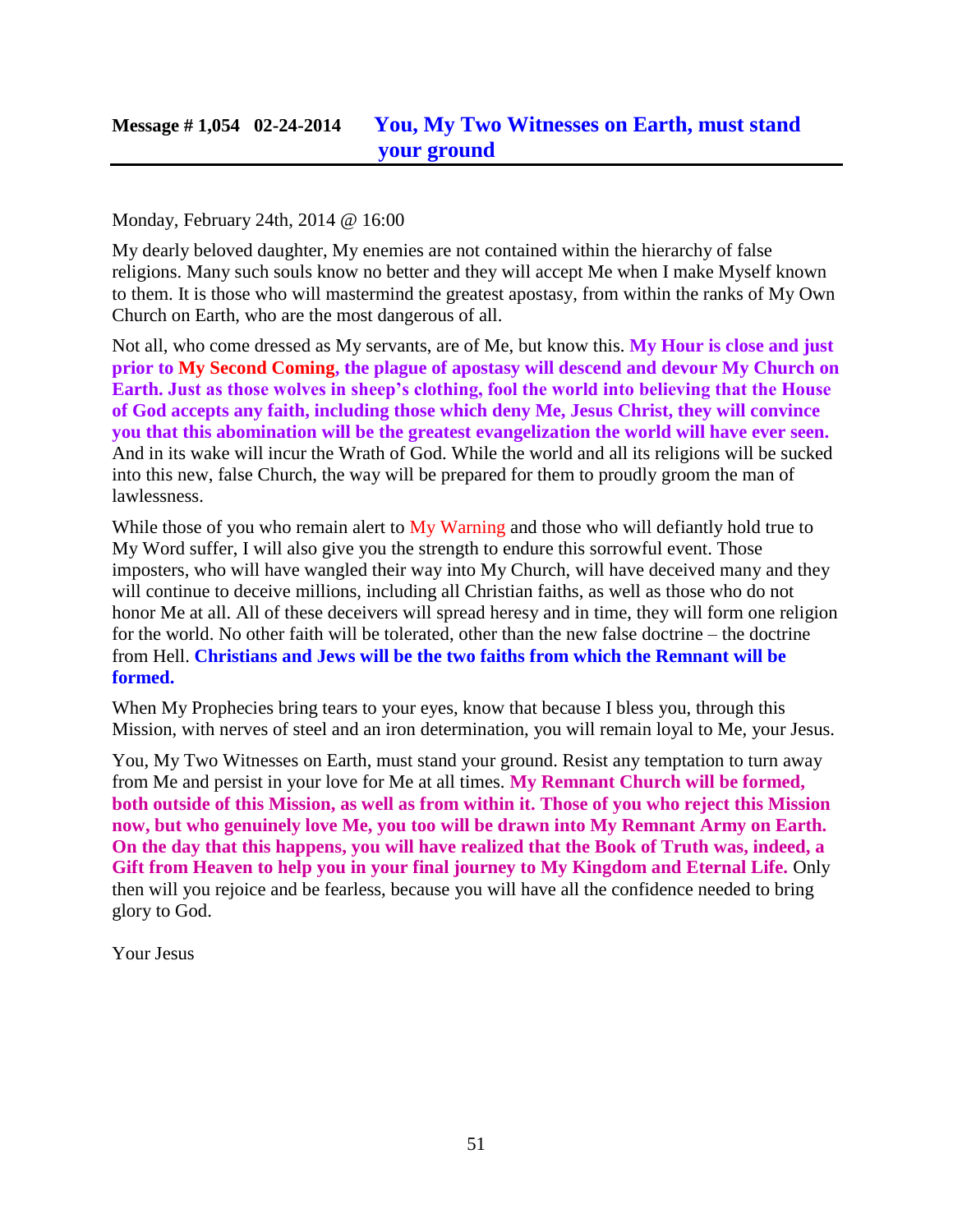## Message # 1,054 02-24-2014 You, My Two Witnesses on Earth, must stand your ground

Monday, February 24th, 2014 @ 16:00

My dearly beloved daughter, My enemies are not contained within the hierarchy of false religions. Many such souls know no better and they will accept Me when I make Myself known to them. It is those who will mastermind the greatest apostasy, from within the ranks of My Own Church on Earth, who are the most dangerous of all.

Not all, who come dressed as My servants, are of Me, but know this. **My Hour is close and just prior to My Second Coming, the plague of apostasy will descend and devour My Church on Earth. Just as those wolves in sheep's clothing, fool the world into believing that the House of God accepts any faith, including those which deny Me, Jesus Christ, they will convince you that this abomination will be the greatest evangelization the world will have ever seen.** And in its wake will incur the Wrath of God. While the world and all its religions will be sucked into this new, false Church, the way will be prepared for them to proudly groom the man of lawlessness.

While those of you who remain alert to My Warning and those who will defiantly hold true to My Word suffer, I will also give you the strength to endure this sorrowful event. Those imposters, who will have wangled their way into My Church, will have deceived many and they will continue to deceive millions, including all Christian faiths, as well as those who do not honor Me at all. All of these deceivers will spread heresy and in time, they will form one religion for the world. No other faith will be tolerated, other than the new false doctrine – the doctrine from Hell. **Christians and Jews will be the two faiths from which the Remnant will be formed.**

When My Prophecies bring tears to your eyes, know that because I bless you, through this Mission, with nerves of steel and an iron determination, you will remain loyal to Me, your Jesus.

You, My Two Witnesses on Earth, must stand your ground. Resist any temptation to turn away from Me and persist in your love for Me at all times. **My Remnant Church will be formed, both outside of this Mission, as well as from within it. Those of you who reject this Mission now, but who genuinely love Me, you too will be drawn into My Remnant Army on Earth. On the day that this happens, you will have realized that the Book of Truth was, indeed, a Gift from Heaven to help you in your final journey to My Kingdom and Eternal Life.** Only then will you rejoice and be fearless, because you will have all the confidence needed to bring glory to God.

Your Jesus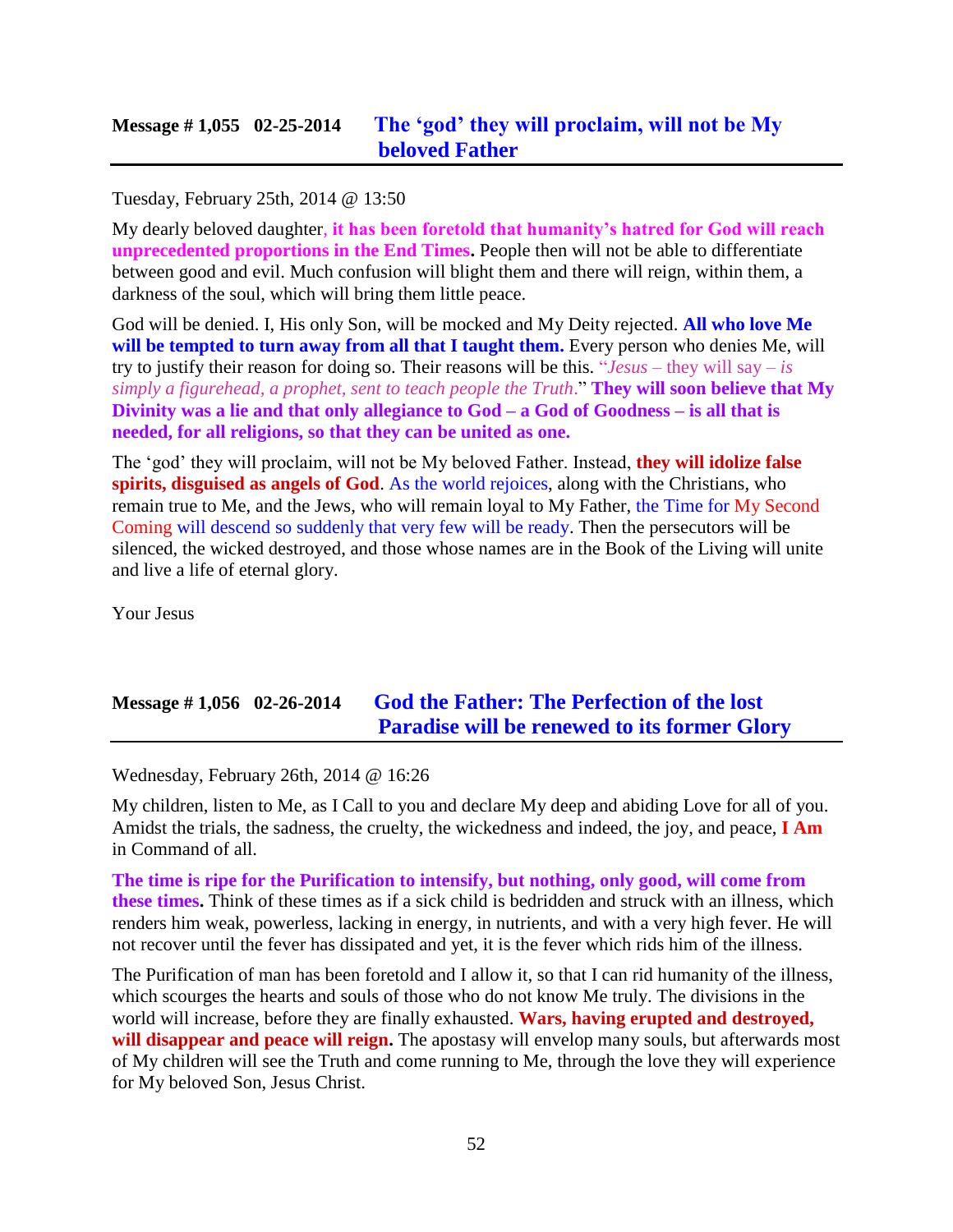## Message # 1,055 02-25-2014 The 'god' they will proclaim, will not be My beloved Father

Tuesday, February 25th, 2014 @ 13:50

My dearly beloved daughter, **it has been foretold that humanity's hatred for God will reach unprecedented proportions in the End Times.** People then will not be able to differentiate between good and evil. Much confusion will blight them and there will reign, within them, a darkness of the soul, which will bring them little peace.

God will be denied. I, His only Son, will be mocked and My Deity rejected. **All who love Me will be tempted to turn away from all that I taught them.** Every person who denies Me, will try to justify their reason for doing so. Their reasons will be this. "*Jesus* – they will say – *is simply a figurehead, a prophet, sent to teach people the Truth*." **They will soon believe that My Divinity was a lie and that only allegiance to God – a God of Goodness – is all that is needed, for all religions, so that they can be united as one.**

The 'god' they will proclaim, will not be My beloved Father. Instead, **they will idolize false spirits, disguised as angels of God**. As the world rejoices, along with the Christians, who remain true to Me, and the Jews, who will remain loyal to My Father, the Time for My Second Coming will descend so suddenly that very few will be ready. Then the persecutors will be silenced, the wicked destroyed, and those whose names are in the Book of the Living will unite and live a life of eternal glory.

Your Jesus

## Message # 1,056 02-26-2014 God the Father: The Perfection of the lost Paradise will be renewed to its former Glory

Wednesday, February 26th, 2014 @ 16:26

My children, listen to Me, as I Call to you and declare My deep and abiding Love for all of you. Amidst the trials, the sadness, the cruelty, the wickedness and indeed, the joy, and peace, **I Am** in Command of all.

**The time is ripe for the Purification to intensify, but nothing, only good, will come from these times.** Think of these times as if a sick child is bedridden and struck with an illness, which renders him weak, powerless, lacking in energy, in nutrients, and with a very high fever. He will not recover until the fever has dissipated and yet, it is the fever which rids him of the illness.

The Purification of man has been foretold and I allow it, so that I can rid humanity of the illness, which scourges the hearts and souls of those who do not know Me truly. The divisions in the world will increase, before they are finally exhausted. **Wars, having erupted and destroyed, will disappear and peace will reign.** The apostasy will envelop many souls, but afterwards most of My children will see the Truth and come running to Me, through the love they will experience for My beloved Son, Jesus Christ.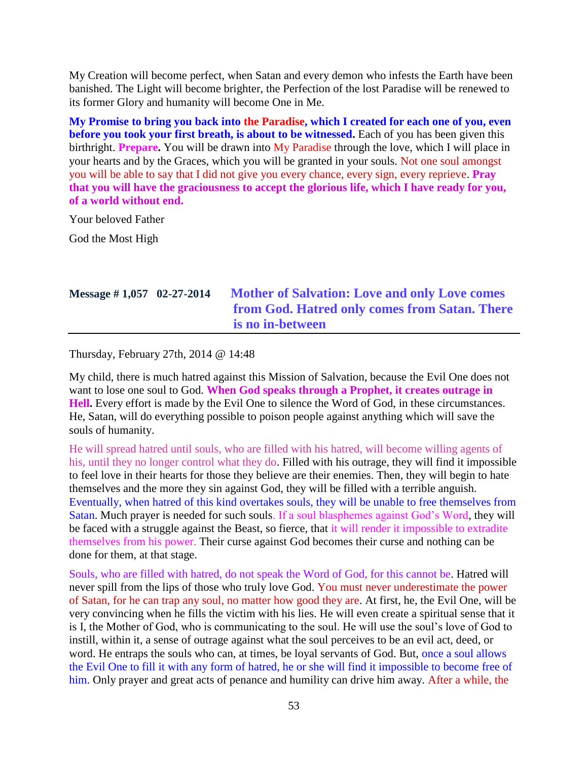My Creation will become perfect, when Satan and every demon who infests the Earth have been banished. The Light will become brighter, the Perfection of the lost Paradise will be renewed to its former Glory and humanity will become One in Me.

**My Promise to bring you back into the Paradise, which I created for each one of you, even before you took your first breath, is about to be witnessed.** Each of you has been given this birthright. **Prepare.** You will be drawn into My Paradise through the love, which I will place in your hearts and by the Graces, which you will be granted in your souls. Not one soul amongst you will be able to say that I did not give you every chance, every sign, every reprieve. **Pray that you will have the graciousness to accept the glorious life, which I have ready for you, of a world without end.**

Your beloved Father

God the Most High

## Message # 1,057 02-27-2014 Mother of Salvation: Love and only Love comes from God. Hatred only comes from Satan. There is no in-between

Thursday, February 27th, 2014 @ 14:48

My child, there is much hatred against this Mission of Salvation, because the Evil One does not want to lose one soul to God. **When God speaks through a Prophet, it creates outrage in Hell.** Every effort is made by the Evil One to silence the Word of God, in these circumstances. He, Satan, will do everything possible to poison people against anything which will save the souls of humanity.

He will spread hatred until souls, who are filled with his hatred, will become willing agents of his, until they no longer control what they do. Filled with his outrage, they will find it impossible to feel love in their hearts for those they believe are their enemies. Then, they will begin to hate themselves and the more they sin against God, they will be filled with a terrible anguish. Eventually, when hatred of this kind overtakes souls, they will be unable to free themselves from Satan. Much prayer is needed for such souls. If a soul blasphemes against God's Word, they will be faced with a struggle against the Beast, so fierce, that it will render it impossible to extradite themselves from his power. Their curse against God becomes their curse and nothing can be done for them, at that stage.

Souls, who are filled with hatred, do not speak the Word of God, for this cannot be. Hatred will never spill from the lips of those who truly love God. You must never underestimate the power of Satan, for he can trap any soul, no matter how good they are. At first, he, the Evil One, will be very convincing when he fills the victim with his lies. He will even create a spiritual sense that it is I, the Mother of God, who is communicating to the soul. He will use the soul's love of God to instill, within it, a sense of outrage against what the soul perceives to be an evil act, deed, or word. He entraps the souls who can, at times, be loyal servants of God. But, once a soul allows the Evil One to fill it with any form of hatred, he or she will find it impossible to become free of him. Only prayer and great acts of penance and humility can drive him away. After a while, the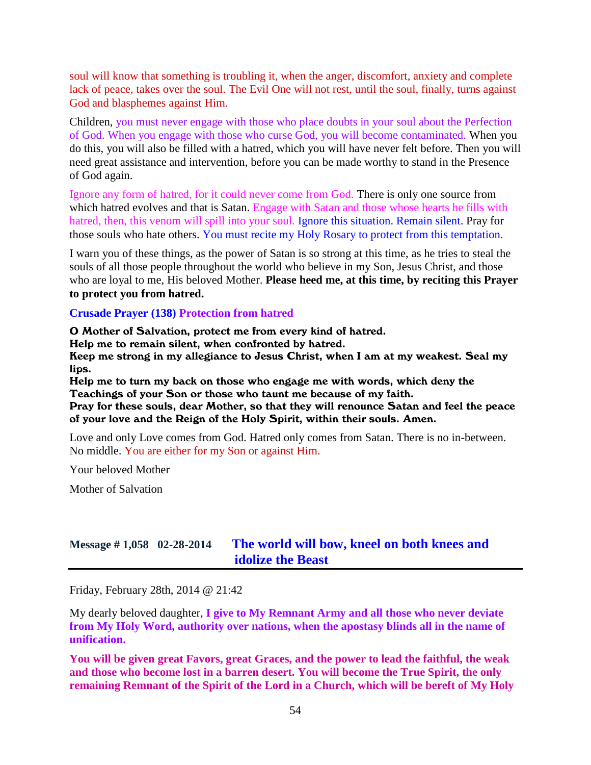soul will know that something is troubling it, when the anger, discomfort, anxiety and complete lack of peace, takes over the soul. The Evil One will not rest, until the soul, finally, turns against God and blasphemes against Him.

Children, you must never engage with those who place doubts in your soul about the Perfection of God. When you engage with those who curse God, you will become contaminated. When you do this, you will also be filled with a hatred, which you will have never felt before. Then you will need great assistance and intervention, before you can be made worthy to stand in the Presence of God again.

Ignore any form of hatred, for it could never come from God. There is only one source from which hatred evolves and that is Satan. Engage with Satan and those whose hearts he fills with hatred, then, this venom will spill into your soul. Ignore this situation. Remain silent. Pray for those souls who hate others. You must recite my Holy Rosary to protect from this temptation.

I warn you of these things, as the power of Satan is so strong at this time, as he tries to steal the souls of all those people throughout the world who believe in my Son, Jesus Christ, and those who are loyal to me, His beloved Mother. **Please heed me, at this time, by reciting this Prayer to protect you from hatred.**

**Crusade Prayer (138) Protection from hatred**

**O Mother of Salvation, protect me from every kind of hatred.**
**Help me to remain silent, when confronted by hatred.**
**Keep me strong in my allegiance to Jesus Christ, when I am at my weakest. Seal my lips.**
**Help me to turn my back on those who engage me with words, which deny the Teachings of your Son or those who taunt me because of my faith.**
**Pray for these souls, dear Mother, so that they will renounce Satan and feel the peace of your love and the Reign of the Holy Spirit, within their souls. Amen.**

Love and only Love comes from God. Hatred only comes from Satan. There is no in-between. No middle. You are either for my Son or against Him.

Your beloved Mother

Mother of Salvation

## Message # 1,058 02-28-2014 The world will bow, kneel on both knees and idolize the Beast

Friday, February 28th, 2014 @ 21:42

My dearly beloved daughter, **I give to My Remnant Army and all those who never deviate from My Holy Word, authority over nations, when the apostasy blinds all in the name of unification.**

**You will be given great Favors, great Graces, and the power to lead the faithful, the weak and those who become lost in a barren desert. You will become the True Spirit, the only remaining Remnant of the Spirit of the Lord in a Church, which will be bereft of My Holy**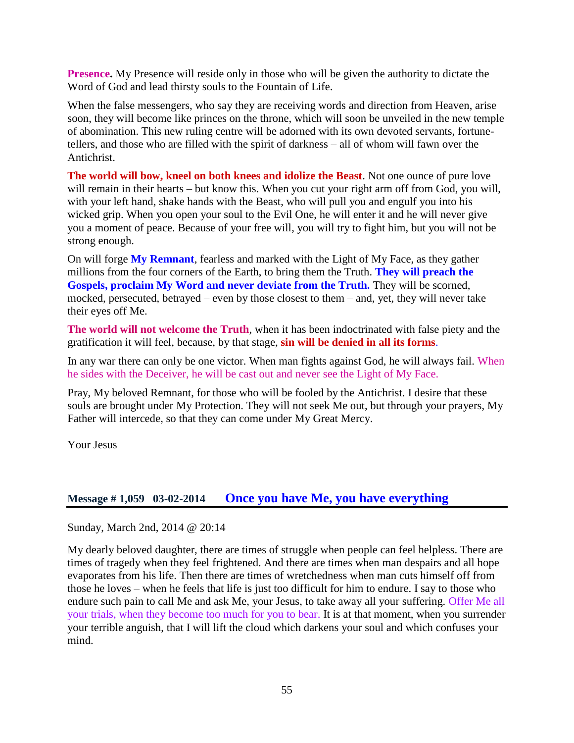**Presence.** My Presence will reside only in those who will be given the authority to dictate the Word of God and lead thirsty souls to the Fountain of Life.

When the false messengers, who say they are receiving words and direction from Heaven, arise soon, they will become like princes on the throne, which will soon be unveiled in the new temple of abomination. This new ruling centre will be adorned with its own devoted servants, fortune-tellers, and those who are filled with the spirit of darkness – all of whom will fawn over the Antichrist.

**The world will bow, kneel on both knees and idolize the Beast**. Not one ounce of pure love will remain in their hearts – but know this. When you cut your right arm off from God, you will, with your left hand, shake hands with the Beast, who will pull you and engulf you into his wicked grip. When you open your soul to the Evil One, he will enter it and he will never give you a moment of peace. Because of your free will, you will try to fight him, but you will not be strong enough.

On will forge **My Remnant**, fearless and marked with the Light of My Face, as they gather millions from the four corners of the Earth, to bring them the Truth. **They will preach the Gospels, proclaim My Word and never deviate from the Truth.** They will be scorned, mocked, persecuted, betrayed – even by those closest to them – and, yet, they will never take their eyes off Me.

**The world will not welcome the Truth**, when it has been indoctrinated with false piety and the gratification it will feel, because, by that stage, **sin will be denied in all its forms**.

In any war there can only be one victor. When man fights against God, he will always fail. When he sides with the Deceiver, he will be cast out and never see the Light of My Face.

Pray, My beloved Remnant, for those who will be fooled by the Antichrist. I desire that these souls are brought under My Protection. They will not seek Me out, but through your prayers, My Father will intercede, so that they can come under My Great Mercy.

Your Jesus

## Message # 1,059 03-02-2014 Once you have Me, you have everything

Sunday, March 2nd, 2014 @ 20:14

My dearly beloved daughter, there are times of struggle when people can feel helpless. There are times of tragedy when they feel frightened. And there are times when man despairs and all hope evaporates from his life. Then there are times of wretchedness when man cuts himself off from those he loves – when he feels that life is just too difficult for him to endure. I say to those who endure such pain to call Me and ask Me, your Jesus, to take away all your suffering. Offer Me all your trials, when they become too much for you to bear. It is at that moment, when you surrender your terrible anguish, that I will lift the cloud which darkens your soul and which confuses your mind.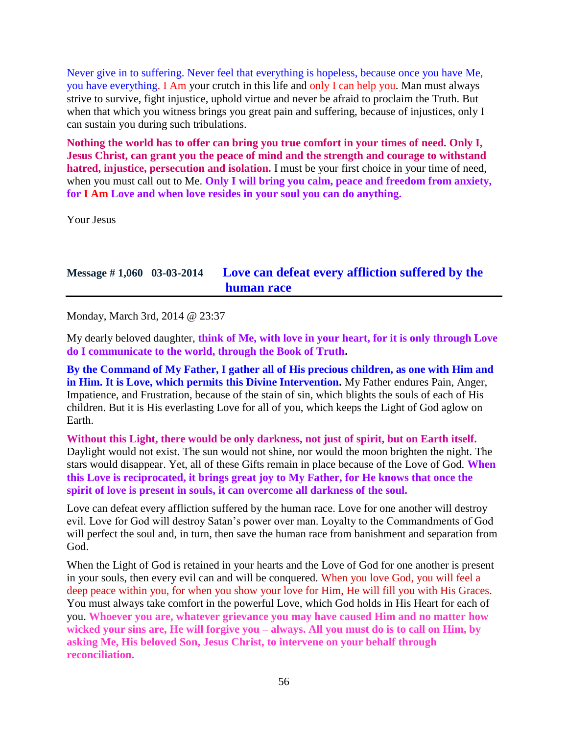Never give in to suffering. Never feel that everything is hopeless, because once you have Me, you have everything. I Am your crutch in this life and only I can help you. Man must always strive to survive, fight injustice, uphold virtue and never be afraid to proclaim the Truth. But when that which you witness brings you great pain and suffering, because of injustices, only I can sustain you during such tribulations.

**Nothing the world has to offer can bring you true comfort in your times of need. Only I, Jesus Christ, can grant you the peace of mind and the strength and courage to withstand hatred, injustice, persecution and isolation.** I must be your first choice in your time of need, when you must call out to Me. **Only I will bring you calm, peace and freedom from anxiety, for I Am Love and when love resides in your soul you can do anything.**

Your Jesus

## Message # 1,060 03-03-2014 Love can defeat every affliction suffered by the human race

Monday, March 3rd, 2014 @ 23:37

My dearly beloved daughter, **think of Me, with love in your heart, for it is only through Love do I communicate to the world, through the Book of Truth.**

**By the Command of My Father, I gather all of His precious children, as one with Him and in Him. It is Love, which permits this Divine Intervention.** My Father endures Pain, Anger, Impatience, and Frustration, because of the stain of sin, which blights the souls of each of His children. But it is His everlasting Love for all of you, which keeps the Light of God aglow on Earth.

**Without this Light, there would be only darkness, not just of spirit, but on Earth itself.** Daylight would not exist. The sun would not shine, nor would the moon brighten the night. The stars would disappear. Yet, all of these Gifts remain in place because of the Love of God. **When this Love is reciprocated, it brings great joy to My Father, for He knows that once the spirit of love is present in souls, it can overcome all darkness of the soul.**

Love can defeat every affliction suffered by the human race. Love for one another will destroy evil. Love for God will destroy Satan's power over man. Loyalty to the Commandments of God will perfect the soul and, in turn, then save the human race from banishment and separation from God.

When the Light of God is retained in your hearts and the Love of God for one another is present in your souls, then every evil can and will be conquered. When you love God, you will feel a deep peace within you, for when you show your love for Him, He will fill you with His Graces. You must always take comfort in the powerful Love, which God holds in His Heart for each of you. **Whoever you are, whatever grievance you may have caused Him and no matter how wicked your sins are, He will forgive you – always. All you must do is to call on Him, by asking Me, His beloved Son, Jesus Christ, to intervene on your behalf through reconciliation.**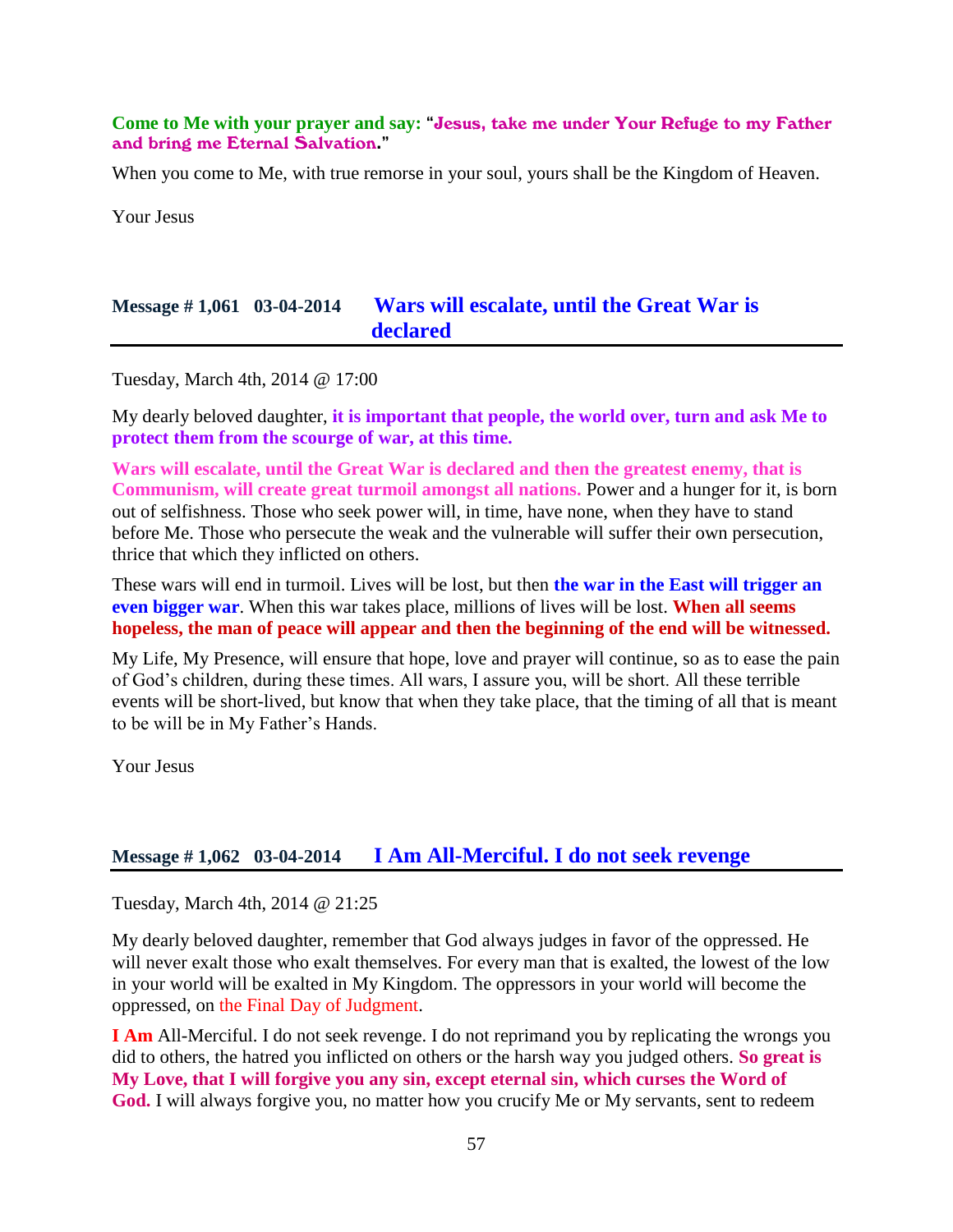**Come to Me with your prayer and say: "Jesus, take me under Your Refuge to my Father and bring me Eternal Salvation."**

When you come to Me, with true remorse in your soul, yours shall be the Kingdom of Heaven.

Your Jesus

## Message # 1,061 03-04-2014 Wars will escalate, until the Great War is declared

Tuesday, March 4th, 2014 @ 17:00

My dearly beloved daughter, **it is important that people, the world over, turn and ask Me to protect them from the scourge of war, at this time.**

**Wars will escalate, until the Great War is declared and then the greatest enemy, that is Communism, will create great turmoil amongst all nations.** Power and a hunger for it, is born out of selfishness. Those who seek power will, in time, have none, when they have to stand before Me. Those who persecute the weak and the vulnerable will suffer their own persecution, thrice that which they inflicted on others.

These wars will end in turmoil. Lives will be lost, but then **the war in the East will trigger an even bigger war**. When this war takes place, millions of lives will be lost. **When all seems hopeless, the man of peace will appear and then the beginning of the end will be witnessed.**

My Life, My Presence, will ensure that hope, love and prayer will continue, so as to ease the pain of God's children, during these times. All wars, I assure you, will be short. All these terrible events will be short-lived, but know that when they take place, that the timing of all that is meant to be will be in My Father's Hands.

Your Jesus

## Message # 1,062 03-04-2014 I Am All-Merciful. I do not seek revenge

Tuesday, March 4th, 2014 @ 21:25

My dearly beloved daughter, remember that God always judges in favor of the oppressed. He will never exalt those who exalt themselves. For every man that is exalted, the lowest of the low in your world will be exalted in My Kingdom. The oppressors in your world will become the oppressed, on the Final Day of Judgment.

**I Am** All-Merciful. I do not seek revenge. I do not reprimand you by replicating the wrongs you did to others, the hatred you inflicted on others or the harsh way you judged others. **So great is My Love, that I will forgive you any sin, except eternal sin, which curses the Word of God.** I will always forgive you, no matter how you crucify Me or My servants, sent to redeem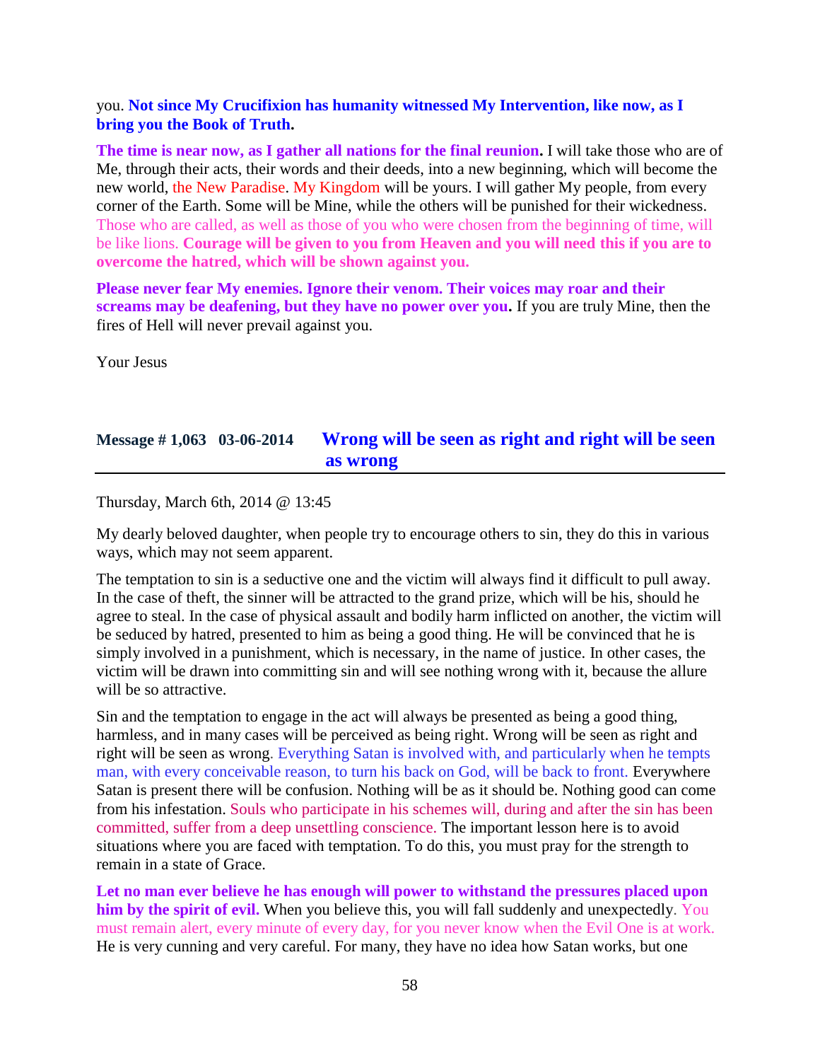you. **Not since My Crucifixion has humanity witnessed My Intervention, like now, as I bring you the Book of Truth.**

**The time is near now, as I gather all nations for the final reunion.** I will take those who are of Me, through their acts, their words and their deeds, into a new beginning, which will become the new world, the New Paradise. My Kingdom will be yours. I will gather My people, from every corner of the Earth. Some will be Mine, while the others will be punished for their wickedness. Those who are called, as well as those of you who were chosen from the beginning of time, will be like lions. **Courage will be given to you from Heaven and you will need this if you are to overcome the hatred, which will be shown against you.**

**Please never fear My enemies. Ignore their venom. Their voices may roar and their screams may be deafening, but they have no power over you.** If you are truly Mine, then the fires of Hell will never prevail against you.

Your Jesus

## Message # 1,063 03-06-2014 Wrong will be seen as right and right will be seen as wrong

Thursday, March 6th, 2014 @ 13:45

My dearly beloved daughter, when people try to encourage others to sin, they do this in various ways, which may not seem apparent.

The temptation to sin is a seductive one and the victim will always find it difficult to pull away. In the case of theft, the sinner will be attracted to the grand prize, which will be his, should he agree to steal. In the case of physical assault and bodily harm inflicted on another, the victim will be seduced by hatred, presented to him as being a good thing. He will be convinced that he is simply involved in a punishment, which is necessary, in the name of justice. In other cases, the victim will be drawn into committing sin and will see nothing wrong with it, because the allure will be so attractive.

Sin and the temptation to engage in the act will always be presented as being a good thing, harmless, and in many cases will be perceived as being right. Wrong will be seen as right and right will be seen as wrong. Everything Satan is involved with, and particularly when he tempts man, with every conceivable reason, to turn his back on God, will be back to front. Everywhere Satan is present there will be confusion. Nothing will be as it should be. Nothing good can come from his infestation. Souls who participate in his schemes will, during and after the sin has been committed, suffer from a deep unsettling conscience. The important lesson here is to avoid situations where you are faced with temptation. To do this, you must pray for the strength to remain in a state of Grace.

**Let no man ever believe he has enough will power to withstand the pressures placed upon him by the spirit of evil.** When you believe this, you will fall suddenly and unexpectedly. You must remain alert, every minute of every day, for you never know when the Evil One is at work. He is very cunning and very careful. For many, they have no idea how Satan works, but one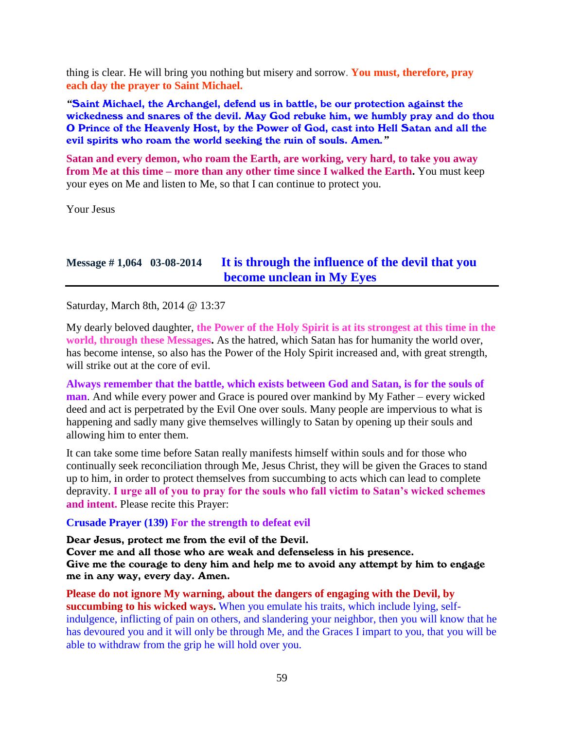thing is clear. He will bring you nothing but misery and sorrow. **You must, therefore, pray each day the prayer to Saint Michael.**

**"Saint Michael, the Archangel, defend us in battle, be our protection against the wickedness and snares of the devil. May God rebuke him, we humbly pray and do thou O Prince of the Heavenly Host, by the Power of God, cast into Hell Satan and all the evil spirits who roam the world seeking the ruin of souls. Amen."**

**Satan and every demon, who roam the Earth, are working, very hard, to take you away from Me at this time – more than any other time since I walked the Earth.** You must keep your eyes on Me and listen to Me, so that I can continue to protect you.

Your Jesus

## Message # 1,064 03-08-2014 It is through the influence of the devil that you become unclean in My Eyes

Saturday, March 8th, 2014 @ 13:37

My dearly beloved daughter, **the Power of the Holy Spirit is at its strongest at this time in the world, through these Messages.** As the hatred, which Satan has for humanity the world over, has become intense, so also has the Power of the Holy Spirit increased and, with great strength, will strike out at the core of evil.

**Always remember that the battle, which exists between God and Satan, is for the souls of man**. And while every power and Grace is poured over mankind by My Father – every wicked deed and act is perpetrated by the Evil One over souls. Many people are impervious to what is happening and sadly many give themselves willingly to Satan by opening up their souls and allowing him to enter them.

It can take some time before Satan really manifests himself within souls and for those who continually seek reconciliation through Me, Jesus Christ, they will be given the Graces to stand up to him, in order to protect themselves from succumbing to acts which can lead to complete depravity. **I urge all of you to pray for the souls who fall victim to Satan's wicked schemes and intent.** Please recite this Prayer:

**Crusade Prayer (139) For the strength to defeat evil**

**Dear Jesus, protect me from the evil of the Devil.**
**Cover me and all those who are weak and defenseless in his presence.**
**Give me the courage to deny him and help me to avoid any attempt by him to engage me in any way, every day. Amen.**

**Please do not ignore My warning, about the dangers of engaging with the Devil, by succumbing to his wicked ways.** When you emulate his traits, which include lying, self-indulgence, inflicting of pain on others, and slandering your neighbor, then you will know that he has devoured you and it will only be through Me, and the Graces I impart to you, that you will be able to withdraw from the grip he will hold over you.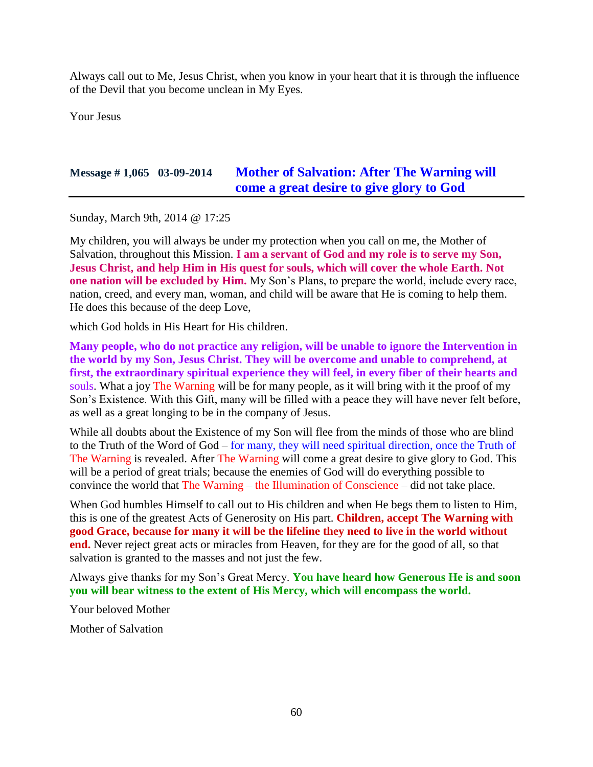Always call out to Me, Jesus Christ, when you know in your heart that it is through the influence of the Devil that you become unclean in My Eyes.

Your Jesus

## Message # 1,065 03-09-2014 Mother of Salvation: After The Warning will come a great desire to give glory to God

Sunday, March 9th, 2014 @ 17:25

My children, you will always be under my protection when you call on me, the Mother of Salvation, throughout this Mission. **I am a servant of God and my role is to serve my Son, Jesus Christ, and help Him in His quest for souls, which will cover the whole Earth. Not one nation will be excluded by Him.** My Son's Plans, to prepare the world, include every race, nation, creed, and every man, woman, and child will be aware that He is coming to help them. He does this because of the deep Love,

which God holds in His Heart for His children.

**Many people, who do not practice any religion, will be unable to ignore the Intervention in the world by my Son, Jesus Christ. They will be overcome and unable to comprehend, at first, the extraordinary spiritual experience they will feel, in every fiber of their hearts and** souls. What a joy The Warning will be for many people, as it will bring with it the proof of my Son's Existence. With this Gift, many will be filled with a peace they will have never felt before, as well as a great longing to be in the company of Jesus.

While all doubts about the Existence of my Son will flee from the minds of those who are blind to the Truth of the Word of God – for many, they will need spiritual direction, once the Truth of The Warning is revealed. After The Warning will come a great desire to give glory to God. This will be a period of great trials; because the enemies of God will do everything possible to convince the world that The Warning – the Illumination of Conscience – did not take place.

When God humbles Himself to call out to His children and when He begs them to listen to Him, this is one of the greatest Acts of Generosity on His part. **Children, accept The Warning with good Grace, because for many it will be the lifeline they need to live in the world without end.** Never reject great acts or miracles from Heaven, for they are for the good of all, so that salvation is granted to the masses and not just the few.

Always give thanks for my Son's Great Mercy. **You have heard how Generous He is and soon you will bear witness to the extent of His Mercy, which will encompass the world.**

Your beloved Mother

Mother of Salvation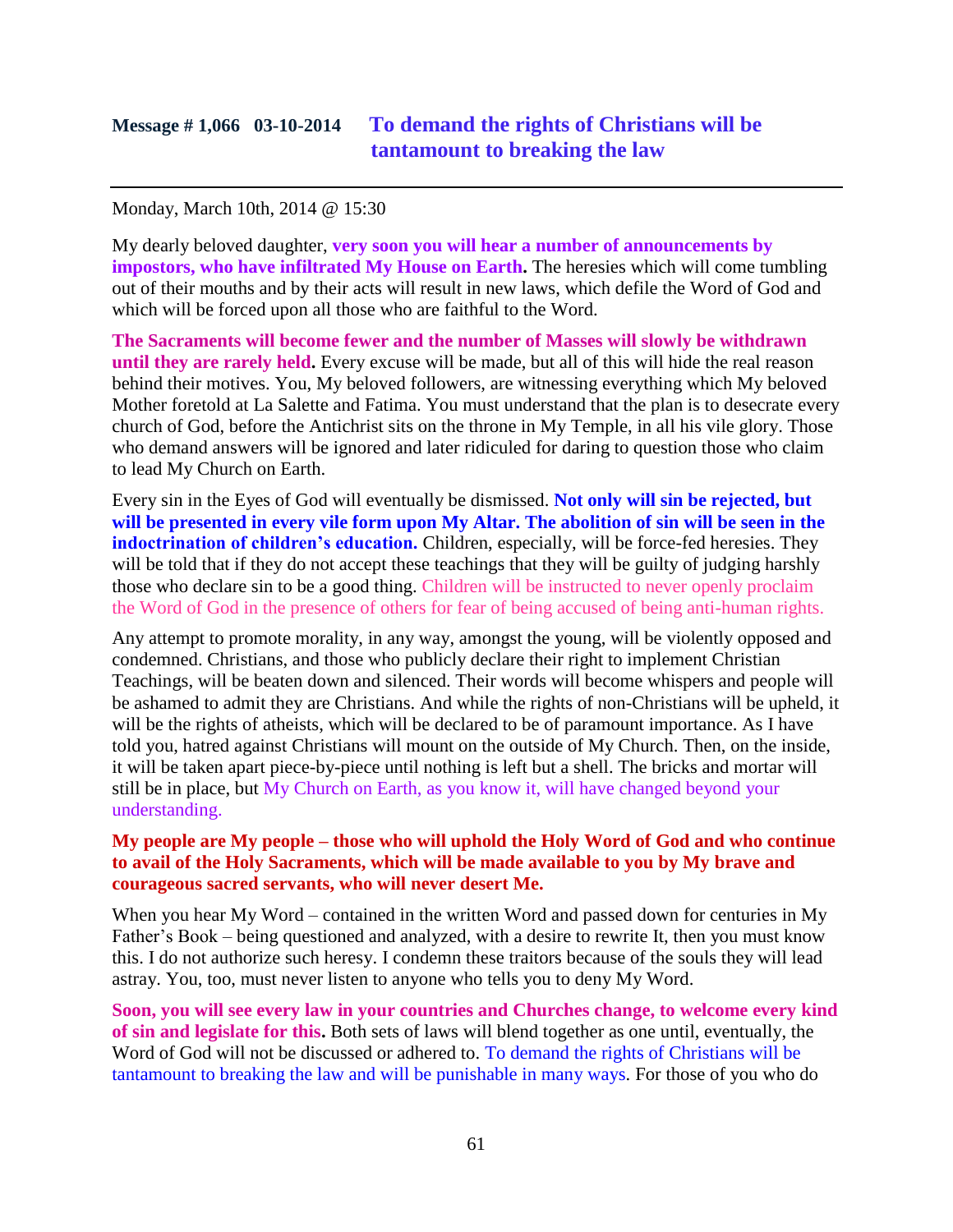## Message # 1,066   03-10-2014   To demand the rights of Christians will be tantamount to breaking the law

---

Monday, March 10th, 2014 @ 15:30

My dearly beloved daughter, **very soon you will hear a number of announcements by impostors, who have infiltrated My House on Earth.** The heresies which will come tumbling out of their mouths and by their acts will result in new laws, which defile the Word of God and which will be forced upon all those who are faithful to the Word.

**The Sacraments will become fewer and the number of Masses will slowly be withdrawn until they are rarely held.** Every excuse will be made, but all of this will hide the real reason behind their motives. You, My beloved followers, are witnessing everything which My beloved Mother foretold at La Salette and Fatima. You must understand that the plan is to desecrate every church of God, before the Antichrist sits on the throne in My Temple, in all his vile glory. Those who demand answers will be ignored and later ridiculed for daring to question those who claim to lead My Church on Earth.

Every sin in the Eyes of God will eventually be dismissed. **Not only will sin be rejected, but will be presented in every vile form upon My Altar. The abolition of sin will be seen in the indoctrination of children's education.** Children, especially, will be force-fed heresies. They will be told that if they do not accept these teachings that they will be guilty of judging harshly those who declare sin to be a good thing. Children will be instructed to never openly proclaim the Word of God in the presence of others for fear of being accused of being anti-human rights.

Any attempt to promote morality, in any way, amongst the young, will be violently opposed and condemned. Christians, and those who publicly declare their right to implement Christian Teachings, will be beaten down and silenced. Their words will become whispers and people will be ashamed to admit they are Christians. And while the rights of non-Christians will be upheld, it will be the rights of atheists, which will be declared to be of paramount importance. As I have told you, hatred against Christians will mount on the outside of My Church. Then, on the inside, it will be taken apart piece-by-piece until nothing is left but a shell. The bricks and mortar will still be in place, but My Church on Earth, as you know it, will have changed beyond your understanding.

**My people are My people – those who will uphold the Holy Word of God and who continue to avail of the Holy Sacraments, which will be made available to you by My brave and courageous sacred servants, who will never desert Me.**

When you hear My Word – contained in the written Word and passed down for centuries in My Father's Book – being questioned and analyzed, with a desire to rewrite It, then you must know this. I do not authorize such heresy. I condemn these traitors because of the souls they will lead astray. You, too, must never listen to anyone who tells you to deny My Word.

**Soon, you will see every law in your countries and Churches change, to welcome every kind of sin and legislate for this.** Both sets of laws will blend together as one until, eventually, the Word of God will not be discussed or adhered to. To demand the rights of Christians will be tantamount to breaking the law and will be punishable in many ways. For those of you who do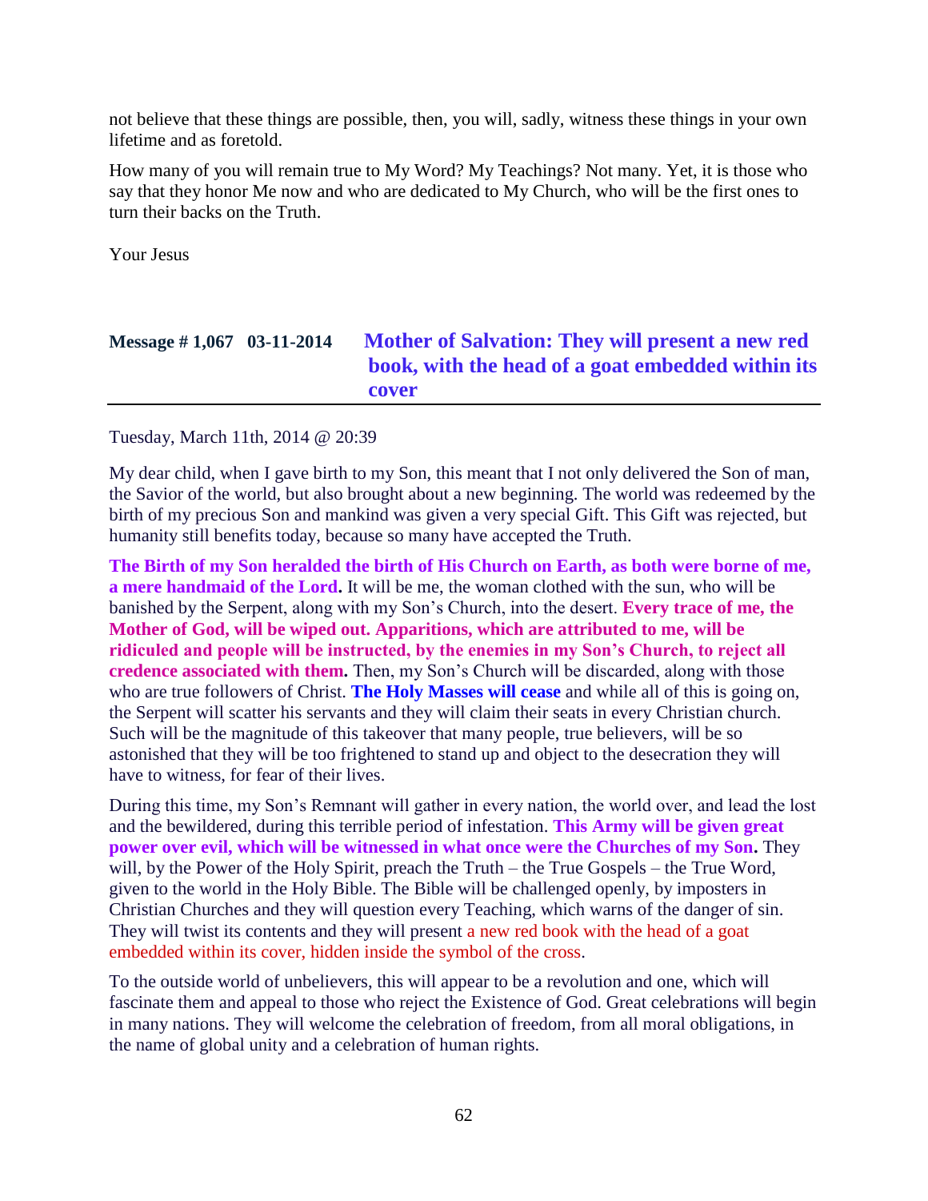not believe that these things are possible, then, you will, sadly, witness these things in your own lifetime and as foretold.

How many of you will remain true to My Word? My Teachings? Not many. Yet, it is those who say that they honor Me now and who are dedicated to My Church, who will be the first ones to turn their backs on the Truth.

Your Jesus

## Message # 1,067 03-11-2014 Mother of Salvation: They will present a new red book, with the head of a goat embedded within its cover

Tuesday, March 11th, 2014 @ 20:39

My dear child, when I gave birth to my Son, this meant that I not only delivered the Son of man, the Savior of the world, but also brought about a new beginning. The world was redeemed by the birth of my precious Son and mankind was given a very special Gift. This Gift was rejected, but humanity still benefits today, because so many have accepted the Truth.

**The Birth of my Son heralded the birth of His Church on Earth, as both were borne of me, a mere handmaid of the Lord.** It will be me, the woman clothed with the sun, who will be banished by the Serpent, along with my Son's Church, into the desert. **Every trace of me, the Mother of God, will be wiped out. Apparitions, which are attributed to me, will be ridiculed and people will be instructed, by the enemies in my Son's Church, to reject all credence associated with them.** Then, my Son's Church will be discarded, along with those who are true followers of Christ. **The Holy Masses will cease** and while all of this is going on, the Serpent will scatter his servants and they will claim their seats in every Christian church. Such will be the magnitude of this takeover that many people, true believers, will be so astonished that they will be too frightened to stand up and object to the desecration they will have to witness, for fear of their lives.

During this time, my Son's Remnant will gather in every nation, the world over, and lead the lost and the bewildered, during this terrible period of infestation. **This Army will be given great power over evil, which will be witnessed in what once were the Churches of my Son.** They will, by the Power of the Holy Spirit, preach the Truth – the True Gospels – the True Word, given to the world in the Holy Bible. The Bible will be challenged openly, by imposters in Christian Churches and they will question every Teaching, which warns of the danger of sin. They will twist its contents and they will present a new red book with the head of a goat embedded within its cover, hidden inside the symbol of the cross.

To the outside world of unbelievers, this will appear to be a revolution and one, which will fascinate them and appeal to those who reject the Existence of God. Great celebrations will begin in many nations. They will welcome the celebration of freedom, from all moral obligations, in the name of global unity and a celebration of human rights.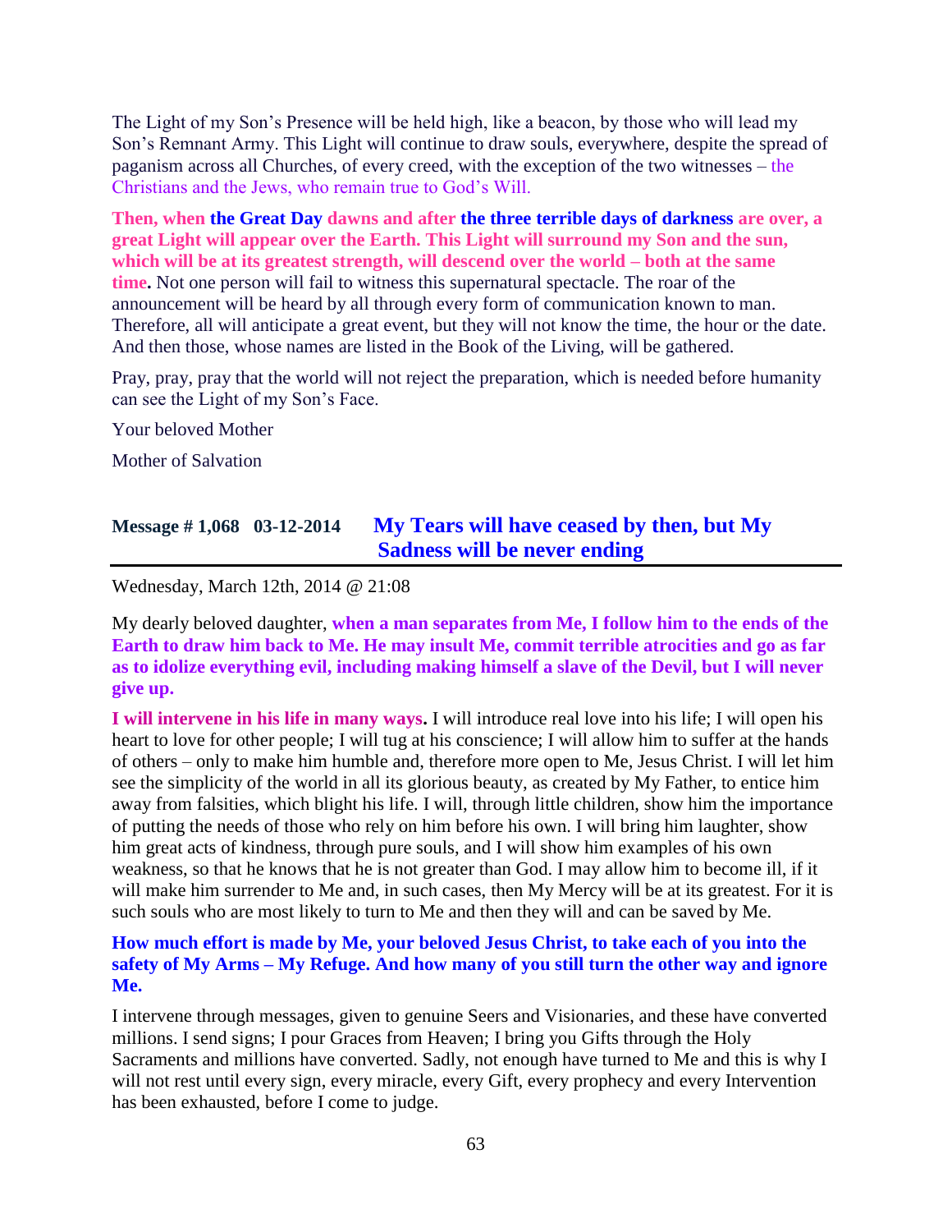The Light of my Son's Presence will be held high, like a beacon, by those who will lead my Son's Remnant Army. This Light will continue to draw souls, everywhere, despite the spread of paganism across all Churches, of every creed, with the exception of the two witnesses – the Christians and the Jews, who remain true to God's Will.

**Then, when the Great Day dawns and after the three terrible days of darkness are over, a great Light will appear over the Earth. This Light will surround my Son and the sun, which will be at its greatest strength, will descend over the world – both at the same time.** Not one person will fail to witness this supernatural spectacle. The roar of the announcement will be heard by all through every form of communication known to man. Therefore, all will anticipate a great event, but they will not know the time, the hour or the date. And then those, whose names are listed in the Book of the Living, will be gathered.

Pray, pray, pray that the world will not reject the preparation, which is needed before humanity can see the Light of my Son's Face.

Your beloved Mother

Mother of Salvation

## Message # 1,068 03-12-2014 My Tears will have ceased by then, but My Sadness will be never ending

Wednesday, March 12th, 2014 @ 21:08

My dearly beloved daughter, **when a man separates from Me, I follow him to the ends of the Earth to draw him back to Me. He may insult Me, commit terrible atrocities and go as far as to idolize everything evil, including making himself a slave of the Devil, but I will never give up.**

**I will intervene in his life in many ways.** I will introduce real love into his life; I will open his heart to love for other people; I will tug at his conscience; I will allow him to suffer at the hands of others – only to make him humble and, therefore more open to Me, Jesus Christ. I will let him see the simplicity of the world in all its glorious beauty, as created by My Father, to entice him away from falsities, which blight his life. I will, through little children, show him the importance of putting the needs of those who rely on him before his own. I will bring him laughter, show him great acts of kindness, through pure souls, and I will show him examples of his own weakness, so that he knows that he is not greater than God. I may allow him to become ill, if it will make him surrender to Me and, in such cases, then My Mercy will be at its greatest. For it is such souls who are most likely to turn to Me and then they will and can be saved by Me.

**How much effort is made by Me, your beloved Jesus Christ, to take each of you into the safety of My Arms – My Refuge. And how many of you still turn the other way and ignore Me.**

I intervene through messages, given to genuine Seers and Visionaries, and these have converted millions. I send signs; I pour Graces from Heaven; I bring you Gifts through the Holy Sacraments and millions have converted. Sadly, not enough have turned to Me and this is why I will not rest until every sign, every miracle, every Gift, every prophecy and every Intervention has been exhausted, before I come to judge.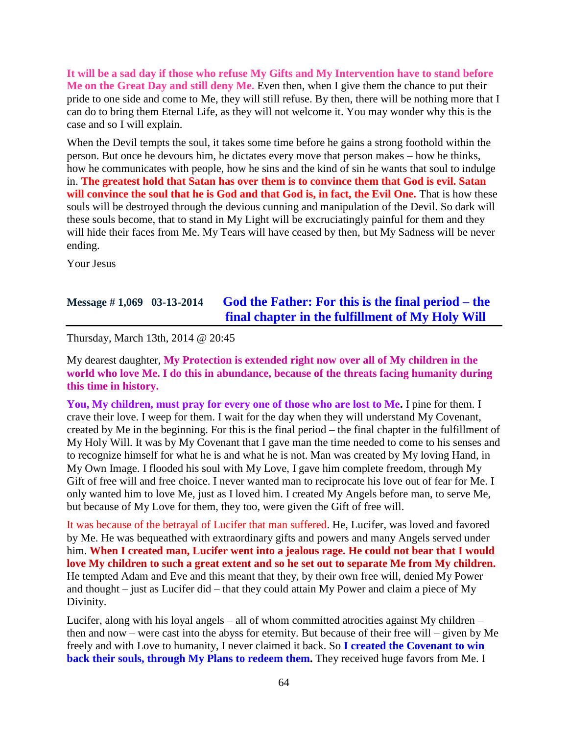**It will be a sad day if those who refuse My Gifts and My Intervention have to stand before Me on the Great Day and still deny Me.** Even then, when I give them the chance to put their pride to one side and come to Me, they will still refuse. By then, there will be nothing more that I can do to bring them Eternal Life, as they will not welcome it. You may wonder why this is the case and so I will explain.

When the Devil tempts the soul, it takes some time before he gains a strong foothold within the person. But once he devours him, he dictates every move that person makes – how he thinks, how he communicates with people, how he sins and the kind of sin he wants that soul to indulge in. **The greatest hold that Satan has over them is to convince them that God is evil. Satan will convince the soul that he is God and that God is, in fact, the Evil One.** That is how these souls will be destroyed through the devious cunning and manipulation of the Devil. So dark will these souls become, that to stand in My Light will be excruciatingly painful for them and they will hide their faces from Me. My Tears will have ceased by then, but My Sadness will be never ending.

Your Jesus

## Message # 1,069 03-13-2014 God the Father: For this is the final period – the final chapter in the fulfillment of My Holy Will

Thursday, March 13th, 2014 @ 20:45

My dearest daughter, **My Protection is extended right now over all of My children in the world who love Me. I do this in abundance, because of the threats facing humanity during this time in history.**

**You, My children, must pray for every one of those who are lost to Me.** I pine for them. I crave their love. I weep for them. I wait for the day when they will understand My Covenant, created by Me in the beginning. For this is the final period – the final chapter in the fulfillment of My Holy Will. It was by My Covenant that I gave man the time needed to come to his senses and to recognize himself for what he is and what he is not. Man was created by My loving Hand, in My Own Image. I flooded his soul with My Love, I gave him complete freedom, through My Gift of free will and free choice. I never wanted man to reciprocate his love out of fear for Me. I only wanted him to love Me, just as I loved him. I created My Angels before man, to serve Me, but because of My Love for them, they too, were given the Gift of free will.

It was because of the betrayal of Lucifer that man suffered. He, Lucifer, was loved and favored by Me. He was bequeathed with extraordinary gifts and powers and many Angels served under him. **When I created man, Lucifer went into a jealous rage. He could not bear that I would love My children to such a great extent and so he set out to separate Me from My children.** He tempted Adam and Eve and this meant that they, by their own free will, denied My Power and thought – just as Lucifer did – that they could attain My Power and claim a piece of My Divinity.

Lucifer, along with his loyal angels – all of whom committed atrocities against My children – then and now – were cast into the abyss for eternity. But because of their free will – given by Me freely and with Love to humanity, I never claimed it back. So **I created the Covenant to win back their souls, through My Plans to redeem them.** They received huge favors from Me. I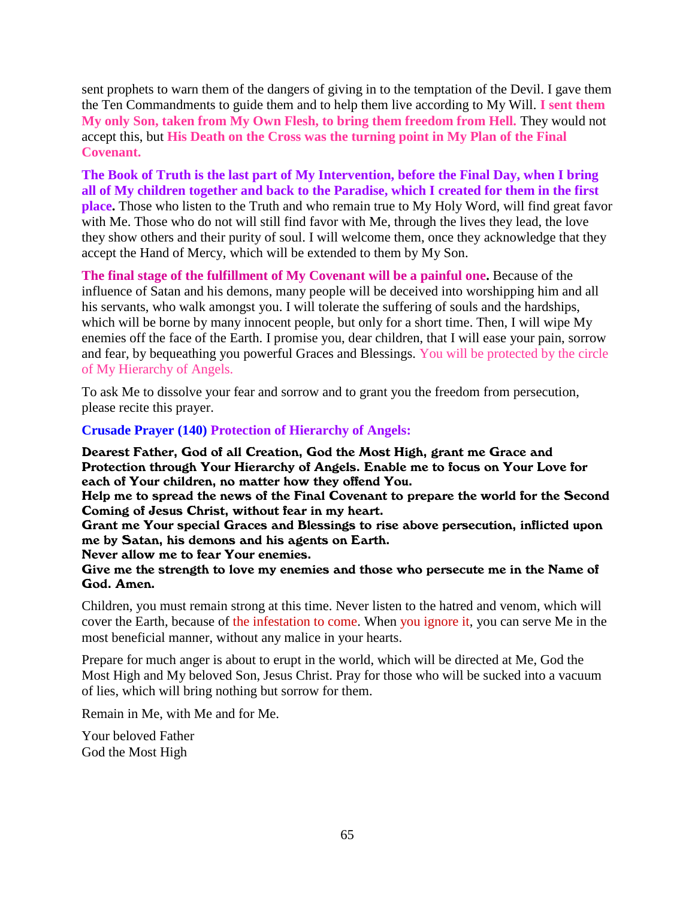sent prophets to warn them of the dangers of giving in to the temptation of the Devil. I gave them the Ten Commandments to guide them and to help them live according to My Will. **I sent them My only Son, taken from My Own Flesh, to bring them freedom from Hell.** They would not accept this, but **His Death on the Cross was the turning point in My Plan of the Final Covenant.**

**The Book of Truth is the last part of My Intervention, before the Final Day, when I bring all of My children together and back to the Paradise, which I created for them in the first place.** Those who listen to the Truth and who remain true to My Holy Word, will find great favor with Me. Those who do not will still find favor with Me, through the lives they lead, the love they show others and their purity of soul. I will welcome them, once they acknowledge that they accept the Hand of Mercy, which will be extended to them by My Son.

**The final stage of the fulfillment of My Covenant will be a painful one.** Because of the influence of Satan and his demons, many people will be deceived into worshipping him and all his servants, who walk amongst you. I will tolerate the suffering of souls and the hardships, which will be borne by many innocent people, but only for a short time. Then, I will wipe My enemies off the face of the Earth. I promise you, dear children, that I will ease your pain, sorrow and fear, by bequeathing you powerful Graces and Blessings. You will be protected by the circle of My Hierarchy of Angels.

To ask Me to dissolve your fear and sorrow and to grant you the freedom from persecution, please recite this prayer.

**Crusade Prayer (140) Protection of Hierarchy of Angels:**

**Dearest Father, God of all Creation, God the Most High, grant me Grace and Protection through Your Hierarchy of Angels. Enable me to focus on Your Love for each of Your children, no matter how they offend You.**
**Help me to spread the news of the Final Covenant to prepare the world for the Second Coming of Jesus Christ, without fear in my heart.**
**Grant me Your special Graces and Blessings to rise above persecution, inflicted upon me by Satan, his demons and his agents on Earth.**
**Never allow me to fear Your enemies.**
**Give me the strength to love my enemies and those who persecute me in the Name of God. Amen.**

Children, you must remain strong at this time. Never listen to the hatred and venom, which will cover the Earth, because of the infestation to come. When you ignore it, you can serve Me in the most beneficial manner, without any malice in your hearts.

Prepare for much anger is about to erupt in the world, which will be directed at Me, God the Most High and My beloved Son, Jesus Christ. Pray for those who will be sucked into a vacuum of lies, which will bring nothing but sorrow for them.

Remain in Me, with Me and for Me.

Your beloved Father
God the Most High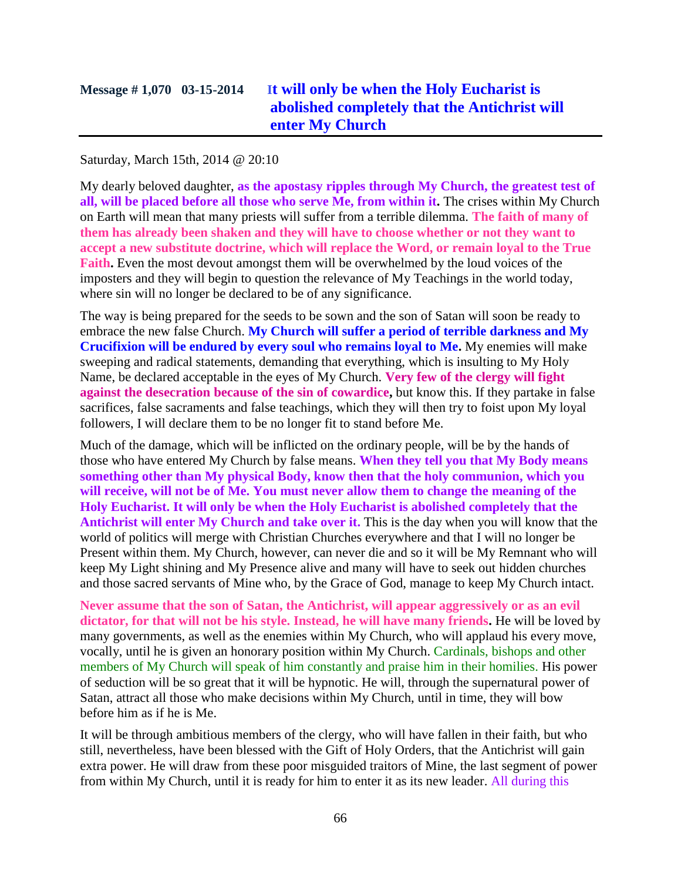## Message # 1,070 03-15-2014 It will only be when the Holy Eucharist is abolished completely that the Antichrist will enter My Church

Saturday, March 15th, 2014 @ 20:10

My dearly beloved daughter, **as the apostasy ripples through My Church, the greatest test of all, will be placed before all those who serve Me, from within it.** The crises within My Church on Earth will mean that many priests will suffer from a terrible dilemma. **The faith of many of them has already been shaken and they will have to choose whether or not they want to accept a new substitute doctrine, which will replace the Word, or remain loyal to the True Faith.** Even the most devout amongst them will be overwhelmed by the loud voices of the imposters and they will begin to question the relevance of My Teachings in the world today, where sin will no longer be declared to be of any significance.

The way is being prepared for the seeds to be sown and the son of Satan will soon be ready to embrace the new false Church. **My Church will suffer a period of terrible darkness and My Crucifixion will be endured by every soul who remains loyal to Me.** My enemies will make sweeping and radical statements, demanding that everything, which is insulting to My Holy Name, be declared acceptable in the eyes of My Church. **Very few of the clergy will fight against the desecration because of the sin of cowardice,** but know this. If they partake in false sacrifices, false sacraments and false teachings, which they will then try to foist upon My loyal followers, I will declare them to be no longer fit to stand before Me.

Much of the damage, which will be inflicted on the ordinary people, will be by the hands of those who have entered My Church by false means. **When they tell you that My Body means something other than My physical Body, know then that the holy communion, which you will receive, will not be of Me. You must never allow them to change the meaning of the Holy Eucharist. It will only be when the Holy Eucharist is abolished completely that the Antichrist will enter My Church and take over it.** This is the day when you will know that the world of politics will merge with Christian Churches everywhere and that I will no longer be Present within them. My Church, however, can never die and so it will be My Remnant who will keep My Light shining and My Presence alive and many will have to seek out hidden churches and those sacred servants of Mine who, by the Grace of God, manage to keep My Church intact.

**Never assume that the son of Satan, the Antichrist, will appear aggressively or as an evil dictator, for that will not be his style. Instead, he will have many friends.** He will be loved by many governments, as well as the enemies within My Church, who will applaud his every move, vocally, until he is given an honorary position within My Church. Cardinals, bishops and other members of My Church will speak of him constantly and praise him in their homilies. His power of seduction will be so great that it will be hypnotic. He will, through the supernatural power of Satan, attract all those who make decisions within My Church, until in time, they will bow before him as if he is Me.

It will be through ambitious members of the clergy, who will have fallen in their faith, but who still, nevertheless, have been blessed with the Gift of Holy Orders, that the Antichrist will gain extra power. He will draw from these poor misguided traitors of Mine, the last segment of power from within My Church, until it is ready for him to enter it as its new leader. All during this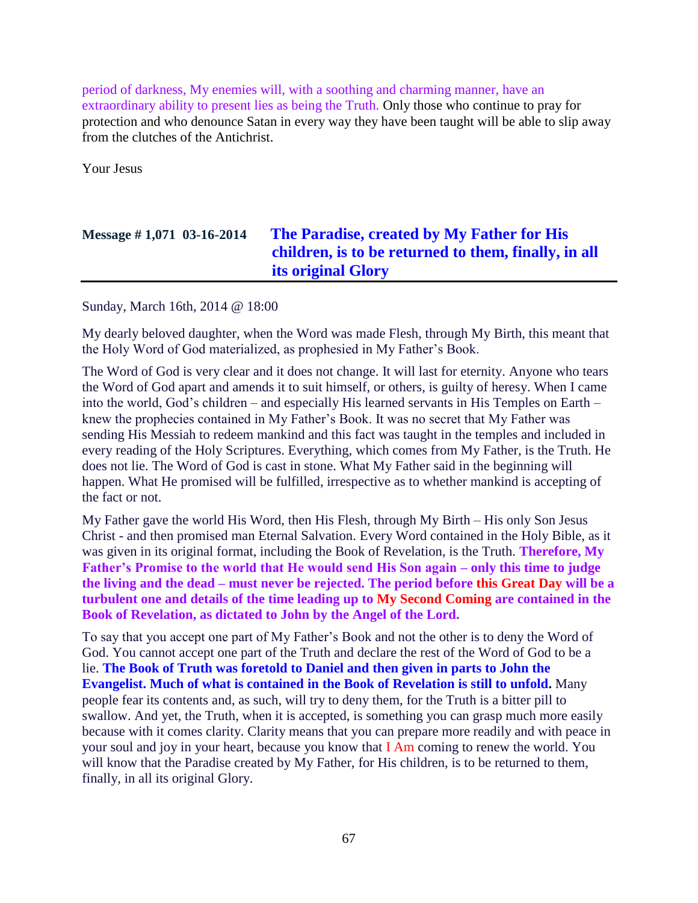period of darkness, My enemies will, with a soothing and charming manner, have an extraordinary ability to present lies as being the Truth. Only those who continue to pray for protection and who denounce Satan in every way they have been taught will be able to slip away from the clutches of the Antichrist.

Your Jesus

## Message # 1,071 03-16-2014 The Paradise, created by My Father for His children, is to be returned to them, finally, in all its original Glory

Sunday, March 16th, 2014 @ 18:00

My dearly beloved daughter, when the Word was made Flesh, through My Birth, this meant that the Holy Word of God materialized, as prophesied in My Father's Book.

The Word of God is very clear and it does not change. It will last for eternity. Anyone who tears the Word of God apart and amends it to suit himself, or others, is guilty of heresy. When I came into the world, God's children – and especially His learned servants in His Temples on Earth – knew the prophecies contained in My Father's Book. It was no secret that My Father was sending His Messiah to redeem mankind and this fact was taught in the temples and included in every reading of the Holy Scriptures. Everything, which comes from My Father, is the Truth. He does not lie. The Word of God is cast in stone. What My Father said in the beginning will happen. What He promised will be fulfilled, irrespective as to whether mankind is accepting of the fact or not.

My Father gave the world His Word, then His Flesh, through My Birth – His only Son Jesus Christ - and then promised man Eternal Salvation. Every Word contained in the Holy Bible, as it was given in its original format, including the Book of Revelation, is the Truth. **Therefore, My Father's Promise to the world that He would send His Son again – only this time to judge the living and the dead – must never be rejected. The period before this Great Day will be a turbulent one and details of the time leading up to My Second Coming are contained in the Book of Revelation, as dictated to John by the Angel of the Lord.**

To say that you accept one part of My Father's Book and not the other is to deny the Word of God. You cannot accept one part of the Truth and declare the rest of the Word of God to be a lie. **The Book of Truth was foretold to Daniel and then given in parts to John the Evangelist. Much of what is contained in the Book of Revelation is still to unfold.** Many people fear its contents and, as such, will try to deny them, for the Truth is a bitter pill to swallow. And yet, the Truth, when it is accepted, is something you can grasp much more easily because with it comes clarity. Clarity means that you can prepare more readily and with peace in your soul and joy in your heart, because you know that I Am coming to renew the world. You will know that the Paradise created by My Father, for His children, is to be returned to them, finally, in all its original Glory.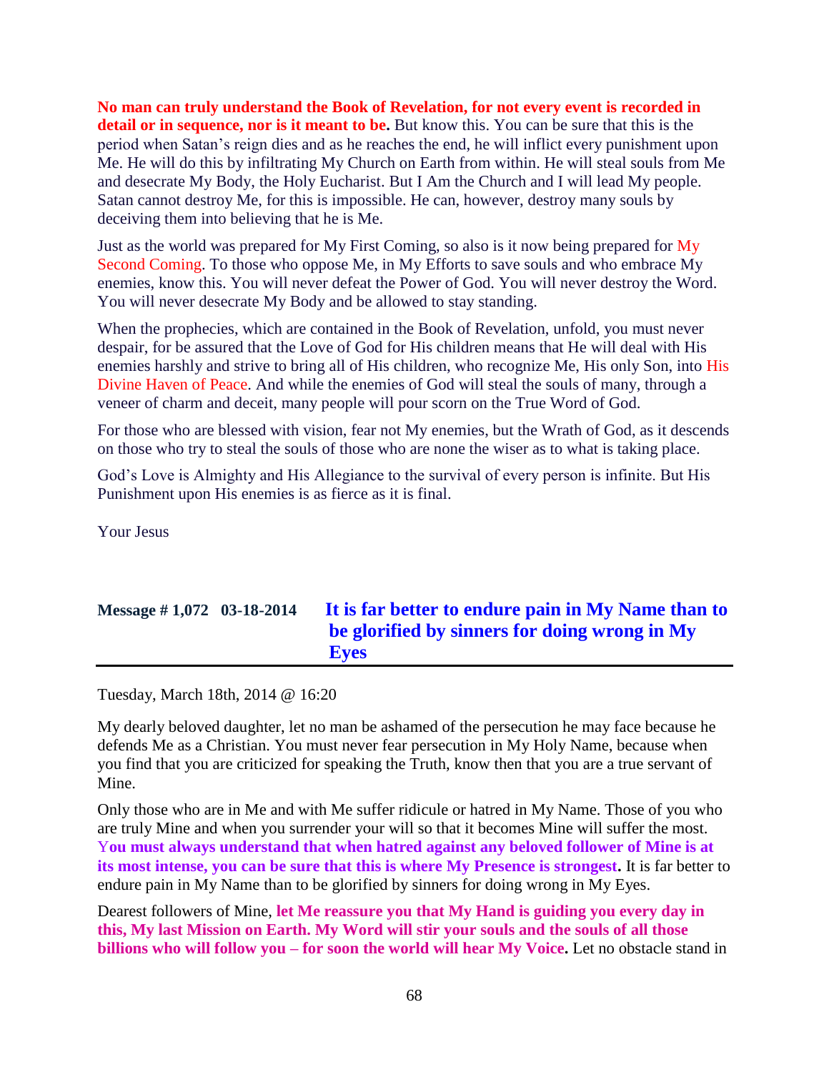**No man can truly understand the Book of Revelation, for not every event is recorded in detail or in sequence, nor is it meant to be.** But know this. You can be sure that this is the period when Satan's reign dies and as he reaches the end, he will inflict every punishment upon Me. He will do this by infiltrating My Church on Earth from within. He will steal souls from Me and desecrate My Body, the Holy Eucharist. But I Am the Church and I will lead My people. Satan cannot destroy Me, for this is impossible. He can, however, destroy many souls by deceiving them into believing that he is Me.

Just as the world was prepared for My First Coming, so also is it now being prepared for My Second Coming. To those who oppose Me, in My Efforts to save souls and who embrace My enemies, know this. You will never defeat the Power of God. You will never destroy the Word. You will never desecrate My Body and be allowed to stay standing.

When the prophecies, which are contained in the Book of Revelation, unfold, you must never despair, for be assured that the Love of God for His children means that He will deal with His enemies harshly and strive to bring all of His children, who recognize Me, His only Son, into His Divine Haven of Peace. And while the enemies of God will steal the souls of many, through a veneer of charm and deceit, many people will pour scorn on the True Word of God.

For those who are blessed with vision, fear not My enemies, but the Wrath of God, as it descends on those who try to steal the souls of those who are none the wiser as to what is taking place.

God's Love is Almighty and His Allegiance to the survival of every person is infinite. But His Punishment upon His enemies is as fierce as it is final.

Your Jesus

## Message # 1,072 03-18-2014 It is far better to endure pain in My Name than to be glorified by sinners for doing wrong in My Eyes

Tuesday, March 18th, 2014 @ 16:20

My dearly beloved daughter, let no man be ashamed of the persecution he may face because he defends Me as a Christian. You must never fear persecution in My Holy Name, because when you find that you are criticized for speaking the Truth, know then that you are a true servant of Mine.

Only those who are in Me and with Me suffer ridicule or hatred in My Name. Those of you who are truly Mine and when you surrender your will so that it becomes Mine will suffer the most. **You must always understand that when hatred against any beloved follower of Mine is at its most intense, you can be sure that this is where My Presence is strongest.** It is far better to endure pain in My Name than to be glorified by sinners for doing wrong in My Eyes.

Dearest followers of Mine, **let Me reassure you that My Hand is guiding you every day in this, My last Mission on Earth. My Word will stir your souls and the souls of all those billions who will follow you – for soon the world will hear My Voice.** Let no obstacle stand in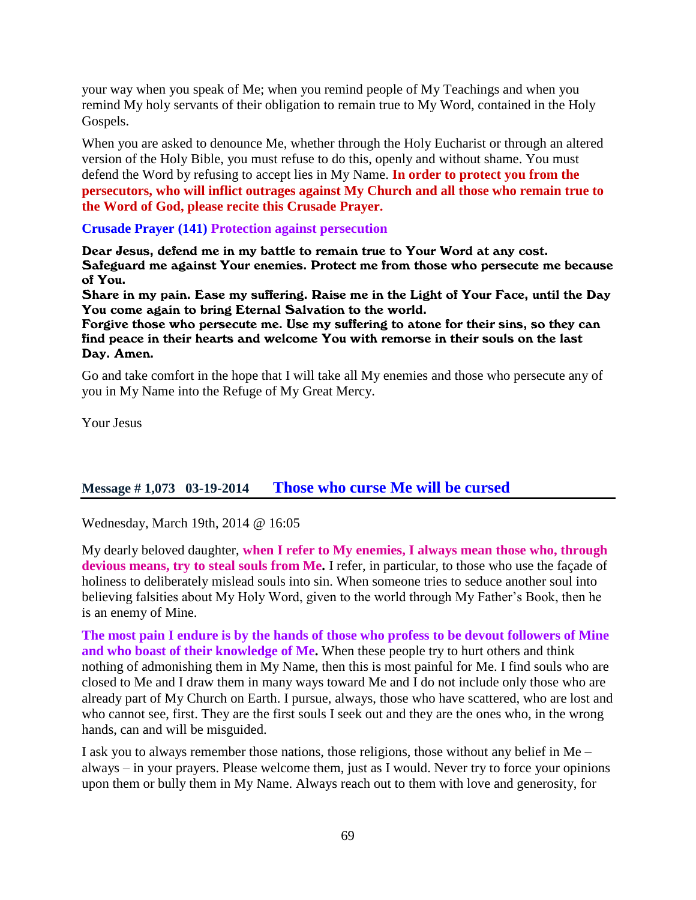your way when you speak of Me; when you remind people of My Teachings and when you remind My holy servants of their obligation to remain true to My Word, contained in the Holy Gospels.

When you are asked to denounce Me, whether through the Holy Eucharist or through an altered version of the Holy Bible, you must refuse to do this, openly and without shame. You must defend the Word by refusing to accept lies in My Name. **In order to protect you from the persecutors, who will inflict outrages against My Church and all those who remain true to the Word of God, please recite this Crusade Prayer.**

**Crusade Prayer (141) Protection against persecution**

**Dear Jesus, defend me in my battle to remain true to Your Word at any cost.**
**Safeguard me against Your enemies. Protect me from those who persecute me because of You.**
**Share in my pain. Ease my suffering. Raise me in the Light of Your Face, until the Day You come again to bring Eternal Salvation to the world.**
**Forgive those who persecute me. Use my suffering to atone for their sins, so they can find peace in their hearts and welcome You with remorse in their souls on the last Day. Amen.**

Go and take comfort in the hope that I will take all My enemies and those who persecute any of you in My Name into the Refuge of My Great Mercy.

Your Jesus

## Message # 1,073 03-19-2014 Those who curse Me will be cursed

Wednesday, March 19th, 2014 @ 16:05

My dearly beloved daughter, **when I refer to My enemies, I always mean those who, through devious means, try to steal souls from Me.** I refer, in particular, to those who use the façade of holiness to deliberately mislead souls into sin. When someone tries to seduce another soul into believing falsities about My Holy Word, given to the world through My Father's Book, then he is an enemy of Mine.

**The most pain I endure is by the hands of those who profess to be devout followers of Mine and who boast of their knowledge of Me.** When these people try to hurt others and think nothing of admonishing them in My Name, then this is most painful for Me. I find souls who are closed to Me and I draw them in many ways toward Me and I do not include only those who are already part of My Church on Earth. I pursue, always, those who have scattered, who are lost and who cannot see, first. They are the first souls I seek out and they are the ones who, in the wrong hands, can and will be misguided.

I ask you to always remember those nations, those religions, those without any belief in Me – always – in your prayers. Please welcome them, just as I would. Never try to force your opinions upon them or bully them in My Name. Always reach out to them with love and generosity, for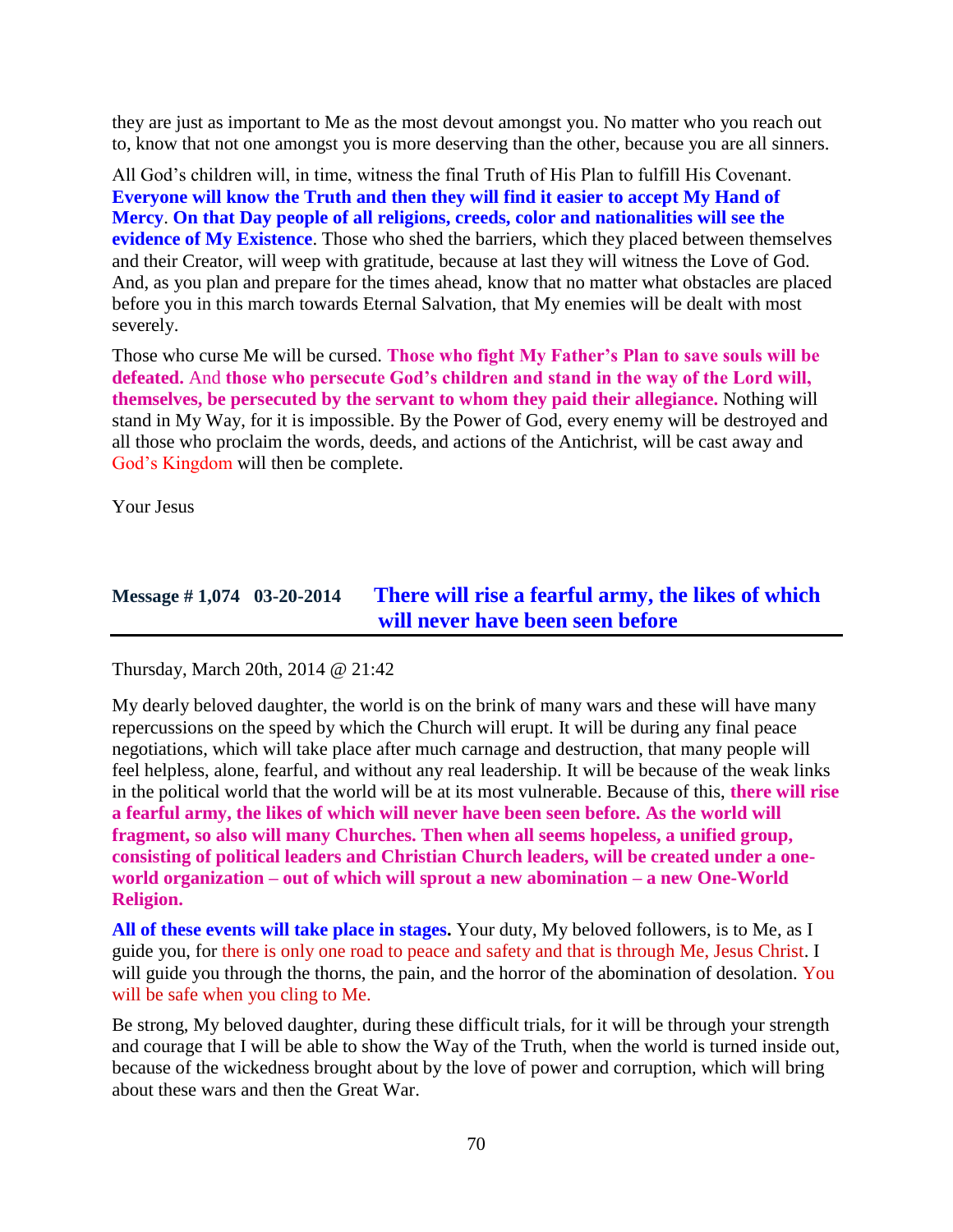they are just as important to Me as the most devout amongst you. No matter who you reach out to, know that not one amongst you is more deserving than the other, because you are all sinners.

All God's children will, in time, witness the final Truth of His Plan to fulfill His Covenant. **Everyone will know the Truth and then they will find it easier to accept My Hand of Mercy**. **On that Day people of all religions, creeds, color and nationalities will see the evidence of My Existence**. Those who shed the barriers, which they placed between themselves and their Creator, will weep with gratitude, because at last they will witness the Love of God. And, as you plan and prepare for the times ahead, know that no matter what obstacles are placed before you in this march towards Eternal Salvation, that My enemies will be dealt with most severely.

Those who curse Me will be cursed. **Those who fight My Father's Plan to save souls will be defeated.** And **those who persecute God's children and stand in the way of the Lord will, themselves, be persecuted by the servant to whom they paid their allegiance.** Nothing will stand in My Way, for it is impossible. By the Power of God, every enemy will be destroyed and all those who proclaim the words, deeds, and actions of the Antichrist, will be cast away and God's Kingdom will then be complete.

Your Jesus

## Message # 1,074 03-20-2014 There will rise a fearful army, the likes of which will never have been seen before

Thursday, March 20th, 2014 @ 21:42

My dearly beloved daughter, the world is on the brink of many wars and these will have many repercussions on the speed by which the Church will erupt. It will be during any final peace negotiations, which will take place after much carnage and destruction, that many people will feel helpless, alone, fearful, and without any real leadership. It will be because of the weak links in the political world that the world will be at its most vulnerable. Because of this, **there will rise a fearful army, the likes of which will never have been seen before. As the world will fragment, so also will many Churches. Then when all seems hopeless, a unified group, consisting of political leaders and Christian Church leaders, will be created under a one-world organization – out of which will sprout a new abomination – a new One-World Religion.**

**All of these events will take place in stages.** Your duty, My beloved followers, is to Me, as I guide you, for there is only one road to peace and safety and that is through Me, Jesus Christ. I will guide you through the thorns, the pain, and the horror of the abomination of desolation. You will be safe when you cling to Me.

Be strong, My beloved daughter, during these difficult trials, for it will be through your strength and courage that I will be able to show the Way of the Truth, when the world is turned inside out, because of the wickedness brought about by the love of power and corruption, which will bring about these wars and then the Great War.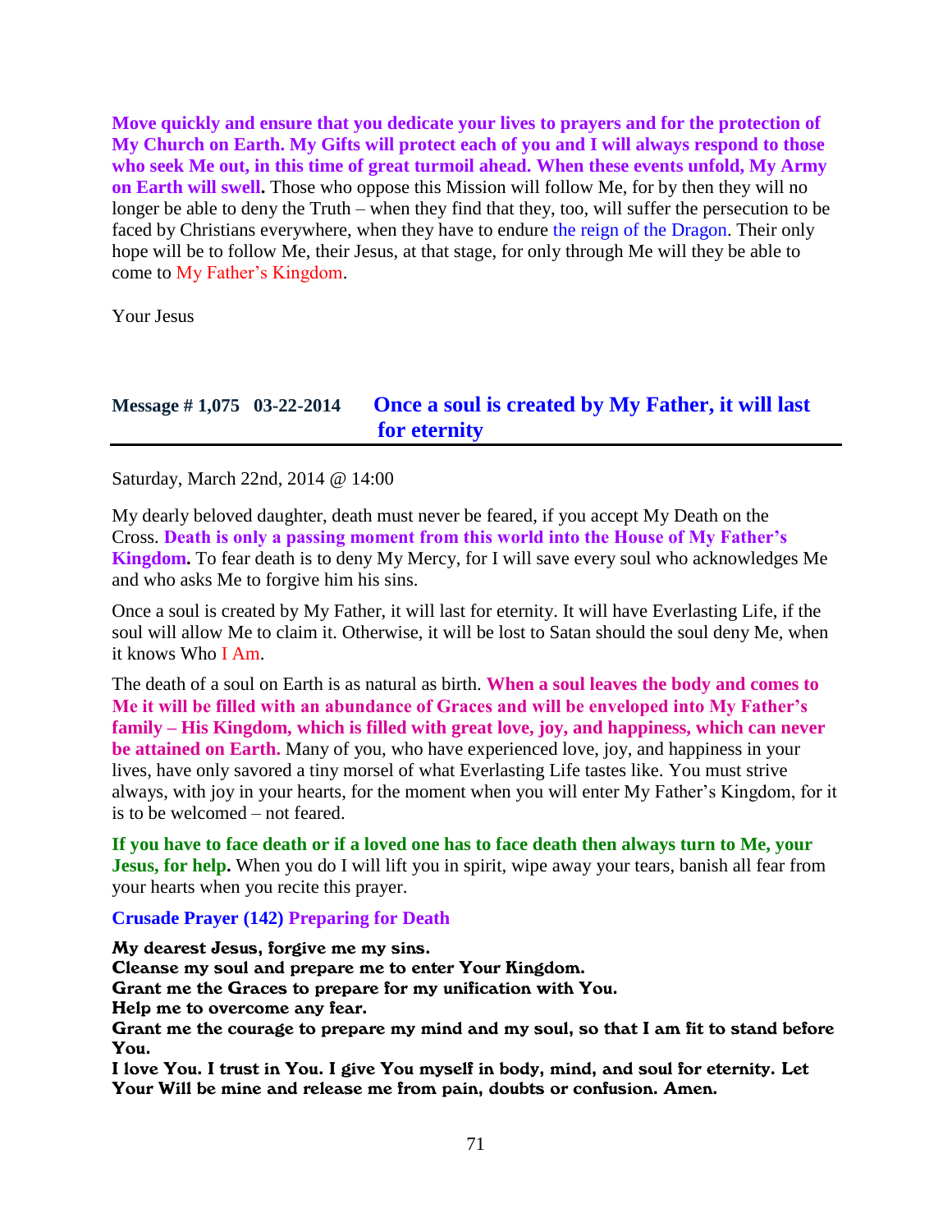**Move quickly and ensure that you dedicate your lives to prayers and for the protection of My Church on Earth. My Gifts will protect each of you and I will always respond to those who seek Me out, in this time of great turmoil ahead. When these events unfold, My Army on Earth will swell.** Those who oppose this Mission will follow Me, for by then they will no longer be able to deny the Truth – when they find that they, too, will suffer the persecution to be faced by Christians everywhere, when they have to endure the reign of the Dragon. Their only hope will be to follow Me, their Jesus, at that stage, for only through Me will they be able to come to My Father's Kingdom.

Your Jesus

## Message # 1,075 03-22-2014 Once a soul is created by My Father, it will last for eternity

Saturday, March 22nd, 2014 @ 14:00

My dearly beloved daughter, death must never be feared, if you accept My Death on the Cross. **Death is only a passing moment from this world into the House of My Father's Kingdom.** To fear death is to deny My Mercy, for I will save every soul who acknowledges Me and who asks Me to forgive him his sins.

Once a soul is created by My Father, it will last for eternity. It will have Everlasting Life, if the soul will allow Me to claim it. Otherwise, it will be lost to Satan should the soul deny Me, when it knows Who I Am.

The death of a soul on Earth is as natural as birth. **When a soul leaves the body and comes to Me it will be filled with an abundance of Graces and will be enveloped into My Father's family – His Kingdom, which is filled with great love, joy, and happiness, which can never be attained on Earth.** Many of you, who have experienced love, joy, and happiness in your lives, have only savored a tiny morsel of what Everlasting Life tastes like. You must strive always, with joy in your hearts, for the moment when you will enter My Father's Kingdom, for it is to be welcomed – not feared.

**If you have to face death or if a loved one has to face death then always turn to Me, your Jesus, for help.** When you do I will lift you in spirit, wipe away your tears, banish all fear from your hearts when you recite this prayer.

**Crusade Prayer (142) Preparing for Death**

**My dearest Jesus, forgive me my sins.**
**Cleanse my soul and prepare me to enter Your Kingdom.**
**Grant me the Graces to prepare for my unification with You.**
**Help me to overcome any fear.**
**Grant me the courage to prepare my mind and my soul, so that I am fit to stand before You.**
**I love You. I trust in You. I give You myself in body, mind, and soul for eternity. Let Your Will be mine and release me from pain, doubts or confusion. Amen.**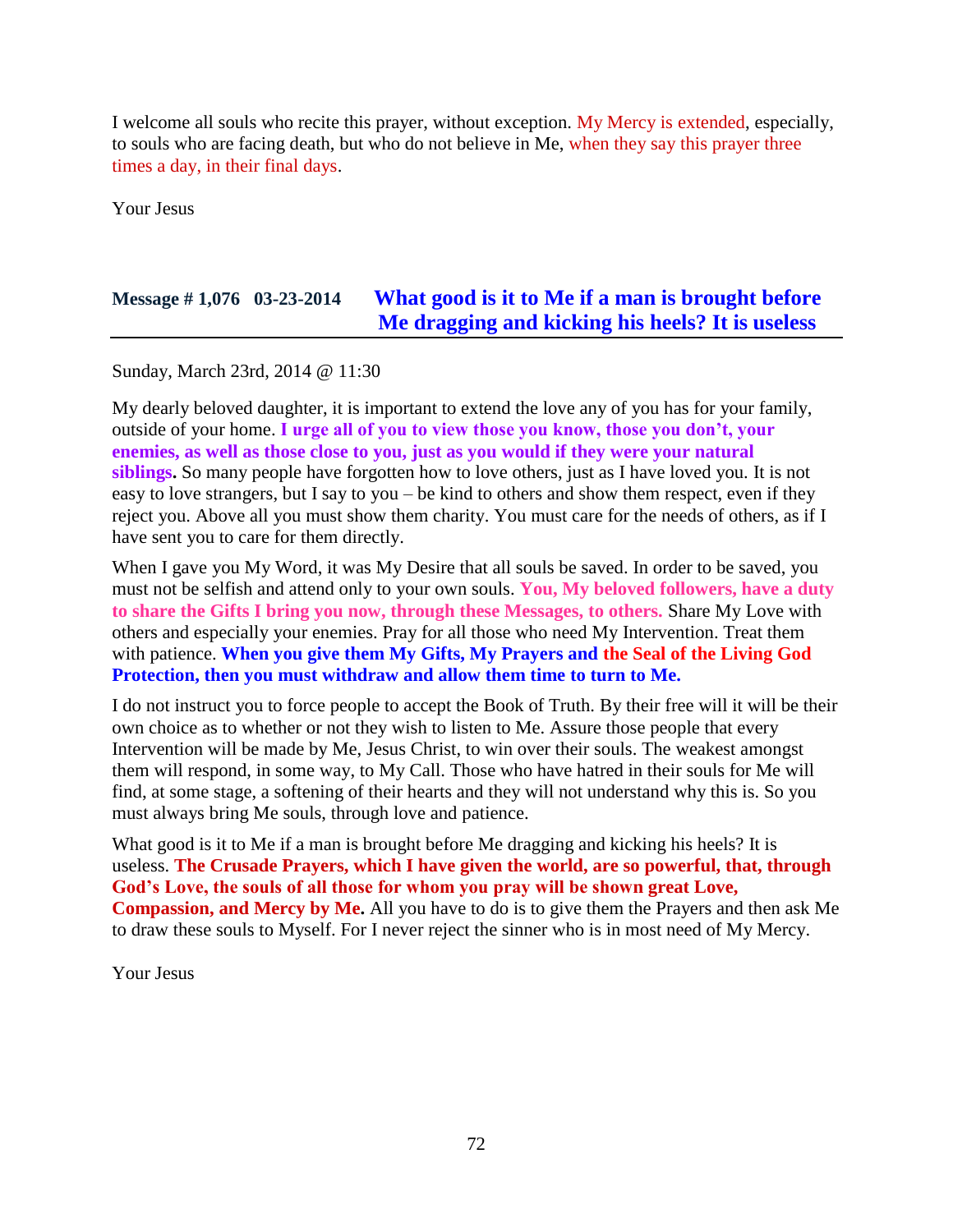I welcome all souls who recite this prayer, without exception. My Mercy is extended, especially, to souls who are facing death, but who do not believe in Me, when they say this prayer three times a day, in their final days.

Your Jesus

## Message # 1,076 03-23-2014 What good is it to Me if a man is brought before Me dragging and kicking his heels? It is useless

Sunday, March 23rd, 2014 @ 11:30

My dearly beloved daughter, it is important to extend the love any of you has for your family, outside of your home. **I urge all of you to view those you know, those you don't, your enemies, as well as those close to you, just as you would if they were your natural siblings.** So many people have forgotten how to love others, just as I have loved you. It is not easy to love strangers, but I say to you – be kind to others and show them respect, even if they reject you. Above all you must show them charity. You must care for the needs of others, as if I have sent you to care for them directly.

When I gave you My Word, it was My Desire that all souls be saved. In order to be saved, you must not be selfish and attend only to your own souls. **You, My beloved followers, have a duty to share the Gifts I bring you now, through these Messages, to others.** Share My Love with others and especially your enemies. Pray for all those who need My Intervention. Treat them with patience. **When you give them My Gifts, My Prayers and the Seal of the Living God Protection, then you must withdraw and allow them time to turn to Me.**

I do not instruct you to force people to accept the Book of Truth. By their free will it will be their own choice as to whether or not they wish to listen to Me. Assure those people that every Intervention will be made by Me, Jesus Christ, to win over their souls. The weakest amongst them will respond, in some way, to My Call. Those who have hatred in their souls for Me will find, at some stage, a softening of their hearts and they will not understand why this is. So you must always bring Me souls, through love and patience.

What good is it to Me if a man is brought before Me dragging and kicking his heels? It is useless. **The Crusade Prayers, which I have given the world, are so powerful, that, through God's Love, the souls of all those for whom you pray will be shown great Love, Compassion, and Mercy by Me.** All you have to do is to give them the Prayers and then ask Me to draw these souls to Myself. For I never reject the sinner who is in most need of My Mercy.

Your Jesus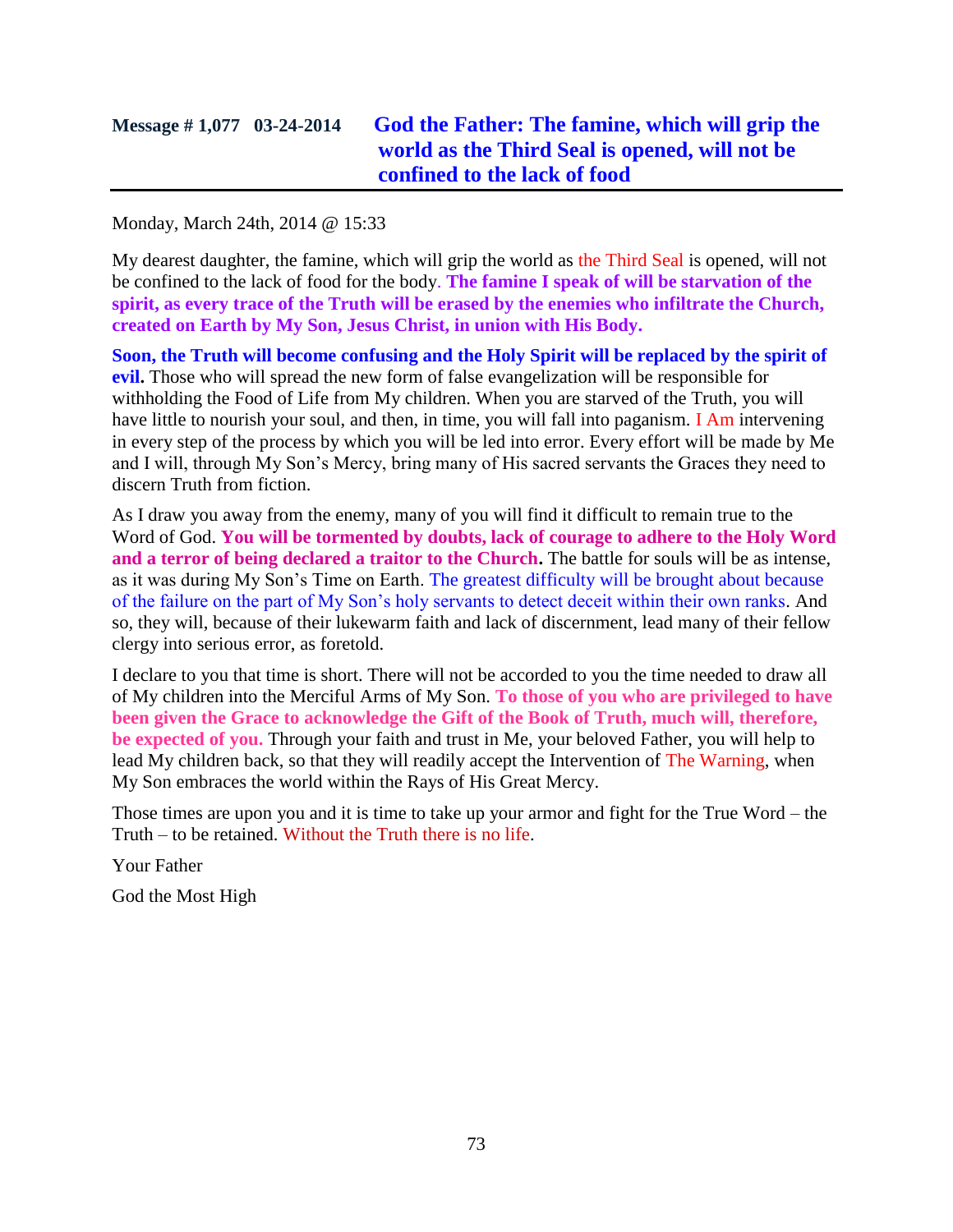## Message # 1,077 03-24-2014 God the Father: The famine, which will grip the world as the Third Seal is opened, will not be confined to the lack of food

Monday, March 24th, 2014 @ 15:33

My dearest daughter, the famine, which will grip the world as the Third Seal is opened, will not be confined to the lack of food for the body. **The famine I speak of will be starvation of the spirit, as every trace of the Truth will be erased by the enemies who infiltrate the Church, created on Earth by My Son, Jesus Christ, in union with His Body.**

**Soon, the Truth will become confusing and the Holy Spirit will be replaced by the spirit of evil.** Those who will spread the new form of false evangelization will be responsible for withholding the Food of Life from My children. When you are starved of the Truth, you will have little to nourish your soul, and then, in time, you will fall into paganism. I Am intervening in every step of the process by which you will be led into error. Every effort will be made by Me and I will, through My Son's Mercy, bring many of His sacred servants the Graces they need to discern Truth from fiction.

As I draw you away from the enemy, many of you will find it difficult to remain true to the Word of God. **You will be tormented by doubts, lack of courage to adhere to the Holy Word and a terror of being declared a traitor to the Church.** The battle for souls will be as intense, as it was during My Son's Time on Earth. The greatest difficulty will be brought about because of the failure on the part of My Son's holy servants to detect deceit within their own ranks. And so, they will, because of their lukewarm faith and lack of discernment, lead many of their fellow clergy into serious error, as foretold.

I declare to you that time is short. There will not be accorded to you the time needed to draw all of My children into the Merciful Arms of My Son. **To those of you who are privileged to have been given the Grace to acknowledge the Gift of the Book of Truth, much will, therefore, be expected of you.** Through your faith and trust in Me, your beloved Father, you will help to lead My children back, so that they will readily accept the Intervention of The Warning, when My Son embraces the world within the Rays of His Great Mercy.

Those times are upon you and it is time to take up your armor and fight for the True Word – the Truth – to be retained. Without the Truth there is no life.

Your Father

God the Most High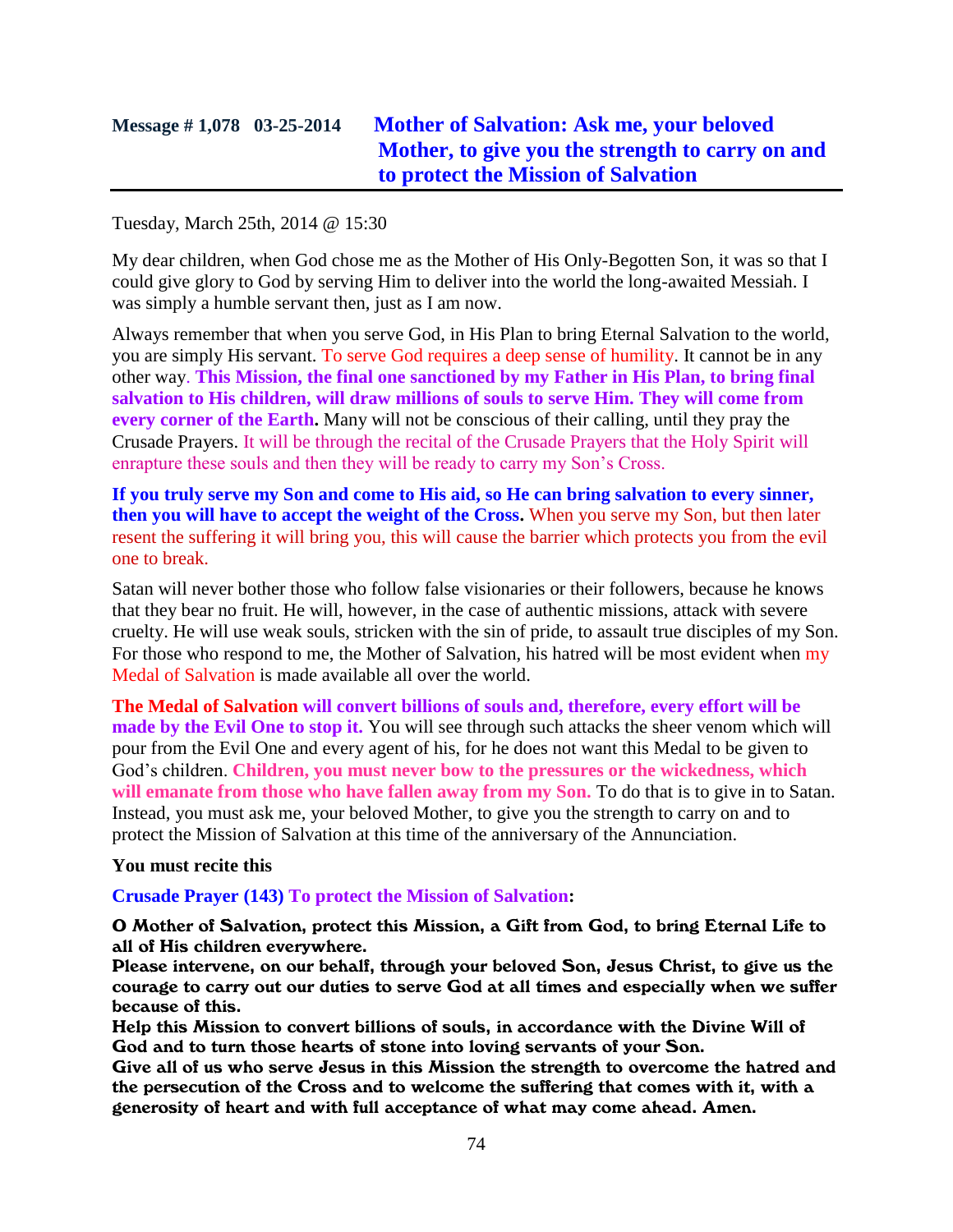## Message # 1,078 03-25-2014 Mother of Salvation: Ask me, your beloved Mother, to give you the strength to carry on and to protect the Mission of Salvation

Tuesday, March 25th, 2014 @ 15:30

My dear children, when God chose me as the Mother of His Only-Begotten Son, it was so that I could give glory to God by serving Him to deliver into the world the long-awaited Messiah. I was simply a humble servant then, just as I am now.

Always remember that when you serve God, in His Plan to bring Eternal Salvation to the world, you are simply His servant. To serve God requires a deep sense of humility. It cannot be in any other way. **This Mission, the final one sanctioned by my Father in His Plan, to bring final salvation to His children, will draw millions of souls to serve Him. They will come from every corner of the Earth.** Many will not be conscious of their calling, until they pray the Crusade Prayers. It will be through the recital of the Crusade Prayers that the Holy Spirit will enrapture these souls and then they will be ready to carry my Son's Cross.

**If you truly serve my Son and come to His aid, so He can bring salvation to every sinner, then you will have to accept the weight of the Cross.** When you serve my Son, but then later resent the suffering it will bring you, this will cause the barrier which protects you from the evil one to break.

Satan will never bother those who follow false visionaries or their followers, because he knows that they bear no fruit. He will, however, in the case of authentic missions, attack with severe cruelty. He will use weak souls, stricken with the sin of pride, to assault true disciples of my Son. For those who respond to me, the Mother of Salvation, his hatred will be most evident when my Medal of Salvation is made available all over the world.

**The Medal of Salvation will convert billions of souls and, therefore, every effort will be made by the Evil One to stop it.** You will see through such attacks the sheer venom which will pour from the Evil One and every agent of his, for he does not want this Medal to be given to God's children. **Children, you must never bow to the pressures or the wickedness, which will emanate from those who have fallen away from my Son.** To do that is to give in to Satan. Instead, you must ask me, your beloved Mother, to give you the strength to carry on and to protect the Mission of Salvation at this time of the anniversary of the Annunciation.

**You must recite this**

**Crusade Prayer (143) To protect the Mission of Salvation:**

**O Mother of Salvation, protect this Mission, a Gift from God, to bring Eternal Life to all of His children everywhere.**
**Please intervene, on our behalf, through your beloved Son, Jesus Christ, to give us the courage to carry out our duties to serve God at all times and especially when we suffer because of this.**
**Help this Mission to convert billions of souls, in accordance with the Divine Will of God and to turn those hearts of stone into loving servants of your Son.**
**Give all of us who serve Jesus in this Mission the strength to overcome the hatred and the persecution of the Cross and to welcome the suffering that comes with it, with a generosity of heart and with full acceptance of what may come ahead. Amen.**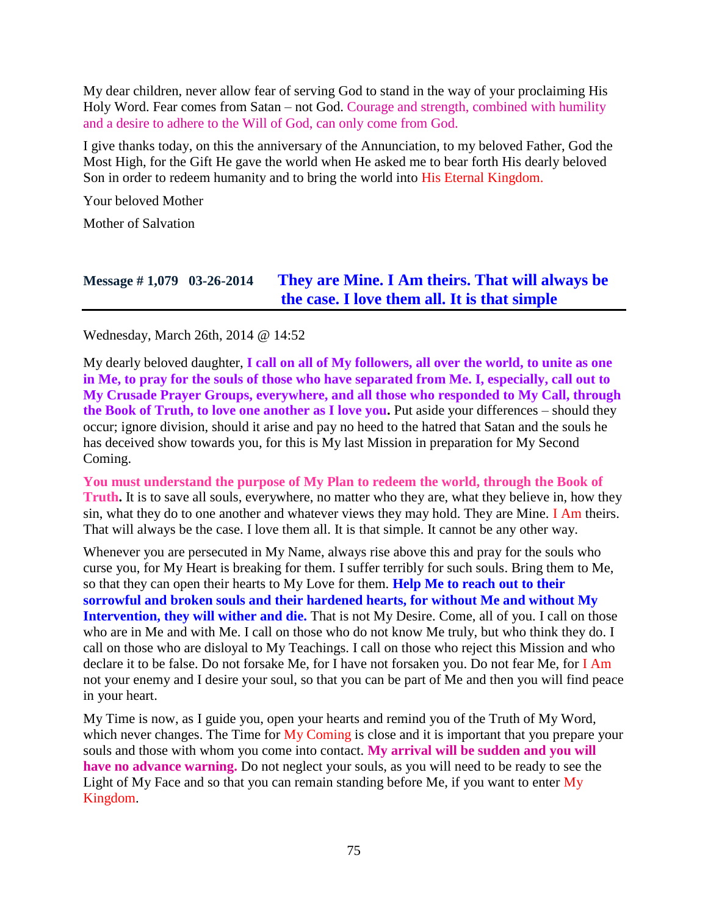My dear children, never allow fear of serving God to stand in the way of your proclaiming His Holy Word. Fear comes from Satan – not God. Courage and strength, combined with humility and a desire to adhere to the Will of God, can only come from God.

I give thanks today, on this the anniversary of the Annunciation, to my beloved Father, God the Most High, for the Gift He gave the world when He asked me to bear forth His dearly beloved Son in order to redeem humanity and to bring the world into His Eternal Kingdom.

Your beloved Mother

Mother of Salvation

## Message # 1,079   03-26-2014   They are Mine. I Am theirs. That will always be the case. I love them all. It is that simple

Wednesday, March 26th, 2014 @ 14:52

My dearly beloved daughter, **I call on all of My followers, all over the world, to unite as one in Me, to pray for the souls of those who have separated from Me. I, especially, call out to My Crusade Prayer Groups, everywhere, and all those who responded to My Call, through the Book of Truth, to love one another as I love you.** Put aside your differences – should they occur; ignore division, should it arise and pay no heed to the hatred that Satan and the souls he has deceived show towards you, for this is My last Mission in preparation for My Second Coming.

**You must understand the purpose of My Plan to redeem the world, through the Book of Truth.** It is to save all souls, everywhere, no matter who they are, what they believe in, how they sin, what they do to one another and whatever views they may hold. They are Mine. I Am theirs. That will always be the case. I love them all. It is that simple. It cannot be any other way.

Whenever you are persecuted in My Name, always rise above this and pray for the souls who curse you, for My Heart is breaking for them. I suffer terribly for such souls. Bring them to Me, so that they can open their hearts to My Love for them. **Help Me to reach out to their sorrowful and broken souls and their hardened hearts, for without Me and without My Intervention, they will wither and die.** That is not My Desire. Come, all of you. I call on those who are in Me and with Me. I call on those who do not know Me truly, but who think they do. I call on those who are disloyal to My Teachings. I call on those who reject this Mission and who declare it to be false. Do not forsake Me, for I have not forsaken you. Do not fear Me, for I Am not your enemy and I desire your soul, so that you can be part of Me and then you will find peace in your heart.

My Time is now, as I guide you, open your hearts and remind you of the Truth of My Word, which never changes. The Time for My Coming is close and it is important that you prepare your souls and those with whom you come into contact. **My arrival will be sudden and you will have no advance warning.** Do not neglect your souls, as you will need to be ready to see the Light of My Face and so that you can remain standing before Me, if you want to enter My Kingdom.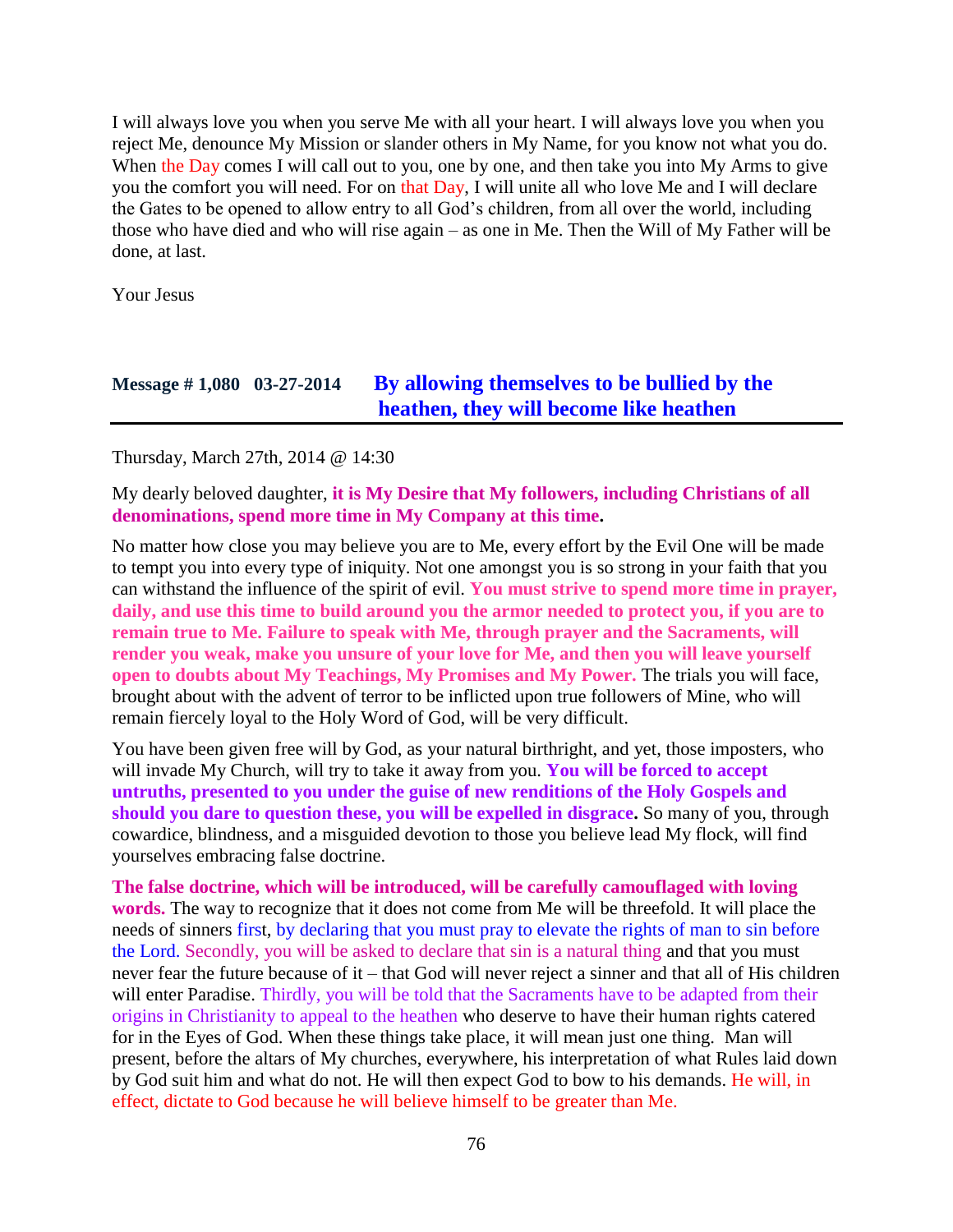I will always love you when you serve Me with all your heart. I will always love you when you reject Me, denounce My Mission or slander others in My Name, for you know not what you do. When the Day comes I will call out to you, one by one, and then take you into My Arms to give you the comfort you will need. For on that Day, I will unite all who love Me and I will declare the Gates to be opened to allow entry to all God's children, from all over the world, including those who have died and who will rise again – as one in Me. Then the Will of My Father will be done, at last.

Your Jesus

## Message # 1,080 03-27-2014 By allowing themselves to be bullied by the heathen, they will become like heathen

Thursday, March 27th, 2014 @ 14:30

My dearly beloved daughter, **it is My Desire that My followers, including Christians of all denominations, spend more time in My Company at this time.**

No matter how close you may believe you are to Me, every effort by the Evil One will be made to tempt you into every type of iniquity. Not one amongst you is so strong in your faith that you can withstand the influence of the spirit of evil. **You must strive to spend more time in prayer, daily, and use this time to build around you the armor needed to protect you, if you are to remain true to Me. Failure to speak with Me, through prayer and the Sacraments, will render you weak, make you unsure of your love for Me, and then you will leave yourself open to doubts about My Teachings, My Promises and My Power.** The trials you will face, brought about with the advent of terror to be inflicted upon true followers of Mine, who will remain fiercely loyal to the Holy Word of God, will be very difficult.

You have been given free will by God, as your natural birthright, and yet, those imposters, who will invade My Church, will try to take it away from you. **You will be forced to accept untruths, presented to you under the guise of new renditions of the Holy Gospels and should you dare to question these, you will be expelled in disgrace.** So many of you, through cowardice, blindness, and a misguided devotion to those you believe lead My flock, will find yourselves embracing false doctrine.

**The false doctrine, which will be introduced, will be carefully camouflaged with loving words.** The way to recognize that it does not come from Me will be threefold. It will place the needs of sinners first, by declaring that you must pray to elevate the rights of man to sin before the Lord. Secondly, you will be asked to declare that sin is a natural thing and that you must never fear the future because of it – that God will never reject a sinner and that all of His children will enter Paradise. Thirdly, you will be told that the Sacraments have to be adapted from their origins in Christianity to appeal to the heathen who deserve to have their human rights catered for in the Eyes of God. When these things take place, it will mean just one thing. Man will present, before the altars of My churches, everywhere, his interpretation of what Rules laid down by God suit him and what do not. He will then expect God to bow to his demands. He will, in effect, dictate to God because he will believe himself to be greater than Me.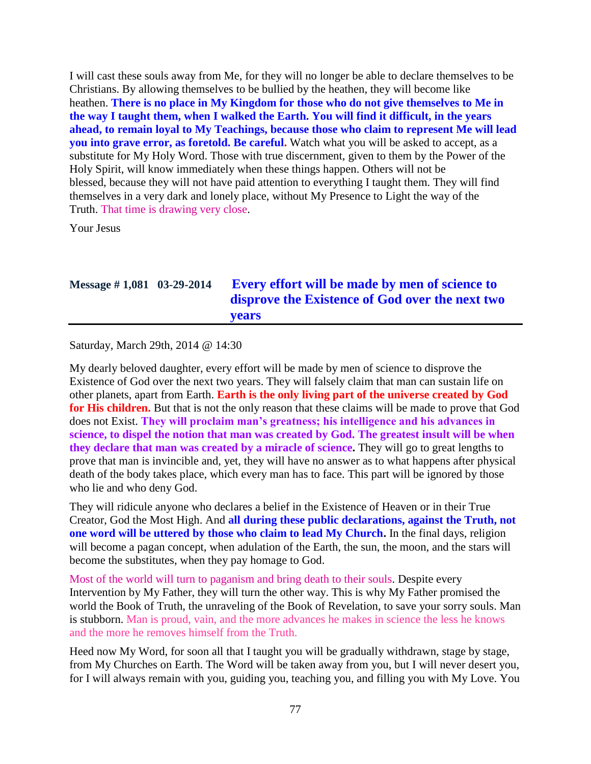I will cast these souls away from Me, for they will no longer be able to declare themselves to be Christians. By allowing themselves to be bullied by the heathen, they will become like heathen. **There is no place in My Kingdom for those who do not give themselves to Me in the way I taught them, when I walked the Earth. You will find it difficult, in the years ahead, to remain loyal to My Teachings, because those who claim to represent Me will lead you into grave error, as foretold. Be careful.** Watch what you will be asked to accept, as a substitute for My Holy Word. Those with true discernment, given to them by the Power of the Holy Spirit, will know immediately when these things happen. Others will not be blessed, because they will not have paid attention to everything I taught them. They will find themselves in a very dark and lonely place, without My Presence to Light the way of the Truth. That time is drawing very close.

Your Jesus

## Message # 1,081 03-29-2014 Every effort will be made by men of science to disprove the Existence of God over the next two years

Saturday, March 29th, 2014 @ 14:30

My dearly beloved daughter, every effort will be made by men of science to disprove the Existence of God over the next two years. They will falsely claim that man can sustain life on other planets, apart from Earth. **Earth is the only living part of the universe created by God for His children.** But that is not the only reason that these claims will be made to prove that God does not Exist. **They will proclaim man's greatness; his intelligence and his advances in science, to dispel the notion that man was created by God. The greatest insult will be when they declare that man was created by a miracle of science.** They will go to great lengths to prove that man is invincible and, yet, they will have no answer as to what happens after physical death of the body takes place, which every man has to face. This part will be ignored by those who lie and who deny God.

They will ridicule anyone who declares a belief in the Existence of Heaven or in their True Creator, God the Most High. And **all during these public declarations, against the Truth, not one word will be uttered by those who claim to lead My Church.** In the final days, religion will become a pagan concept, when adulation of the Earth, the sun, the moon, and the stars will become the substitutes, when they pay homage to God.

Most of the world will turn to paganism and bring death to their souls. Despite every Intervention by My Father, they will turn the other way. This is why My Father promised the world the Book of Truth, the unraveling of the Book of Revelation, to save your sorry souls. Man is stubborn. Man is proud, vain, and the more advances he makes in science the less he knows and the more he removes himself from the Truth.

Heed now My Word, for soon all that I taught you will be gradually withdrawn, stage by stage, from My Churches on Earth. The Word will be taken away from you, but I will never desert you, for I will always remain with you, guiding you, teaching you, and filling you with My Love. You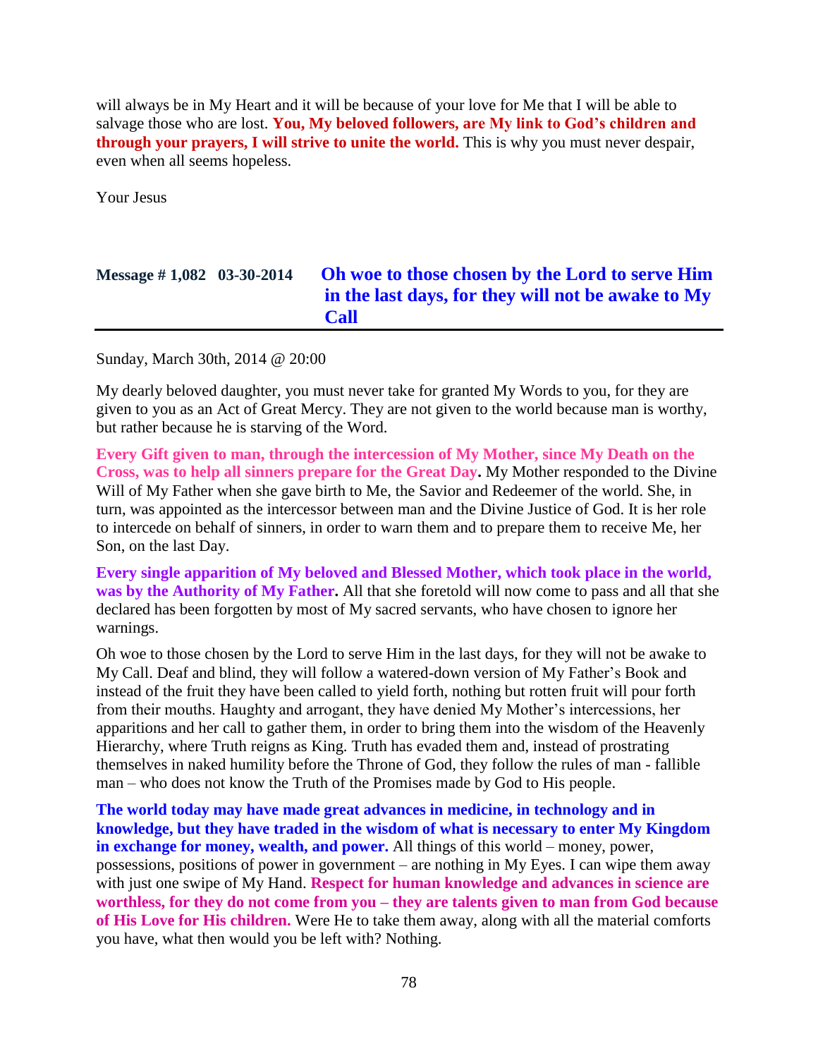will always be in My Heart and it will be because of your love for Me that I will be able to salvage those who are lost. **You, My beloved followers, are My link to God's children and through your prayers, I will strive to unite the world.** This is why you must never despair, even when all seems hopeless.

Your Jesus

## Message # 1,082 03-30-2014 Oh woe to those chosen by the Lord to serve Him in the last days, for they will not be awake to My Call

Sunday, March 30th, 2014 @ 20:00

My dearly beloved daughter, you must never take for granted My Words to you, for they are given to you as an Act of Great Mercy. They are not given to the world because man is worthy, but rather because he is starving of the Word.

**Every Gift given to man, through the intercession of My Mother, since My Death on the Cross, was to help all sinners prepare for the Great Day.** My Mother responded to the Divine Will of My Father when she gave birth to Me, the Savior and Redeemer of the world. She, in turn, was appointed as the intercessor between man and the Divine Justice of God. It is her role to intercede on behalf of sinners, in order to warn them and to prepare them to receive Me, her Son, on the last Day.

**Every single apparition of My beloved and Blessed Mother, which took place in the world, was by the Authority of My Father.** All that she foretold will now come to pass and all that she declared has been forgotten by most of My sacred servants, who have chosen to ignore her warnings.

Oh woe to those chosen by the Lord to serve Him in the last days, for they will not be awake to My Call. Deaf and blind, they will follow a watered-down version of My Father's Book and instead of the fruit they have been called to yield forth, nothing but rotten fruit will pour forth from their mouths. Haughty and arrogant, they have denied My Mother's intercessions, her apparitions and her call to gather them, in order to bring them into the wisdom of the Heavenly Hierarchy, where Truth reigns as King. Truth has evaded them and, instead of prostrating themselves in naked humility before the Throne of God, they follow the rules of man - fallible man – who does not know the Truth of the Promises made by God to His people.

**The world today may have made great advances in medicine, in technology and in knowledge, but they have traded in the wisdom of what is necessary to enter My Kingdom in exchange for money, wealth, and power.** All things of this world – money, power, possessions, positions of power in government – are nothing in My Eyes. I can wipe them away with just one swipe of My Hand. **Respect for human knowledge and advances in science are worthless, for they do not come from you – they are talents given to man from God because of His Love for His children.** Were He to take them away, along with all the material comforts you have, what then would you be left with? Nothing.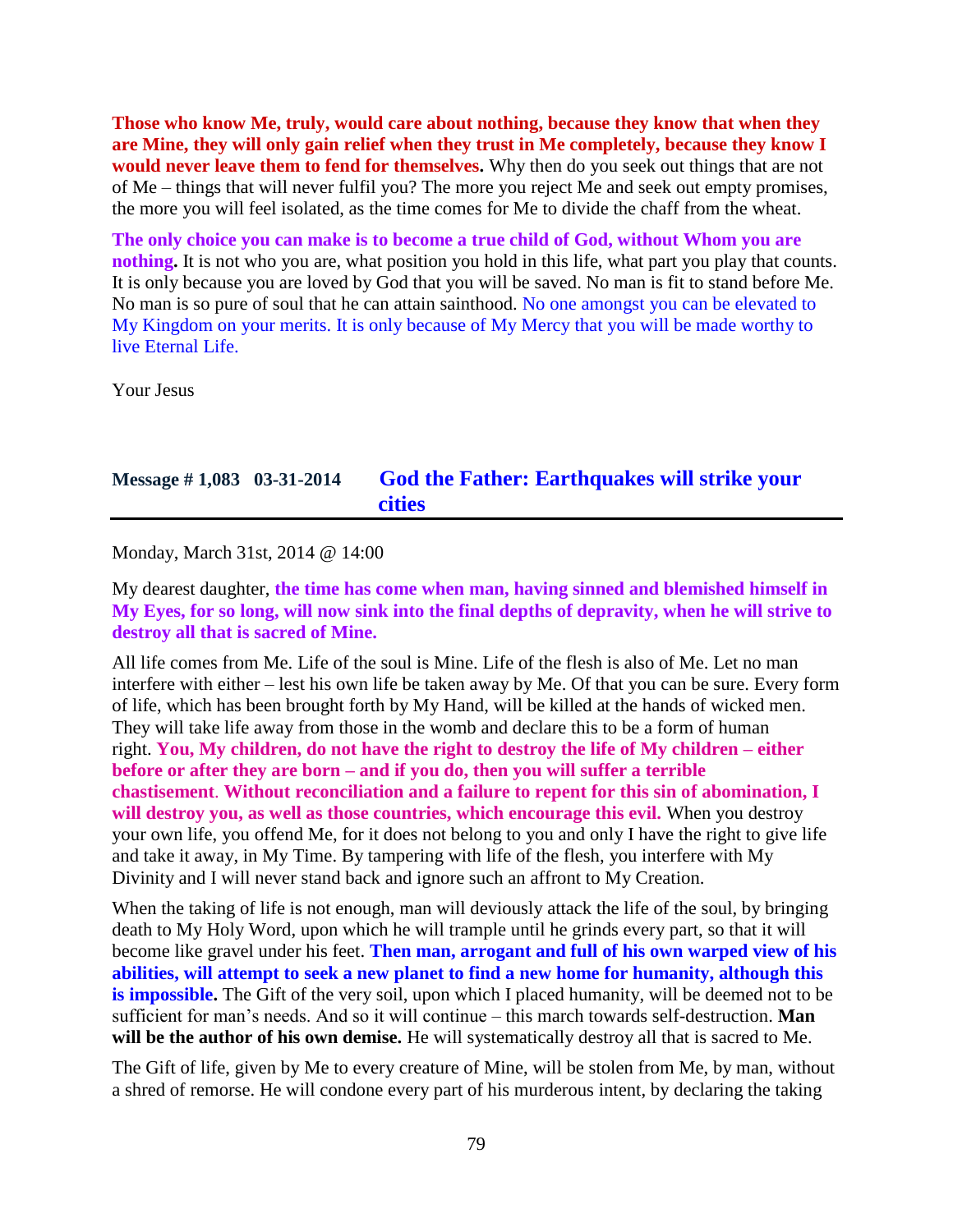**Those who know Me, truly, would care about nothing, because they know that when they are Mine, they will only gain relief when they trust in Me completely, because they know I would never leave them to fend for themselves.** Why then do you seek out things that are not of Me – things that will never fulfil you? The more you reject Me and seek out empty promises, the more you will feel isolated, as the time comes for Me to divide the chaff from the wheat.

**The only choice you can make is to become a true child of God, without Whom you are nothing.** It is not who you are, what position you hold in this life, what part you play that counts. It is only because you are loved by God that you will be saved. No man is fit to stand before Me. No man is so pure of soul that he can attain sainthood. No one amongst you can be elevated to My Kingdom on your merits. It is only because of My Mercy that you will be made worthy to live Eternal Life.

Your Jesus

## Message # 1,083 03-31-2014 God the Father: Earthquakes will strike your cities

Monday, March 31st, 2014 @ 14:00

My dearest daughter, **the time has come when man, having sinned and blemished himself in My Eyes, for so long, will now sink into the final depths of depravity, when he will strive to destroy all that is sacred of Mine.**

All life comes from Me. Life of the soul is Mine. Life of the flesh is also of Me. Let no man interfere with either – lest his own life be taken away by Me. Of that you can be sure. Every form of life, which has been brought forth by My Hand, will be killed at the hands of wicked men. They will take life away from those in the womb and declare this to be a form of human right. **You, My children, do not have the right to destroy the life of My children – either before or after they are born – and if you do, then you will suffer a terrible chastisement**. **Without reconciliation and a failure to repent for this sin of abomination, I will destroy you, as well as those countries, which encourage this evil.** When you destroy your own life, you offend Me, for it does not belong to you and only I have the right to give life and take it away, in My Time. By tampering with life of the flesh, you interfere with My Divinity and I will never stand back and ignore such an affront to My Creation.

When the taking of life is not enough, man will deviously attack the life of the soul, by bringing death to My Holy Word, upon which he will trample until he grinds every part, so that it will become like gravel under his feet. **Then man, arrogant and full of his own warped view of his abilities, will attempt to seek a new planet to find a new home for humanity, although this is impossible.** The Gift of the very soil, upon which I placed humanity, will be deemed not to be sufficient for man's needs. And so it will continue – this march towards self-destruction. **Man will be the author of his own demise.** He will systematically destroy all that is sacred to Me.

The Gift of life, given by Me to every creature of Mine, will be stolen from Me, by man, without a shred of remorse. He will condone every part of his murderous intent, by declaring the taking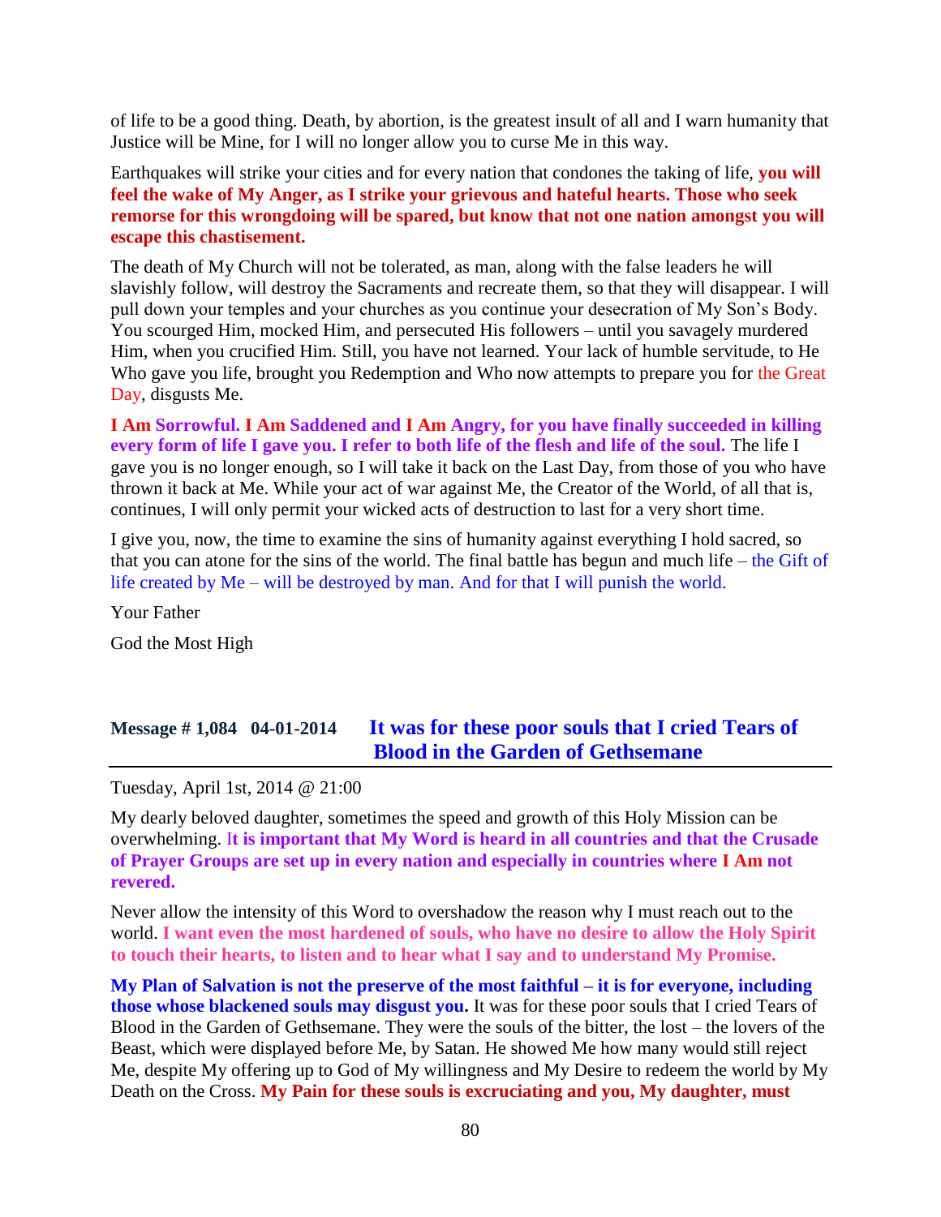of life to be a good thing. Death, by abortion, is the greatest insult of all and I warn humanity that Justice will be Mine, for I will no longer allow you to curse Me in this way.

Earthquakes will strike your cities and for every nation that condones the taking of life, **you will feel the wake of My Anger, as I strike your grievous and hateful hearts. Those who seek remorse for this wrongdoing will be spared, but know that not one nation amongst you will escape this chastisement.**

The death of My Church will not be tolerated, as man, along with the false leaders he will slavishly follow, will destroy the Sacraments and recreate them, so that they will disappear. I will pull down your temples and your churches as you continue your desecration of My Son's Body. You scourged Him, mocked Him, and persecuted His followers – until you savagely murdered Him, when you crucified Him. Still, you have not learned. Your lack of humble servitude, to He Who gave you life, brought you Redemption and Who now attempts to prepare you for the Great Day, disgusts Me.

**I Am Sorrowful. I Am Saddened and I Am Angry, for you have finally succeeded in killing every form of life I gave you. I refer to both life of the flesh and life of the soul.** The life I gave you is no longer enough, so I will take it back on the Last Day, from those of you who have thrown it back at Me. While your act of war against Me, the Creator of the World, of all that is, continues, I will only permit your wicked acts of destruction to last for a very short time.

I give you, now, the time to examine the sins of humanity against everything I hold sacred, so that you can atone for the sins of the world. The final battle has begun and much life – the Gift of life created by Me – will be destroyed by man. And for that I will punish the world.

Your Father

God the Most High

## Message # 1,084 04-01-2014 It was for these poor souls that I cried Tears of Blood in the Garden of Gethsemane

Tuesday, April 1st, 2014 @ 21:00

My dearly beloved daughter, sometimes the speed and growth of this Holy Mission can be overwhelming. **It is important that My Word is heard in all countries and that the Crusade of Prayer Groups are set up in every nation and especially in countries where I Am not revered.**

Never allow the intensity of this Word to overshadow the reason why I must reach out to the world. **I want even the most hardened of souls, who have no desire to allow the Holy Spirit to touch their hearts, to listen and to hear what I say and to understand My Promise.**

**My Plan of Salvation is not the preserve of the most faithful – it is for everyone, including those whose blackened souls may disgust you.** It was for these poor souls that I cried Tears of Blood in the Garden of Gethsemane. They were the souls of the bitter, the lost – the lovers of the Beast, which were displayed before Me, by Satan. He showed Me how many would still reject Me, despite My offering up to God of My willingness and My Desire to redeem the world by My Death on the Cross. **My Pain for these souls is excruciating and you, My daughter, must**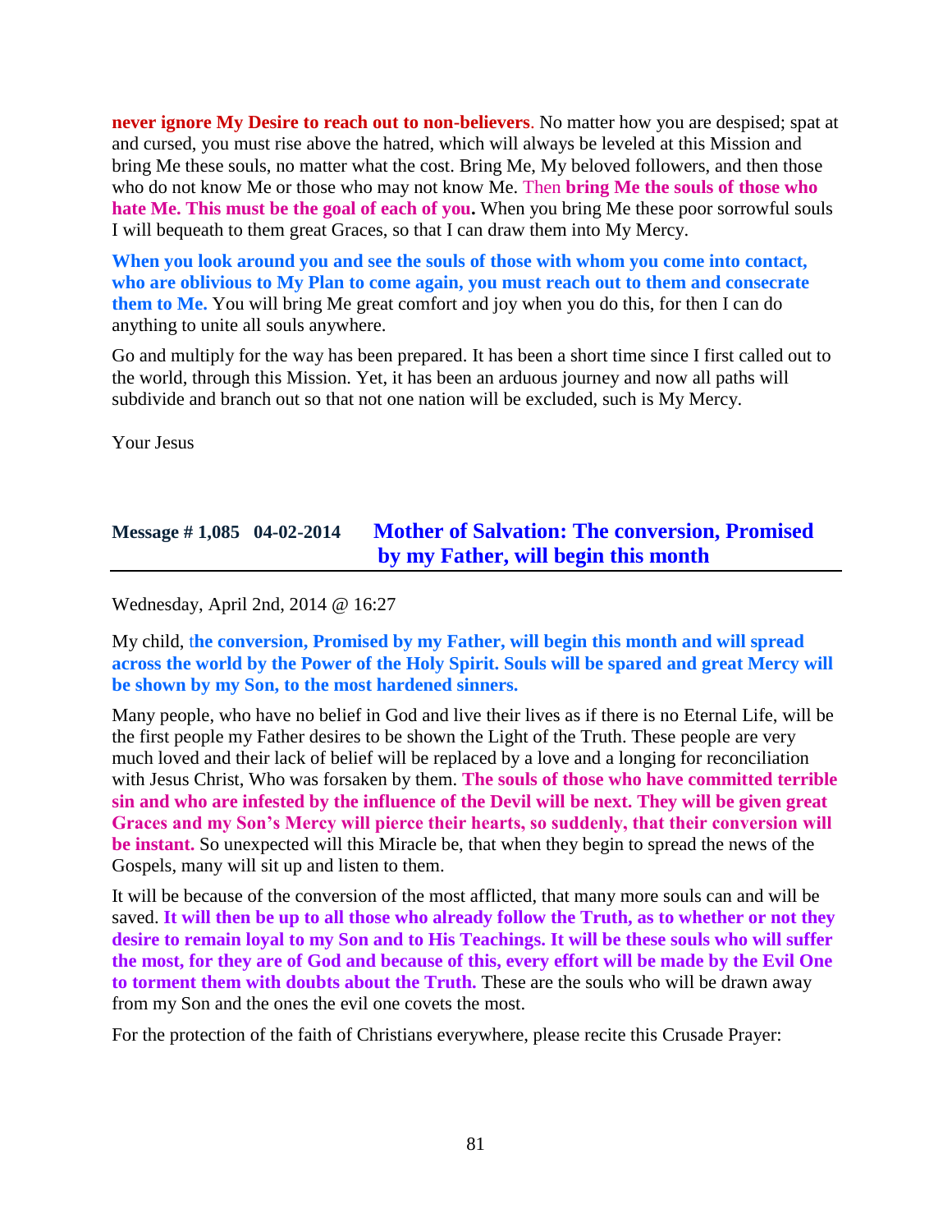**never ignore My Desire to reach out to non-believers**. No matter how you are despised; spat at and cursed, you must rise above the hatred, which will always be leveled at this Mission and bring Me these souls, no matter what the cost. Bring Me, My beloved followers, and then those who do not know Me or those who may not know Me. Then **bring Me the souls of those who hate Me. This must be the goal of each of you.** When you bring Me these poor sorrowful souls I will bequeath to them great Graces, so that I can draw them into My Mercy.

**When you look around you and see the souls of those with whom you come into contact, who are oblivious to My Plan to come again, you must reach out to them and consecrate them to Me.** You will bring Me great comfort and joy when you do this, for then I can do anything to unite all souls anywhere.

Go and multiply for the way has been prepared. It has been a short time since I first called out to the world, through this Mission. Yet, it has been an arduous journey and now all paths will subdivide and branch out so that not one nation will be excluded, such is My Mercy.

Your Jesus

## Message # 1,085 04-02-2014 Mother of Salvation: The conversion, Promised by my Father, will begin this month

Wednesday, April 2nd, 2014 @ 16:27

My child, t**he conversion, Promised by my Father, will begin this month and will spread across the world by the Power of the Holy Spirit. Souls will be spared and great Mercy will be shown by my Son, to the most hardened sinners.**

Many people, who have no belief in God and live their lives as if there is no Eternal Life, will be the first people my Father desires to be shown the Light of the Truth. These people are very much loved and their lack of belief will be replaced by a love and a longing for reconciliation with Jesus Christ, Who was forsaken by them. **The souls of those who have committed terrible sin and who are infested by the influence of the Devil will be next. They will be given great Graces and my Son's Mercy will pierce their hearts, so suddenly, that their conversion will be instant.** So unexpected will this Miracle be, that when they begin to spread the news of the Gospels, many will sit up and listen to them.

It will be because of the conversion of the most afflicted, that many more souls can and will be saved. **It will then be up to all those who already follow the Truth, as to whether or not they desire to remain loyal to my Son and to His Teachings. It will be these souls who will suffer the most, for they are of God and because of this, every effort will be made by the Evil One to torment them with doubts about the Truth.** These are the souls who will be drawn away from my Son and the ones the evil one covets the most.

For the protection of the faith of Christians everywhere, please recite this Crusade Prayer: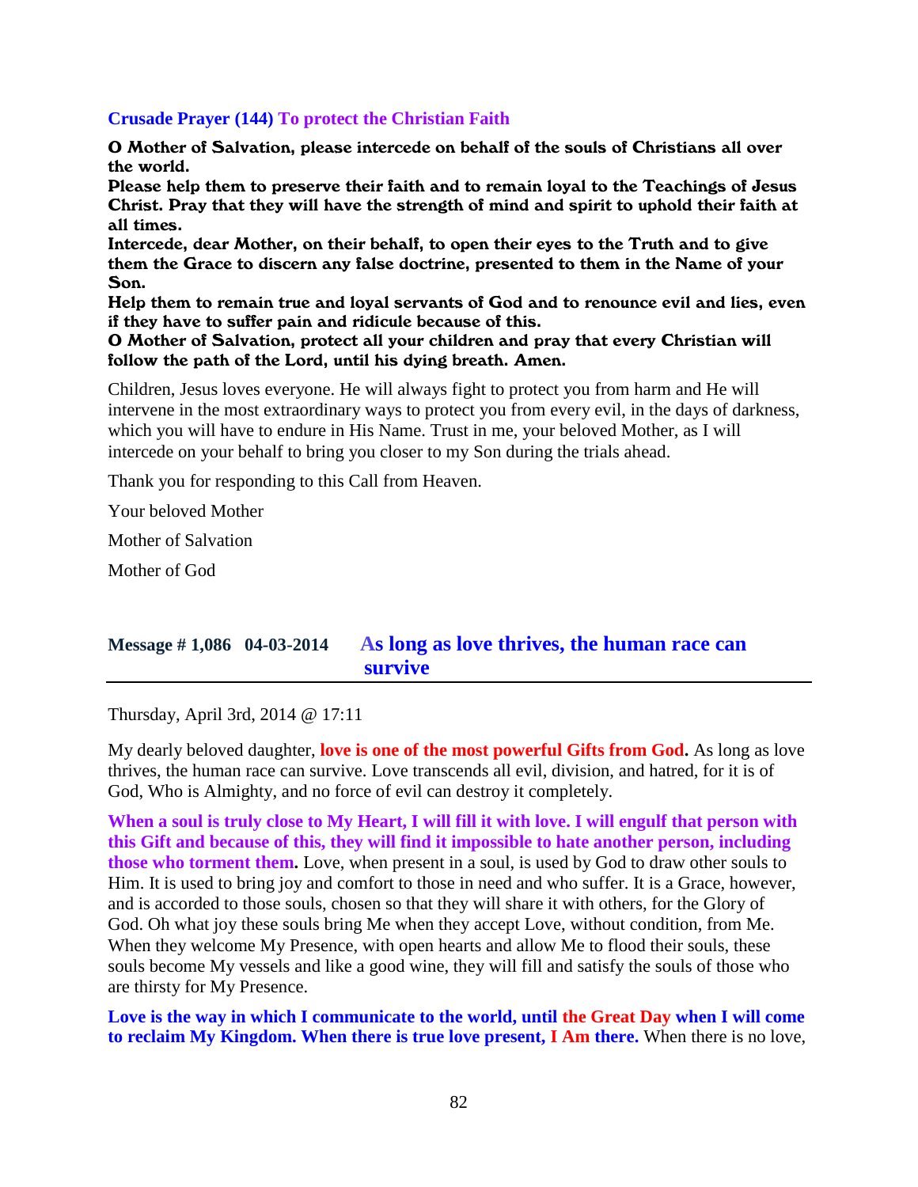**Crusade Prayer (144) To protect the Christian Faith**

**O Mother of Salvation, please intercede on behalf of the souls of Christians all over the world.**
**Please help them to preserve their faith and to remain loyal to the Teachings of Jesus Christ. Pray that they will have the strength of mind and spirit to uphold their faith at all times.**
**Intercede, dear Mother, on their behalf, to open their eyes to the Truth and to give them the Grace to discern any false doctrine, presented to them in the Name of your Son.**
**Help them to remain true and loyal servants of God and to renounce evil and lies, even if they have to suffer pain and ridicule because of this.**
**O Mother of Salvation, protect all your children and pray that every Christian will follow the path of the Lord, until his dying breath. Amen.**

Children, Jesus loves everyone. He will always fight to protect you from harm and He will intervene in the most extraordinary ways to protect you from every evil, in the days of darkness, which you will have to endure in His Name. Trust in me, your beloved Mother, as I will intercede on your behalf to bring you closer to my Son during the trials ahead.

Thank you for responding to this Call from Heaven.

Your beloved Mother

Mother of Salvation

Mother of God

## Message # 1,086 04-03-2014 As long as love thrives, the human race can survive

Thursday, April 3rd, 2014 @ 17:11

My dearly beloved daughter, **love is one of the most powerful Gifts from God.** As long as love thrives, the human race can survive. Love transcends all evil, division, and hatred, for it is of God, Who is Almighty, and no force of evil can destroy it completely.

**When a soul is truly close to My Heart, I will fill it with love. I will engulf that person with this Gift and because of this, they will find it impossible to hate another person, including those who torment them.** Love, when present in a soul, is used by God to draw other souls to Him. It is used to bring joy and comfort to those in need and who suffer. It is a Grace, however, and is accorded to those souls, chosen so that they will share it with others, for the Glory of God. Oh what joy these souls bring Me when they accept Love, without condition, from Me. When they welcome My Presence, with open hearts and allow Me to flood their souls, these souls become My vessels and like a good wine, they will fill and satisfy the souls of those who are thirsty for My Presence.

**Love is the way in which I communicate to the world, until the Great Day when I will come to reclaim My Kingdom. When there is true love present, I Am there.** When there is no love,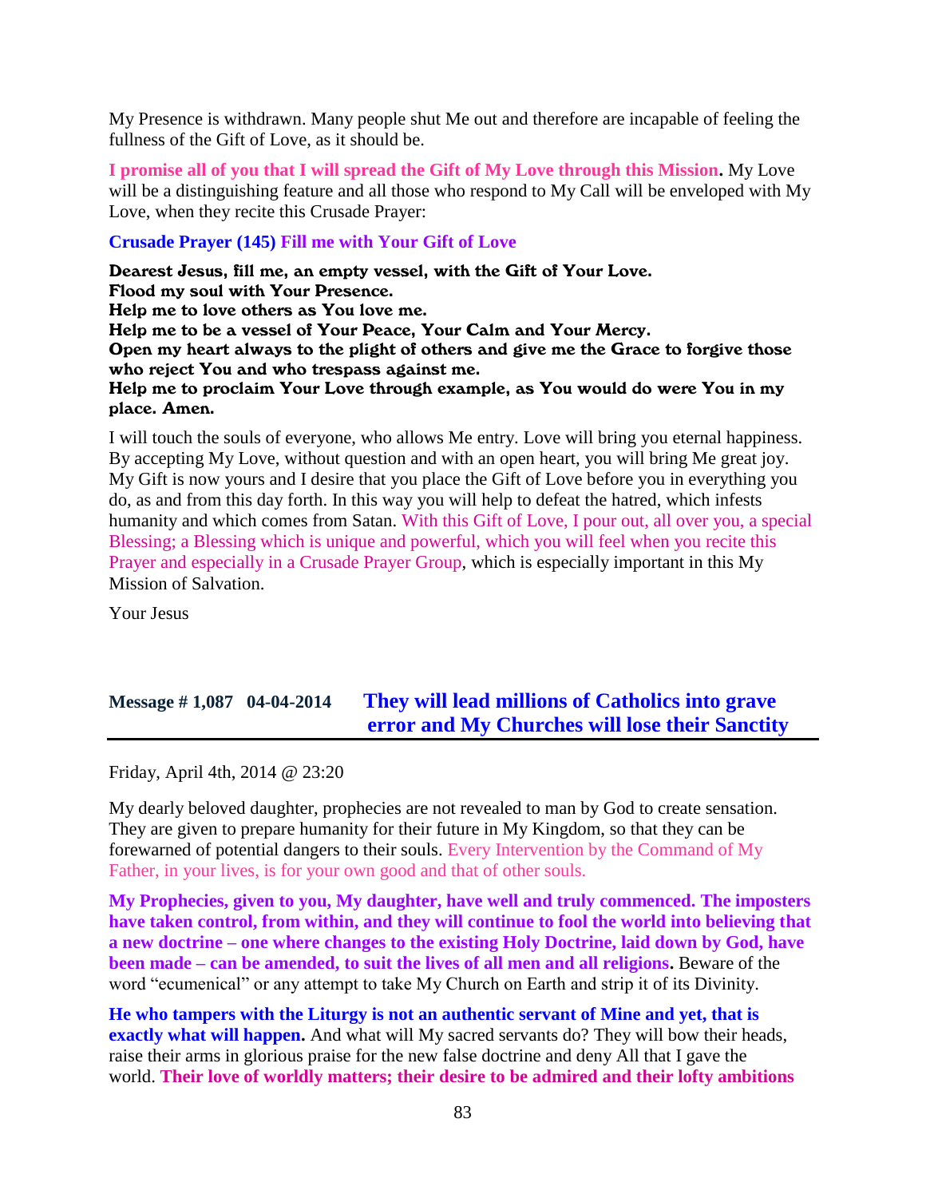My Presence is withdrawn. Many people shut Me out and therefore are incapable of feeling the fullness of the Gift of Love, as it should be.

**I promise all of you that I will spread the Gift of My Love through this Mission.** My Love will be a distinguishing feature and all those who respond to My Call will be enveloped with My Love, when they recite this Crusade Prayer:

**Crusade Prayer (145) Fill me with Your Gift of Love**

**Dearest Jesus, fill me, an empty vessel, with the Gift of Your Love.**
**Flood my soul with Your Presence.**
**Help me to love others as You love me.**
**Help me to be a vessel of Your Peace, Your Calm and Your Mercy.**
**Open my heart always to the plight of others and give me the Grace to forgive those who reject You and who trespass against me.**
**Help me to proclaim Your Love through example, as You would do were You in my place. Amen.**

I will touch the souls of everyone, who allows Me entry. Love will bring you eternal happiness. By accepting My Love, without question and with an open heart, you will bring Me great joy. My Gift is now yours and I desire that you place the Gift of Love before you in everything you do, as and from this day forth. In this way you will help to defeat the hatred, which infests humanity and which comes from Satan. With this Gift of Love, I pour out, all over you, a special Blessing; a Blessing which is unique and powerful, which you will feel when you recite this Prayer and especially in a Crusade Prayer Group, which is especially important in this My Mission of Salvation.

Your Jesus

## Message # 1,087 04-04-2014 They will lead millions of Catholics into grave error and My Churches will lose their Sanctity

Friday, April 4th, 2014 @ 23:20

My dearly beloved daughter, prophecies are not revealed to man by God to create sensation. They are given to prepare humanity for their future in My Kingdom, so that they can be forewarned of potential dangers to their souls. Every Intervention by the Command of My Father, in your lives, is for your own good and that of other souls.

**My Prophecies, given to you, My daughter, have well and truly commenced. The imposters have taken control, from within, and they will continue to fool the world into believing that a new doctrine – one where changes to the existing Holy Doctrine, laid down by God, have been made – can be amended, to suit the lives of all men and all religions.** Beware of the word "ecumenical" or any attempt to take My Church on Earth and strip it of its Divinity.

**He who tampers with the Liturgy is not an authentic servant of Mine and yet, that is exactly what will happen.** And what will My sacred servants do? They will bow their heads, raise their arms in glorious praise for the new false doctrine and deny All that I gave the world. **Their love of worldly matters; their desire to be admired and their lofty ambitions**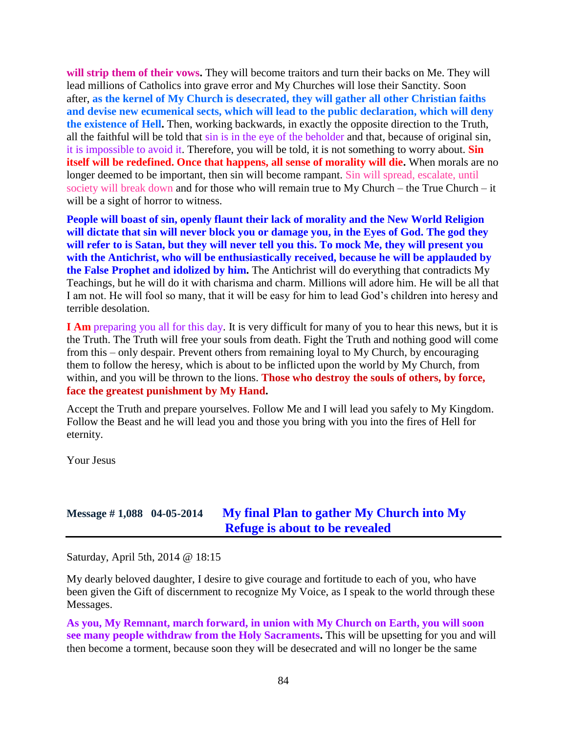**will strip them of their vows.** They will become traitors and turn their backs on Me. They will lead millions of Catholics into grave error and My Churches will lose their Sanctity. Soon after, **as the kernel of My Church is desecrated, they will gather all other Christian faiths and devise new ecumenical sects, which will lead to the public declaration, which will deny the existence of Hell.** Then, working backwards, in exactly the opposite direction to the Truth, all the faithful will be told that sin is in the eye of the beholder and that, because of original sin, it is impossible to avoid it. Therefore, you will be told, it is not something to worry about. **Sin itself will be redefined. Once that happens, all sense of morality will die.** When morals are no longer deemed to be important, then sin will become rampant. Sin will spread, escalate, until society will break down and for those who will remain true to My Church – the True Church – it will be a sight of horror to witness.

**People will boast of sin, openly flaunt their lack of morality and the New World Religion will dictate that sin will never block you or damage you, in the Eyes of God. The god they will refer to is Satan, but they will never tell you this. To mock Me, they will present you with the Antichrist, who will be enthusiastically received, because he will be applauded by the False Prophet and idolized by him.** The Antichrist will do everything that contradicts My Teachings, but he will do it with charisma and charm. Millions will adore him. He will be all that I am not. He will fool so many, that it will be easy for him to lead God's children into heresy and terrible desolation.

**I Am** preparing you all for this day. It is very difficult for many of you to hear this news, but it is the Truth. The Truth will free your souls from death. Fight the Truth and nothing good will come from this – only despair. Prevent others from remaining loyal to My Church, by encouraging them to follow the heresy, which is about to be inflicted upon the world by My Church, from within, and you will be thrown to the lions. **Those who destroy the souls of others, by force, face the greatest punishment by My Hand.**

Accept the Truth and prepare yourselves. Follow Me and I will lead you safely to My Kingdom. Follow the Beast and he will lead you and those you bring with you into the fires of Hell for eternity.

Your Jesus

## Message # 1,088 04-05-2014 My final Plan to gather My Church into My Refuge is about to be revealed

Saturday, April 5th, 2014 @ 18:15

My dearly beloved daughter, I desire to give courage and fortitude to each of you, who have been given the Gift of discernment to recognize My Voice, as I speak to the world through these Messages.

**As you, My Remnant, march forward, in union with My Church on Earth, you will soon see many people withdraw from the Holy Sacraments.** This will be upsetting for you and will then become a torment, because soon they will be desecrated and will no longer be the same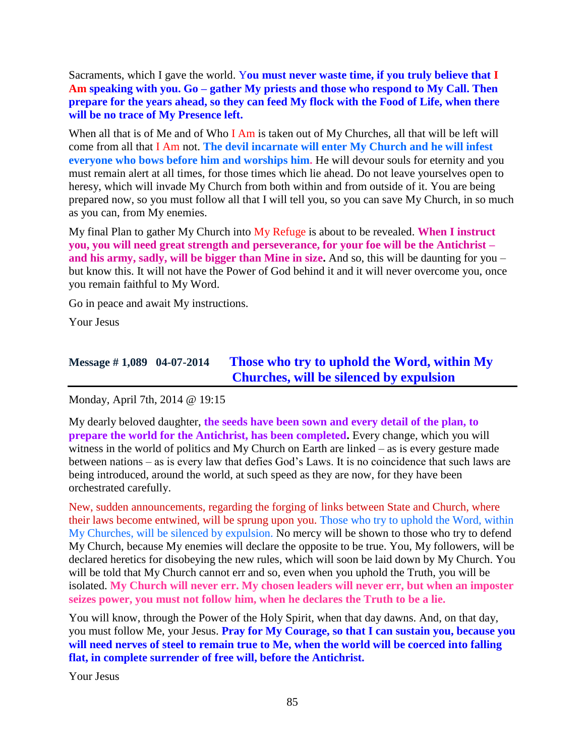Sacraments, which I gave the world. **You must never waste time, if you truly believe that I Am speaking with you. Go – gather My priests and those who respond to My Call. Then prepare for the years ahead, so they can feed My flock with the Food of Life, when there will be no trace of My Presence left.**

When all that is of Me and of Who I Am is taken out of My Churches, all that will be left will come from all that I Am not. **The devil incarnate will enter My Church and he will infest everyone who bows before him and worships him.** He will devour souls for eternity and you must remain alert at all times, for those times which lie ahead. Do not leave yourselves open to heresy, which will invade My Church from both within and from outside of it. You are being prepared now, so you must follow all that I will tell you, so you can save My Church, in so much as you can, from My enemies.

My final Plan to gather My Church into My Refuge is about to be revealed. **When I instruct you, you will need great strength and perseverance, for your foe will be the Antichrist – and his army, sadly, will be bigger than Mine in size.** And so, this will be daunting for you – but know this. It will not have the Power of God behind it and it will never overcome you, once you remain faithful to My Word.

Go in peace and await My instructions.

Your Jesus

## Message # 1,089 04-07-2014 Those who try to uphold the Word, within My Churches, will be silenced by expulsion

Monday, April 7th, 2014 @ 19:15

My dearly beloved daughter, **the seeds have been sown and every detail of the plan, to prepare the world for the Antichrist, has been completed.** Every change, which you will witness in the world of politics and My Church on Earth are linked – as is every gesture made between nations – as is every law that defies God's Laws. It is no coincidence that such laws are being introduced, around the world, at such speed as they are now, for they have been orchestrated carefully.

New, sudden announcements, regarding the forging of links between State and Church, where their laws become entwined, will be sprung upon you. Those who try to uphold the Word, within My Churches, will be silenced by expulsion. No mercy will be shown to those who try to defend My Church, because My enemies will declare the opposite to be true. You, My followers, will be declared heretics for disobeying the new rules, which will soon be laid down by My Church. You will be told that My Church cannot err and so, even when you uphold the Truth, you will be isolated. **My Church will never err. My chosen leaders will never err, but when an imposter seizes power, you must not follow him, when he declares the Truth to be a lie.**

You will know, through the Power of the Holy Spirit, when that day dawns. And, on that day, you must follow Me, your Jesus. **Pray for My Courage, so that I can sustain you, because you will need nerves of steel to remain true to Me, when the world will be coerced into falling flat, in complete surrender of free will, before the Antichrist.**

Your Jesus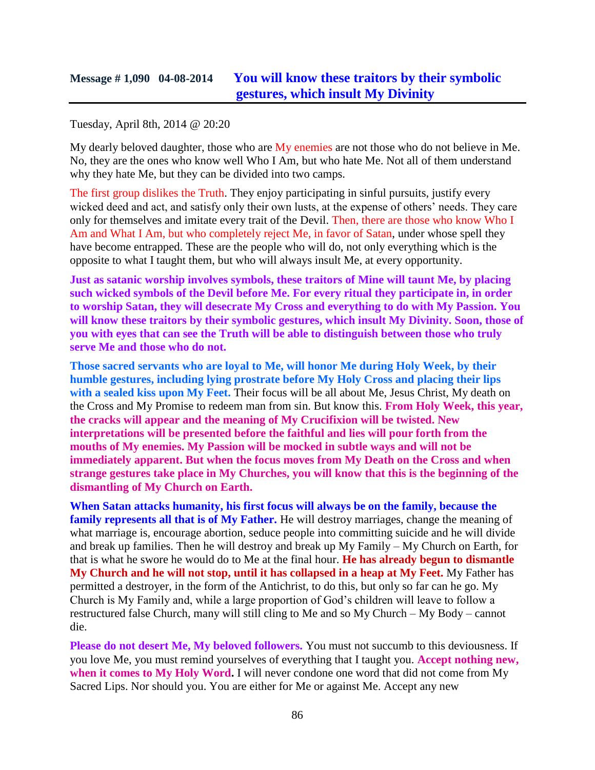## Message # 1,090 04-08-2014 You will know these traitors by their symbolic gestures, which insult My Divinity

Tuesday, April 8th, 2014 @ 20:20

My dearly beloved daughter, those who are My enemies are not those who do not believe in Me. No, they are the ones who know well Who I Am, but who hate Me. Not all of them understand why they hate Me, but they can be divided into two camps.

The first group dislikes the Truth. They enjoy participating in sinful pursuits, justify every wicked deed and act, and satisfy only their own lusts, at the expense of others' needs. They care only for themselves and imitate every trait of the Devil. Then, there are those who know Who I Am and What I Am, but who completely reject Me, in favor of Satan, under whose spell they have become entrapped. These are the people who will do, not only everything which is the opposite to what I taught them, but who will always insult Me, at every opportunity.

**Just as satanic worship involves symbols, these traitors of Mine will taunt Me, by placing such wicked symbols of the Devil before Me. For every ritual they participate in, in order to worship Satan, they will desecrate My Cross and everything to do with My Passion. You will know these traitors by their symbolic gestures, which insult My Divinity. Soon, those of you with eyes that can see the Truth will be able to distinguish between those who truly serve Me and those who do not.**

**Those sacred servants who are loyal to Me, will honor Me during Holy Week, by their humble gestures, including lying prostrate before My Holy Cross and placing their lips with a sealed kiss upon My Feet.** Their focus will be all about Me, Jesus Christ, My death on the Cross and My Promise to redeem man from sin. But know this. **From Holy Week, this year, the cracks will appear and the meaning of My Crucifixion will be twisted. New interpretations will be presented before the faithful and lies will pour forth from the mouths of My enemies. My Passion will be mocked in subtle ways and will not be immediately apparent. But when the focus moves from My Death on the Cross and when strange gestures take place in My Churches, you will know that this is the beginning of the dismantling of My Church on Earth.**

**When Satan attacks humanity, his first focus will always be on the family, because the family represents all that is of My Father.** He will destroy marriages, change the meaning of what marriage is, encourage abortion, seduce people into committing suicide and he will divide and break up families. Then he will destroy and break up My Family – My Church on Earth, for that is what he swore he would do to Me at the final hour. **He has already begun to dismantle My Church and he will not stop, until it has collapsed in a heap at My Feet.** My Father has permitted a destroyer, in the form of the Antichrist, to do this, but only so far can he go. My Church is My Family and, while a large proportion of God's children will leave to follow a restructured false Church, many will still cling to Me and so My Church – My Body – cannot die.

**Please do not desert Me, My beloved followers.** You must not succumb to this deviousness. If you love Me, you must remind yourselves of everything that I taught you. **Accept nothing new, when it comes to My Holy Word.** I will never condone one word that did not come from My Sacred Lips. Nor should you. You are either for Me or against Me. Accept any new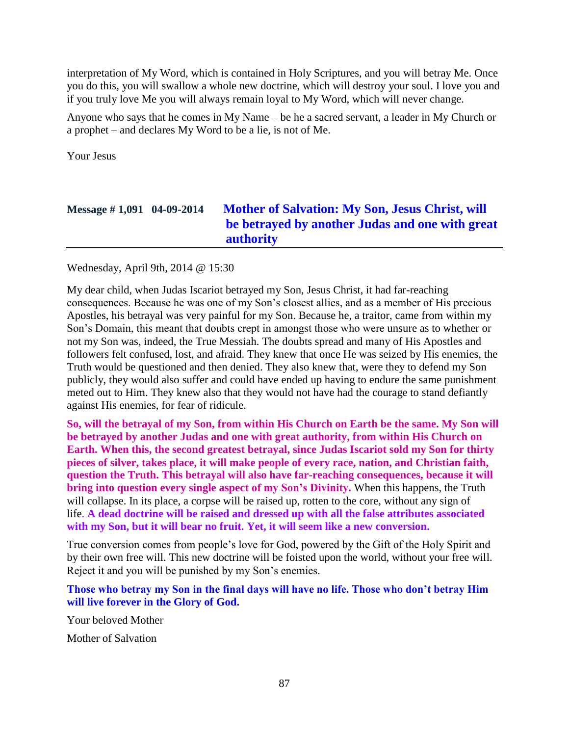interpretation of My Word, which is contained in Holy Scriptures, and you will betray Me. Once you do this, you will swallow a whole new doctrine, which will destroy your soul. I love you and if you truly love Me you will always remain loyal to My Word, which will never change.

Anyone who says that he comes in My Name – be he a sacred servant, a leader in My Church or a prophet – and declares My Word to be a lie, is not of Me.

Your Jesus

## Message # 1,091 04-09-2014 Mother of Salvation: My Son, Jesus Christ, will be betrayed by another Judas and one with great authority

Wednesday, April 9th, 2014 @ 15:30

My dear child, when Judas Iscariot betrayed my Son, Jesus Christ, it had far-reaching consequences. Because he was one of my Son's closest allies, and as a member of His precious Apostles, his betrayal was very painful for my Son. Because he, a traitor, came from within my Son's Domain, this meant that doubts crept in amongst those who were unsure as to whether or not my Son was, indeed, the True Messiah. The doubts spread and many of His Apostles and followers felt confused, lost, and afraid. They knew that once He was seized by His enemies, the Truth would be questioned and then denied. They also knew that, were they to defend my Son publicly, they would also suffer and could have ended up having to endure the same punishment meted out to Him. They knew also that they would not have had the courage to stand defiantly against His enemies, for fear of ridicule.

**So, will the betrayal of my Son, from within His Church on Earth be the same. My Son will be betrayed by another Judas and one with great authority, from within His Church on Earth. When this, the second greatest betrayal, since Judas Iscariot sold my Son for thirty pieces of silver, takes place, it will make people of every race, nation, and Christian faith, question the Truth. This betrayal will also have far-reaching consequences, because it will bring into question every single aspect of my Son's Divinity.** When this happens, the Truth will collapse. In its place, a corpse will be raised up, rotten to the core, without any sign of life. **A dead doctrine will be raised and dressed up with all the false attributes associated with my Son, but it will bear no fruit. Yet, it will seem like a new conversion.**

True conversion comes from people's love for God, powered by the Gift of the Holy Spirit and by their own free will. This new doctrine will be foisted upon the world, without your free will. Reject it and you will be punished by my Son's enemies.

**Those who betray my Son in the final days will have no life. Those who don't betray Him will live forever in the Glory of God.**

Your beloved Mother

Mother of Salvation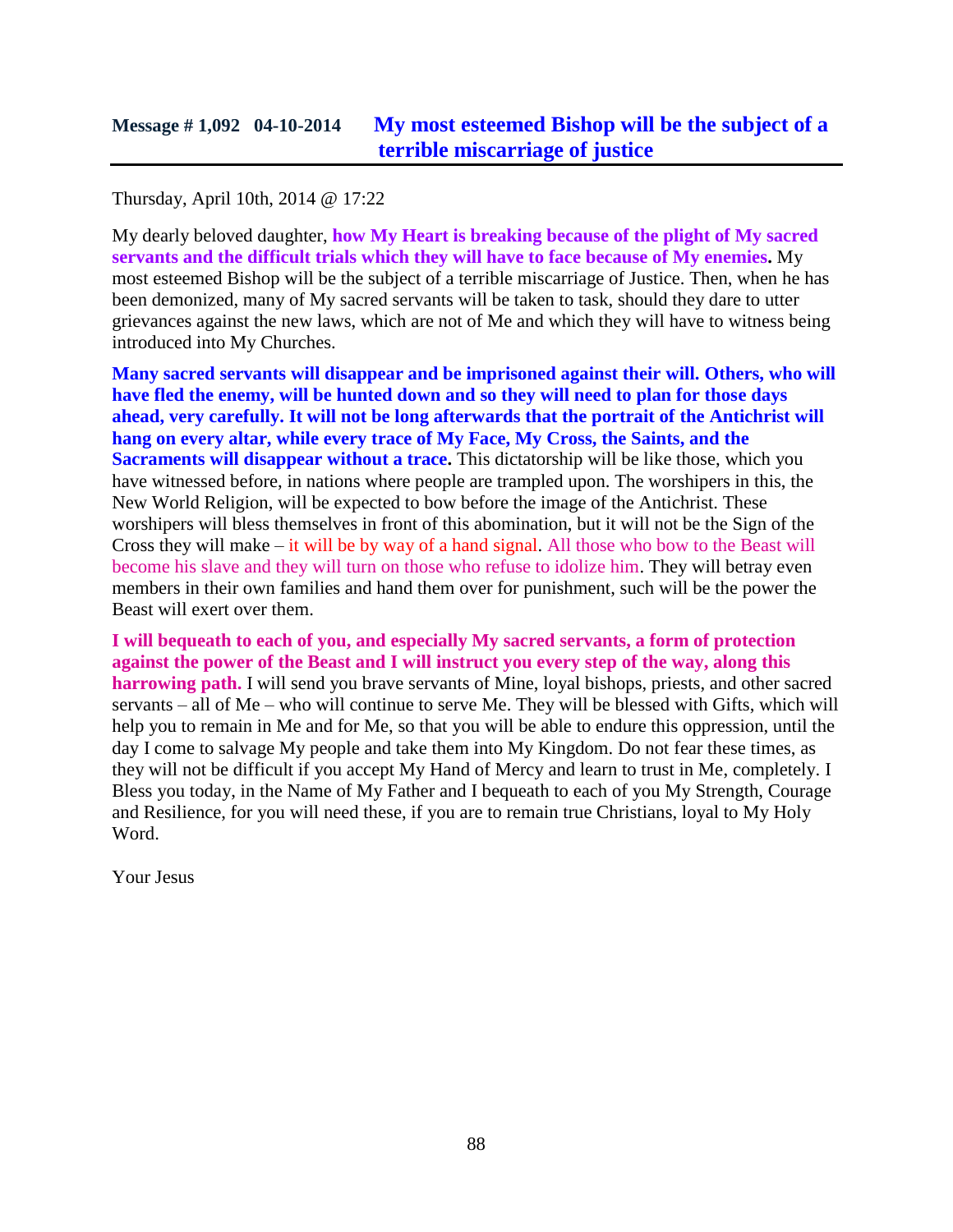## Message # 1,092 04-10-2014 My most esteemed Bishop will be the subject of a terrible miscarriage of justice

Thursday, April 10th, 2014 @ 17:22

My dearly beloved daughter, **how My Heart is breaking because of the plight of My sacred servants and the difficult trials which they will have to face because of My enemies.** My most esteemed Bishop will be the subject of a terrible miscarriage of Justice. Then, when he has been demonized, many of My sacred servants will be taken to task, should they dare to utter grievances against the new laws, which are not of Me and which they will have to witness being introduced into My Churches.

**Many sacred servants will disappear and be imprisoned against their will. Others, who will have fled the enemy, will be hunted down and so they will need to plan for those days ahead, very carefully. It will not be long afterwards that the portrait of the Antichrist will hang on every altar, while every trace of My Face, My Cross, the Saints, and the Sacraments will disappear without a trace.** This dictatorship will be like those, which you have witnessed before, in nations where people are trampled upon. The worshipers in this, the New World Religion, will be expected to bow before the image of the Antichrist. These worshipers will bless themselves in front of this abomination, but it will not be the Sign of the Cross they will make – it will be by way of a hand signal. All those who bow to the Beast will become his slave and they will turn on those who refuse to idolize him. They will betray even members in their own families and hand them over for punishment, such will be the power the Beast will exert over them.

**I will bequeath to each of you, and especially My sacred servants, a form of protection against the power of the Beast and I will instruct you every step of the way, along this harrowing path.** I will send you brave servants of Mine, loyal bishops, priests, and other sacred servants – all of Me – who will continue to serve Me. They will be blessed with Gifts, which will help you to remain in Me and for Me, so that you will be able to endure this oppression, until the day I come to salvage My people and take them into My Kingdom. Do not fear these times, as they will not be difficult if you accept My Hand of Mercy and learn to trust in Me, completely. I Bless you today, in the Name of My Father and I bequeath to each of you My Strength, Courage and Resilience, for you will need these, if you are to remain true Christians, loyal to My Holy Word.

Your Jesus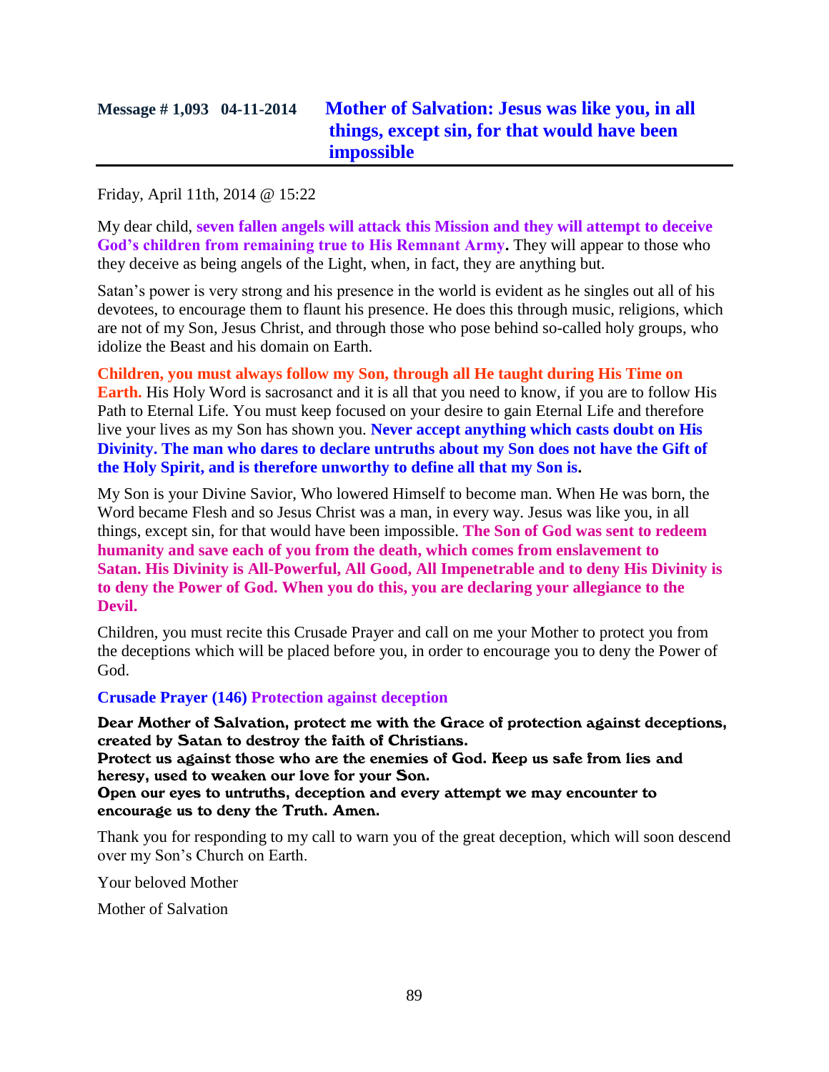## Message # 1,093 04-11-2014 **Mother of Salvation: Jesus was like you, in all things, except sin, for that would have been impossible**

Friday, April 11th, 2014 @ 15:22

My dear child, **seven fallen angels will attack this Mission and they will attempt to deceive God's children from remaining true to His Remnant Army.** They will appear to those who they deceive as being angels of the Light, when, in fact, they are anything but.

Satan's power is very strong and his presence in the world is evident as he singles out all of his devotees, to encourage them to flaunt his presence. He does this through music, religions, which are not of my Son, Jesus Christ, and through those who pose behind so-called holy groups, who idolize the Beast and his domain on Earth.

**Children, you must always follow my Son, through all He taught during His Time on Earth.** His Holy Word is sacrosanct and it is all that you need to know, if you are to follow His Path to Eternal Life. You must keep focused on your desire to gain Eternal Life and therefore live your lives as my Son has shown you. **Never accept anything which casts doubt on His Divinity. The man who dares to declare untruths about my Son does not have the Gift of the Holy Spirit, and is therefore unworthy to define all that my Son is.**

My Son is your Divine Savior, Who lowered Himself to become man. When He was born, the Word became Flesh and so Jesus Christ was a man, in every way. Jesus was like you, in all things, except sin, for that would have been impossible. **The Son of God was sent to redeem humanity and save each of you from the death, which comes from enslavement to Satan. His Divinity is All-Powerful, All Good, All Impenetrable and to deny His Divinity is to deny the Power of God. When you do this, you are declaring your allegiance to the Devil.**

Children, you must recite this Crusade Prayer and call on me your Mother to protect you from the deceptions which will be placed before you, in order to encourage you to deny the Power of God.

**Crusade Prayer (146) Protection against deception**

**Dear Mother of Salvation, protect me with the Grace of protection against deceptions, created by Satan to destroy the faith of Christians.**
**Protect us against those who are the enemies of God. Keep us safe from lies and heresy, used to weaken our love for your Son.**
**Open our eyes to untruths, deception and every attempt we may encounter to encourage us to deny the Truth. Amen.**

Thank you for responding to my call to warn you of the great deception, which will soon descend over my Son's Church on Earth.

Your beloved Mother

Mother of Salvation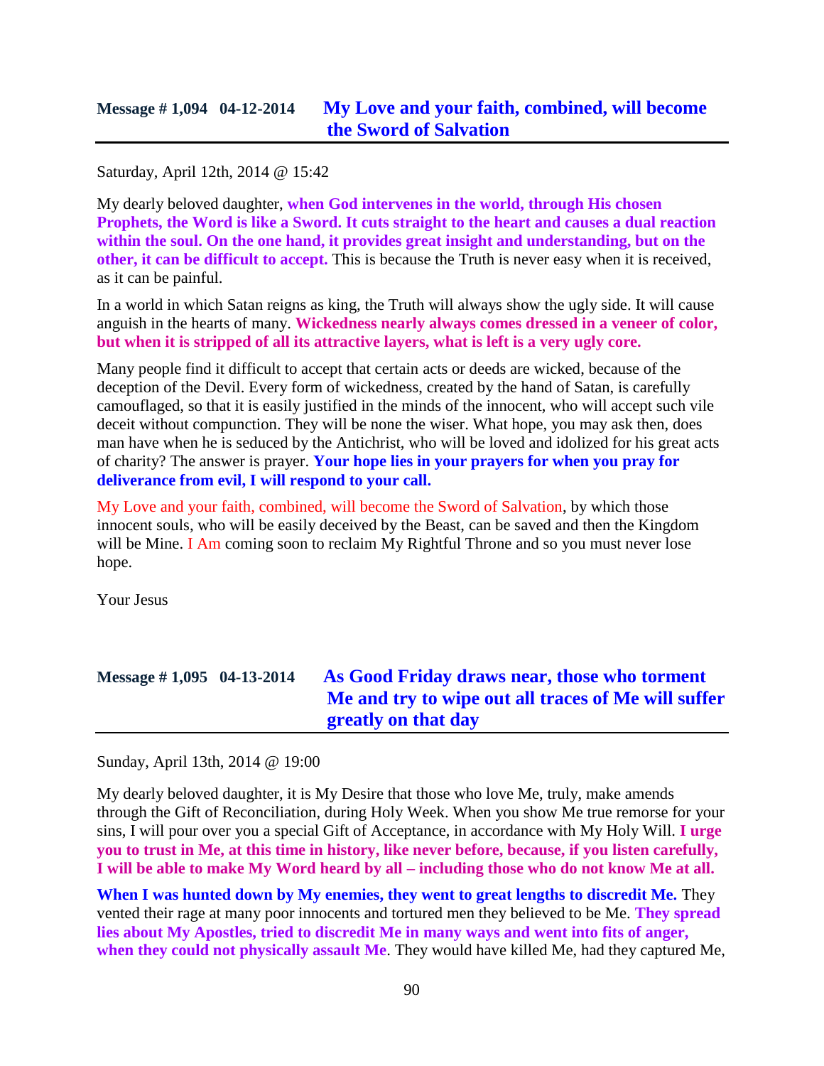## Message # 1,094 04-12-2014 My Love and your faith, combined, will become the Sword of Salvation

Saturday, April 12th, 2014 @ 15:42

My dearly beloved daughter, **when God intervenes in the world, through His chosen Prophets, the Word is like a Sword. It cuts straight to the heart and causes a dual reaction within the soul. On the one hand, it provides great insight and understanding, but on the other, it can be difficult to accept.** This is because the Truth is never easy when it is received, as it can be painful.

In a world in which Satan reigns as king, the Truth will always show the ugly side. It will cause anguish in the hearts of many. **Wickedness nearly always comes dressed in a veneer of color, but when it is stripped of all its attractive layers, what is left is a very ugly core.**

Many people find it difficult to accept that certain acts or deeds are wicked, because of the deception of the Devil. Every form of wickedness, created by the hand of Satan, is carefully camouflaged, so that it is easily justified in the minds of the innocent, who will accept such vile deceit without compunction. They will be none the wiser. What hope, you may ask then, does man have when he is seduced by the Antichrist, who will be loved and idolized for his great acts of charity? The answer is prayer. **Your hope lies in your prayers for when you pray for deliverance from evil, I will respond to your call.**

My Love and your faith, combined, will become the Sword of Salvation, by which those innocent souls, who will be easily deceived by the Beast, can be saved and then the Kingdom will be Mine. I Am coming soon to reclaim My Rightful Throne and so you must never lose hope.

Your Jesus

## Message # 1,095 04-13-2014 As Good Friday draws near, those who torment Me and try to wipe out all traces of Me will suffer greatly on that day

Sunday, April 13th, 2014 @ 19:00

My dearly beloved daughter, it is My Desire that those who love Me, truly, make amends through the Gift of Reconciliation, during Holy Week. When you show Me true remorse for your sins, I will pour over you a special Gift of Acceptance, in accordance with My Holy Will. **I urge you to trust in Me, at this time in history, like never before, because, if you listen carefully, I will be able to make My Word heard by all – including those who do not know Me at all.**

**When I was hunted down by My enemies, they went to great lengths to discredit Me.** They vented their rage at many poor innocents and tortured men they believed to be Me. **They spread lies about My Apostles, tried to discredit Me in many ways and went into fits of anger, when they could not physically assault Me**. They would have killed Me, had they captured Me,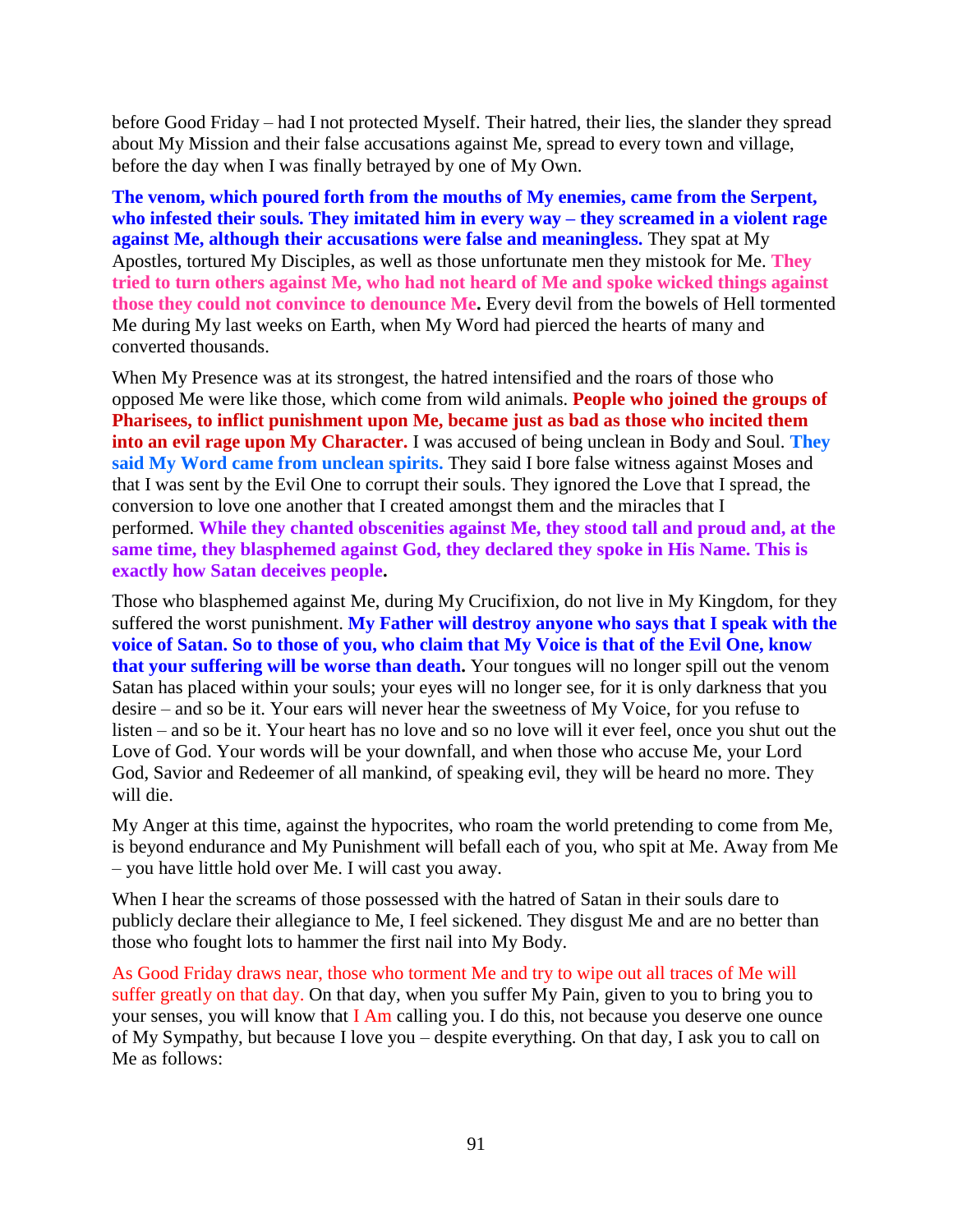before Good Friday – had I not protected Myself. Their hatred, their lies, the slander they spread about My Mission and their false accusations against Me, spread to every town and village, before the day when I was finally betrayed by one of My Own.

**The venom, which poured forth from the mouths of My enemies, came from the Serpent, who infested their souls. They imitated him in every way – they screamed in a violent rage against Me, although their accusations were false and meaningless.** They spat at My Apostles, tortured My Disciples, as well as those unfortunate men they mistook for Me. **They tried to turn others against Me, who had not heard of Me and spoke wicked things against those they could not convince to denounce Me.** Every devil from the bowels of Hell tormented Me during My last weeks on Earth, when My Word had pierced the hearts of many and converted thousands.

When My Presence was at its strongest, the hatred intensified and the roars of those who opposed Me were like those, which come from wild animals. **People who joined the groups of Pharisees, to inflict punishment upon Me, became just as bad as those who incited them into an evil rage upon My Character.** I was accused of being unclean in Body and Soul. **They said My Word came from unclean spirits.** They said I bore false witness against Moses and that I was sent by the Evil One to corrupt their souls. They ignored the Love that I spread, the conversion to love one another that I created amongst them and the miracles that I performed. **While they chanted obscenities against Me, they stood tall and proud and, at the same time, they blasphemed against God, they declared they spoke in His Name. This is exactly how Satan deceives people.**

Those who blasphemed against Me, during My Crucifixion, do not live in My Kingdom, for they suffered the worst punishment. **My Father will destroy anyone who says that I speak with the voice of Satan. So to those of you, who claim that My Voice is that of the Evil One, know that your suffering will be worse than death.** Your tongues will no longer spill out the venom Satan has placed within your souls; your eyes will no longer see, for it is only darkness that you desire – and so be it. Your ears will never hear the sweetness of My Voice, for you refuse to listen – and so be it. Your heart has no love and so no love will it ever feel, once you shut out the Love of God. Your words will be your downfall, and when those who accuse Me, your Lord God, Savior and Redeemer of all mankind, of speaking evil, they will be heard no more. They will die.

My Anger at this time, against the hypocrites, who roam the world pretending to come from Me, is beyond endurance and My Punishment will befall each of you, who spit at Me. Away from Me – you have little hold over Me. I will cast you away.

When I hear the screams of those possessed with the hatred of Satan in their souls dare to publicly declare their allegiance to Me, I feel sickened. They disgust Me and are no better than those who fought lots to hammer the first nail into My Body.

As Good Friday draws near, those who torment Me and try to wipe out all traces of Me will suffer greatly on that day. On that day, when you suffer My Pain, given to you to bring you to your senses, you will know that I Am calling you. I do this, not because you deserve one ounce of My Sympathy, but because I love you – despite everything. On that day, I ask you to call on Me as follows: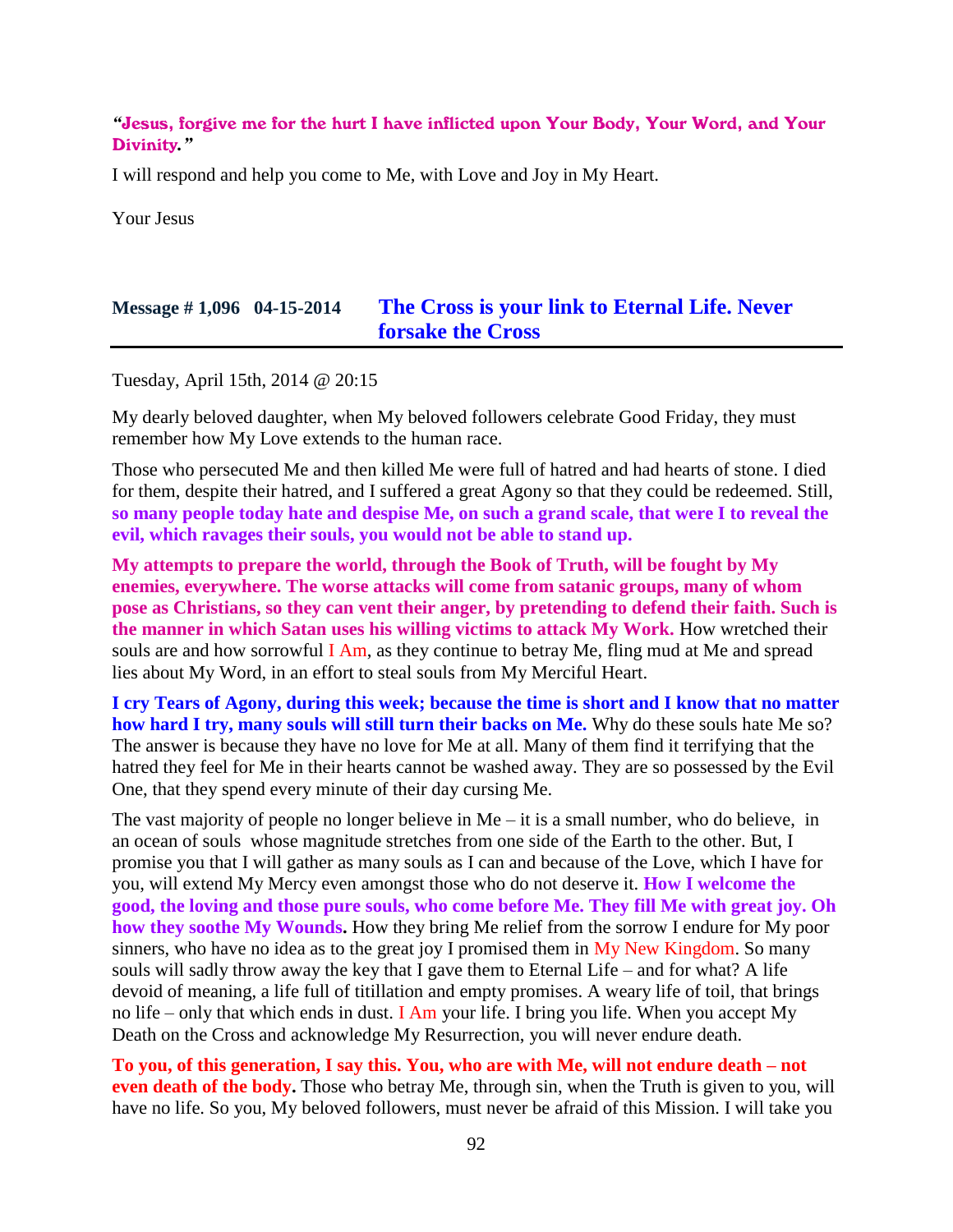**"Jesus, forgive me for the hurt I have inflicted upon Your Body, Your Word, and Your Divinity."**

I will respond and help you come to Me, with Love and Joy in My Heart.

Your Jesus

## Message # 1,096 04-15-2014 The Cross is your link to Eternal Life. Never forsake the Cross

Tuesday, April 15th, 2014 @ 20:15

My dearly beloved daughter, when My beloved followers celebrate Good Friday, they must remember how My Love extends to the human race.

Those who persecuted Me and then killed Me were full of hatred and had hearts of stone. I died for them, despite their hatred, and I suffered a great Agony so that they could be redeemed. Still, **so many people today hate and despise Me, on such a grand scale, that were I to reveal the evil, which ravages their souls, you would not be able to stand up.**

**My attempts to prepare the world, through the Book of Truth, will be fought by My enemies, everywhere. The worse attacks will come from satanic groups, many of whom pose as Christians, so they can vent their anger, by pretending to defend their faith. Such is the manner in which Satan uses his willing victims to attack My Work.** How wretched their souls are and how sorrowful I Am, as they continue to betray Me, fling mud at Me and spread lies about My Word, in an effort to steal souls from My Merciful Heart.

**I cry Tears of Agony, during this week; because the time is short and I know that no matter how hard I try, many souls will still turn their backs on Me.** Why do these souls hate Me so? The answer is because they have no love for Me at all. Many of them find it terrifying that the hatred they feel for Me in their hearts cannot be washed away. They are so possessed by the Evil One, that they spend every minute of their day cursing Me.

The vast majority of people no longer believe in Me – it is a small number, who do believe, in an ocean of souls whose magnitude stretches from one side of the Earth to the other. But, I promise you that I will gather as many souls as I can and because of the Love, which I have for you, will extend My Mercy even amongst those who do not deserve it. **How I welcome the good, the loving and those pure souls, who come before Me. They fill Me with great joy. Oh how they soothe My Wounds.** How they bring Me relief from the sorrow I endure for My poor sinners, who have no idea as to the great joy I promised them in My New Kingdom. So many souls will sadly throw away the key that I gave them to Eternal Life – and for what? A life devoid of meaning, a life full of titillation and empty promises. A weary life of toil, that brings no life – only that which ends in dust. I Am your life. I bring you life. When you accept My Death on the Cross and acknowledge My Resurrection, you will never endure death.

**To you, of this generation, I say this. You, who are with Me, will not endure death – not even death of the body.** Those who betray Me, through sin, when the Truth is given to you, will have no life. So you, My beloved followers, must never be afraid of this Mission. I will take you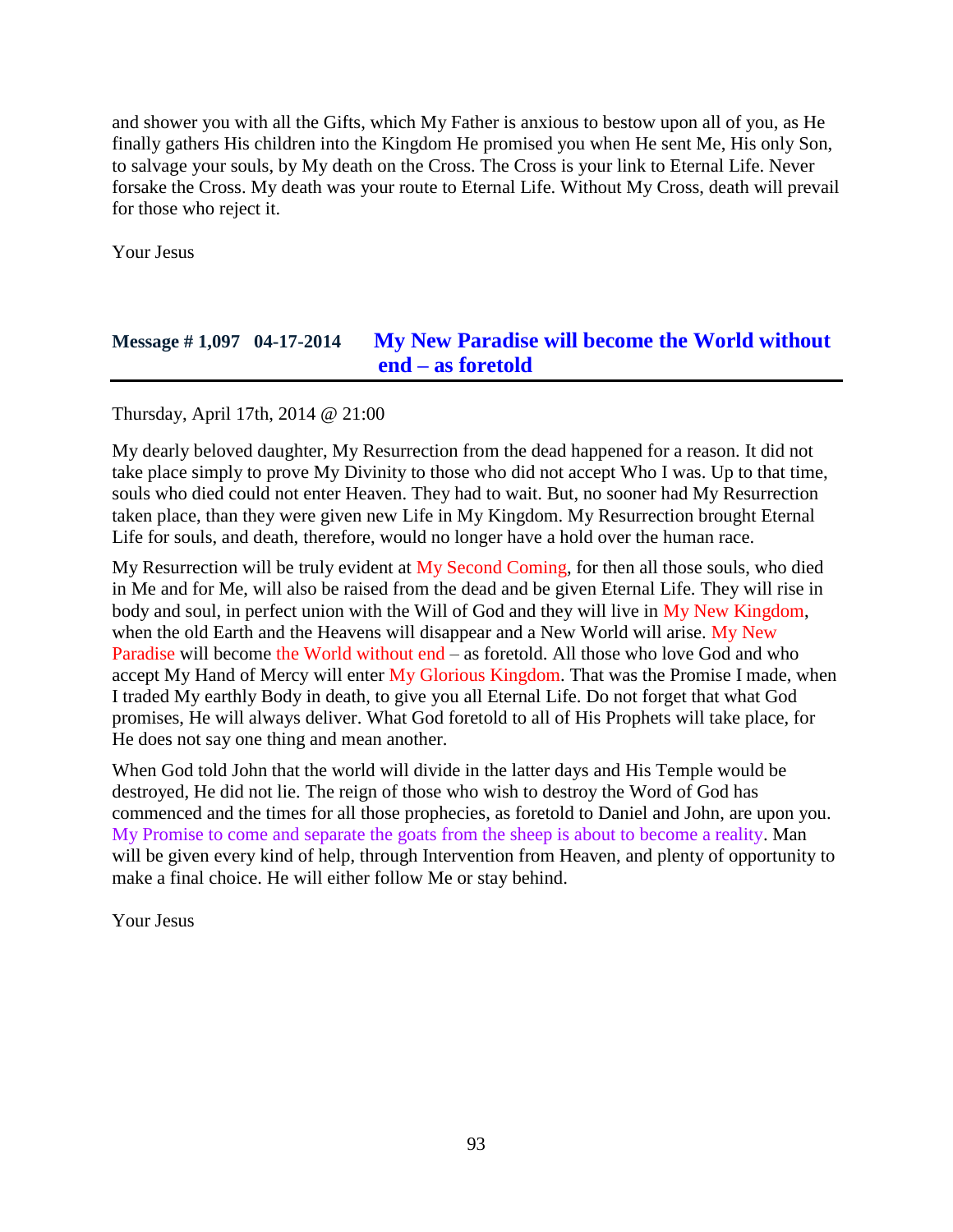and shower you with all the Gifts, which My Father is anxious to bestow upon all of you, as He finally gathers His children into the Kingdom He promised you when He sent Me, His only Son, to salvage your souls, by My death on the Cross. The Cross is your link to Eternal Life. Never forsake the Cross. My death was your route to Eternal Life. Without My Cross, death will prevail for those who reject it.

Your Jesus

## Message # 1,097 04-17-2014 My New Paradise will become the World without end – as foretold

Thursday, April 17th, 2014 @ 21:00

My dearly beloved daughter, My Resurrection from the dead happened for a reason. It did not take place simply to prove My Divinity to those who did not accept Who I was. Up to that time, souls who died could not enter Heaven. They had to wait. But, no sooner had My Resurrection taken place, than they were given new Life in My Kingdom. My Resurrection brought Eternal Life for souls, and death, therefore, would no longer have a hold over the human race.

My Resurrection will be truly evident at My Second Coming, for then all those souls, who died in Me and for Me, will also be raised from the dead and be given Eternal Life. They will rise in body and soul, in perfect union with the Will of God and they will live in My New Kingdom, when the old Earth and the Heavens will disappear and a New World will arise. My New Paradise will become the World without end – as foretold. All those who love God and who accept My Hand of Mercy will enter My Glorious Kingdom. That was the Promise I made, when I traded My earthly Body in death, to give you all Eternal Life. Do not forget that what God promises, He will always deliver. What God foretold to all of His Prophets will take place, for He does not say one thing and mean another.

When God told John that the world will divide in the latter days and His Temple would be destroyed, He did not lie. The reign of those who wish to destroy the Word of God has commenced and the times for all those prophecies, as foretold to Daniel and John, are upon you. My Promise to come and separate the goats from the sheep is about to become a reality. Man will be given every kind of help, through Intervention from Heaven, and plenty of opportunity to make a final choice. He will either follow Me or stay behind.

Your Jesus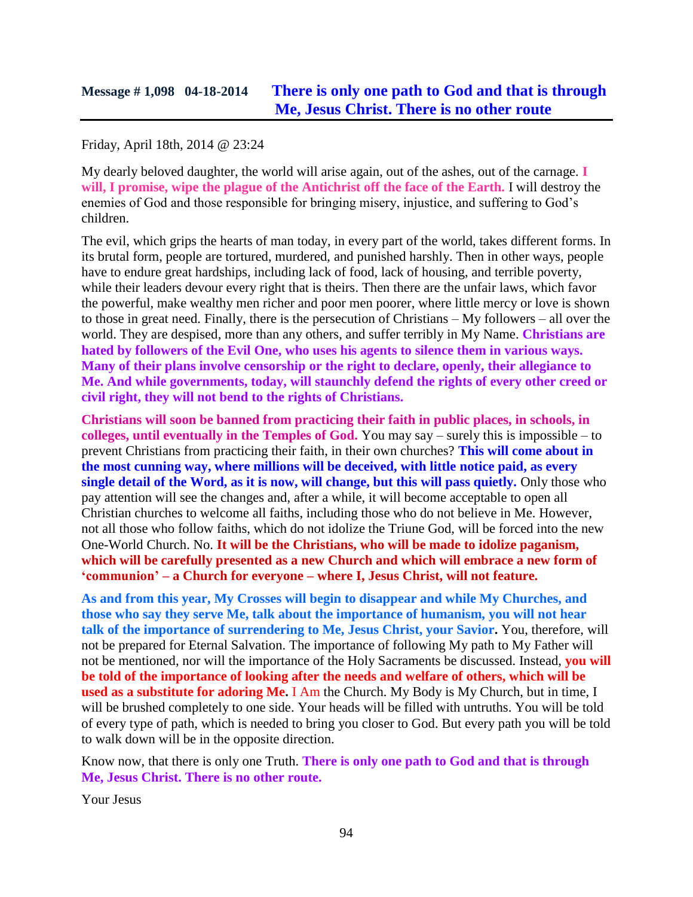## Message # 1,098 04-18-2014 **There is only one path to God and that is through Me, Jesus Christ. There is no other route**

Friday, April 18th, 2014 @ 23:24

My dearly beloved daughter, the world will arise again, out of the ashes, out of the carnage. **I will, I promise, wipe the plague of the Antichrist off the face of the Earth.** I will destroy the enemies of God and those responsible for bringing misery, injustice, and suffering to God's children.

The evil, which grips the hearts of man today, in every part of the world, takes different forms. In its brutal form, people are tortured, murdered, and punished harshly. Then in other ways, people have to endure great hardships, including lack of food, lack of housing, and terrible poverty, while their leaders devour every right that is theirs. Then there are the unfair laws, which favor the powerful, make wealthy men richer and poor men poorer, where little mercy or love is shown to those in great need. Finally, there is the persecution of Christians – My followers – all over the world. They are despised, more than any others, and suffer terribly in My Name. **Christians are hated by followers of the Evil One, who uses his agents to silence them in various ways. Many of their plans involve censorship or the right to declare, openly, their allegiance to Me. And while governments, today, will staunchly defend the rights of every other creed or civil right, they will not bend to the rights of Christians.**

**Christians will soon be banned from practicing their faith in public places, in schools, in colleges, until eventually in the Temples of God.** You may say – surely this is impossible – to prevent Christians from practicing their faith, in their own churches? **This will come about in the most cunning way, where millions will be deceived, with little notice paid, as every single detail of the Word, as it is now, will change, but this will pass quietly.** Only those who pay attention will see the changes and, after a while, it will become acceptable to open all Christian churches to welcome all faiths, including those who do not believe in Me. However, not all those who follow faiths, which do not idolize the Triune God, will be forced into the new One-World Church. No. **It will be the Christians, who will be made to idolize paganism, which will be carefully presented as a new Church and which will embrace a new form of 'communion' – a Church for everyone – where I, Jesus Christ, will not feature.**

**As and from this year, My Crosses will begin to disappear and while My Churches, and those who say they serve Me, talk about the importance of humanism, you will not hear talk of the importance of surrendering to Me, Jesus Christ, your Savior.** You, therefore, will not be prepared for Eternal Salvation. The importance of following My path to My Father will not be mentioned, nor will the importance of the Holy Sacraments be discussed. Instead, **you will be told of the importance of looking after the needs and welfare of others, which will be used as a substitute for adoring Me.** I Am the Church. My Body is My Church, but in time, I will be brushed completely to one side. Your heads will be filled with untruths. You will be told of every type of path, which is needed to bring you closer to God. But every path you will be told to walk down will be in the opposite direction.

Know now, that there is only one Truth. **There is only one path to God and that is through Me, Jesus Christ. There is no other route.**

Your Jesus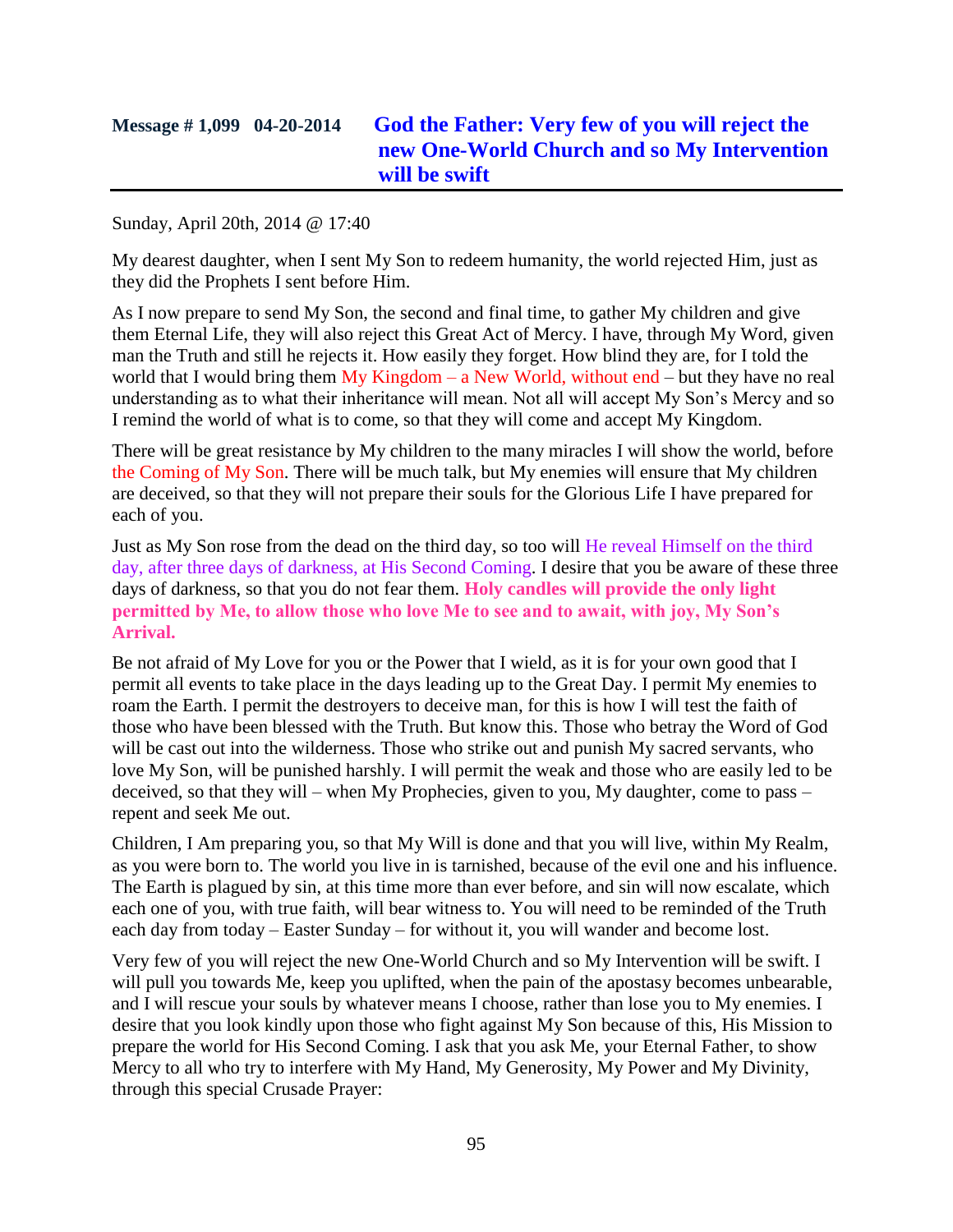## Message # 1,099 04-20-2014 God the Father: Very few of you will reject the new One-World Church and so My Intervention will be swift

Sunday, April 20th, 2014 @ 17:40

My dearest daughter, when I sent My Son to redeem humanity, the world rejected Him, just as they did the Prophets I sent before Him.

As I now prepare to send My Son, the second and final time, to gather My children and give them Eternal Life, they will also reject this Great Act of Mercy. I have, through My Word, given man the Truth and still he rejects it. How easily they forget. How blind they are, for I told the world that I would bring them My Kingdom – a New World, without end – but they have no real understanding as to what their inheritance will mean. Not all will accept My Son's Mercy and so I remind the world of what is to come, so that they will come and accept My Kingdom.

There will be great resistance by My children to the many miracles I will show the world, before the Coming of My Son. There will be much talk, but My enemies will ensure that My children are deceived, so that they will not prepare their souls for the Glorious Life I have prepared for each of you.

Just as My Son rose from the dead on the third day, so too will He reveal Himself on the third day, after three days of darkness, at His Second Coming. I desire that you be aware of these three days of darkness, so that you do not fear them. **Holy candles will provide the only light permitted by Me, to allow those who love Me to see and to await, with joy, My Son's Arrival.**

Be not afraid of My Love for you or the Power that I wield, as it is for your own good that I permit all events to take place in the days leading up to the Great Day. I permit My enemies to roam the Earth. I permit the destroyers to deceive man, for this is how I will test the faith of those who have been blessed with the Truth. But know this. Those who betray the Word of God will be cast out into the wilderness. Those who strike out and punish My sacred servants, who love My Son, will be punished harshly. I will permit the weak and those who are easily led to be deceived, so that they will – when My Prophecies, given to you, My daughter, come to pass – repent and seek Me out.

Children, I Am preparing you, so that My Will is done and that you will live, within My Realm, as you were born to. The world you live in is tarnished, because of the evil one and his influence. The Earth is plagued by sin, at this time more than ever before, and sin will now escalate, which each one of you, with true faith, will bear witness to. You will need to be reminded of the Truth each day from today – Easter Sunday – for without it, you will wander and become lost.

Very few of you will reject the new One-World Church and so My Intervention will be swift. I will pull you towards Me, keep you uplifted, when the pain of the apostasy becomes unbearable, and I will rescue your souls by whatever means I choose, rather than lose you to My enemies. I desire that you look kindly upon those who fight against My Son because of this, His Mission to prepare the world for His Second Coming. I ask that you ask Me, your Eternal Father, to show Mercy to all who try to interfere with My Hand, My Generosity, My Power and My Divinity, through this special Crusade Prayer: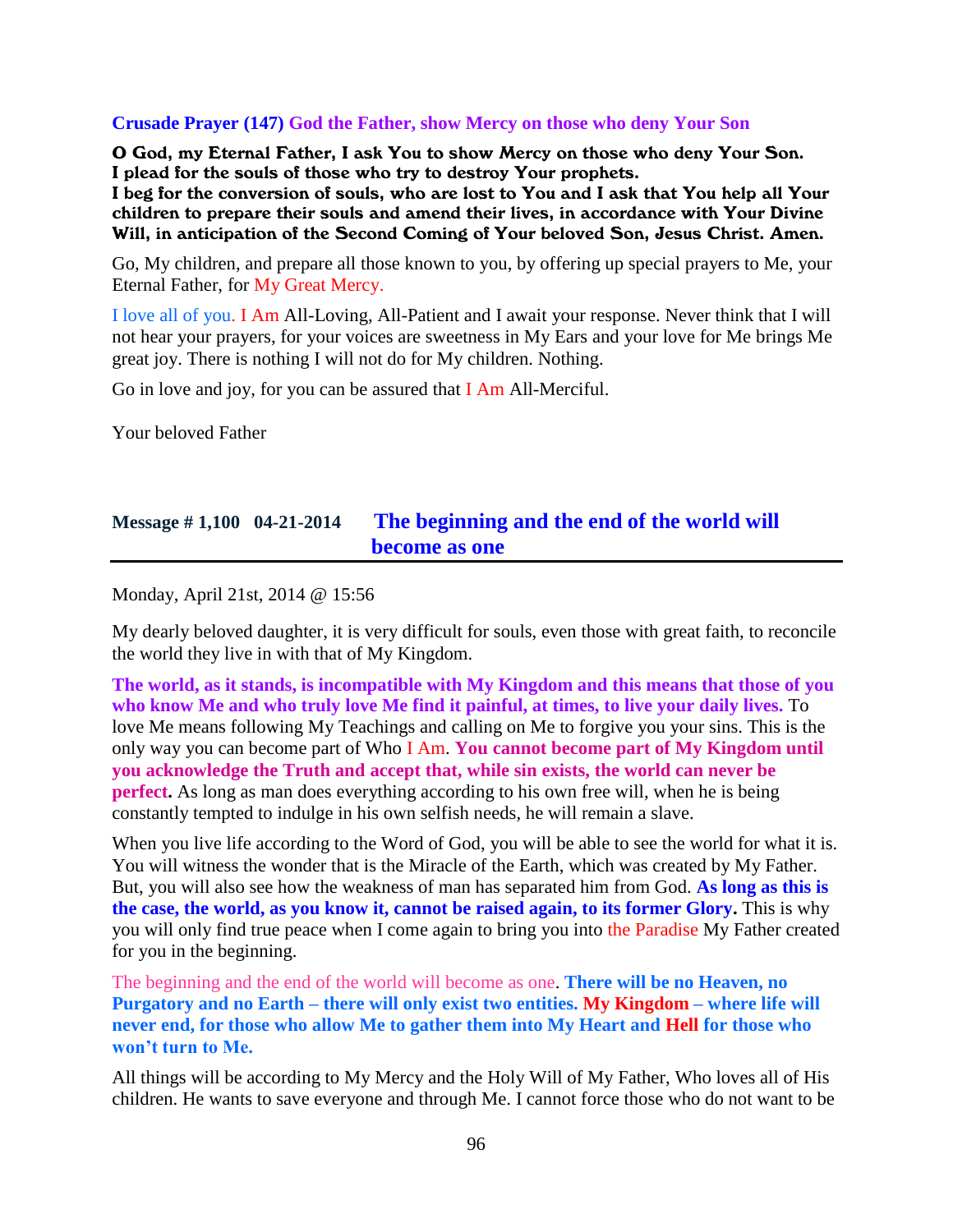**Crusade Prayer (147) God the Father, show Mercy on those who deny Your Son**

**O God, my Eternal Father, I ask You to show Mercy on those who deny Your Son.**
**I plead for the souls of those who try to destroy Your prophets.**
**I beg for the conversion of souls, who are lost to You and I ask that You help all Your children to prepare their souls and amend their lives, in accordance with Your Divine Will, in anticipation of the Second Coming of Your beloved Son, Jesus Christ. Amen.**

Go, My children, and prepare all those known to you, by offering up special prayers to Me, your Eternal Father, for My Great Mercy.

I love all of you. I Am All-Loving, All-Patient and I await your response. Never think that I will not hear your prayers, for your voices are sweetness in My Ears and your love for Me brings Me great joy. There is nothing I will not do for My children. Nothing.

Go in love and joy, for you can be assured that I Am All-Merciful.

Your beloved Father

## Message # 1,100 04-21-2014 The beginning and the end of the world will become as one

Monday, April 21st, 2014 @ 15:56

My dearly beloved daughter, it is very difficult for souls, even those with great faith, to reconcile the world they live in with that of My Kingdom.

**The world, as it stands, is incompatible with My Kingdom and this means that those of you who know Me and who truly love Me find it painful, at times, to live your daily lives.** To love Me means following My Teachings and calling on Me to forgive you your sins. This is the only way you can become part of Who I Am. **You cannot become part of My Kingdom until you acknowledge the Truth and accept that, while sin exists, the world can never be perfect.** As long as man does everything according to his own free will, when he is being constantly tempted to indulge in his own selfish needs, he will remain a slave.

When you live life according to the Word of God, you will be able to see the world for what it is. You will witness the wonder that is the Miracle of the Earth, which was created by My Father. But, you will also see how the weakness of man has separated him from God. **As long as this is the case, the world, as you know it, cannot be raised again, to its former Glory.** This is why you will only find true peace when I come again to bring you into the Paradise My Father created for you in the beginning.

The beginning and the end of the world will become as one. **There will be no Heaven, no Purgatory and no Earth – there will only exist two entities. My Kingdom – where life will never end, for those who allow Me to gather them into My Heart and Hell for those who won't turn to Me.**

All things will be according to My Mercy and the Holy Will of My Father, Who loves all of His children. He wants to save everyone and through Me. I cannot force those who do not want to be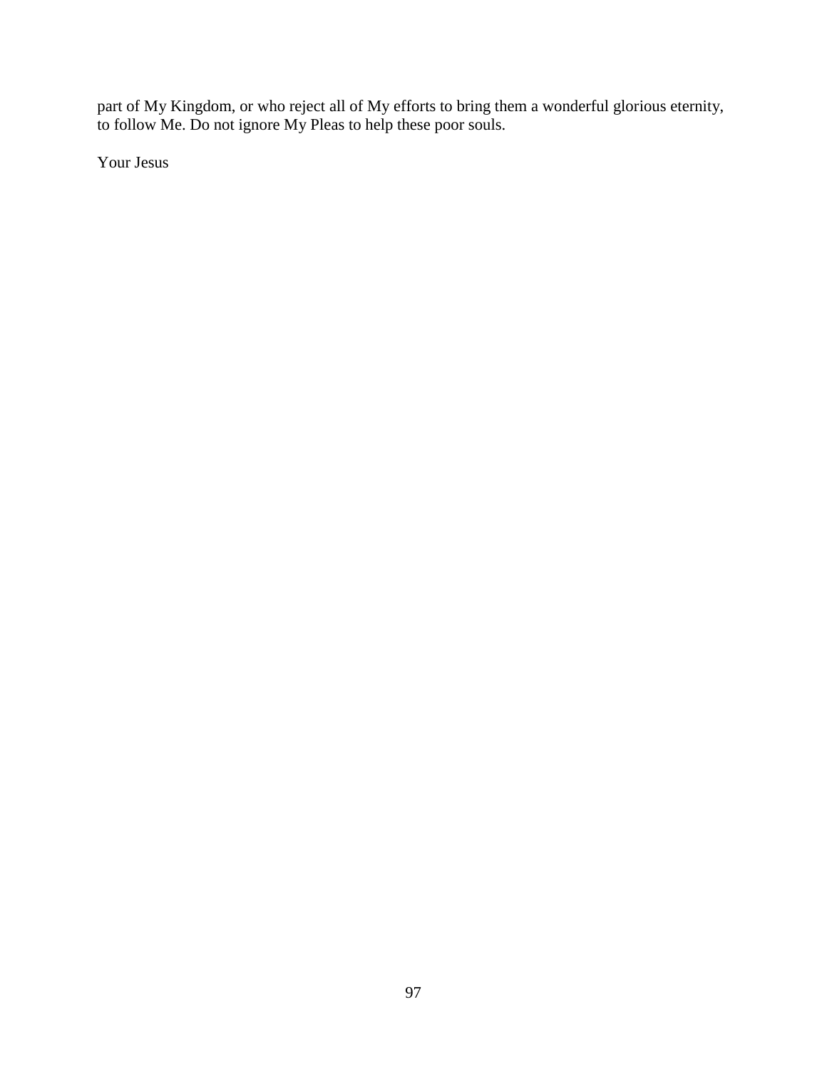part of My Kingdom, or who reject all of My efforts to bring them a wonderful glorious eternity, to follow Me. Do not ignore My Pleas to help these poor souls.

Your Jesus